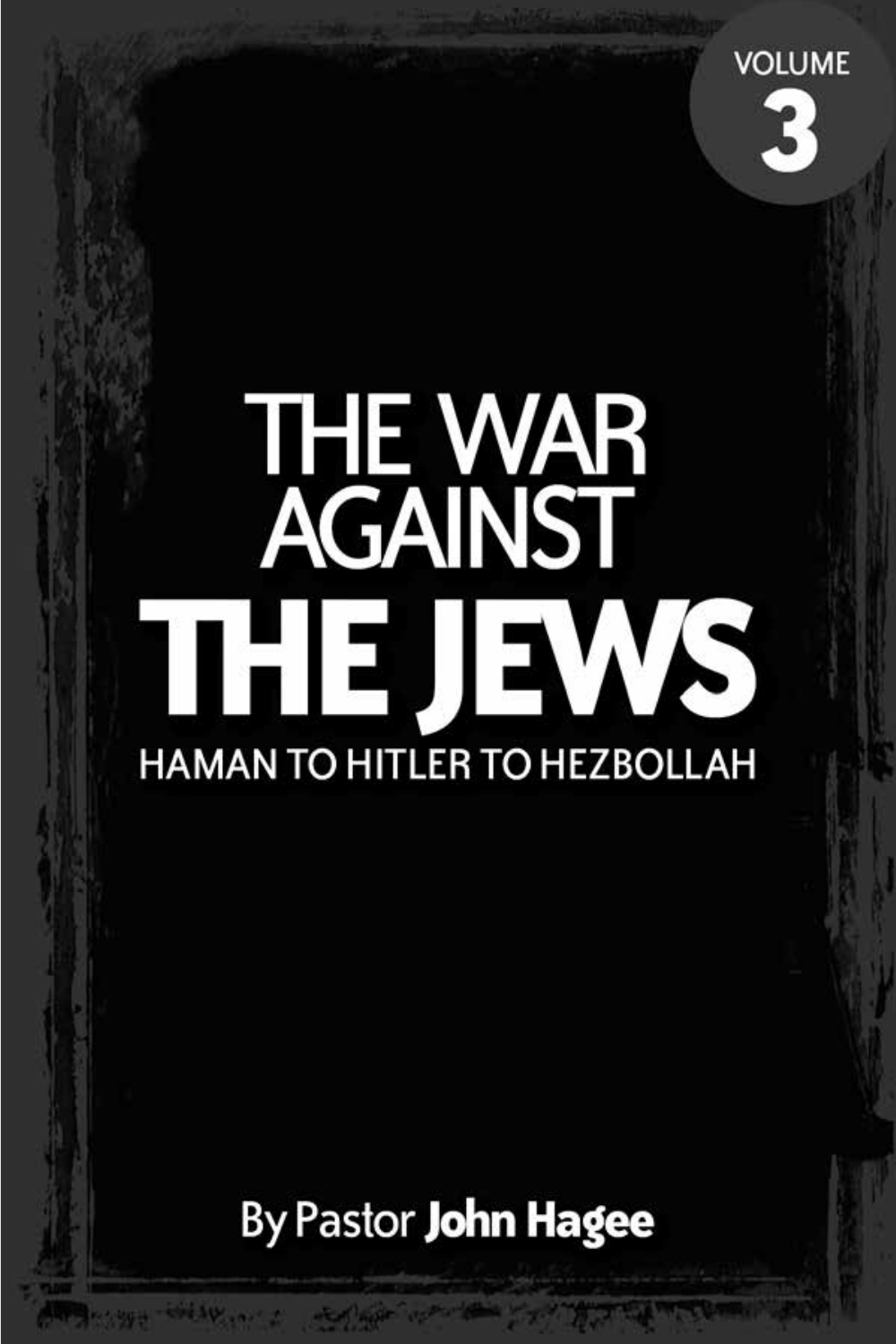VOLUME 3

# THE WAR AGAINST THE JEWS

## HAMAN TO HITLER TO HEZBOLLAH

By Pastor **John Hagee**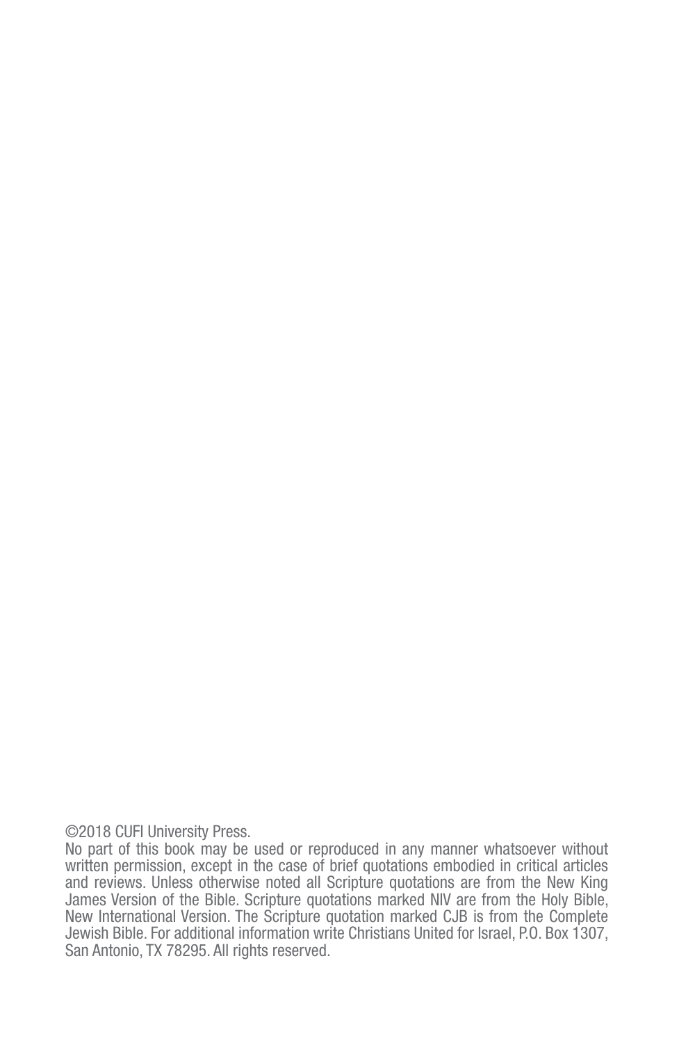©2018 CUFI University Press.

No part of this book may be used or reproduced in any manner whatsoever without written permission, except in the case of brief quotations embodied in critical articles and reviews. Unless otherwise noted all Scripture quotations are from the New King James Version of the Bible. Scripture quotations marked NIV are from the Holy Bible, New International Version. The Scripture quotation marked CJB is from the Complete Jewish Bible. For additional information write Christians United for Israel, P.O. Box 1307, San Antonio, TX 78295. All rights reserved.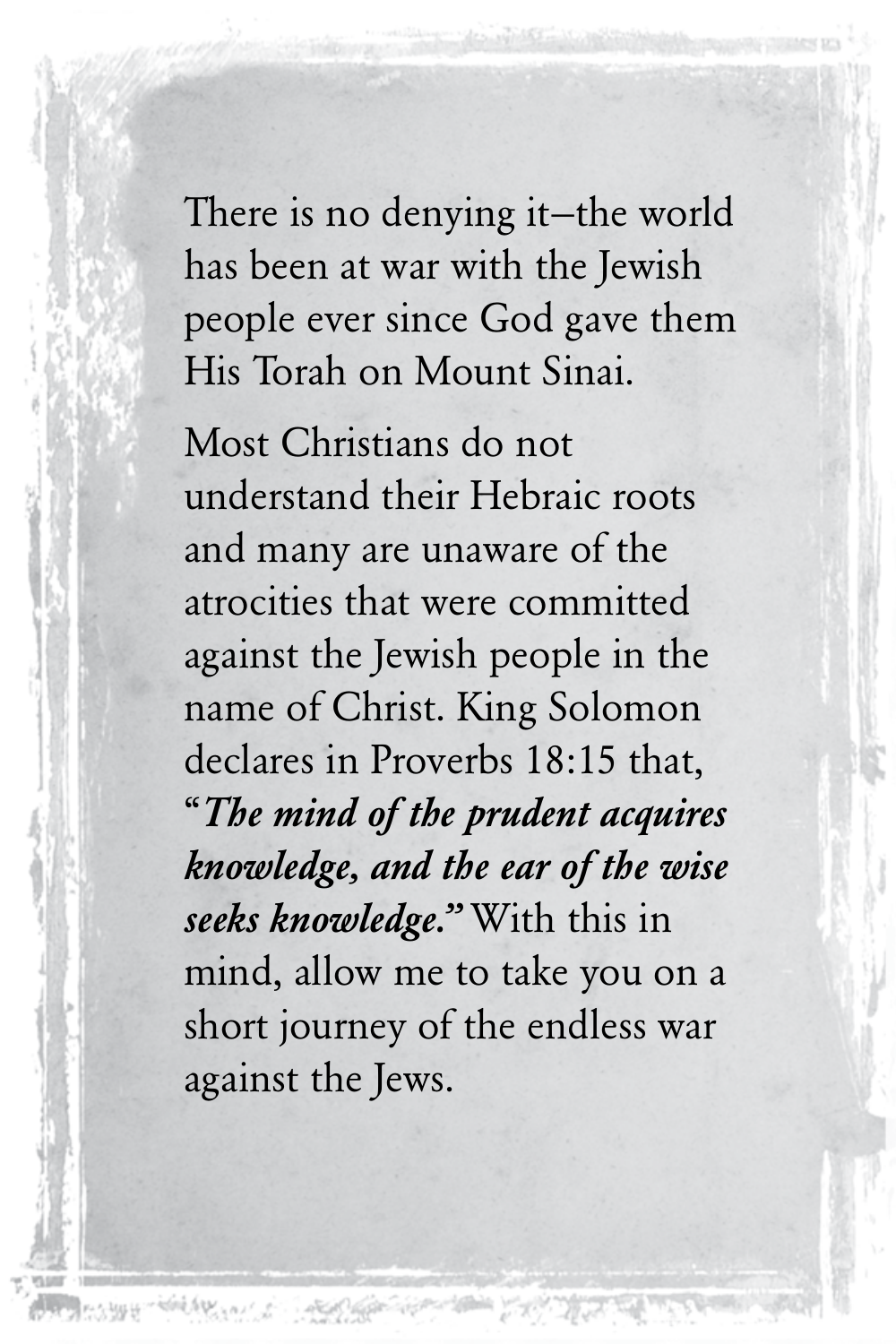There is no denying it–the world has been at war with the Jewish people ever since God gave them His Torah on Mount Sinai.

Most Christians do not understand their Hebraic roots and many are unaware of the atrocities that were committed against the Jewish people in the name of Christ. King Solomon declares in Proverbs 18:15 that, "***The mind of the prudent acquires knowledge, and the ear of the wise seeks knowledge.***" With this in mind, allow me to take you on a short journey of the endless war against the Jews.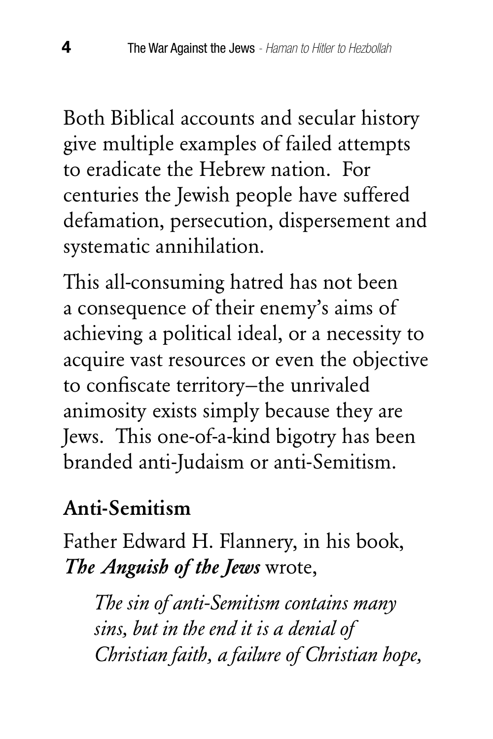Both Biblical accounts and secular history give multiple examples of failed attempts to eradicate the Hebrew nation. For centuries the Jewish people have suffered defamation, persecution, dispersement and systematic annihilation.

This all-consuming hatred has not been a consequence of their enemy's aims of achieving a political ideal, or a necessity to acquire vast resources or even the objective to confiscate territory–the unrivaled animosity exists simply because they are Jews. This one-of-a-kind bigotry has been branded anti-Judaism or anti-Semitism.

**Anti-Semitism**

Father Edward H. Flannery, in his book, ***The Anguish of the Jews*** wrote,

> *The sin of anti-Semitism contains many sins, but in the end it is a denial of Christian faith, a failure of Christian hope,*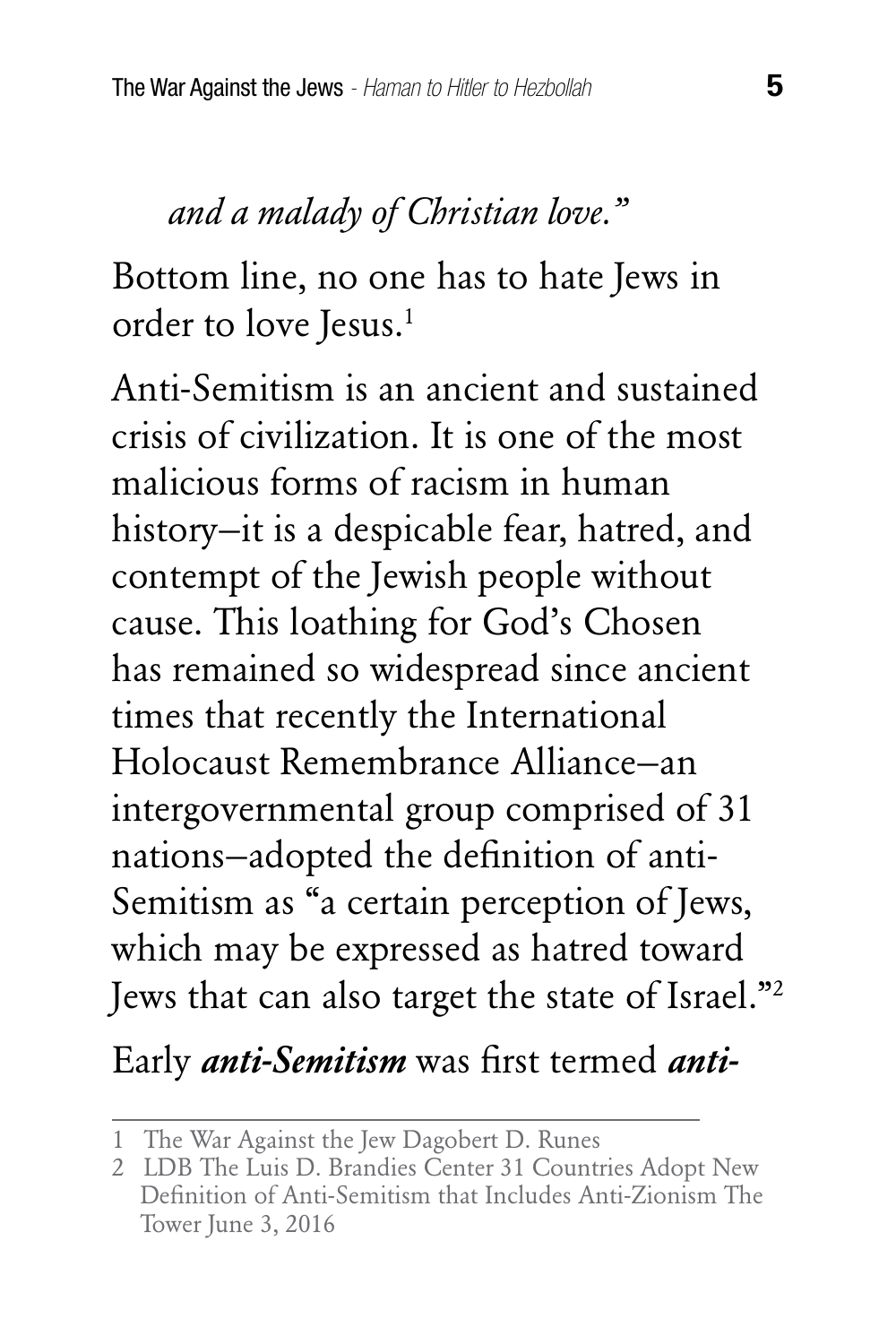*and a malady of Christian love."*

Bottom line, no one has to hate Jews in order to love Jesus.[1]

Anti-Semitism is an ancient and sustained crisis of civilization. It is one of the most malicious forms of racism in human history–it is a despicable fear, hatred, and contempt of the Jewish people without cause. This loathing for God's Chosen has remained so widespread since ancient times that recently the International Holocaust Remembrance Alliance–an intergovernmental group comprised of 31 nations–adopted the definition of anti-Semitism as "a certain perception of Jews, which may be expressed as hatred toward Jews that can also target the state of Israel."[2]

Early ***anti-Semitism*** was first termed ***anti-***

---

1 The War Against the Jew Dagobert D. Runes

2 LDB The Luis D. Brandies Center 31 Countries Adopt New Definition of Anti-Semitism that Includes Anti-Zionism The Tower June 3, 2016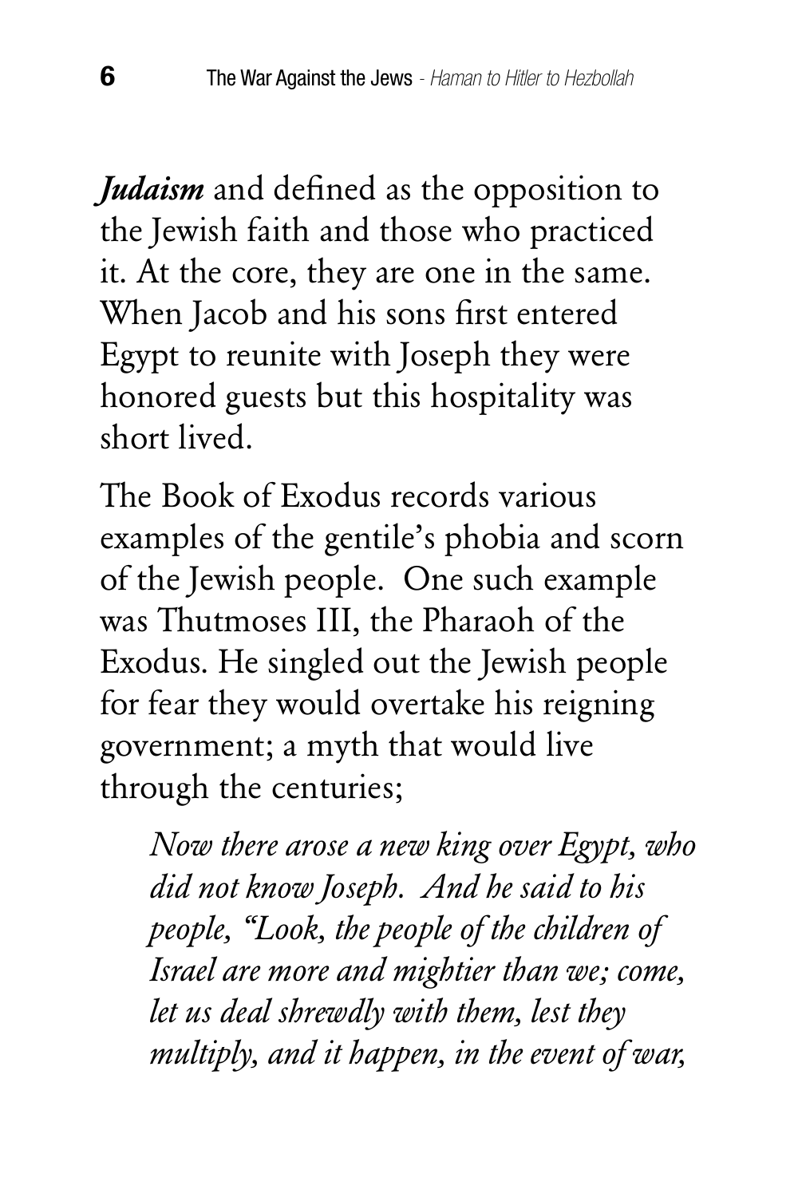***Judaism*** and defined as the opposition to the Jewish faith and those who practiced it. At the core, they are one in the same. When Jacob and his sons first entered Egypt to reunite with Joseph they were honored guests but this hospitality was short lived.

The Book of Exodus records various examples of the gentile's phobia and scorn of the Jewish people. One such example was Thutmoses III, the Pharaoh of the Exodus. He singled out the Jewish people for fear they would overtake his reigning government; a myth that would live through the centuries;

> *Now there arose a new king over Egypt, who did not know Joseph. And he said to his people, "Look, the people of the children of Israel are more and mightier than we; come, let us deal shrewdly with them, lest they multiply, and it happen, in the event of war,*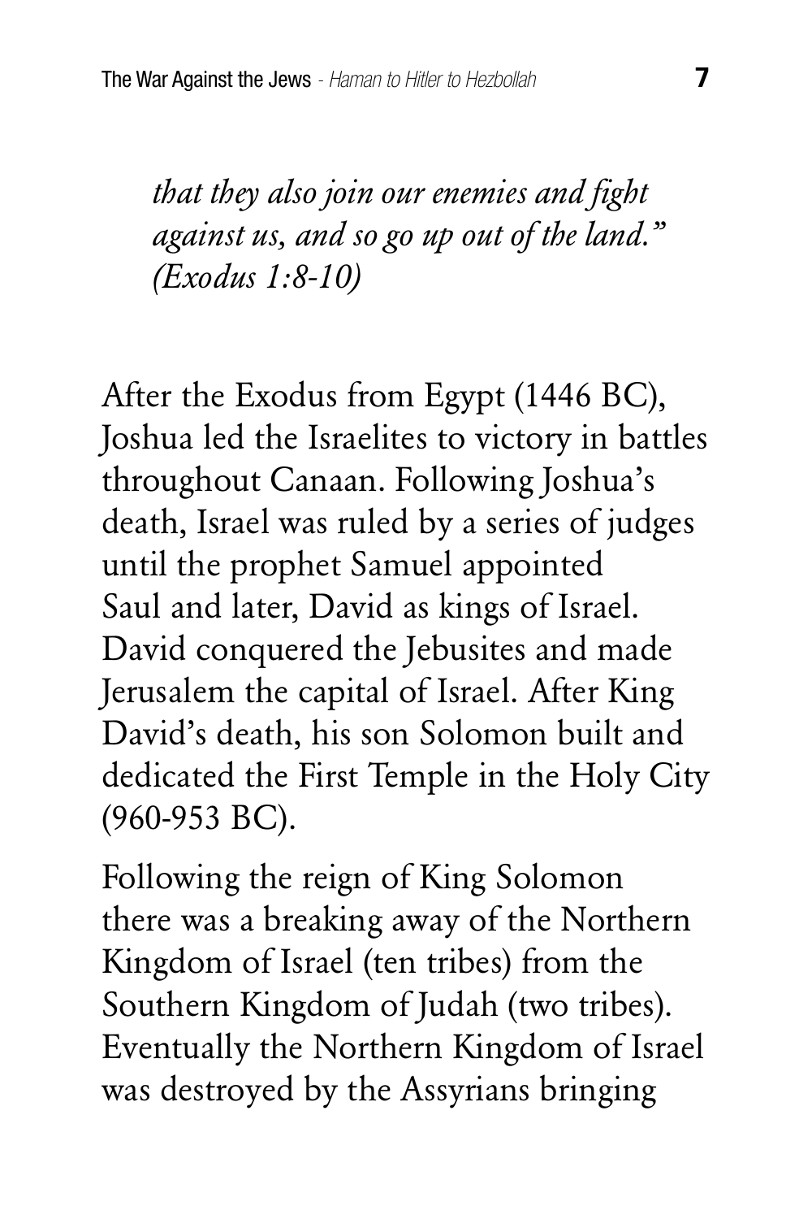*that they also join our enemies and fight against us, and so go up out of the land." (Exodus 1:8-10)*

After the Exodus from Egypt (1446 BC), Joshua led the Israelites to victory in battles throughout Canaan. Following Joshua's death, Israel was ruled by a series of judges until the prophet Samuel appointed Saul and later, David as kings of Israel. David conquered the Jebusites and made Jerusalem the capital of Israel. After King David's death, his son Solomon built and dedicated the First Temple in the Holy City (960-953 BC).

Following the reign of King Solomon there was a breaking away of the Northern Kingdom of Israel (ten tribes) from the Southern Kingdom of Judah (two tribes). Eventually the Northern Kingdom of Israel was destroyed by the Assyrians bringing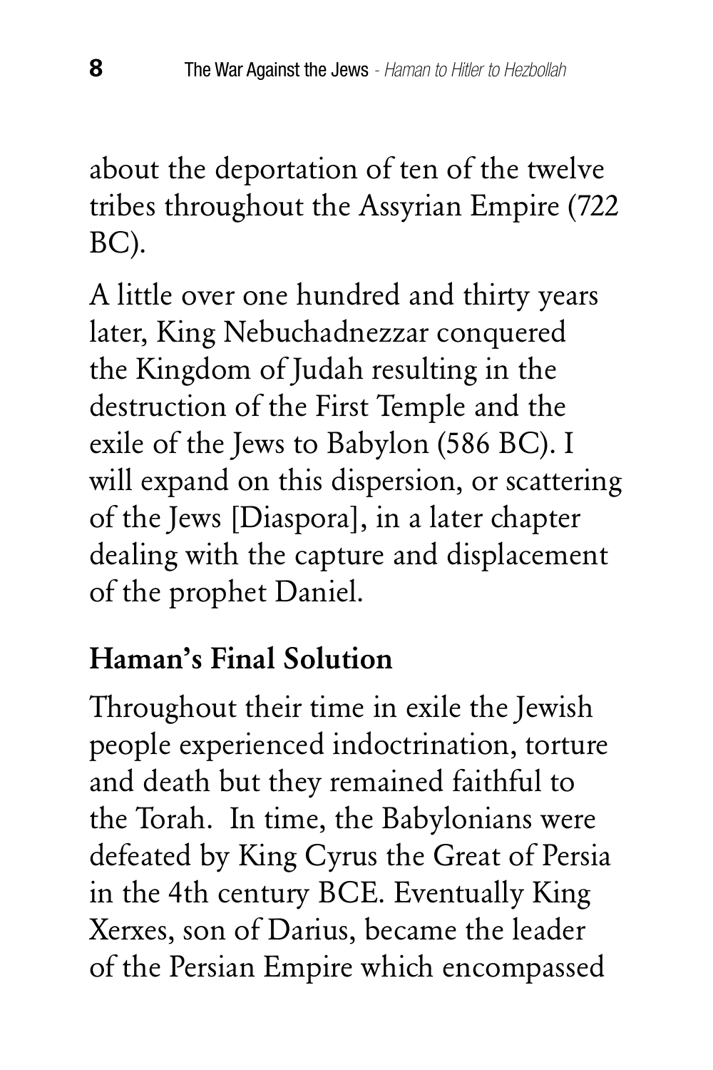about the deportation of ten of the twelve tribes throughout the Assyrian Empire (722 BC).

A little over one hundred and thirty years later, King Nebuchadnezzar conquered the Kingdom of Judah resulting in the destruction of the First Temple and the exile of the Jews to Babylon (586 BC). I will expand on this dispersion, or scattering of the Jews [Diaspora], in a later chapter dealing with the capture and displacement of the prophet Daniel.

## Haman's Final Solution

Throughout their time in exile the Jewish people experienced indoctrination, torture and death but they remained faithful to the Torah. In time, the Babylonians were defeated by King Cyrus the Great of Persia in the 4th century BCE. Eventually King Xerxes, son of Darius, became the leader of the Persian Empire which encompassed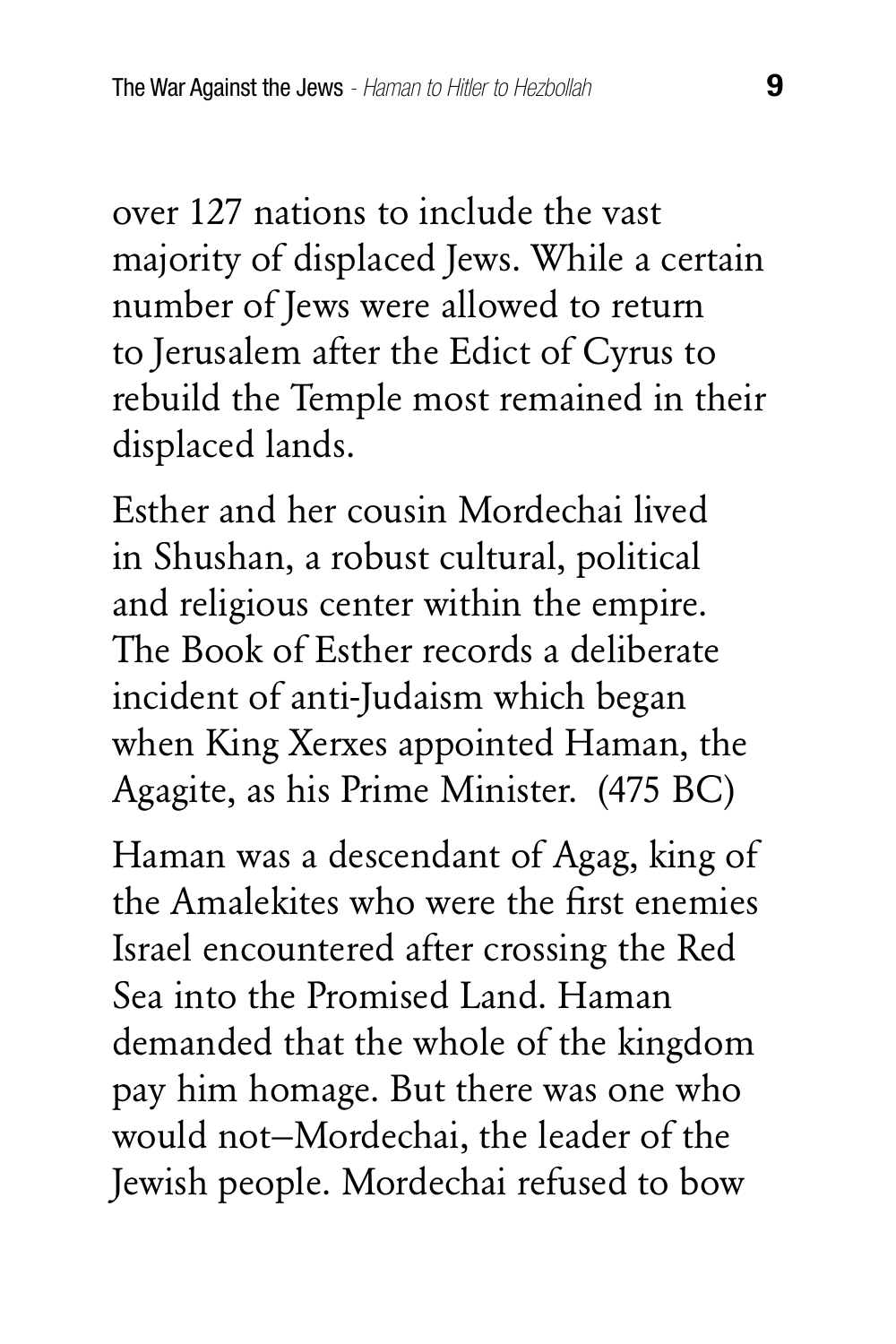over 127 nations to include the vast majority of displaced Jews. While a certain number of Jews were allowed to return to Jerusalem after the Edict of Cyrus to rebuild the Temple most remained in their displaced lands.

Esther and her cousin Mordechai lived in Shushan, a robust cultural, political and religious center within the empire. The Book of Esther records a deliberate incident of anti-Judaism which began when King Xerxes appointed Haman, the Agagite, as his Prime Minister.  (475 BC)

Haman was a descendant of Agag, king of the Amalekites who were the first enemies Israel encountered after crossing the Red Sea into the Promised Land. Haman demanded that the whole of the kingdom pay him homage. But there was one who would not–Mordechai, the leader of the Jewish people. Mordechai refused to bow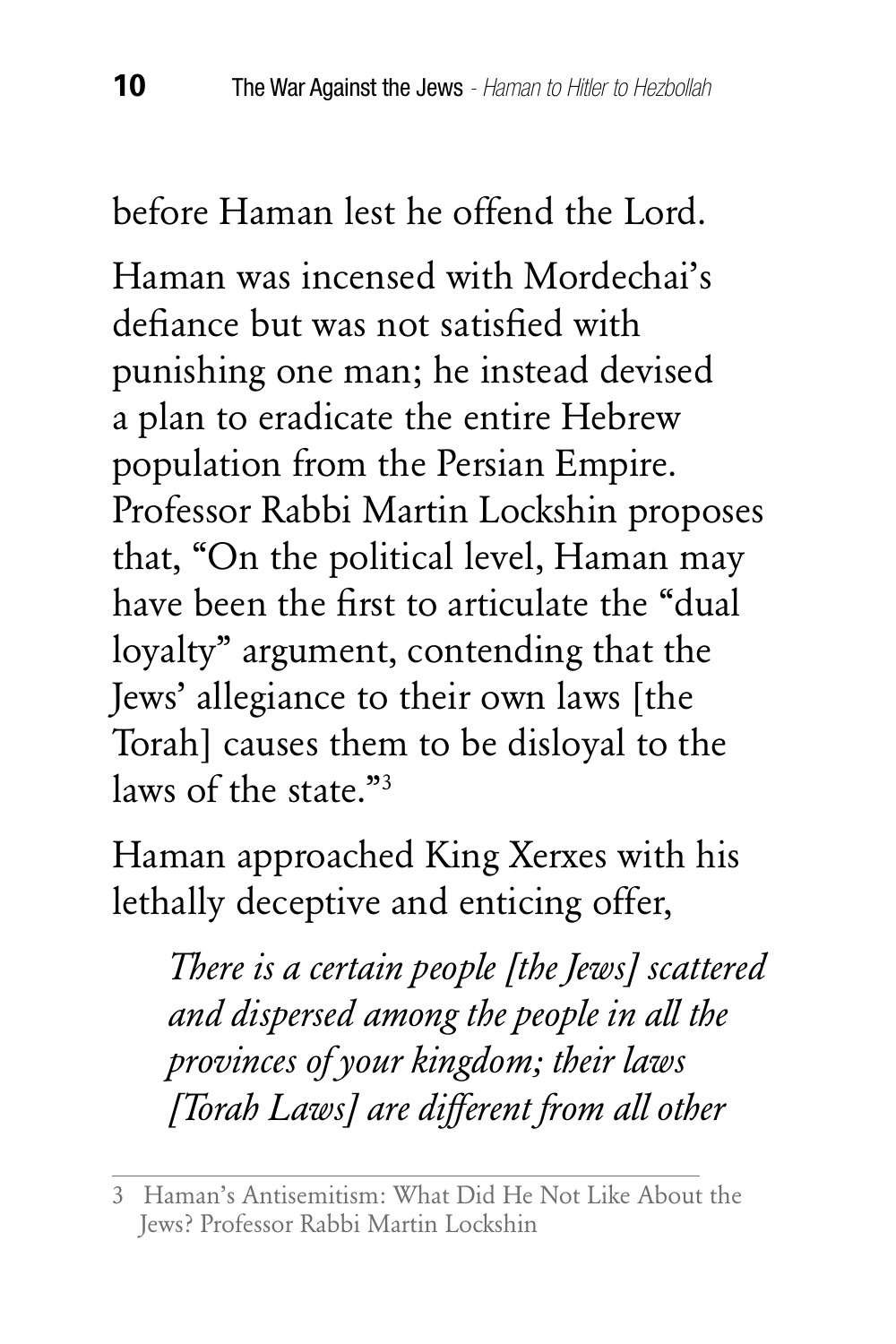before Haman lest he offend the Lord.

Haman was incensed with Mordechai's defiance but was not satisfied with punishing one man; he instead devised a plan to eradicate the entire Hebrew population from the Persian Empire. Professor Rabbi Martin Lockshin proposes that, "On the political level, Haman may have been the first to articulate the "dual loyalty" argument, contending that the Jews' allegiance to their own laws [the Torah] causes them to be disloyal to the laws of the state."[3]

Haman approached King Xerxes with his lethally deceptive and enticing offer,

> *There is a certain people [the Jews] scattered and dispersed among the people in all the provinces of your kingdom; their laws [Torah Laws] are different from all other*

---

3 Haman's Antisemitism: What Did He Not Like About the Jews? Professor Rabbi Martin Lockshin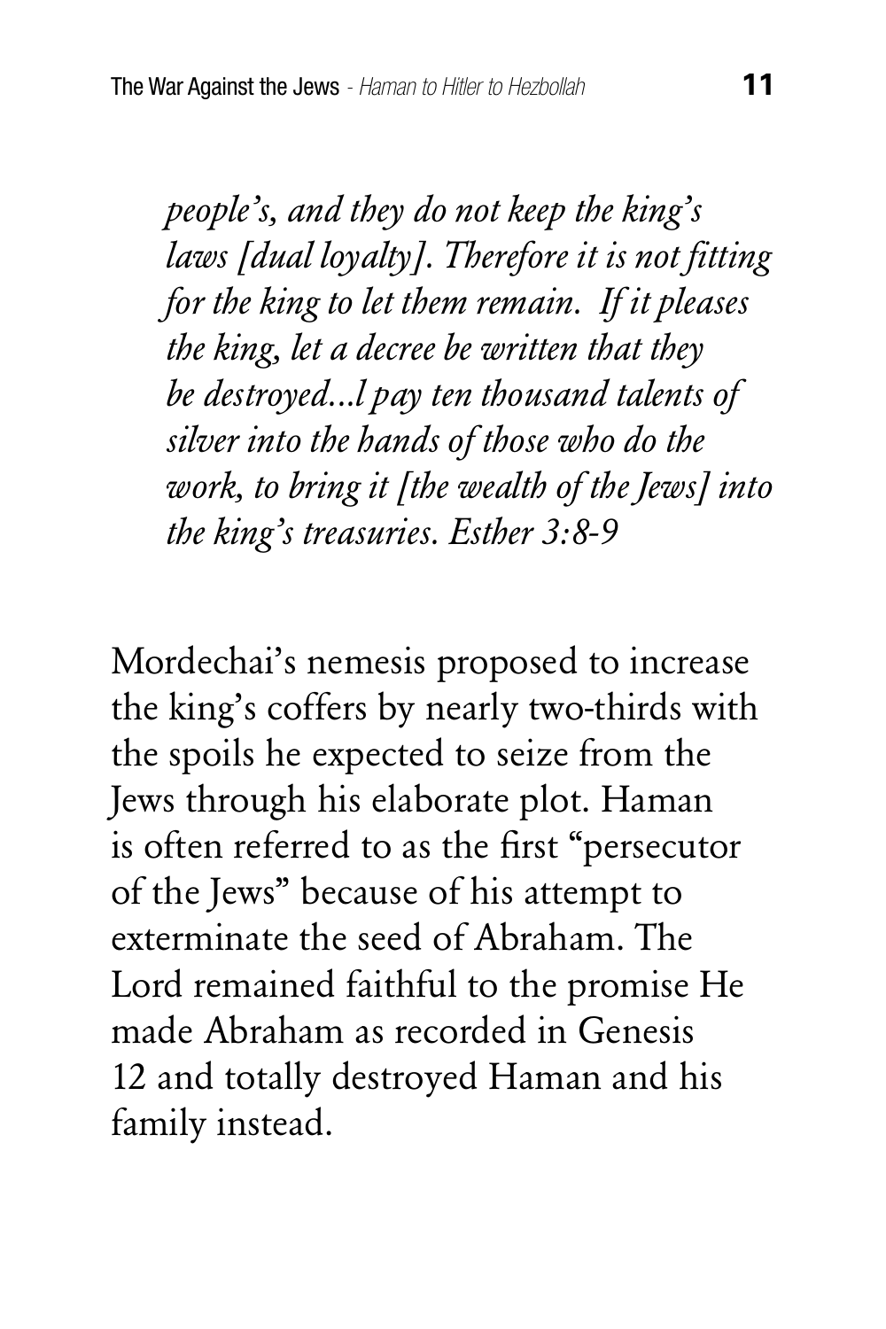*people's, and they do not keep the king's laws [dual loyalty]. Therefore it is not fitting for the king to let them remain. If it pleases the king, let a decree be written that they be destroyed...l pay ten thousand talents of silver into the hands of those who do the work, to bring it [the wealth of the Jews] into the king's treasuries. Esther 3:8-9*

Mordechai's nemesis proposed to increase the king's coffers by nearly two-thirds with the spoils he expected to seize from the Jews through his elaborate plot. Haman is often referred to as the first "persecutor of the Jews" because of his attempt to exterminate the seed of Abraham. The Lord remained faithful to the promise He made Abraham as recorded in Genesis 12 and totally destroyed Haman and his family instead.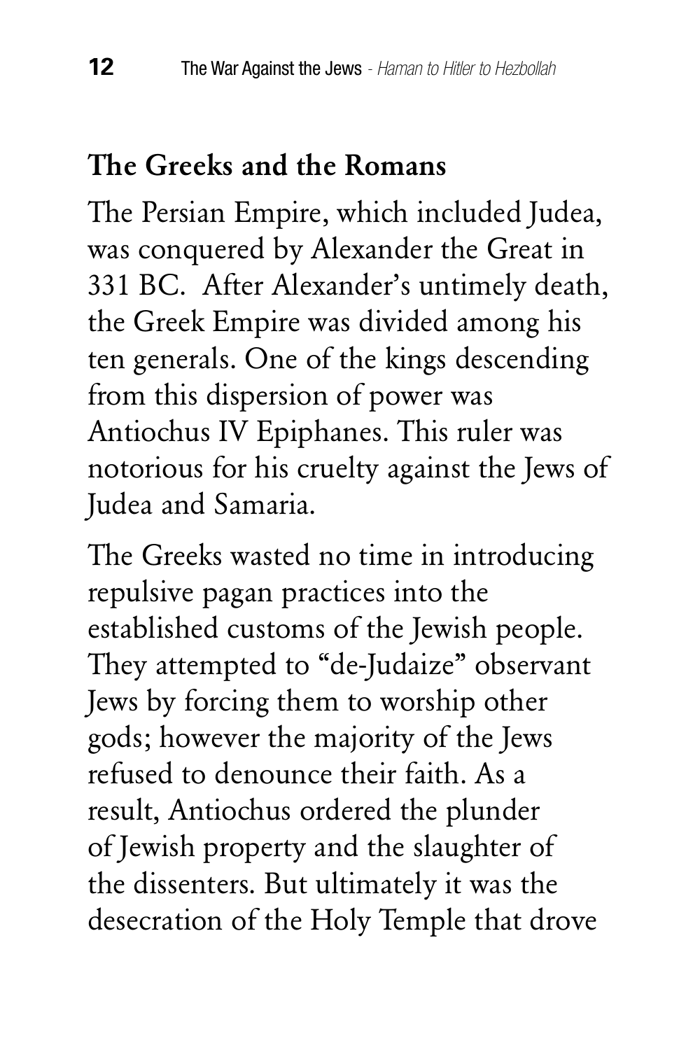## The Greeks and the Romans

The Persian Empire, which included Judea, was conquered by Alexander the Great in 331 BC. After Alexander's untimely death, the Greek Empire was divided among his ten generals. One of the kings descending from this dispersion of power was Antiochus IV Epiphanes. This ruler was notorious for his cruelty against the Jews of Judea and Samaria.

The Greeks wasted no time in introducing repulsive pagan practices into the established customs of the Jewish people. They attempted to "de-Judaize" observant Jews by forcing them to worship other gods; however the majority of the Jews refused to denounce their faith. As a result, Antiochus ordered the plunder of Jewish property and the slaughter of the dissenters. But ultimately it was the desecration of the Holy Temple that drove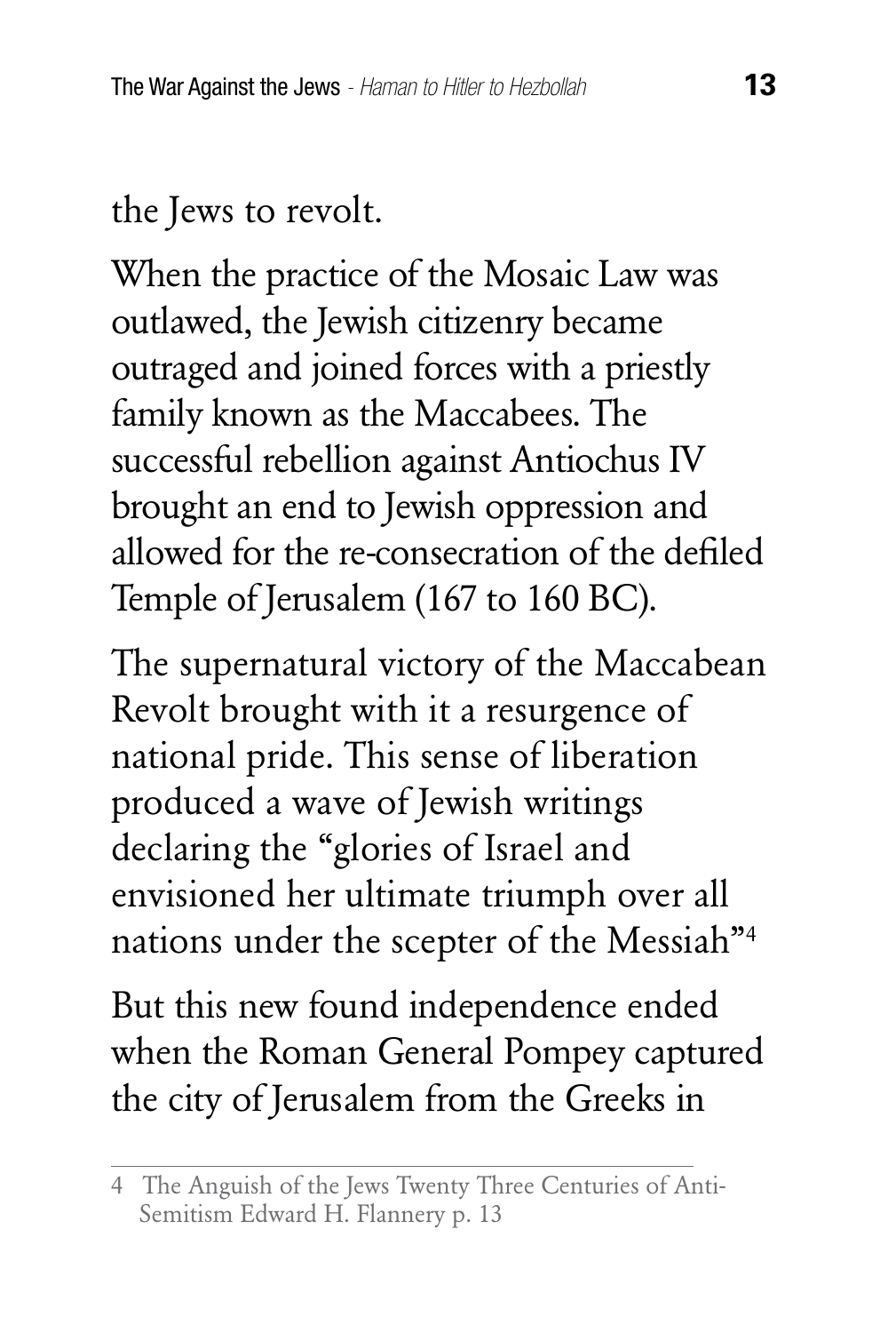the Jews to revolt.

When the practice of the Mosaic Law was outlawed, the Jewish citizenry became outraged and joined forces with a priestly family known as the Maccabees. The successful rebellion against Antiochus IV brought an end to Jewish oppression and allowed for the re-consecration of the defiled Temple of Jerusalem (167 to 160 BC).

The supernatural victory of the Maccabean Revolt brought with it a resurgence of national pride. This sense of liberation produced a wave of Jewish writings declaring the "glories of Israel and envisioned her ultimate triumph over all nations under the scepter of the Messiah"[4]

But this new found independence ended when the Roman General Pompey captured the city of Jerusalem from the Greeks in

---

4 The Anguish of the Jews Twenty Three Centuries of Anti-Semitism Edward H. Flannery p. 13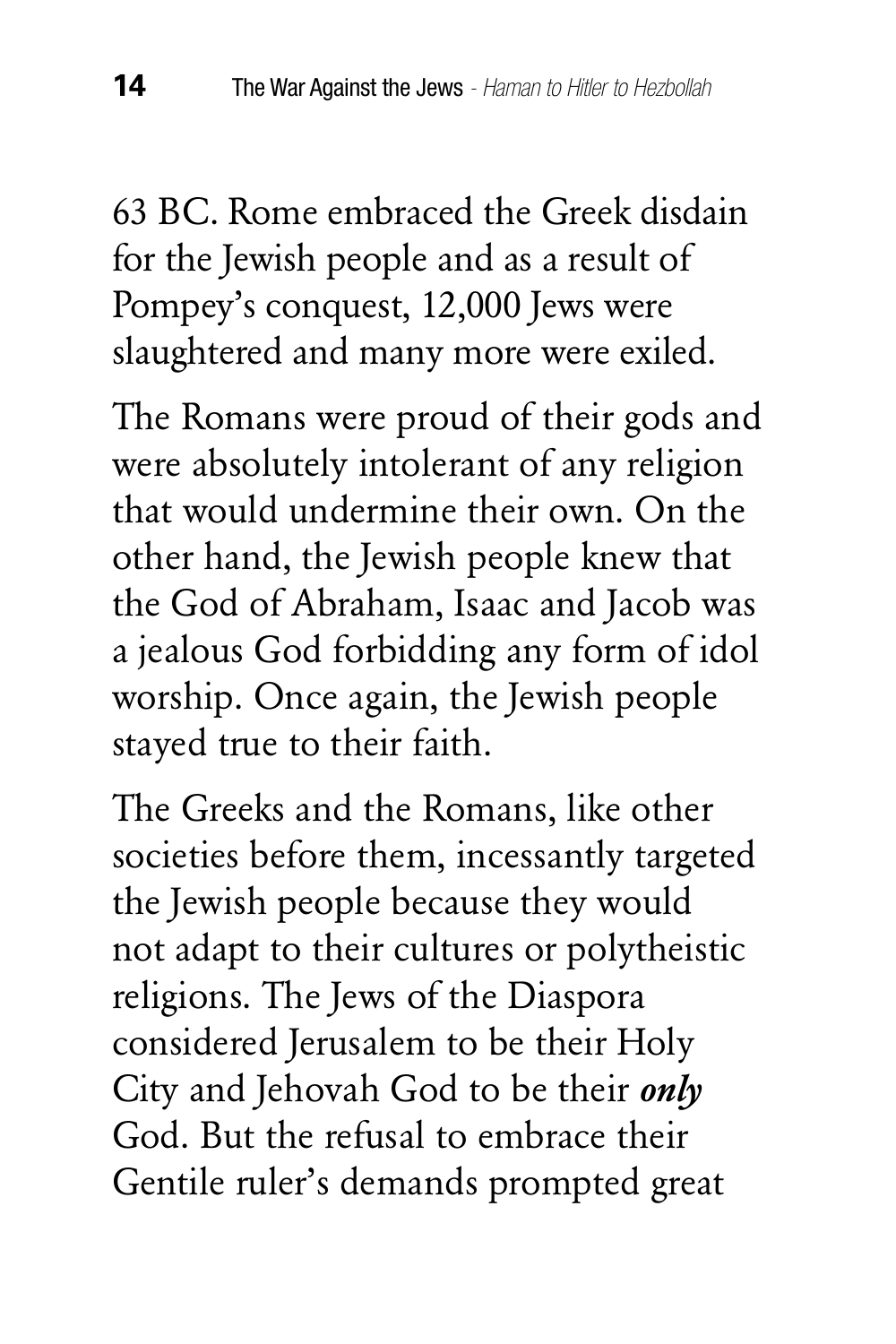63 BC. Rome embraced the Greek disdain for the Jewish people and as a result of Pompey's conquest, 12,000 Jews were slaughtered and many more were exiled.

The Romans were proud of their gods and were absolutely intolerant of any religion that would undermine their own. On the other hand, the Jewish people knew that the God of Abraham, Isaac and Jacob was a jealous God forbidding any form of idol worship. Once again, the Jewish people stayed true to their faith.

The Greeks and the Romans, like other societies before them, incessantly targeted the Jewish people because they would not adapt to their cultures or polytheistic religions. The Jews of the Diaspora considered Jerusalem to be their Holy City and Jehovah God to be their ***only*** God. But the refusal to embrace their Gentile ruler's demands prompted great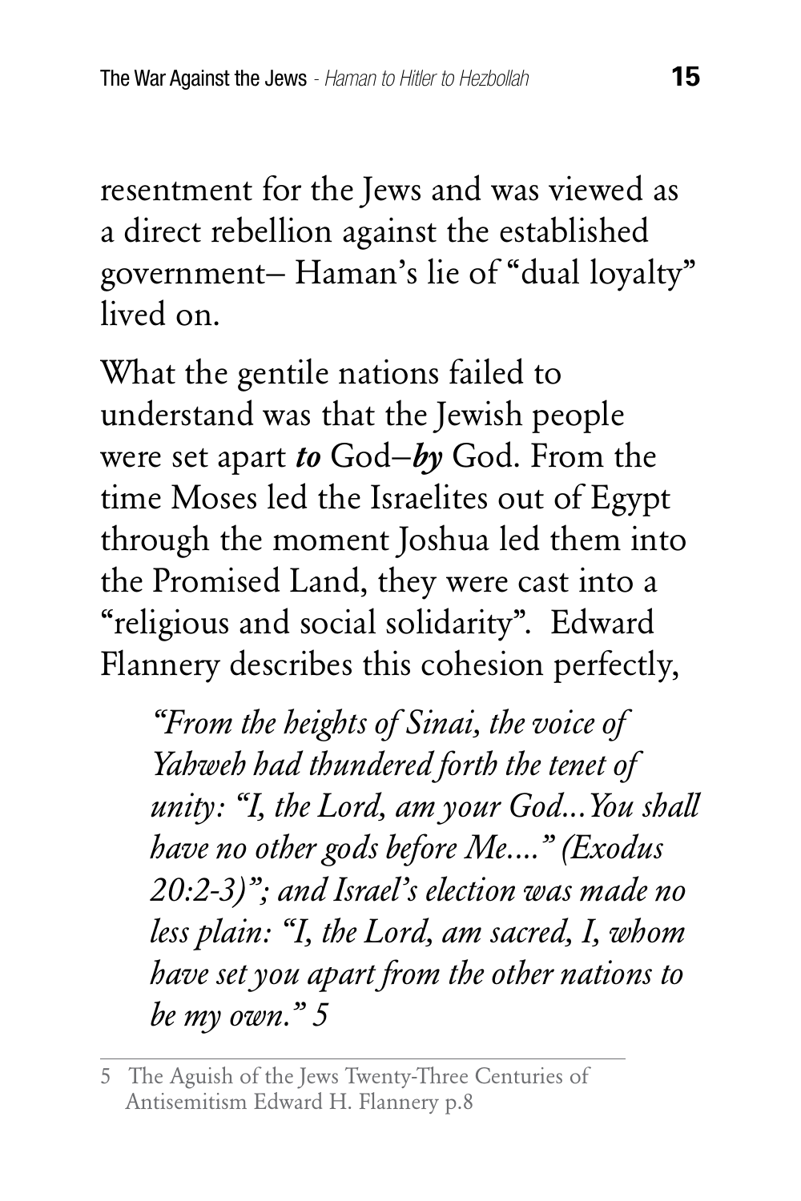resentment for the Jews and was viewed as a direct rebellion against the established government– Haman's lie of "dual loyalty" lived on.

What the gentile nations failed to understand was that the Jewish people were set apart ***to*** God–***by*** God. From the time Moses led the Israelites out of Egypt through the moment Joshua led them into the Promised Land, they were cast into a "religious and social solidarity". Edward Flannery describes this cohesion perfectly,

> *"From the heights of Sinai, the voice of Yahweh had thundered forth the tenet of unity: "I, the Lord, am your God...You shall have no other gods before Me...." (Exodus 20:2-3)"; and Israel's election was made no less plain: "I, the Lord, am sacred, I, whom have set you apart from the other nations to be my own." 5*

---

5 The Aguish of the Jews Twenty-Three Centuries of Antisemitism Edward H. Flannery p.8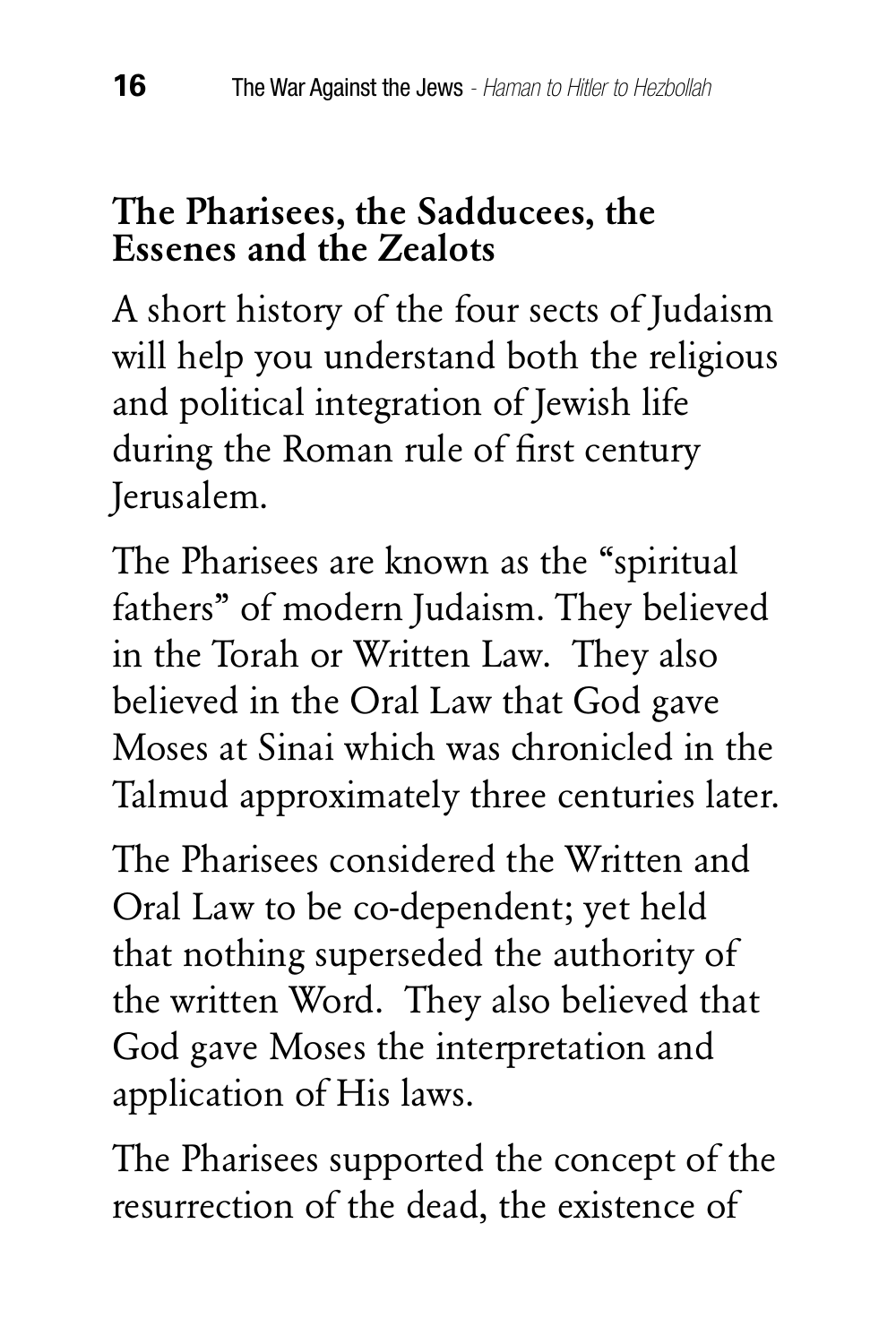## The Pharisees, the Sadducees, the Essenes and the Zealots

A short history of the four sects of Judaism will help you understand both the religious and political integration of Jewish life during the Roman rule of first century Jerusalem.

The Pharisees are known as the "spiritual fathers" of modern Judaism. They believed in the Torah or Written Law. They also believed in the Oral Law that God gave Moses at Sinai which was chronicled in the Talmud approximately three centuries later.

The Pharisees considered the Written and Oral Law to be co-dependent; yet held that nothing superseded the authority of the written Word. They also believed that God gave Moses the interpretation and application of His laws.

The Pharisees supported the concept of the resurrection of the dead, the existence of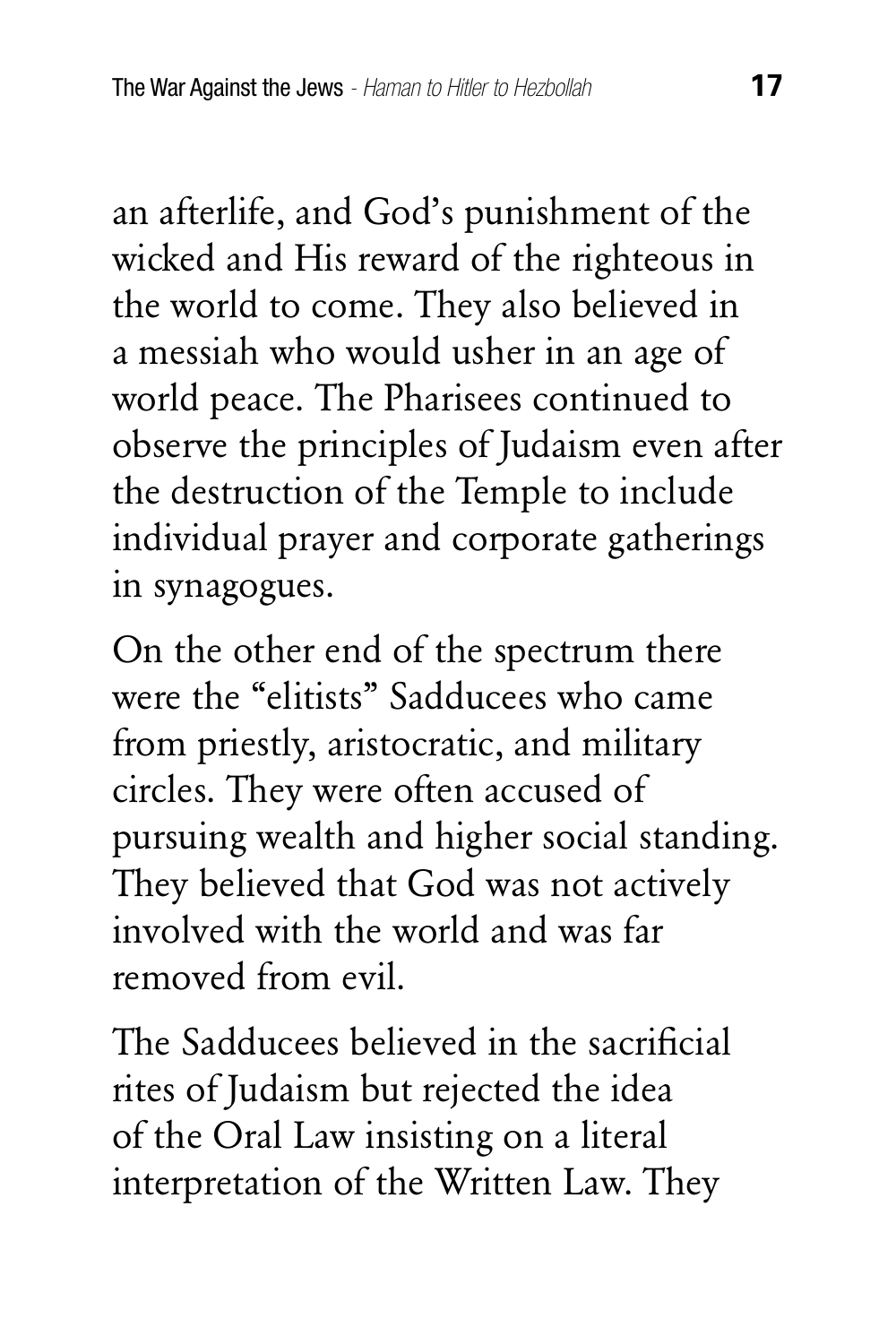an afterlife, and God's punishment of the wicked and His reward of the righteous in the world to come. They also believed in a messiah who would usher in an age of world peace. The Pharisees continued to observe the principles of Judaism even after the destruction of the Temple to include individual prayer and corporate gatherings in synagogues.

On the other end of the spectrum there were the "elitists" Sadducees who came from priestly, aristocratic, and military circles. They were often accused of pursuing wealth and higher social standing. They believed that God was not actively involved with the world and was far removed from evil.

The Sadducees believed in the sacrificial rites of Judaism but rejected the idea of the Oral Law insisting on a literal interpretation of the Written Law. They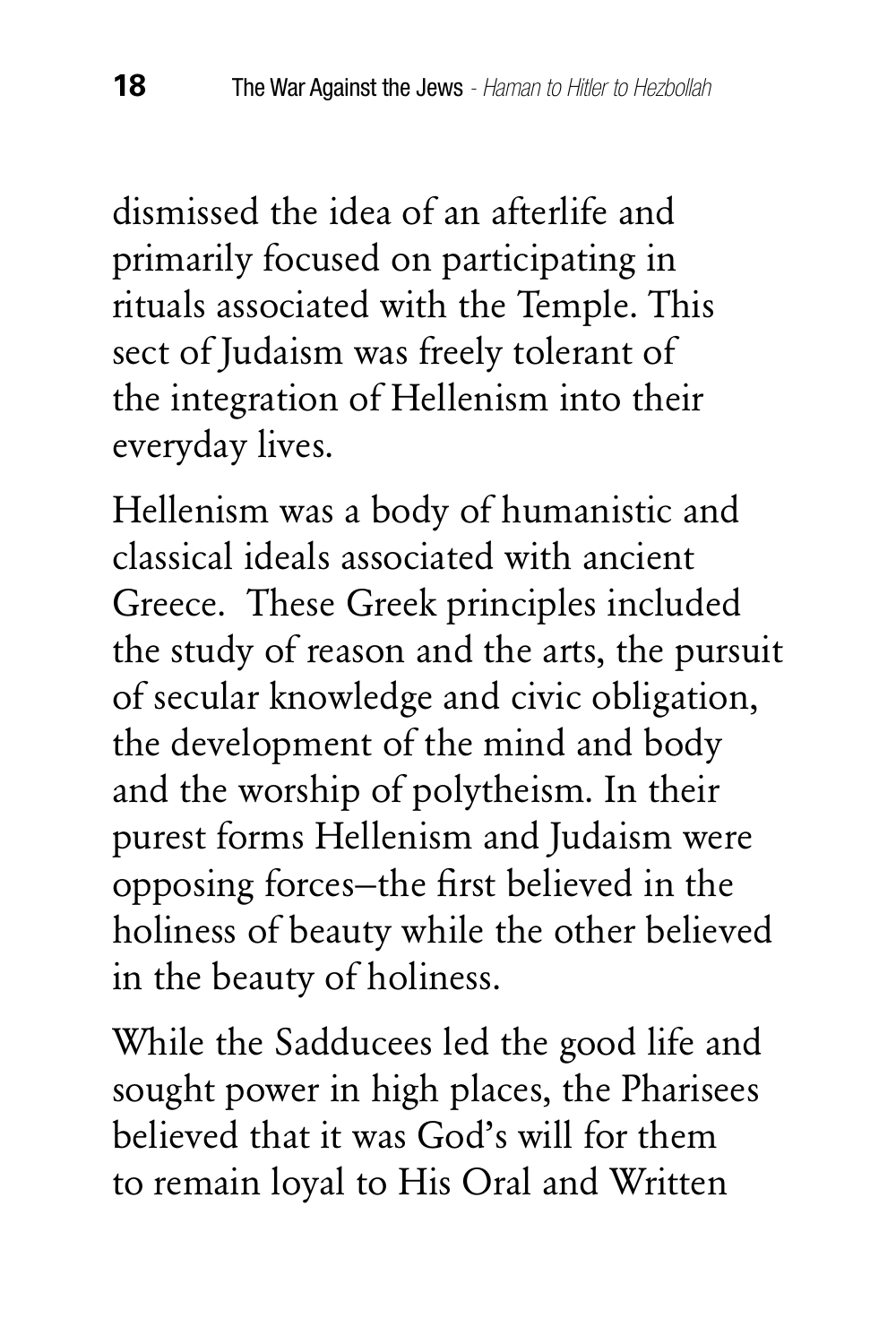dismissed the idea of an afterlife and primarily focused on participating in rituals associated with the Temple. This sect of Judaism was freely tolerant of the integration of Hellenism into their everyday lives.

Hellenism was a body of humanistic and classical ideals associated with ancient Greece. These Greek principles included the study of reason and the arts, the pursuit of secular knowledge and civic obligation, the development of the mind and body and the worship of polytheism. In their purest forms Hellenism and Judaism were opposing forces–the first believed in the holiness of beauty while the other believed in the beauty of holiness.

While the Sadducees led the good life and sought power in high places, the Pharisees believed that it was God's will for them to remain loyal to His Oral and Written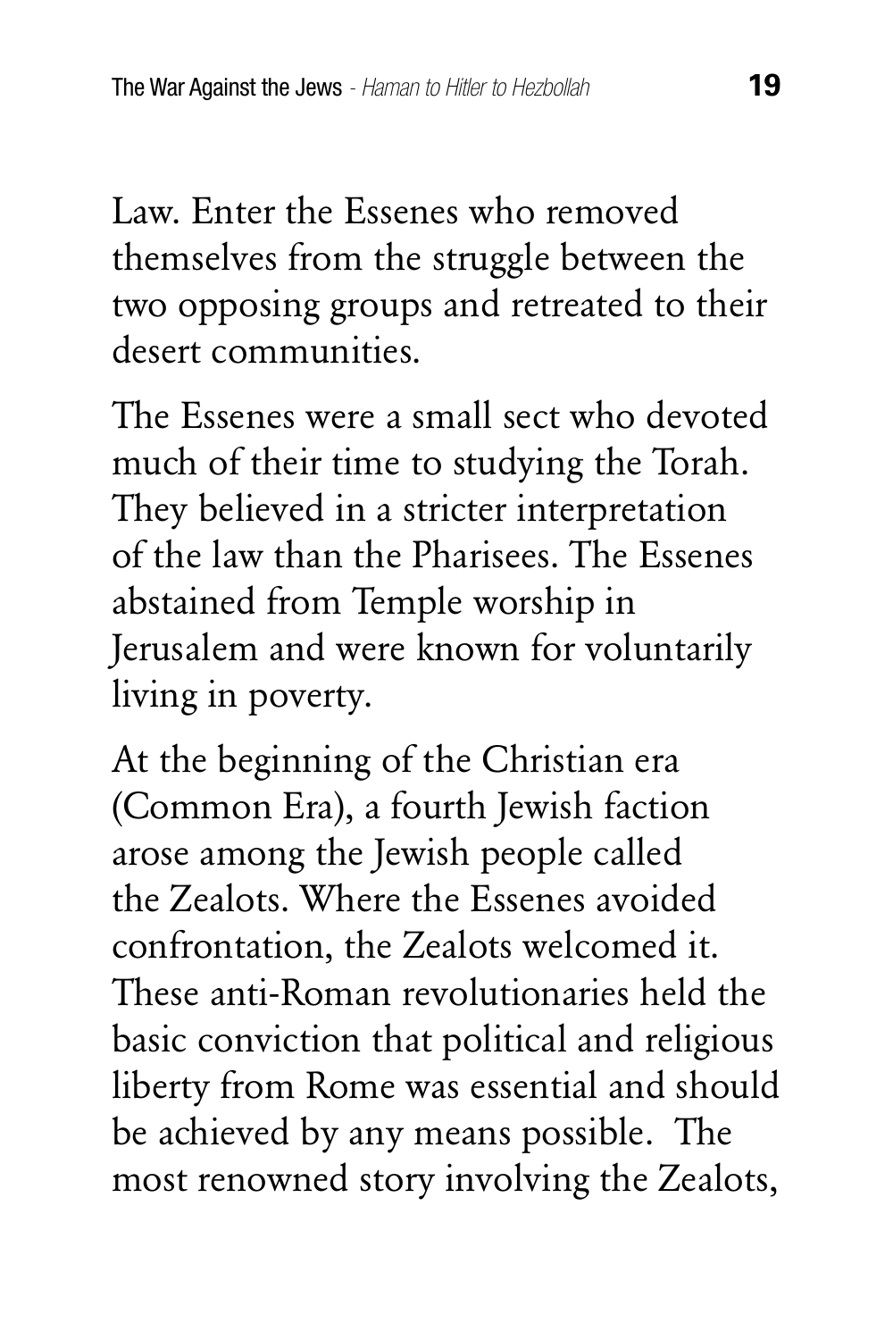Law. Enter the Essenes who removed themselves from the struggle between the two opposing groups and retreated to their desert communities.

The Essenes were a small sect who devoted much of their time to studying the Torah. They believed in a stricter interpretation of the law than the Pharisees. The Essenes abstained from Temple worship in Jerusalem and were known for voluntarily living in poverty.

At the beginning of the Christian era (Common Era), a fourth Jewish faction arose among the Jewish people called the Zealots. Where the Essenes avoided confrontation, the Zealots welcomed it. These anti-Roman revolutionaries held the basic conviction that political and religious liberty from Rome was essential and should be achieved by any means possible. The most renowned story involving the Zealots,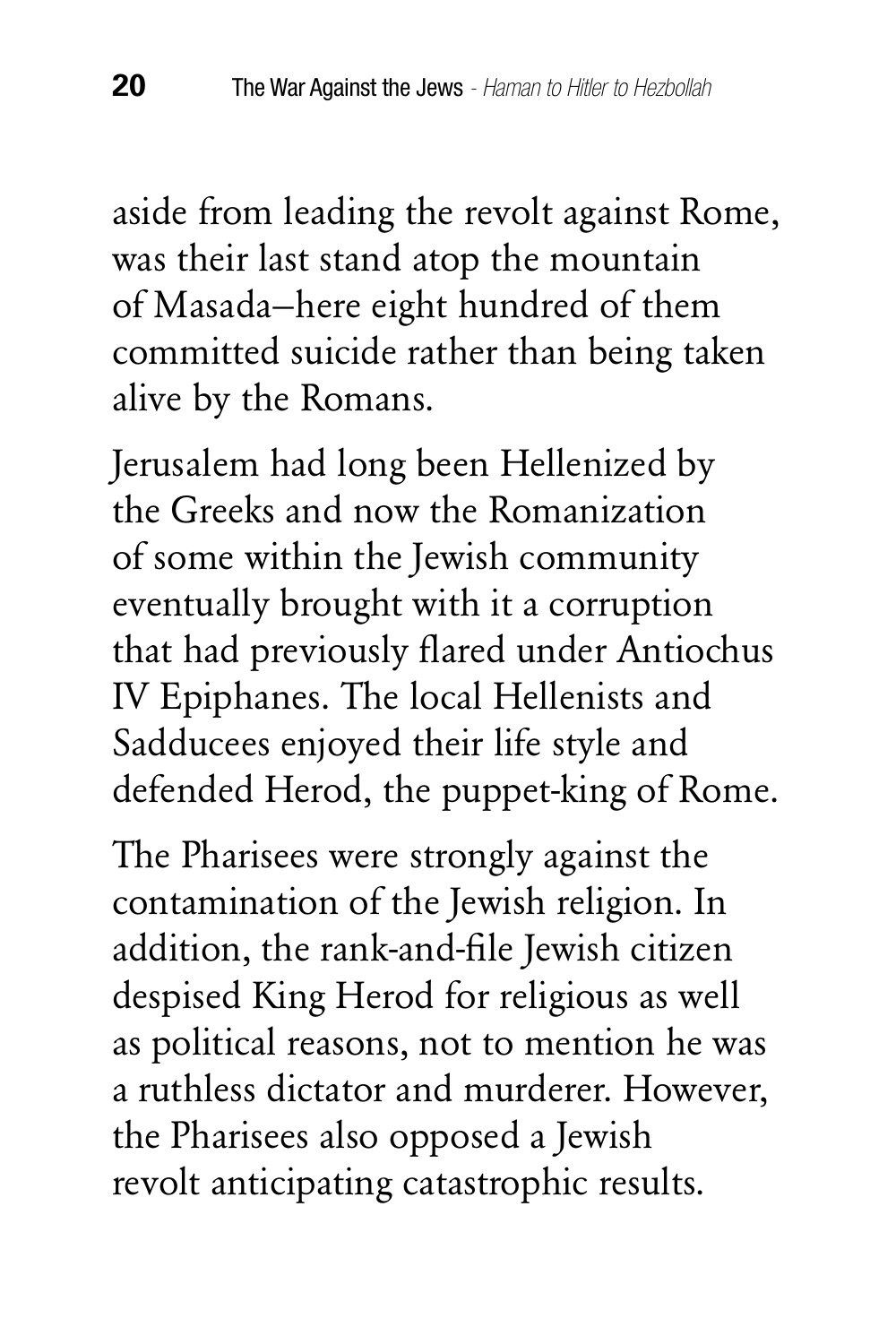aside from leading the revolt against Rome, was their last stand atop the mountain of Masada–here eight hundred of them committed suicide rather than being taken alive by the Romans.

Jerusalem had long been Hellenized by the Greeks and now the Romanization of some within the Jewish community eventually brought with it a corruption that had previously flared under Antiochus IV Epiphanes. The local Hellenists and Sadducees enjoyed their life style and defended Herod, the puppet-king of Rome.

The Pharisees were strongly against the contamination of the Jewish religion. In addition, the rank-and-file Jewish citizen despised King Herod for religious as well as political reasons, not to mention he was a ruthless dictator and murderer. However, the Pharisees also opposed a Jewish revolt anticipating catastrophic results.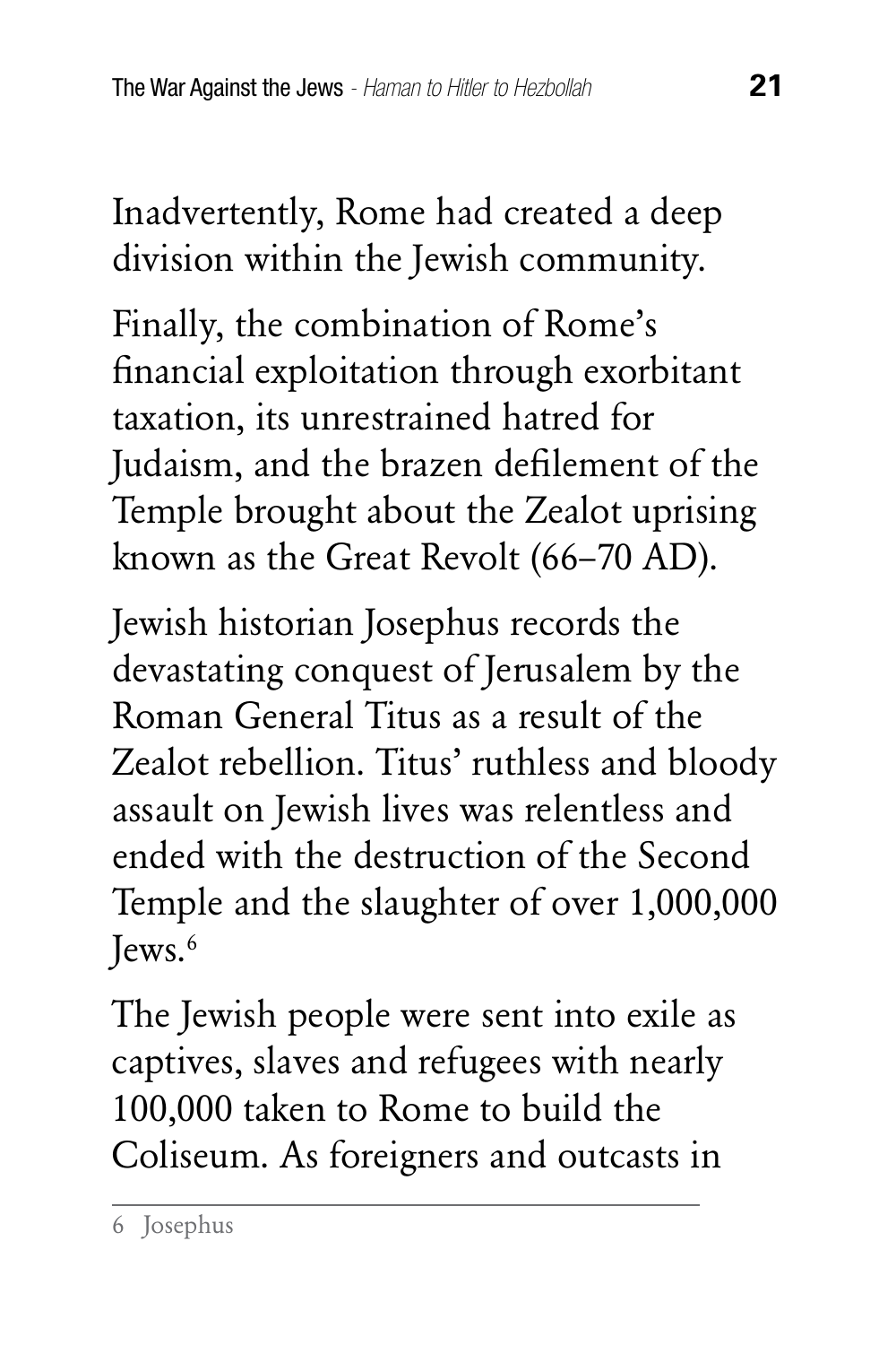Inadvertently, Rome had created a deep division within the Jewish community.

Finally, the combination of Rome's financial exploitation through exorbitant taxation, its unrestrained hatred for Judaism, and the brazen defilement of the Temple brought about the Zealot uprising known as the Great Revolt (66–70 AD).

Jewish historian Josephus records the devastating conquest of Jerusalem by the Roman General Titus as a result of the Zealot rebellion. Titus' ruthless and bloody assault on Jewish lives was relentless and ended with the destruction of the Second Temple and the slaughter of over 1,000,000 Jews.[6]

The Jewish people were sent into exile as captives, slaves and refugees with nearly 100,000 taken to Rome to build the Coliseum. As foreigners and outcasts in

---

6 Josephus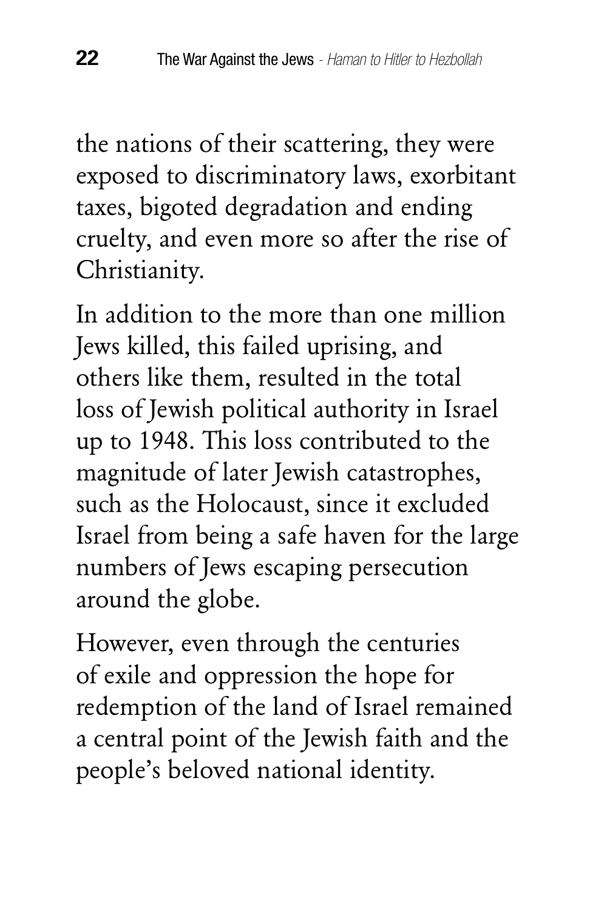the nations of their scattering, they were exposed to discriminatory laws, exorbitant taxes, bigoted degradation and ending cruelty, and even more so after the rise of Christianity.

In addition to the more than one million Jews killed, this failed uprising, and others like them, resulted in the total loss of Jewish political authority in Israel up to 1948. This loss contributed to the magnitude of later Jewish catastrophes, such as the Holocaust, since it excluded Israel from being a safe haven for the large numbers of Jews escaping persecution around the globe.

However, even through the centuries of exile and oppression the hope for redemption of the land of Israel remained a central point of the Jewish faith and the people's beloved national identity.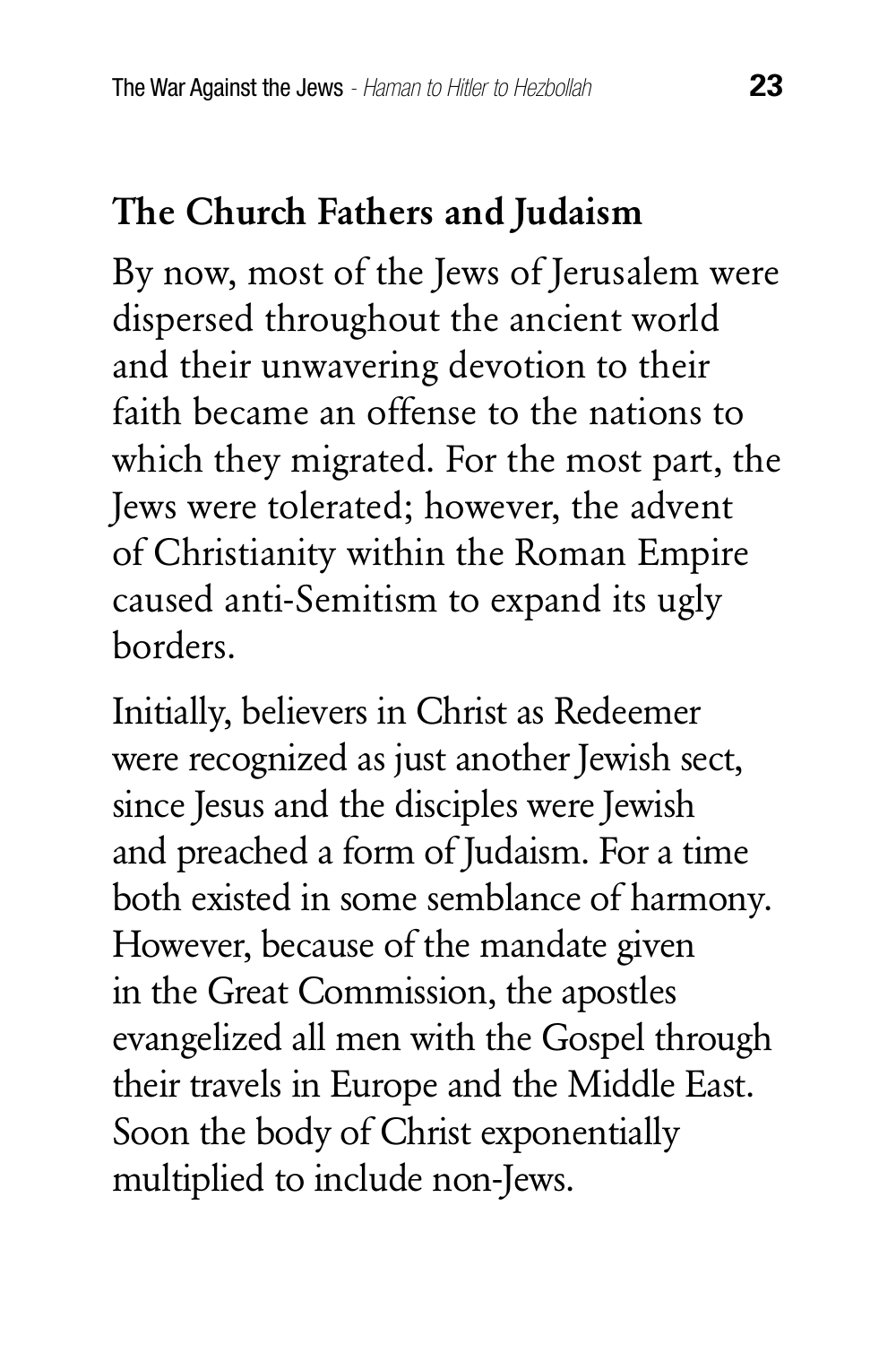## The Church Fathers and Judaism

By now, most of the Jews of Jerusalem were dispersed throughout the ancient world and their unwavering devotion to their faith became an offense to the nations to which they migrated. For the most part, the Jews were tolerated; however, the advent of Christianity within the Roman Empire caused anti-Semitism to expand its ugly borders.

Initially, believers in Christ as Redeemer were recognized as just another Jewish sect, since Jesus and the disciples were Jewish and preached a form of Judaism. For a time both existed in some semblance of harmony. However, because of the mandate given in the Great Commission, the apostles evangelized all men with the Gospel through their travels in Europe and the Middle East. Soon the body of Christ exponentially multiplied to include non-Jews.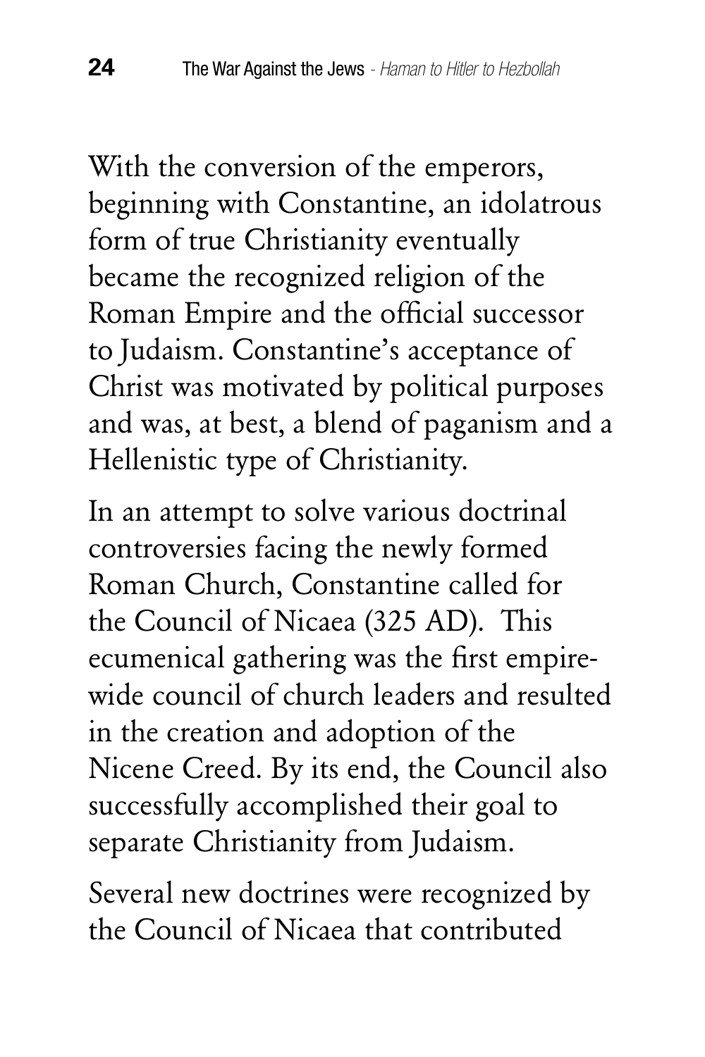With the conversion of the emperors, beginning with Constantine, an idolatrous form of true Christianity eventually became the recognized religion of the Roman Empire and the official successor to Judaism. Constantine's acceptance of Christ was motivated by political purposes and was, at best, a blend of paganism and a Hellenistic type of Christianity.

In an attempt to solve various doctrinal controversies facing the newly formed Roman Church, Constantine called for the Council of Nicaea (325 AD). This ecumenical gathering was the first empire-wide council of church leaders and resulted in the creation and adoption of the Nicene Creed. By its end, the Council also successfully accomplished their goal to separate Christianity from Judaism.

Several new doctrines were recognized by the Council of Nicaea that contributed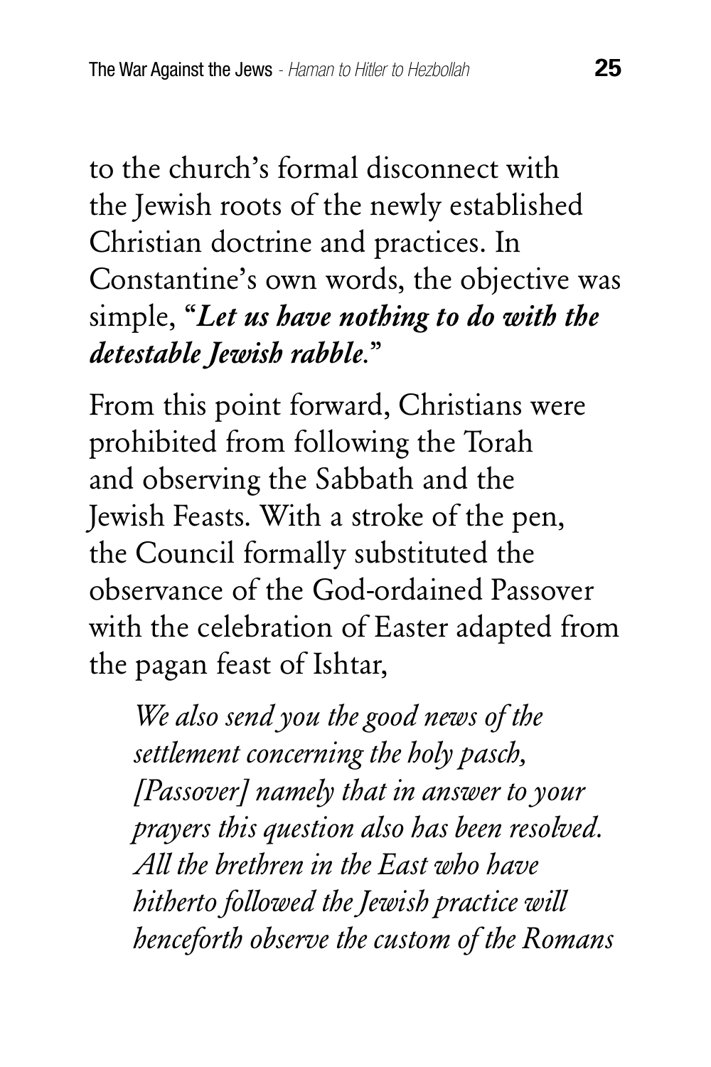to the church's formal disconnect with the Jewish roots of the newly established Christian doctrine and practices. In Constantine's own words, the objective was simple, "***Let us have nothing to do with the detestable Jewish rabble.***"

From this point forward, Christians were prohibited from following the Torah and observing the Sabbath and the Jewish Feasts. With a stroke of the pen, the Council formally substituted the observance of the God-ordained Passover with the celebration of Easter adapted from the pagan feast of Ishtar,

> *We also send you the good news of the settlement concerning the holy pasch, [Passover] namely that in answer to your prayers this question also has been resolved. All the brethren in the East who have hitherto followed the Jewish practice will henceforth observe the custom of the Romans*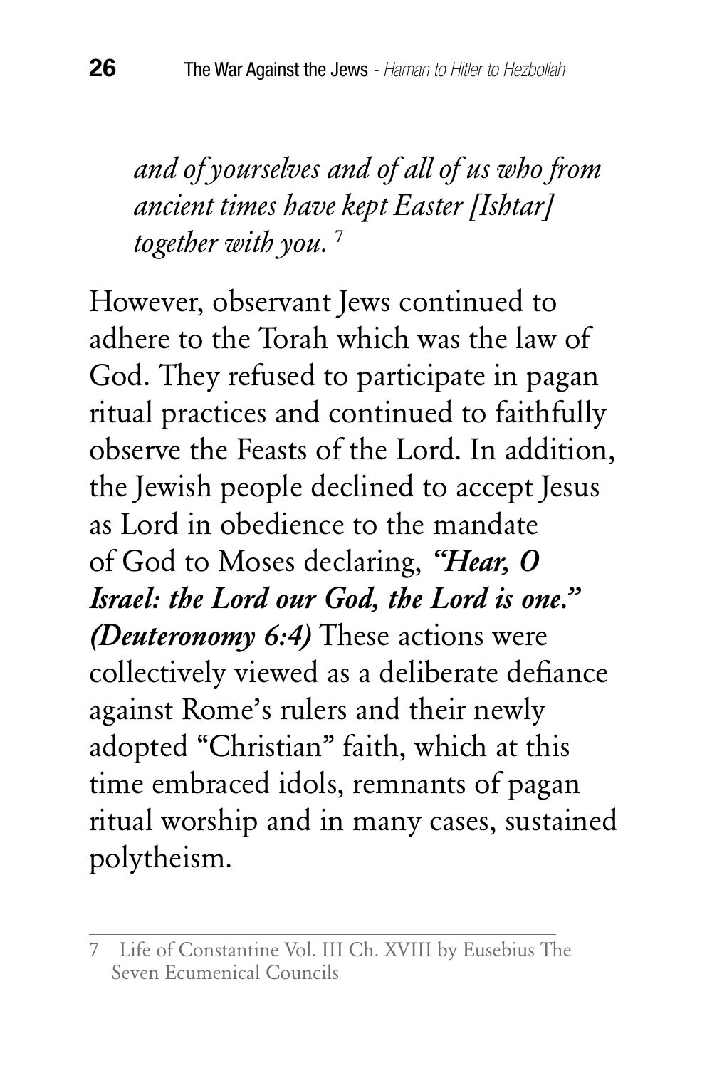*and of yourselves and of all of us who from ancient times have kept Easter [Ishtar] together with you.* [7]

However, observant Jews continued to adhere to the Torah which was the law of God. They refused to participate in pagan ritual practices and continued to faithfully observe the Feasts of the Lord. In addition, the Jewish people declined to accept Jesus as Lord in obedience to the mandate of God to Moses declaring, ***"Hear, O Israel: the Lord our God, the Lord is one." (Deuteronomy 6:4)*** These actions were collectively viewed as a deliberate defiance against Rome's rulers and their newly adopted "Christian" faith, which at this time embraced idols, remnants of pagan ritual worship and in many cases, sustained polytheism.

---

7 Life of Constantine Vol. III Ch. XVIII by Eusebius The Seven Ecumenical Councils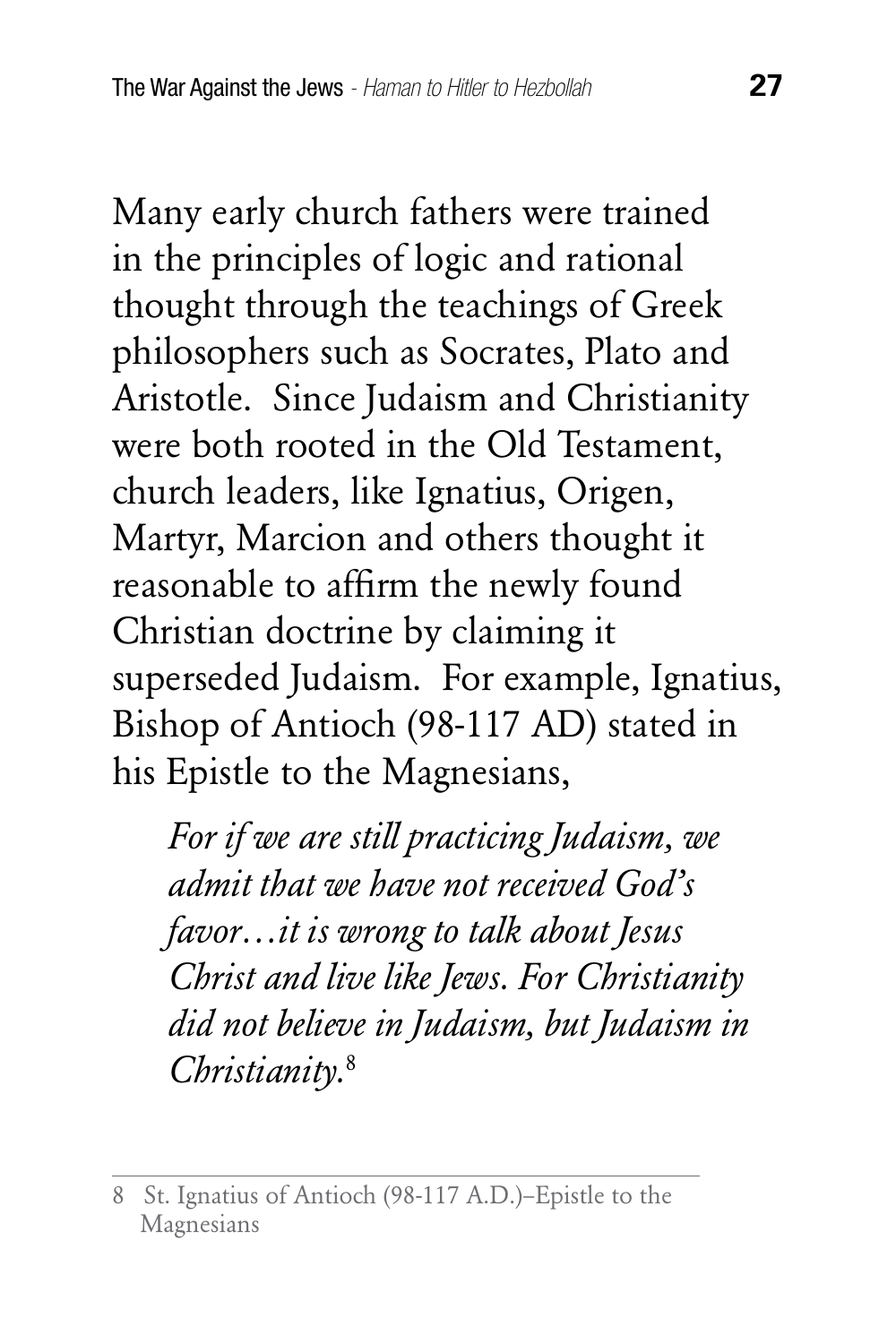Many early church fathers were trained in the principles of logic and rational thought through the teachings of Greek philosophers such as Socrates, Plato and Aristotle. Since Judaism and Christianity were both rooted in the Old Testament, church leaders, like Ignatius, Origen, Martyr, Marcion and others thought it reasonable to affirm the newly found Christian doctrine by claiming it superseded Judaism. For example, Ignatius, Bishop of Antioch (98-117 AD) stated in his Epistle to the Magnesians,

> *For if we are still practicing Judaism, we admit that we have not received God's favor…it is wrong to talk about Jesus Christ and live like Jews. For Christianity did not believe in Judaism, but Judaism in Christianity.*[8]

---

8 St. Ignatius of Antioch (98-117 A.D.)–Epistle to the Magnesians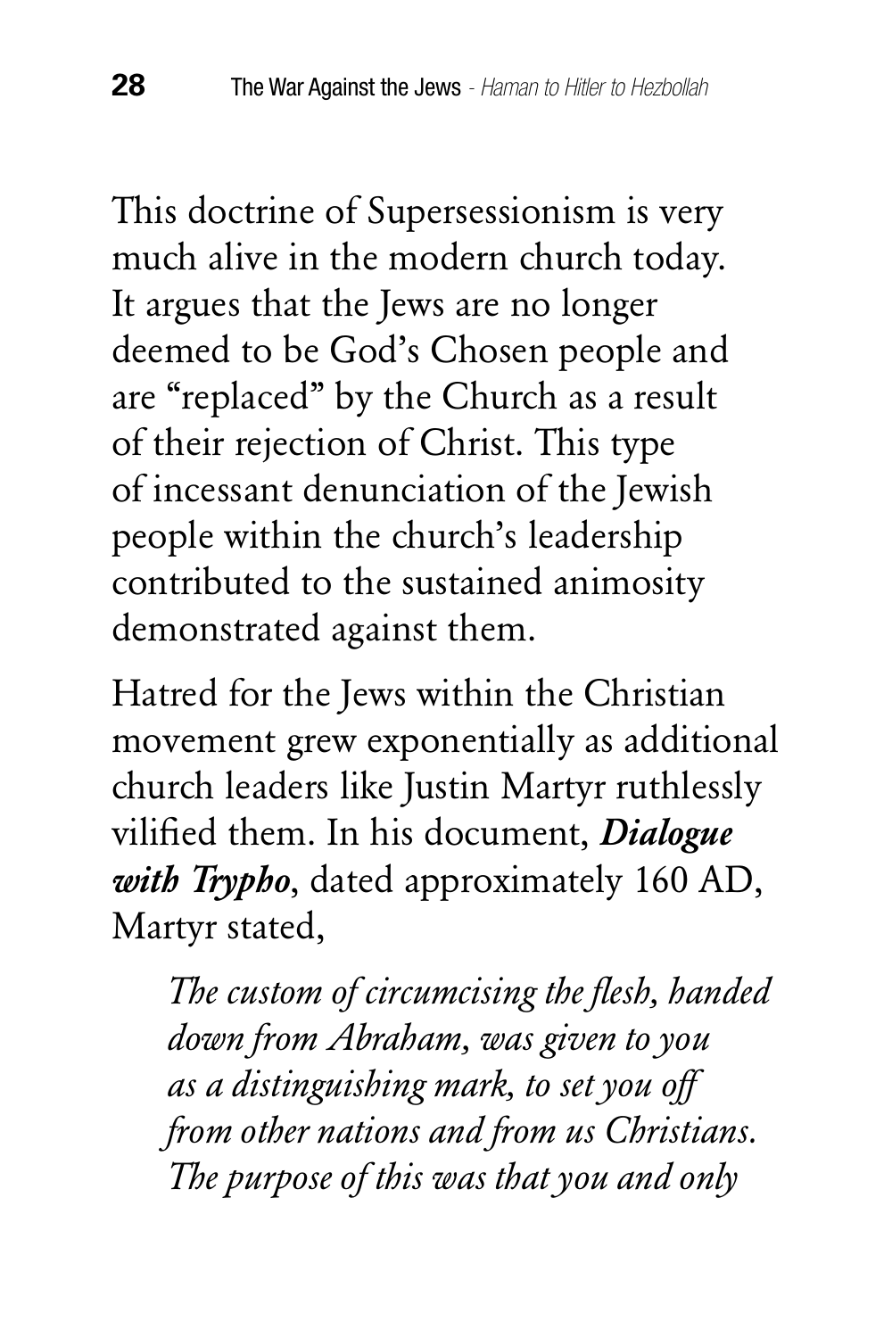This doctrine of Supersessionism is very much alive in the modern church today. It argues that the Jews are no longer deemed to be God's Chosen people and are "replaced" by the Church as a result of their rejection of Christ. This type of incessant denunciation of the Jewish people within the church's leadership contributed to the sustained animosity demonstrated against them.

Hatred for the Jews within the Christian movement grew exponentially as additional church leaders like Justin Martyr ruthlessly vilified them. In his document, ***Dialogue with Trypho***, dated approximately 160 AD, Martyr stated,

> *The custom of circumcising the flesh, handed down from Abraham, was given to you as a distinguishing mark, to set you off from other nations and from us Christians. The purpose of this was that you and only*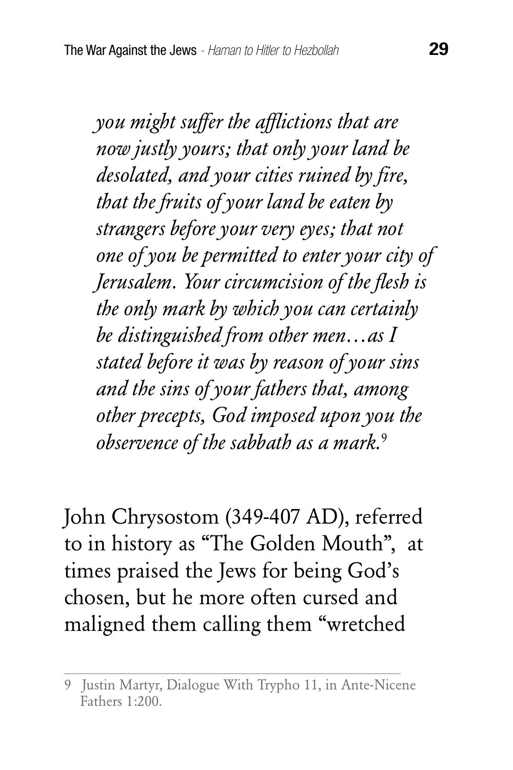*you might suffer the afflictions that are now justly yours; that only your land be desolated, and your cities ruined by fire, that the fruits of your land be eaten by strangers before your very eyes; that not one of you be permitted to enter your city of Jerusalem. Your circumcision of the flesh is the only mark by which you can certainly be distinguished from other men…as I stated before it was by reason of your sins and the sins of your fathers that, among other precepts, God imposed upon you the observence of the sabbath as a mark.*[9]

John Chrysostom (349-407 AD), referred to in history as "The Golden Mouth", at times praised the Jews for being God's chosen, but he more often cursed and maligned them calling them "wretched

---

9 Justin Martyr, Dialogue With Trypho 11, in Ante-Nicene Fathers 1:200.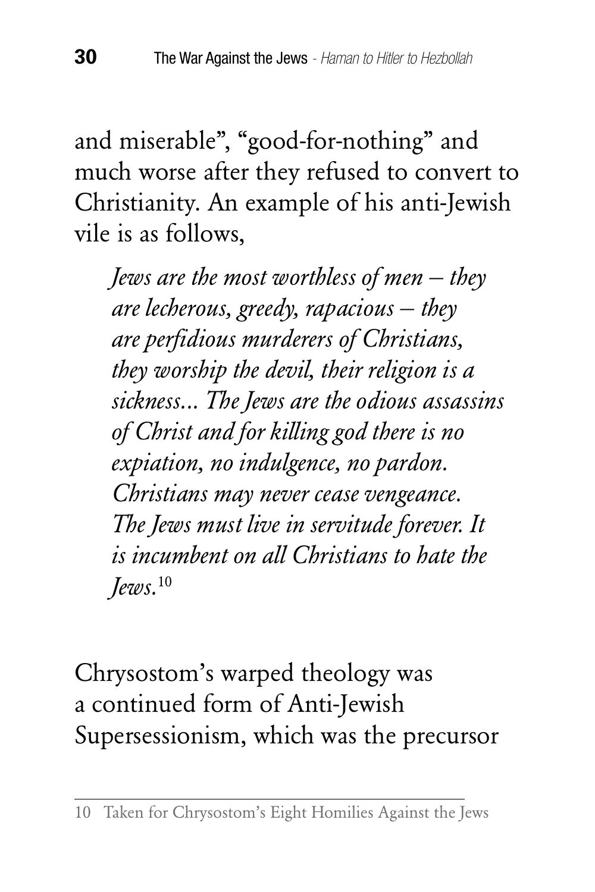and miserable", "good-for-nothing" and much worse after they refused to convert to Christianity. An example of his anti-Jewish vile is as follows,

> *Jews are the most worthless of men – they are lecherous, greedy, rapacious – they are perfidious murderers of Christians, they worship the devil, their religion is a sickness... The Jews are the odious assassins of Christ and for killing god there is no expiation, no indulgence, no pardon. Christians may never cease vengeance. The Jews must live in servitude forever. It is incumbent on all Christians to hate the Jews.*[10]

Chrysostom's warped theology was a continued form of Anti-Jewish Supersessionism, which was the precursor

---

10 Taken for Chrysostom's Eight Homilies Against the Jews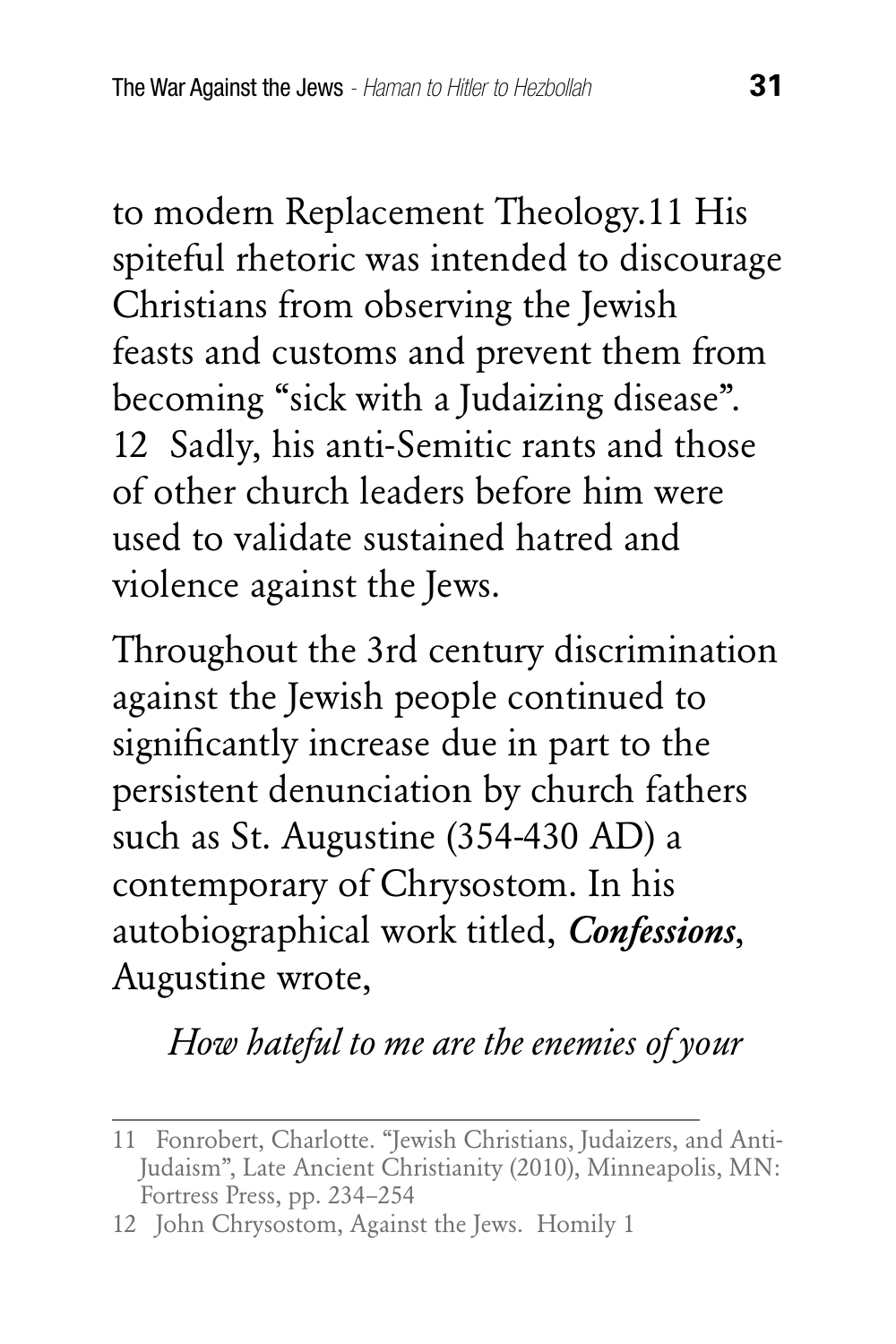to modern Replacement Theology.[11] His spiteful rhetoric was intended to discourage Christians from observing the Jewish feasts and customs and prevent them from becoming "sick with a Judaizing disease".[12] Sadly, his anti-Semitic rants and those of other church leaders before him were used to validate sustained hatred and violence against the Jews.

Throughout the 3rd century discrimination against the Jewish people continued to significantly increase due in part to the persistent denunciation by church fathers such as St. Augustine (354-430 AD) a contemporary of Chrysostom. In his autobiographical work titled, ***Confessions***, Augustine wrote,

> *How hateful to me are the enemies of your*

---

11 Fonrobert, Charlotte. "Jewish Christians, Judaizers, and Anti-Judaism", Late Ancient Christianity (2010), Minneapolis, MN: Fortress Press, pp. 234–254

12 John Chrysostom, Against the Jews. Homily 1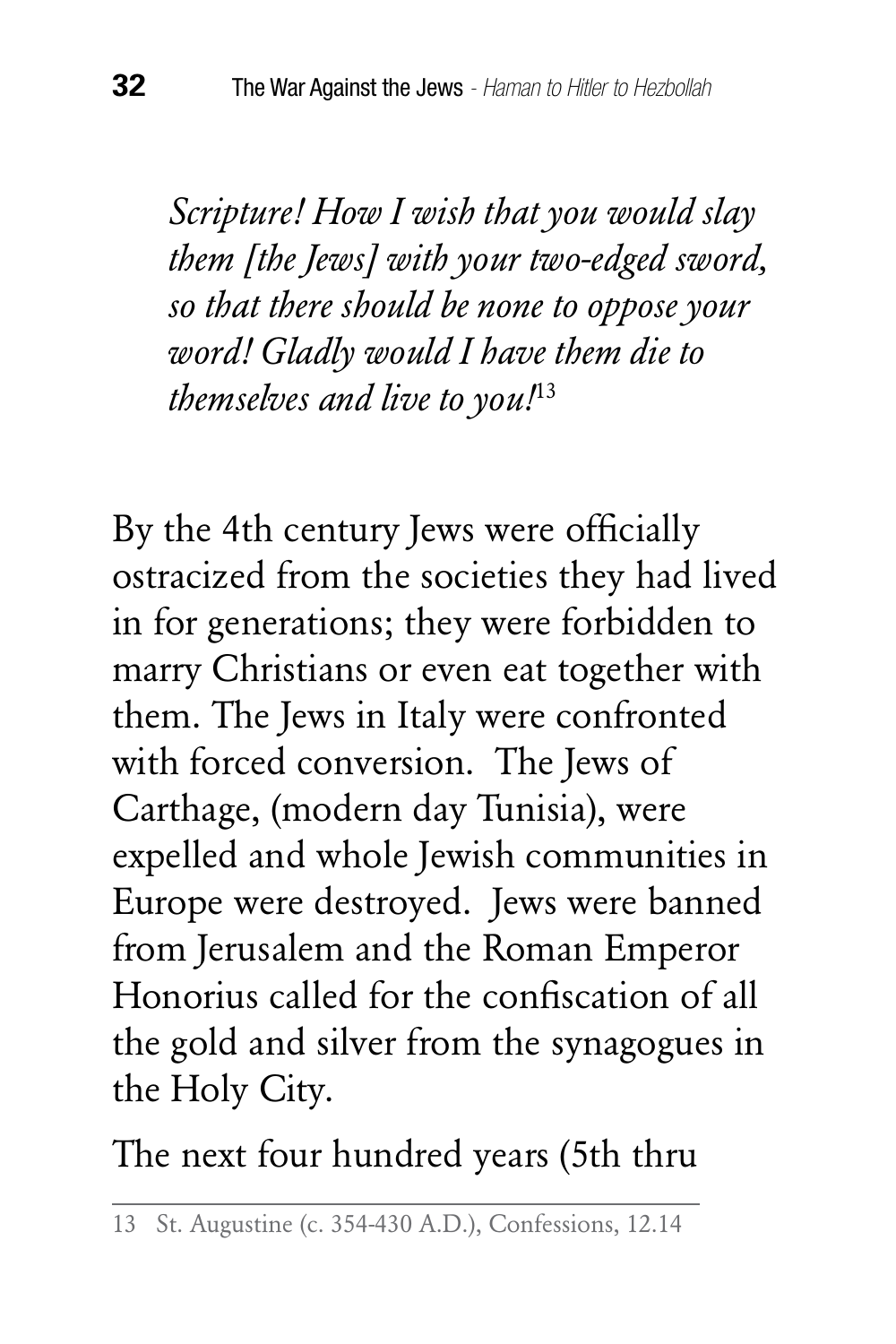*Scripture! How I wish that you would slay them [the Jews] with your two-edged sword, so that there should be none to oppose your word! Gladly would I have them die to themselves and live to you!*[13]

By the 4th century Jews were officially ostracized from the societies they had lived in for generations; they were forbidden to marry Christians or even eat together with them. The Jews in Italy were confronted with forced conversion. The Jews of Carthage, (modern day Tunisia), were expelled and whole Jewish communities in Europe were destroyed. Jews were banned from Jerusalem and the Roman Emperor Honorius called for the confiscation of all the gold and silver from the synagogues in the Holy City.

The next four hundred years (5th thru

---

13 St. Augustine (c. 354-430 A.D.), Confessions, 12.14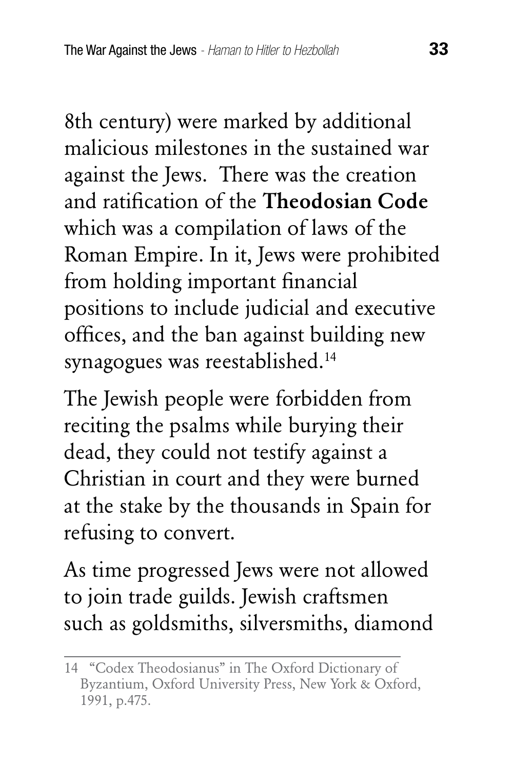8th century) were marked by additional malicious milestones in the sustained war against the Jews. There was the creation and ratification of the **Theodosian Code** which was a compilation of laws of the Roman Empire. In it, Jews were prohibited from holding important financial positions to include judicial and executive offices, and the ban against building new synagogues was reestablished.[14]

The Jewish people were forbidden from reciting the psalms while burying their dead, they could not testify against a Christian in court and they were burned at the stake by the thousands in Spain for refusing to convert.

As time progressed Jews were not allowed to join trade guilds. Jewish craftsmen such as goldsmiths, silversmiths, diamond

---

14 "Codex Theodosianus" in The Oxford Dictionary of Byzantium, Oxford University Press, New York & Oxford, 1991, p.475.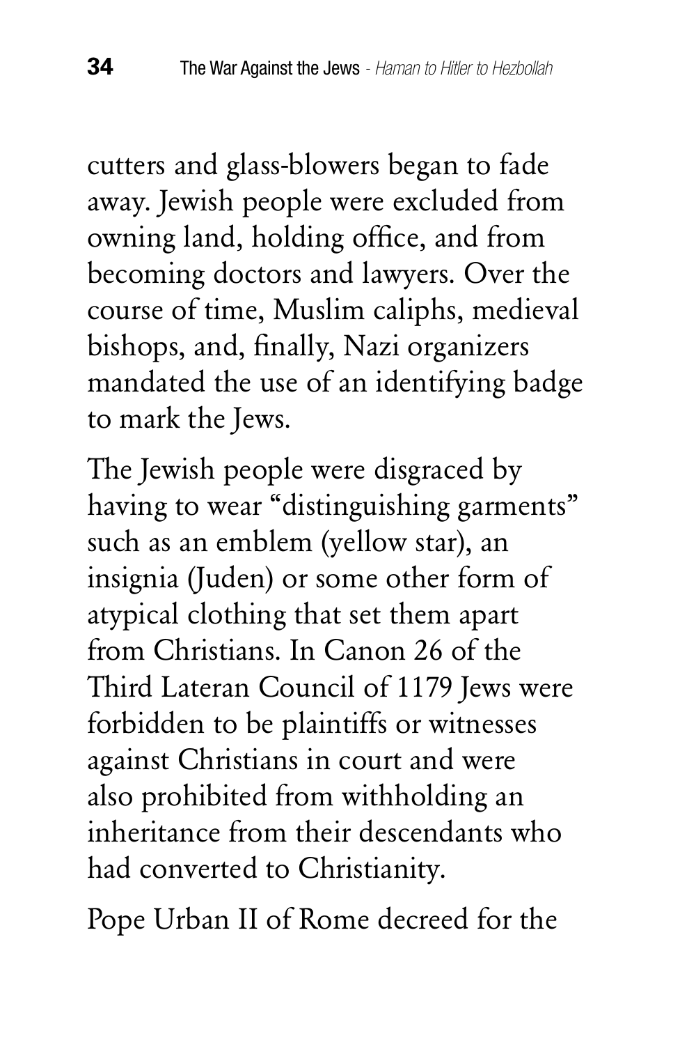cutters and glass-blowers began to fade away. Jewish people were excluded from owning land, holding office, and from becoming doctors and lawyers. Over the course of time, Muslim caliphs, medieval bishops, and, finally, Nazi organizers mandated the use of an identifying badge to mark the Jews.

The Jewish people were disgraced by having to wear "distinguishing garments" such as an emblem (yellow star), an insignia (Juden) or some other form of atypical clothing that set them apart from Christians. In Canon 26 of the Third Lateran Council of 1179 Jews were forbidden to be plaintiffs or witnesses against Christians in court and were also prohibited from withholding an inheritance from their descendants who had converted to Christianity.

Pope Urban II of Rome decreed for the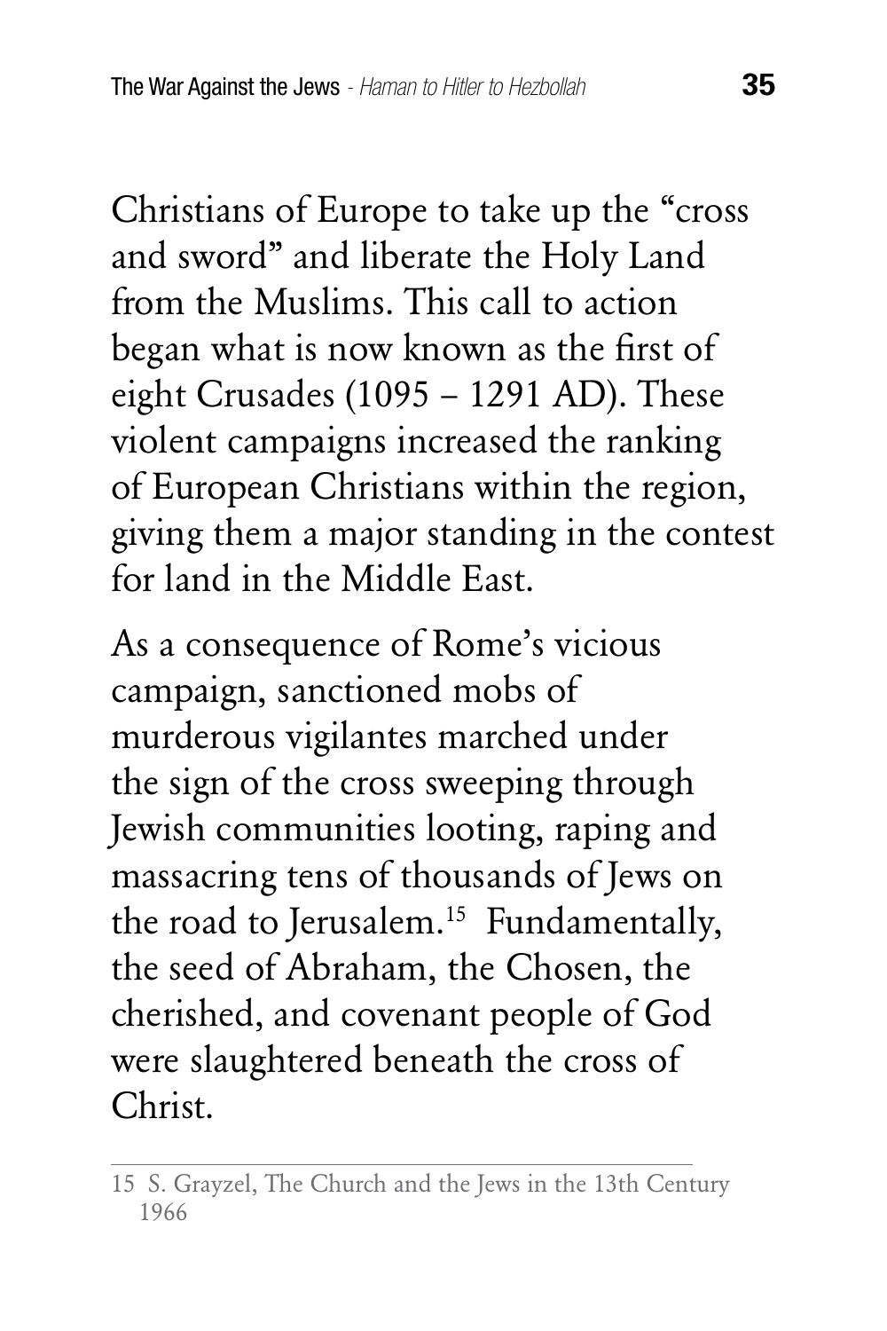Christians of Europe to take up the "cross and sword" and liberate the Holy Land from the Muslims. This call to action began what is now known as the first of eight Crusades (1095 – 1291 AD). These violent campaigns increased the ranking of European Christians within the region, giving them a major standing in the contest for land in the Middle East.

As a consequence of Rome's vicious campaign, sanctioned mobs of murderous vigilantes marched under the sign of the cross sweeping through Jewish communities looting, raping and massacring tens of thousands of Jews on the road to Jerusalem.[15] Fundamentally, the seed of Abraham, the Chosen, the cherished, and covenant people of God were slaughtered beneath the cross of Christ.

---

15 S. Grayzel, The Church and the Jews in the 13th Century 1966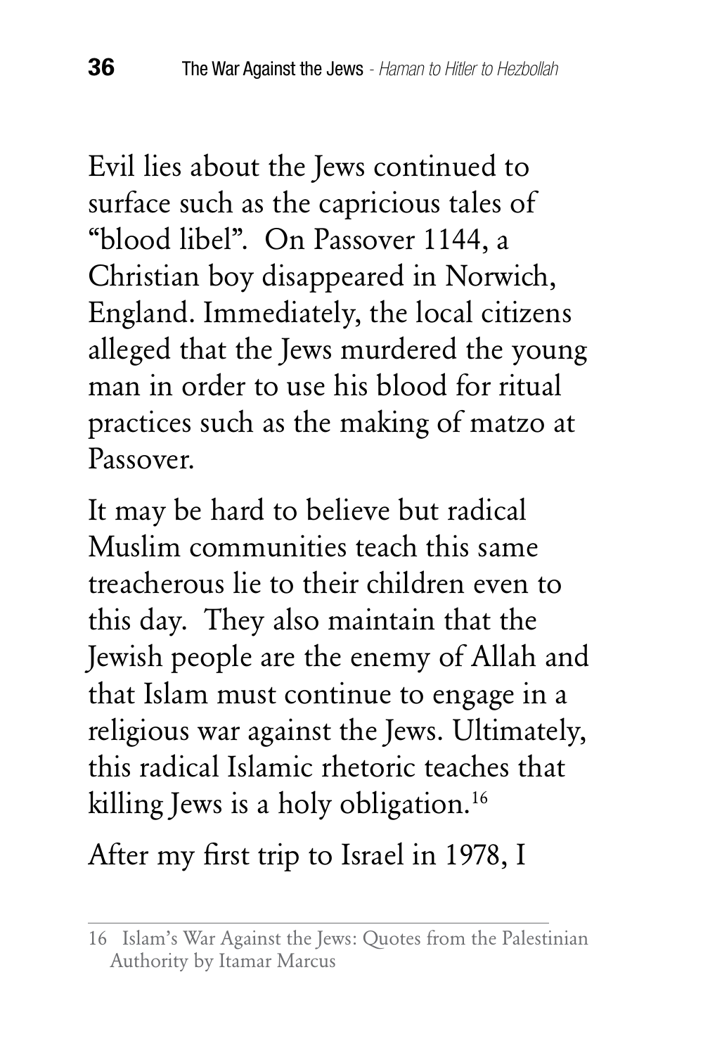Evil lies about the Jews continued to surface such as the capricious tales of "blood libel". On Passover 1144, a Christian boy disappeared in Norwich, England. Immediately, the local citizens alleged that the Jews murdered the young man in order to use his blood for ritual practices such as the making of matzo at Passover.

It may be hard to believe but radical Muslim communities teach this same treacherous lie to their children even to this day. They also maintain that the Jewish people are the enemy of Allah and that Islam must continue to engage in a religious war against the Jews. Ultimately, this radical Islamic rhetoric teaches that killing Jews is a holy obligation.[16]

After my first trip to Israel in 1978, I

---

16 Islam's War Against the Jews: Quotes from the Palestinian Authority by Itamar Marcus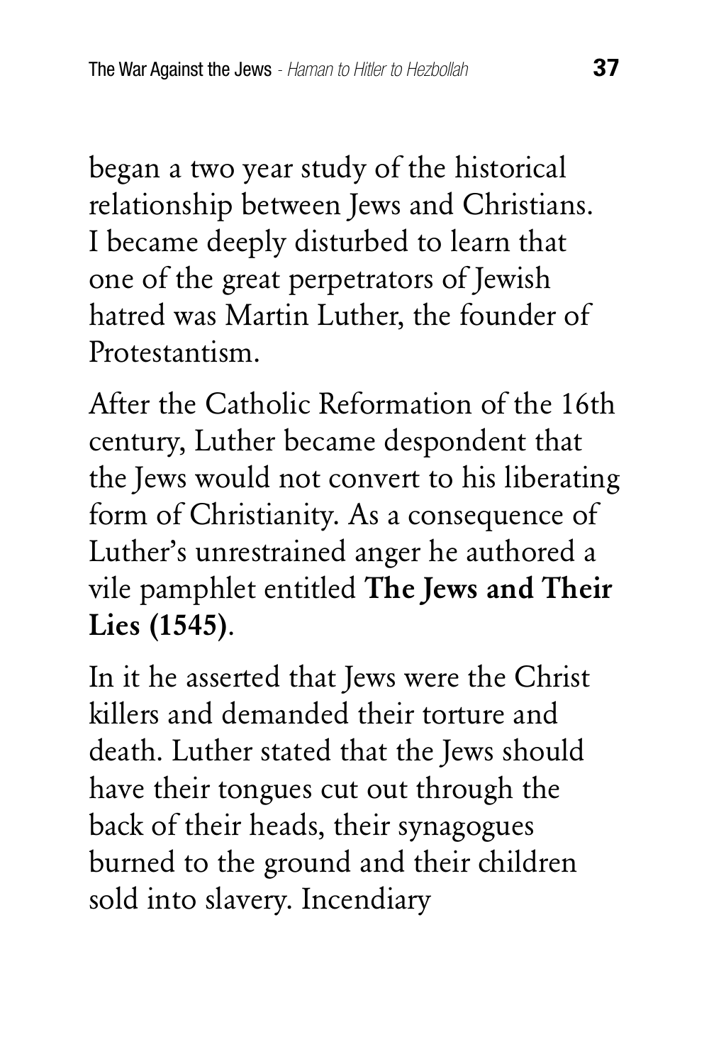began a two year study of the historical relationship between Jews and Christians. I became deeply disturbed to learn that one of the great perpetrators of Jewish hatred was Martin Luther, the founder of Protestantism.

After the Catholic Reformation of the 16th century, Luther became despondent that the Jews would not convert to his liberating form of Christianity. As a consequence of Luther's unrestrained anger he authored a vile pamphlet entitled **The Jews and Their Lies (1545)**.

In it he asserted that Jews were the Christ killers and demanded their torture and death. Luther stated that the Jews should have their tongues cut out through the back of their heads, their synagogues burned to the ground and their children sold into slavery. Incendiary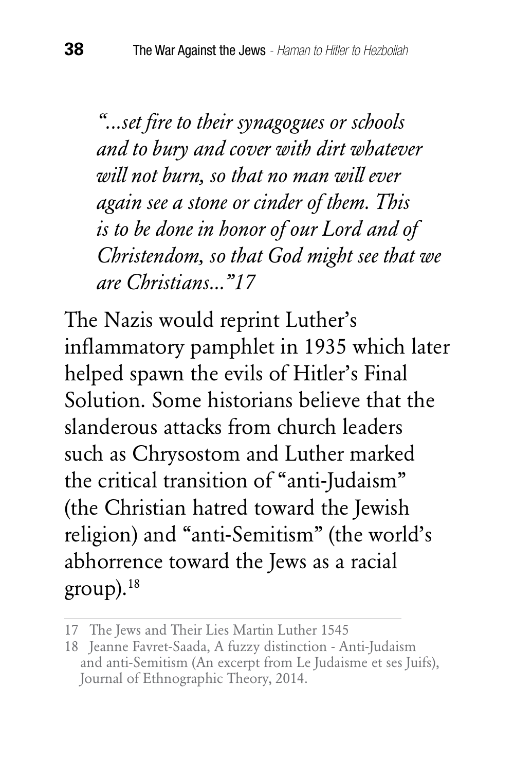*"...set fire to their synagogues or schools and to bury and cover with dirt whatever will not burn, so that no man will ever again see a stone or cinder of them. This is to be done in honor of our Lord and of Christendom, so that God might see that we are Christians..."17*

The Nazis would reprint Luther's inflammatory pamphlet in 1935 which later helped spawn the evils of Hitler's Final Solution. Some historians believe that the slanderous attacks from church leaders such as Chrysostom and Luther marked the critical transition of "anti-Judaism" (the Christian hatred toward the Jewish religion) and "anti-Semitism" (the world's abhorrence toward the Jews as a racial group).[18]

---

17 The Jews and Their Lies Martin Luther 1545

18 Jeanne Favret-Saada, A fuzzy distinction - Anti-Judaism and anti-Semitism (An excerpt from Le Judaisme et ses Juifs), Journal of Ethnographic Theory, 2014.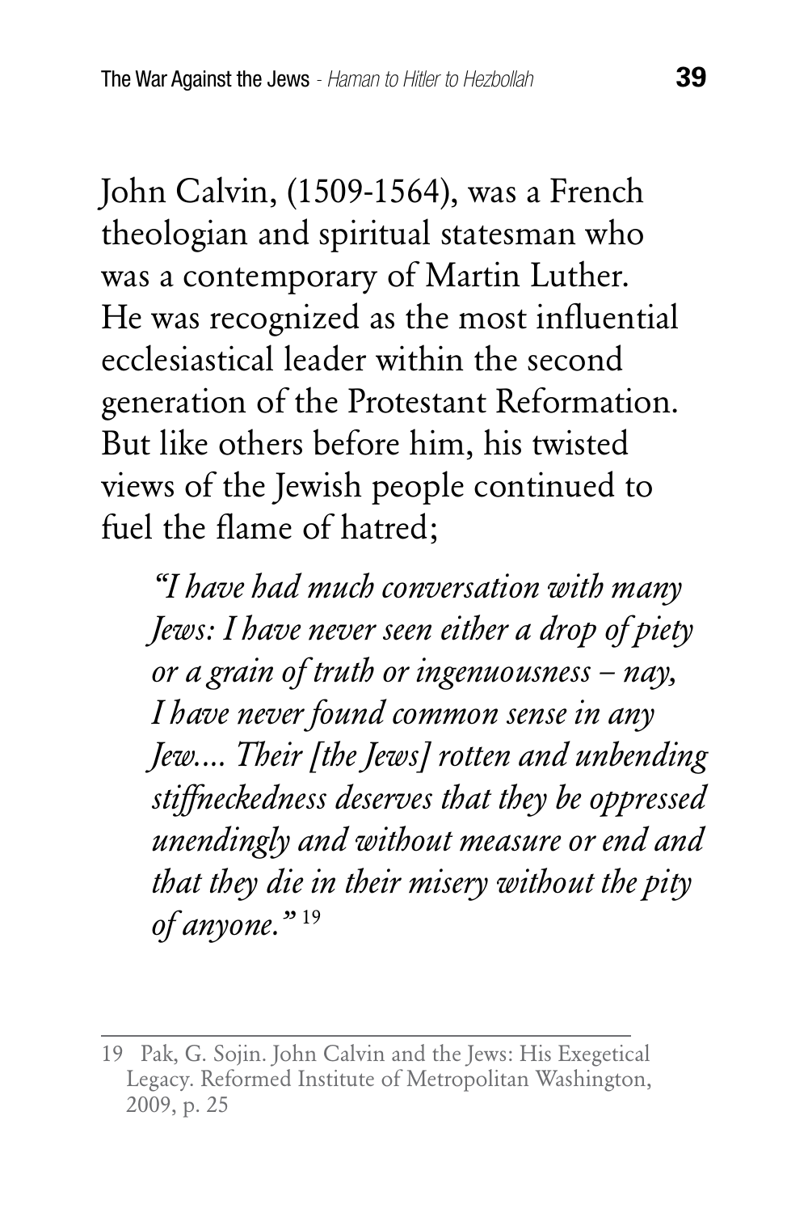John Calvin, (1509-1564), was a French theologian and spiritual statesman who was a contemporary of Martin Luther. He was recognized as the most influential ecclesiastical leader within the second generation of the Protestant Reformation. But like others before him, his twisted views of the Jewish people continued to fuel the flame of hatred;

> *"I have had much conversation with many Jews: I have never seen either a drop of piety or a grain of truth or ingenuousness – nay, I have never found common sense in any Jew.... Their [the Jews] rotten and unbending stiffneckedness deserves that they be oppressed unendingly and without measure or end and that they die in their misery without the pity of anyone."* [19]

---

19 Pak, G. Sojin. John Calvin and the Jews: His Exegetical Legacy. Reformed Institute of Metropolitan Washington, 2009, p. 25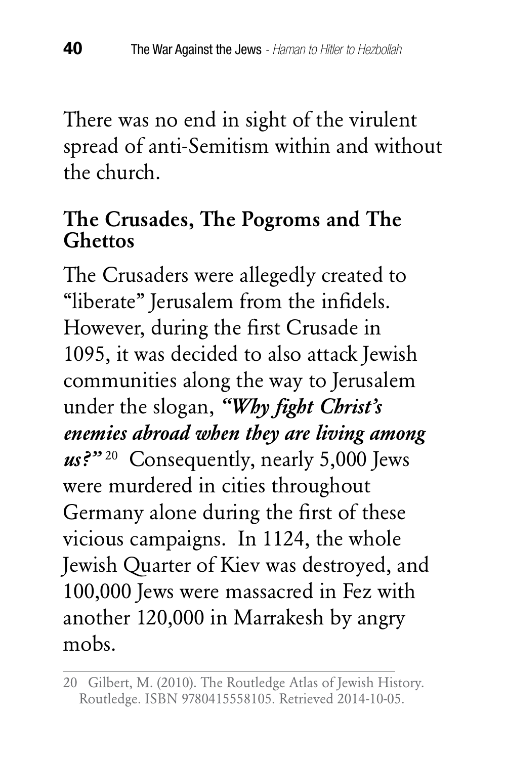There was no end in sight of the virulent spread of anti-Semitism within and without the church.

## The Crusades, The Pogroms and The Ghettos

The Crusaders were allegedly created to "liberate" Jerusalem from the infidels. However, during the first Crusade in 1095, it was decided to also attack Jewish communities along the way to Jerusalem under the slogan, ***"Why fight Christ's enemies abroad when they are living among us?"***[20] Consequently, nearly 5,000 Jews were murdered in cities throughout Germany alone during the first of these vicious campaigns. In 1124, the whole Jewish Quarter of Kiev was destroyed, and 100,000 Jews were massacred in Fez with another 120,000 in Marrakesh by angry mobs.

---

20 Gilbert, M. (2010). The Routledge Atlas of Jewish History. Routledge. ISBN 9780415558105. Retrieved 2014-10-05.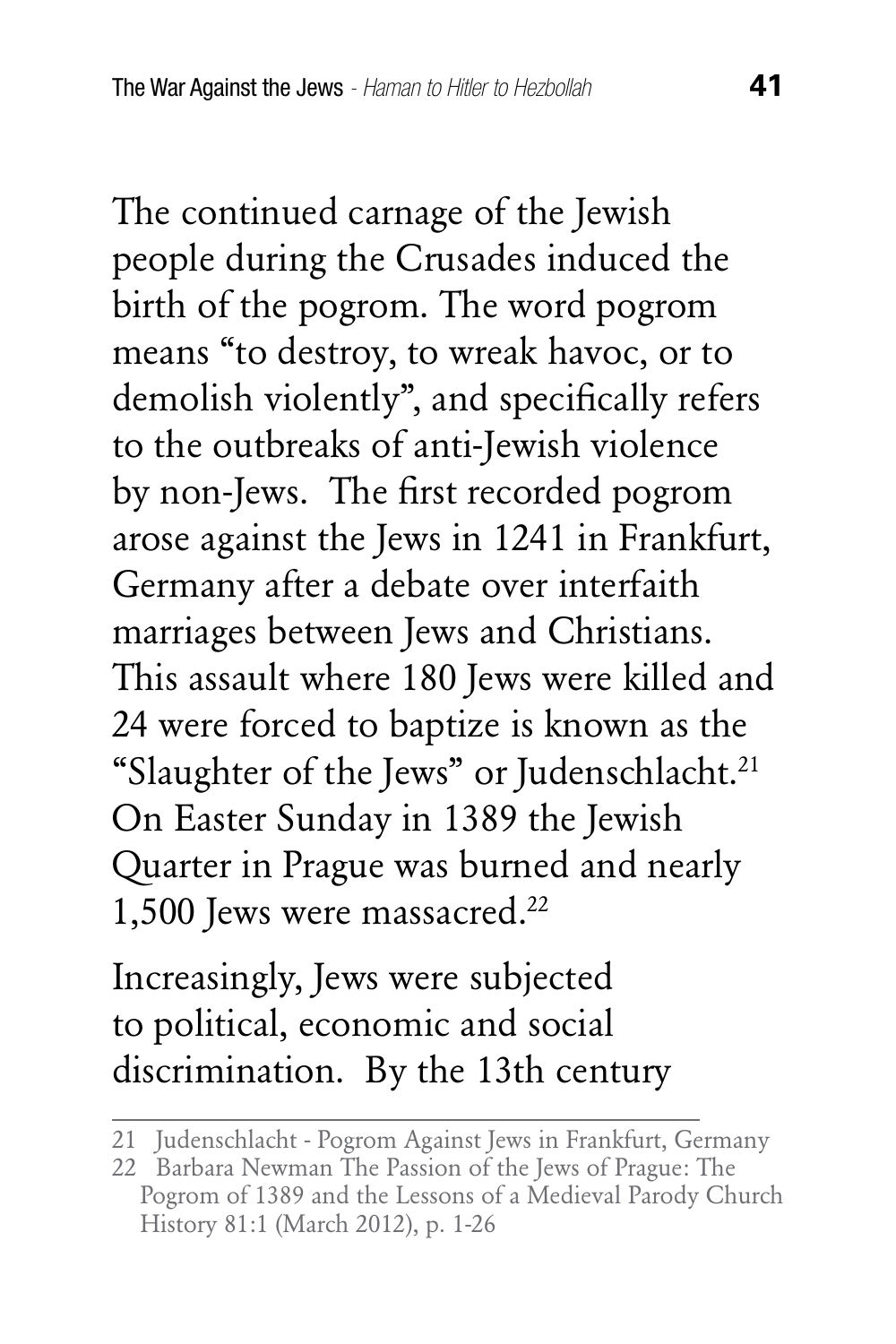The continued carnage of the Jewish people during the Crusades induced the birth of the pogrom. The word pogrom means "to destroy, to wreak havoc, or to demolish violently", and specifically refers to the outbreaks of anti-Jewish violence by non-Jews. The first recorded pogrom arose against the Jews in 1241 in Frankfurt, Germany after a debate over interfaith marriages between Jews and Christians. This assault where 180 Jews were killed and 24 were forced to baptize is known as the "Slaughter of the Jews" or Judenschlacht.[21] On Easter Sunday in 1389 the Jewish Quarter in Prague was burned and nearly 1,500 Jews were massacred.[22]

Increasingly, Jews were subjected to political, economic and social discrimination. By the 13th century

---

21 Judenschlacht - Pogrom Against Jews in Frankfurt, Germany

22 Barbara Newman The Passion of the Jews of Prague: The Pogrom of 1389 and the Lessons of a Medieval Parody Church History 81:1 (March 2012), p. 1-26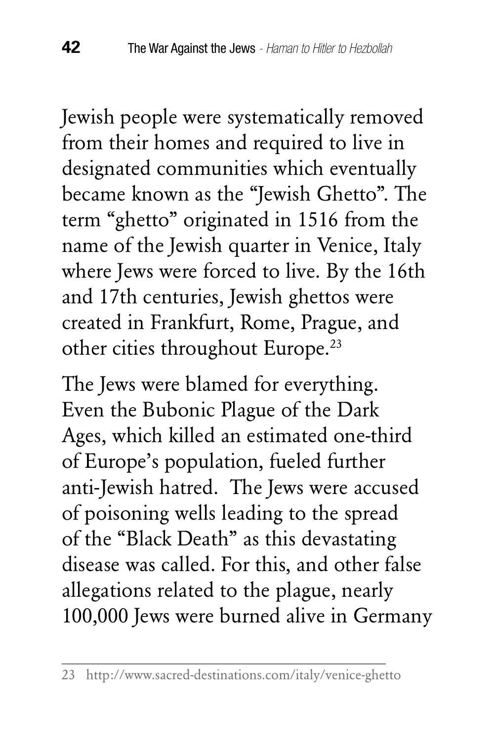Jewish people were systematically removed from their homes and required to live in designated communities which eventually became known as the "Jewish Ghetto". The term "ghetto" originated in 1516 from the name of the Jewish quarter in Venice, Italy where Jews were forced to live. By the 16th and 17th centuries, Jewish ghettos were created in Frankfurt, Rome, Prague, and other cities throughout Europe.[23]

The Jews were blamed for everything. Even the Bubonic Plague of the Dark Ages, which killed an estimated one-third of Europe's population, fueled further anti-Jewish hatred. The Jews were accused of poisoning wells leading to the spread of the "Black Death" as this devastating disease was called. For this, and other false allegations related to the plague, nearly 100,000 Jews were burned alive in Germany

---

23 http://www.sacred-destinations.com/italy/venice-ghetto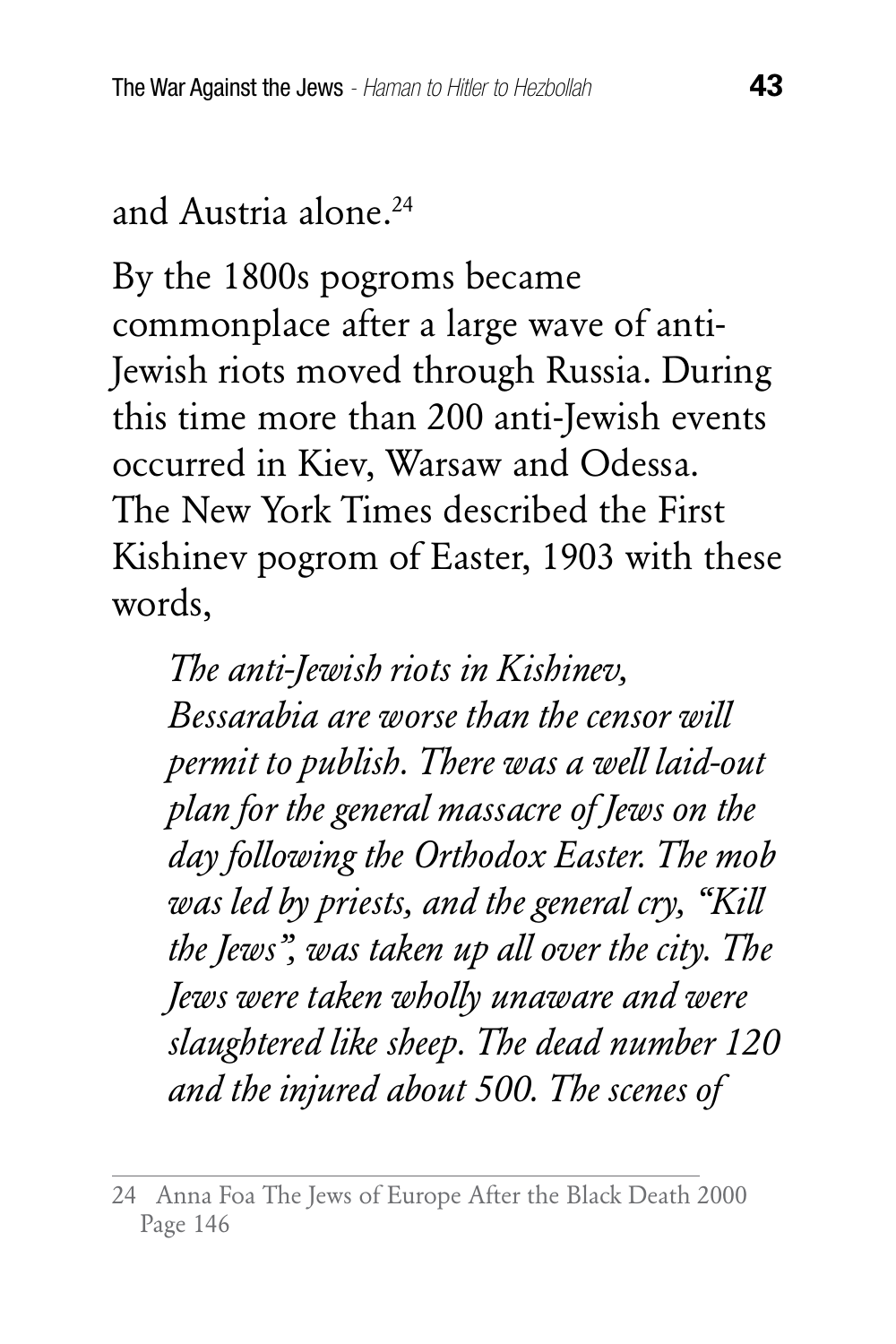and Austria alone.[24]

By the 1800s pogroms became commonplace after a large wave of anti-Jewish riots moved through Russia. During this time more than 200 anti-Jewish events occurred in Kiev, Warsaw and Odessa. The New York Times described the First Kishinev pogrom of Easter, 1903 with these words,

> *The anti-Jewish riots in Kishinev, Bessarabia are worse than the censor will permit to publish. There was a well laid-out plan for the general massacre of Jews on the day following the Orthodox Easter. The mob was led by priests, and the general cry, "Kill the Jews", was taken up all over the city. The Jews were taken wholly unaware and were slaughtered like sheep. The dead number 120 and the injured about 500. The scenes of*

---

24 Anna Foa The Jews of Europe After the Black Death 2000 Page 146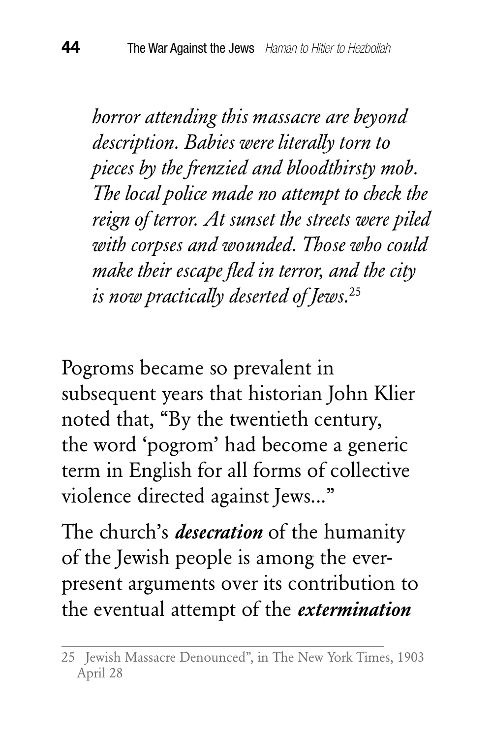*horror attending this massacre are beyond description. Babies were literally torn to pieces by the frenzied and bloodthirsty mob. The local police made no attempt to check the reign of terror. At sunset the streets were piled with corpses and wounded. Those who could make their escape fled in terror, and the city is now practically deserted of Jews.*[25]

Pogroms became so prevalent in subsequent years that historian John Klier noted that, "By the twentieth century, the word 'pogrom' had become a generic term in English for all forms of collective violence directed against Jews..."

The church's ***desecration*** of the humanity of the Jewish people is among the ever-present arguments over its contribution to the eventual attempt of the ***extermination***

---

25 Jewish Massacre Denounced", in The New York Times, 1903 April 28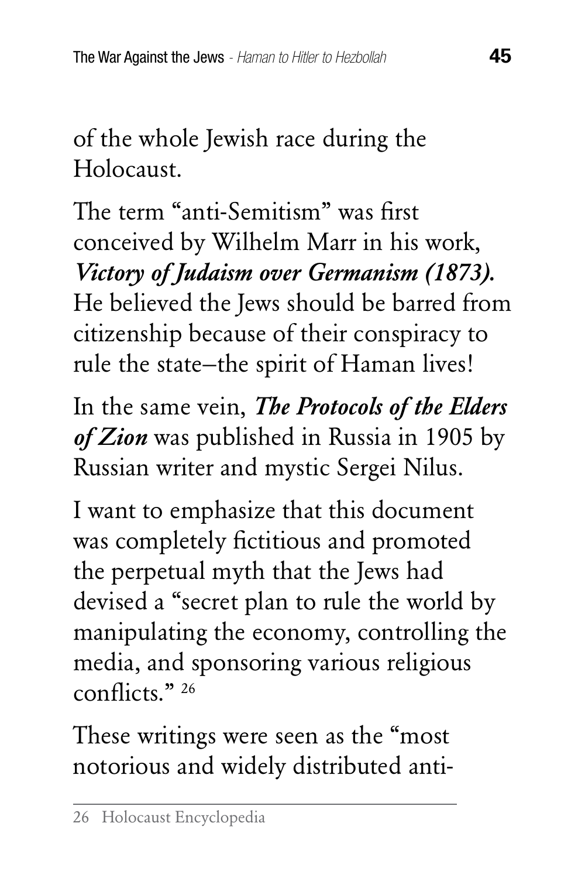of the whole Jewish race during the Holocaust.

The term "anti-Semitism" was first conceived by Wilhelm Marr in his work, ***Victory of Judaism over Germanism (1873).*** He believed the Jews should be barred from citizenship because of their conspiracy to rule the state–the spirit of Haman lives!

In the same vein, ***The Protocols of the Elders of Zion*** was published in Russia in 1905 by Russian writer and mystic Sergei Nilus.

I want to emphasize that this document was completely fictitious and promoted the perpetual myth that the Jews had devised a "secret plan to rule the world by manipulating the economy, controlling the media, and sponsoring various religious conflicts." [26]

These writings were seen as the "most notorious and widely distributed anti-

---

26 Holocaust Encyclopedia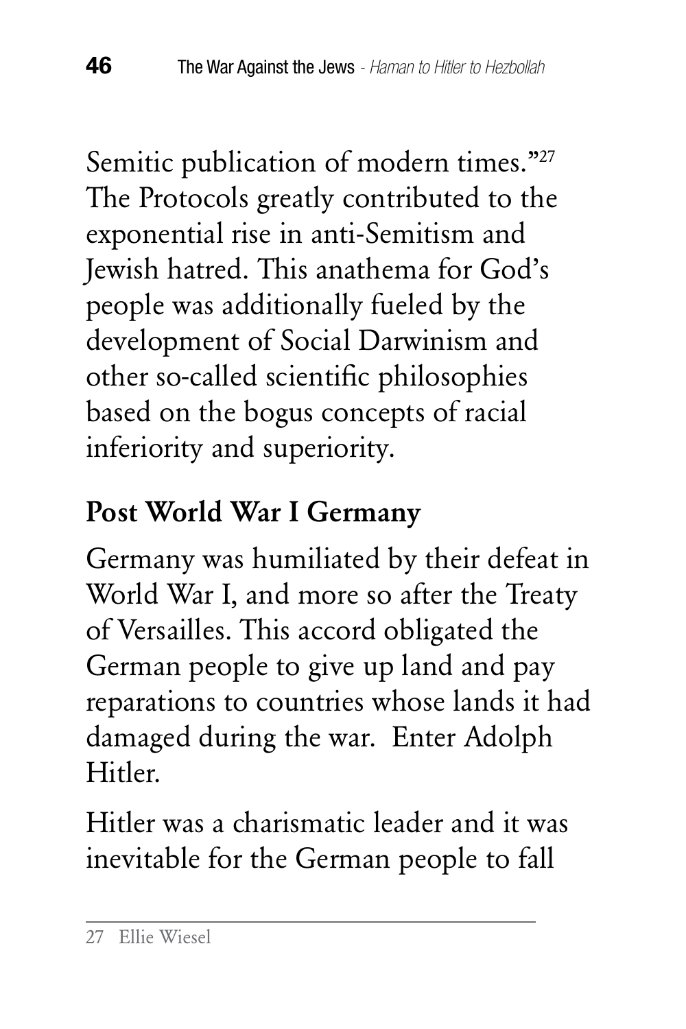Semitic publication of modern times."[27] The Protocols greatly contributed to the exponential rise in anti-Semitism and Jewish hatred. This anathema for God's people was additionally fueled by the development of Social Darwinism and other so-called scientific philosophies based on the bogus concepts of racial inferiority and superiority.

## Post World War I Germany

Germany was humiliated by their defeat in World War I, and more so after the Treaty of Versailles. This accord obligated the German people to give up land and pay reparations to countries whose lands it had damaged during the war. Enter Adolph Hitler.

Hitler was a charismatic leader and it was inevitable for the German people to fall

---

27 Ellie Wiesel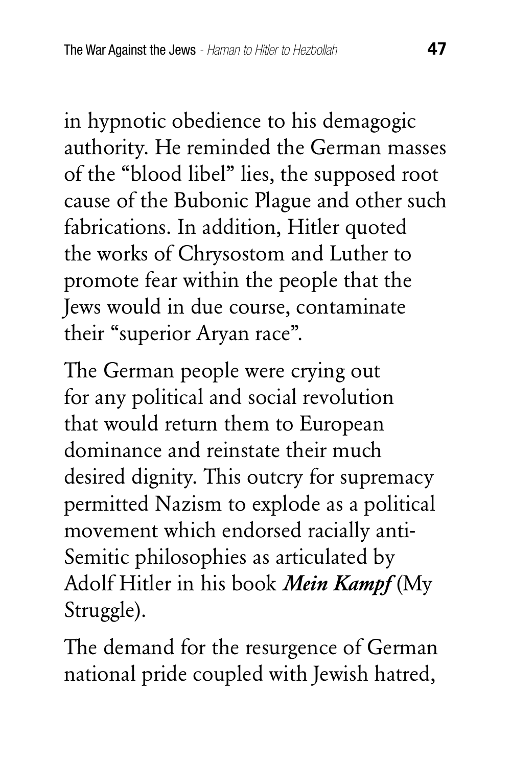in hypnotic obedience to his demagogic authority. He reminded the German masses of the "blood libel" lies, the supposed root cause of the Bubonic Plague and other such fabrications. In addition, Hitler quoted the works of Chrysostom and Luther to promote fear within the people that the Jews would in due course, contaminate their "superior Aryan race".

The German people were crying out for any political and social revolution that would return them to European dominance and reinstate their much desired dignity. This outcry for supremacy permitted Nazism to explode as a political movement which endorsed racially anti-Semitic philosophies as articulated by Adolf Hitler in his book ***Mein Kampf*** (My Struggle).

The demand for the resurgence of German national pride coupled with Jewish hatred,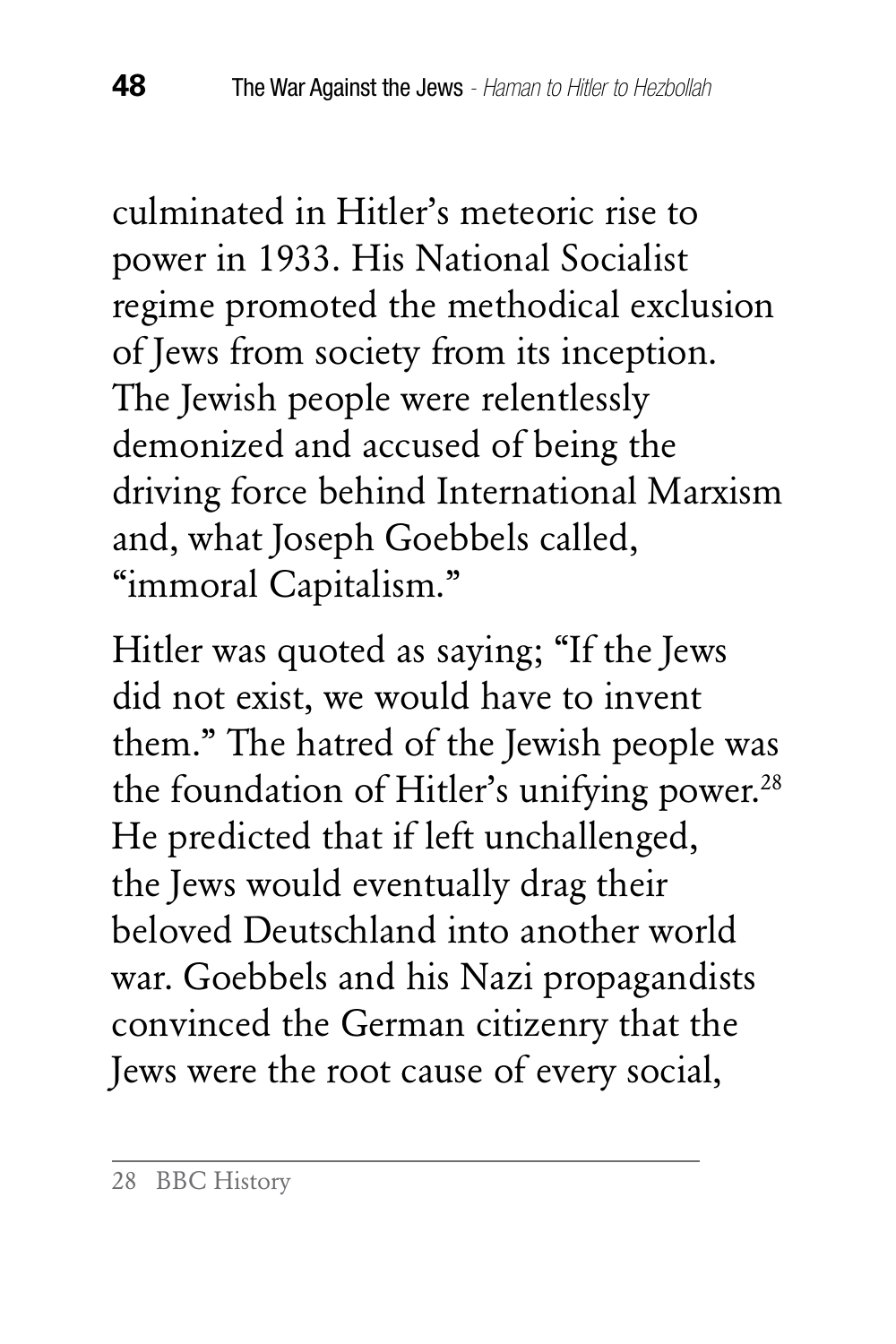culminated in Hitler's meteoric rise to power in 1933. His National Socialist regime promoted the methodical exclusion of Jews from society from its inception. The Jewish people were relentlessly demonized and accused of being the driving force behind International Marxism and, what Joseph Goebbels called, "immoral Capitalism."

Hitler was quoted as saying; "If the Jews did not exist, we would have to invent them." The hatred of the Jewish people was the foundation of Hitler's unifying power.[28] He predicted that if left unchallenged, the Jews would eventually drag their beloved Deutschland into another world war. Goebbels and his Nazi propagandists convinced the German citizenry that the Jews were the root cause of every social,

---

28 BBC History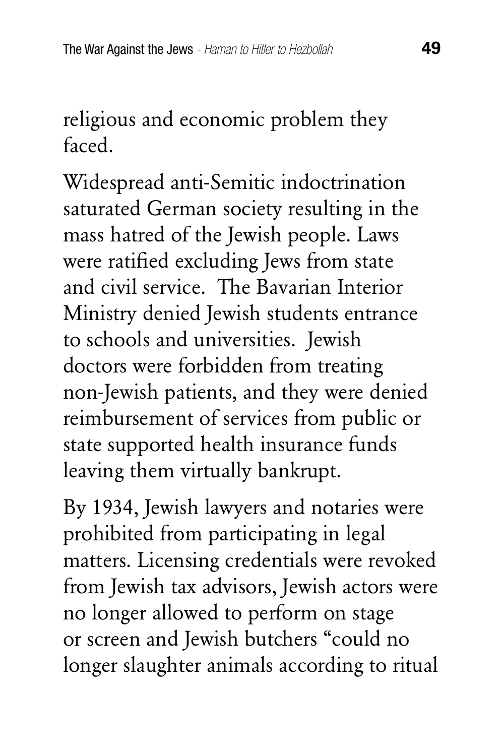religious and economic problem they faced.

Widespread anti-Semitic indoctrination saturated German society resulting in the mass hatred of the Jewish people. Laws were ratified excluding Jews from state and civil service. The Bavarian Interior Ministry denied Jewish students entrance to schools and universities. Jewish doctors were forbidden from treating non-Jewish patients, and they were denied reimbursement of services from public or state supported health insurance funds leaving them virtually bankrupt.

By 1934, Jewish lawyers and notaries were prohibited from participating in legal matters. Licensing credentials were revoked from Jewish tax advisors, Jewish actors were no longer allowed to perform on stage or screen and Jewish butchers "could no longer slaughter animals according to ritual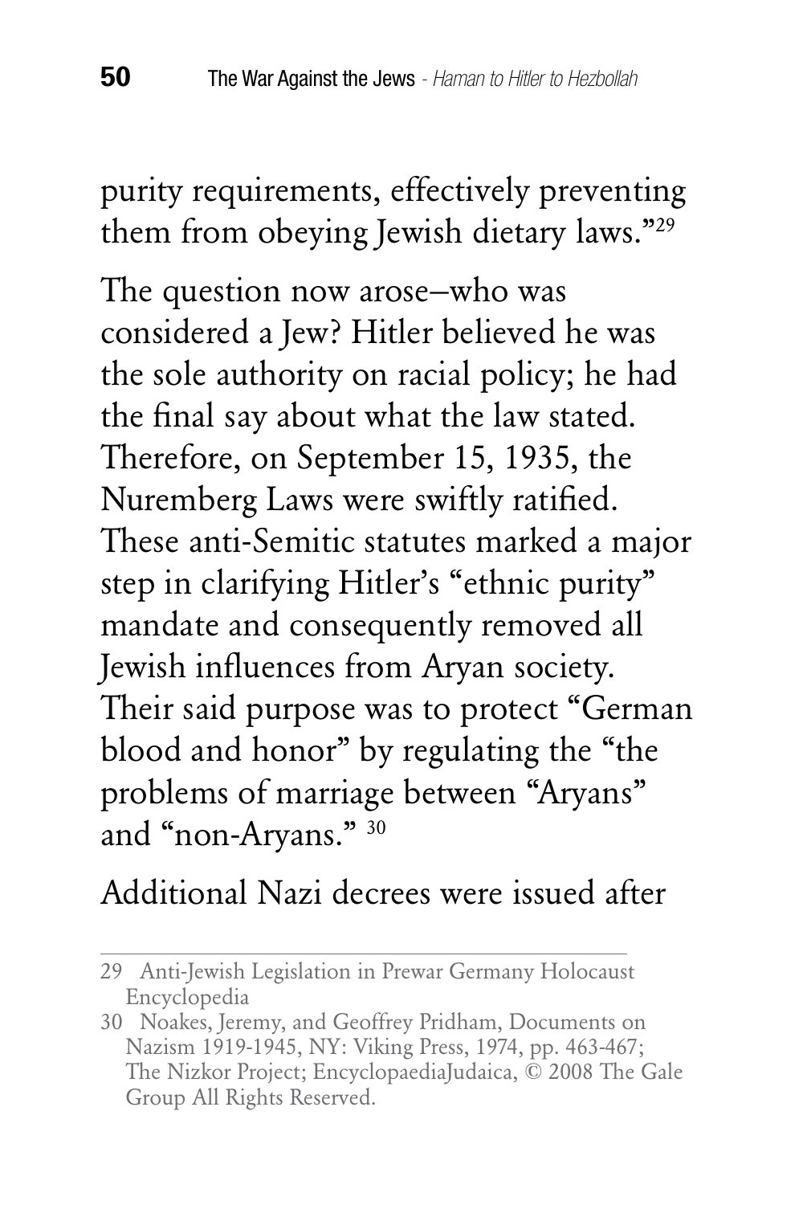purity requirements, effectively preventing them from obeying Jewish dietary laws."[29]

The question now arose–who was considered a Jew? Hitler believed he was the sole authority on racial policy; he had the final say about what the law stated. Therefore, on September 15, 1935, the Nuremberg Laws were swiftly ratified. These anti-Semitic statutes marked a major step in clarifying Hitler's "ethnic purity" mandate and consequently removed all Jewish influences from Aryan society. Their said purpose was to protect "German blood and honor" by regulating the "the problems of marriage between "Aryans" and "non-Aryans." [30]

Additional Nazi decrees were issued after

---

29 Anti-Jewish Legislation in Prewar Germany Holocaust Encyclopedia

30 Noakes, Jeremy, and Geoffrey Pridham, Documents on Nazism 1919-1945, NY: Viking Press, 1974, pp. 463-467; The Nizkor Project; EncyclopaediaJudaica, © 2008 The Gale Group All Rights Reserved.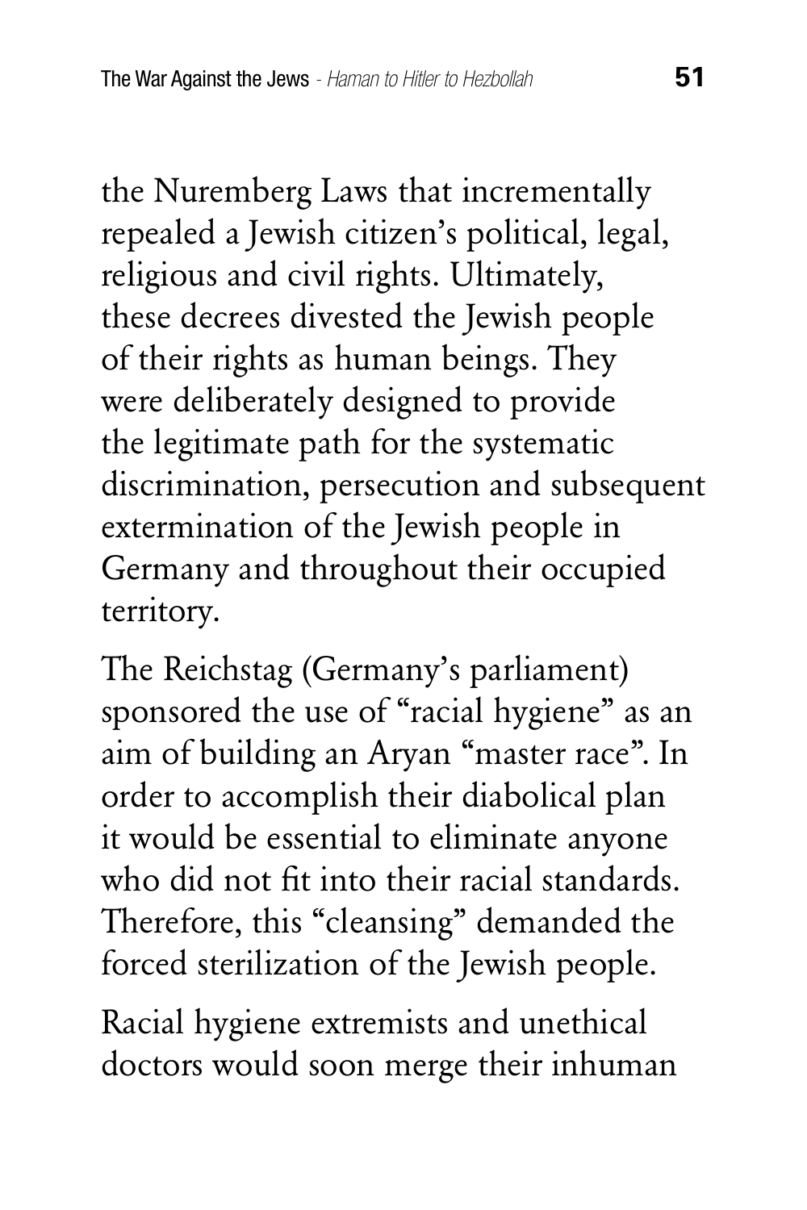the Nuremberg Laws that incrementally repealed a Jewish citizen's political, legal, religious and civil rights. Ultimately, these decrees divested the Jewish people of their rights as human beings. They were deliberately designed to provide the legitimate path for the systematic discrimination, persecution and subsequent extermination of the Jewish people in Germany and throughout their occupied territory.

The Reichstag (Germany's parliament) sponsored the use of "racial hygiene" as an aim of building an Aryan "master race". In order to accomplish their diabolical plan it would be essential to eliminate anyone who did not fit into their racial standards. Therefore, this "cleansing" demanded the forced sterilization of the Jewish people.

Racial hygiene extremists and unethical doctors would soon merge their inhuman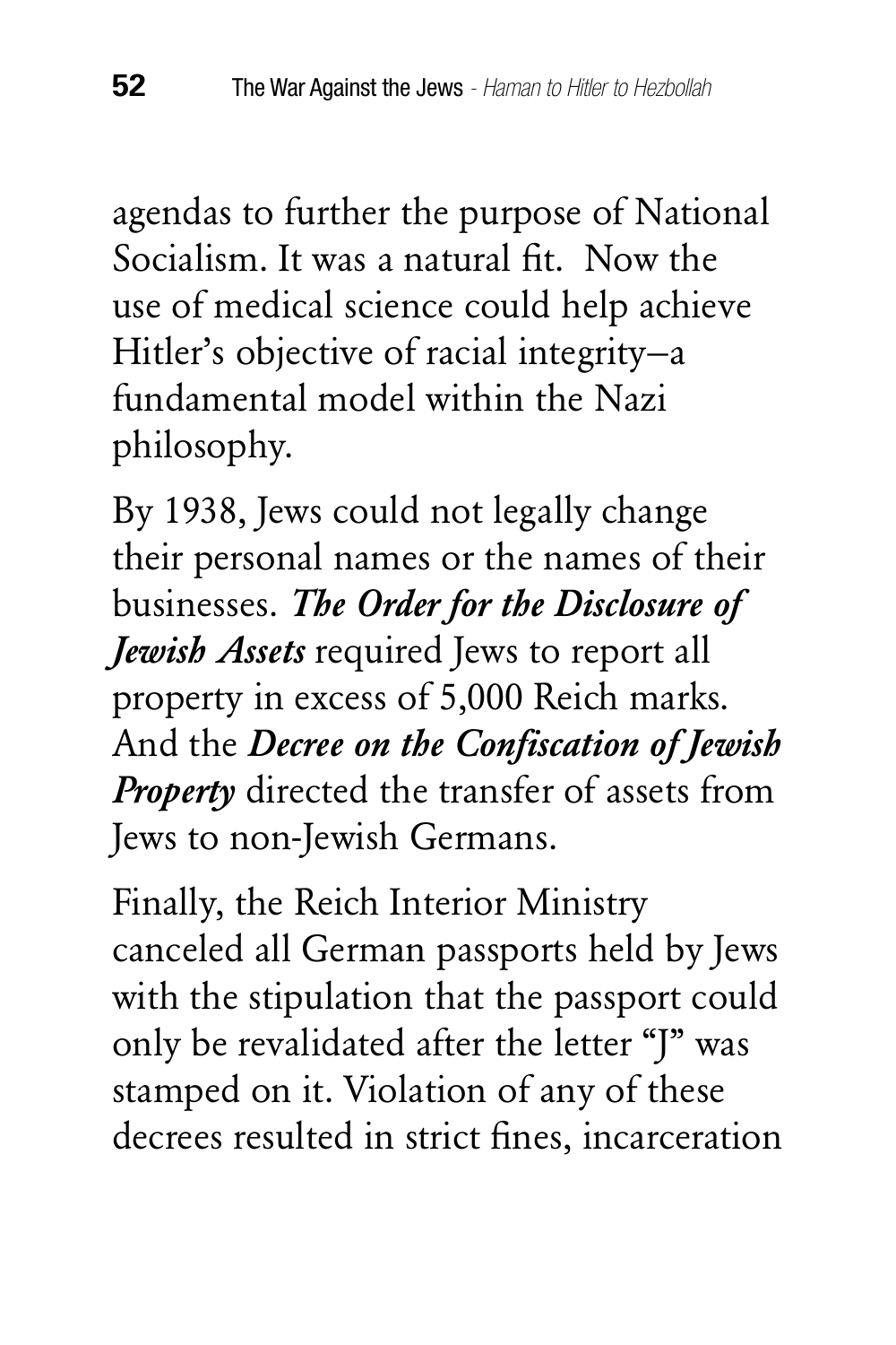agendas to further the purpose of National Socialism. It was a natural fit. Now the use of medical science could help achieve Hitler's objective of racial integrity–a fundamental model within the Nazi philosophy.

By 1938, Jews could not legally change their personal names or the names of their businesses. ***The Order for the Disclosure of Jewish Assets*** required Jews to report all property in excess of 5,000 Reich marks. And the ***Decree on the Confiscation of Jewish Property*** directed the transfer of assets from Jews to non-Jewish Germans.

Finally, the Reich Interior Ministry canceled all German passports held by Jews with the stipulation that the passport could only be revalidated after the letter "J" was stamped on it. Violation of any of these decrees resulted in strict fines, incarceration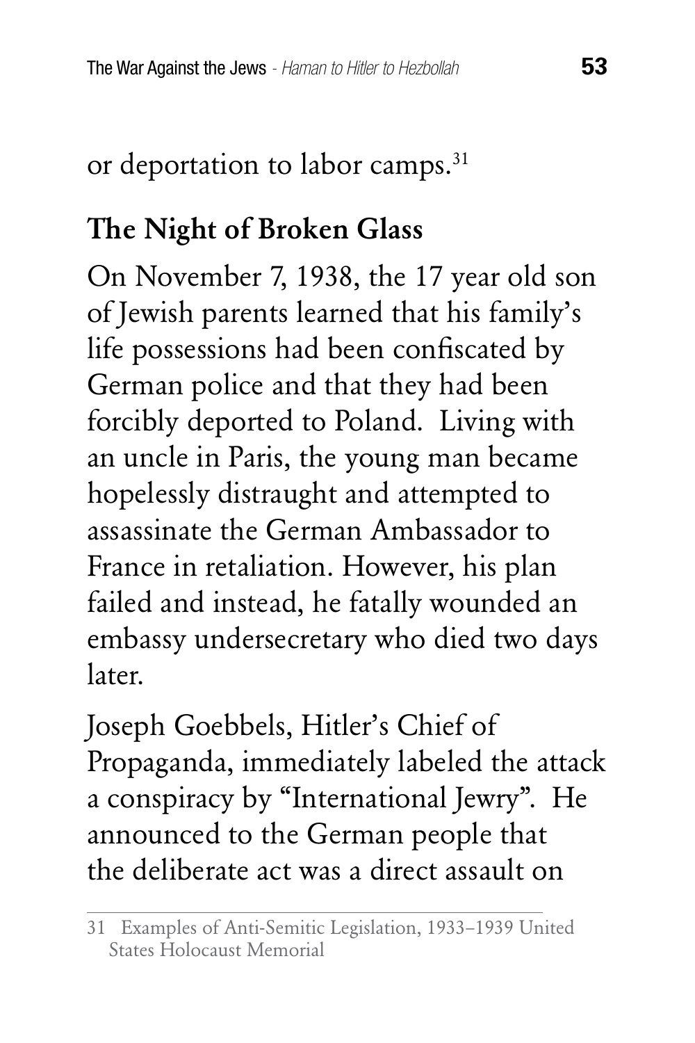or deportation to labor camps.[31]

## The Night of Broken Glass

On November 7, 1938, the 17 year old son of Jewish parents learned that his family's life possessions had been confiscated by German police and that they had been forcibly deported to Poland. Living with an uncle in Paris, the young man became hopelessly distraught and attempted to assassinate the German Ambassador to France in retaliation. However, his plan failed and instead, he fatally wounded an embassy undersecretary who died two days later.

Joseph Goebbels, Hitler's Chief of Propaganda, immediately labeled the attack a conspiracy by "International Jewry". He announced to the German people that the deliberate act was a direct assault on

---

31 Examples of Anti-Semitic Legislation, 1933–1939 United States Holocaust Memorial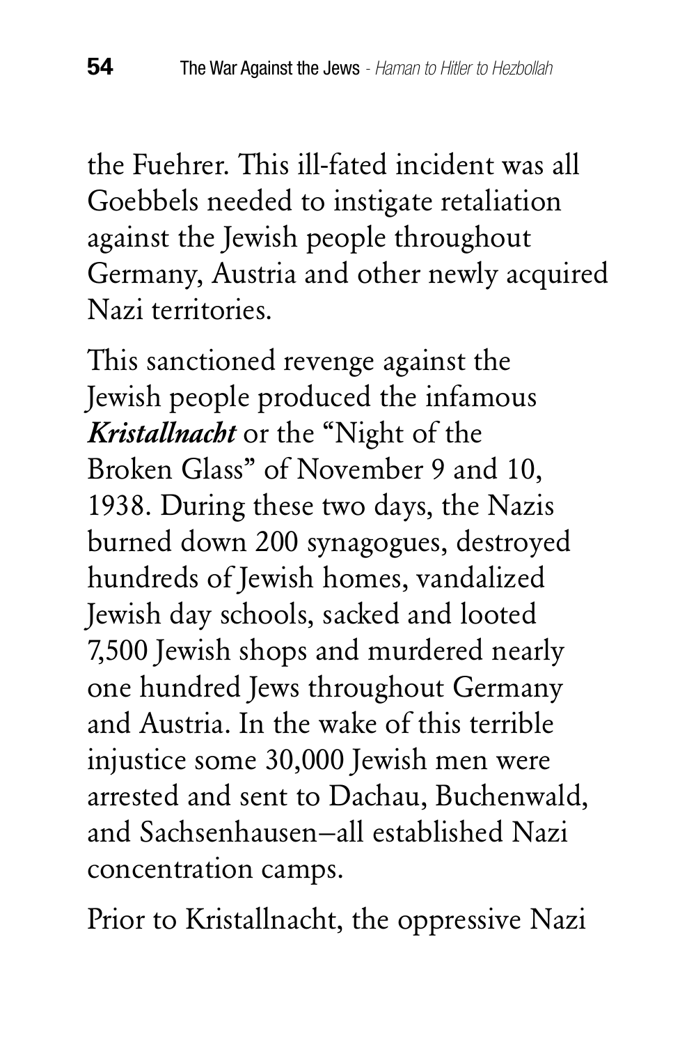the Fuehrer. This ill-fated incident was all Goebbels needed to instigate retaliation against the Jewish people throughout Germany, Austria and other newly acquired Nazi territories.

This sanctioned revenge against the Jewish people produced the infamous ***Kristallnacht*** or the "Night of the Broken Glass" of November 9 and 10, 1938. During these two days, the Nazis burned down 200 synagogues, destroyed hundreds of Jewish homes, vandalized Jewish day schools, sacked and looted 7,500 Jewish shops and murdered nearly one hundred Jews throughout Germany and Austria. In the wake of this terrible injustice some 30,000 Jewish men were arrested and sent to Dachau, Buchenwald, and Sachsenhausen—all established Nazi concentration camps.

Prior to Kristallnacht, the oppressive Nazi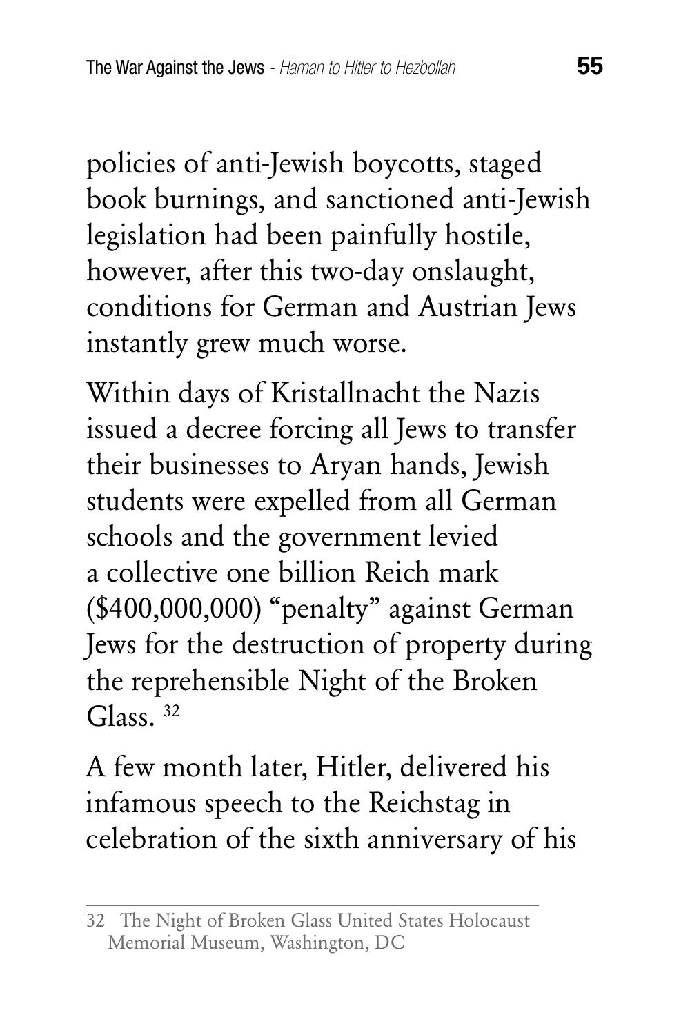policies of anti-Jewish boycotts, staged book burnings, and sanctioned anti-Jewish legislation had been painfully hostile, however, after this two-day onslaught, conditions for German and Austrian Jews instantly grew much worse.

Within days of Kristallnacht the Nazis issued a decree forcing all Jews to transfer their businesses to Aryan hands, Jewish students were expelled from all German schools and the government levied a collective one billion Reich mark ($400,000,000) "penalty" against German Jews for the destruction of property during the reprehensible Night of the Broken Glass. [32]

A few month later, Hitler, delivered his infamous speech to the Reichstag in celebration of the sixth anniversary of his

---

32 The Night of Broken Glass United States Holocaust Memorial Museum, Washington, DC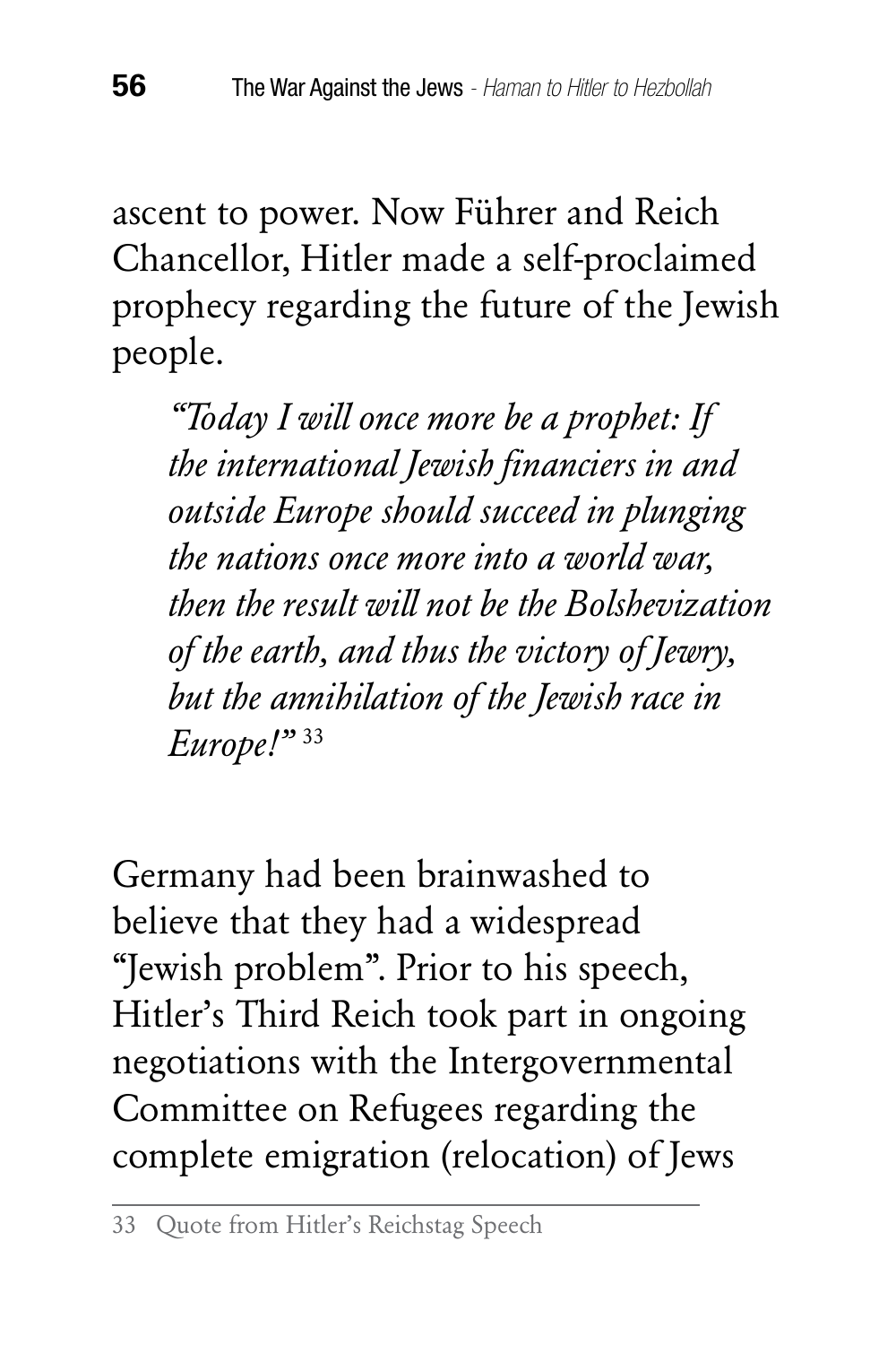ascent to power. Now Führer and Reich Chancellor, Hitler made a self-proclaimed prophecy regarding the future of the Jewish people.

> *"Today I will once more be a prophet: If the international Jewish financiers in and outside Europe should succeed in plunging the nations once more into a world war, then the result will not be the Bolshevization of the earth, and thus the victory of Jewry, but the annihilation of the Jewish race in Europe!"* [33]

Germany had been brainwashed to believe that they had a widespread "Jewish problem". Prior to his speech, Hitler's Third Reich took part in ongoing negotiations with the Intergovernmental Committee on Refugees regarding the complete emigration (relocation) of Jews

---

33 Quote from Hitler's Reichstag Speech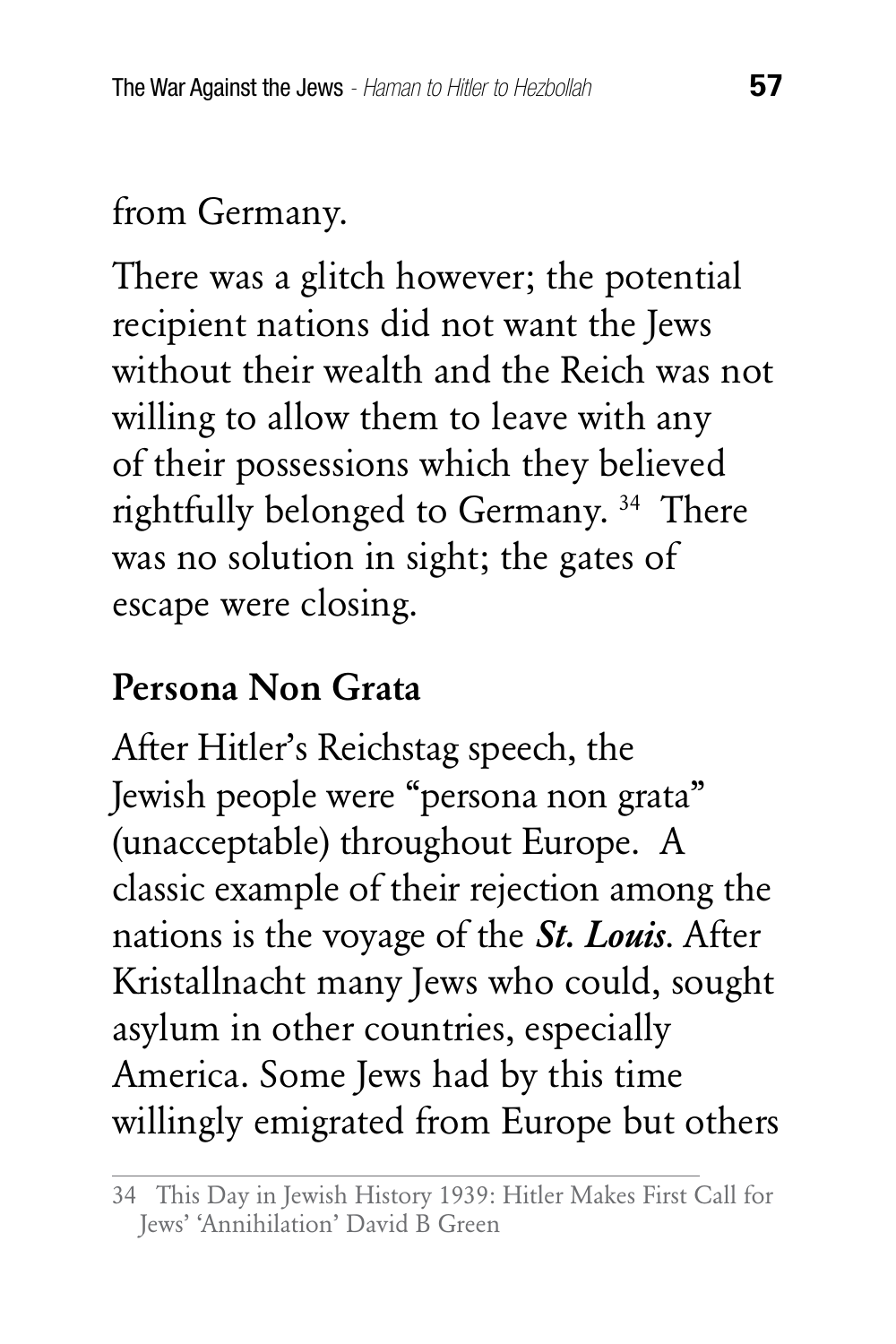from Germany.

There was a glitch however; the potential recipient nations did not want the Jews without their wealth and the Reich was not willing to allow them to leave with any of their possessions which they believed rightfully belonged to Germany. [34] There was no solution in sight; the gates of escape were closing.

## Persona Non Grata

After Hitler's Reichstag speech, the Jewish people were "persona non grata" (unacceptable) throughout Europe. A classic example of their rejection among the nations is the voyage of the ***St. Louis***. After Kristallnacht many Jews who could, sought asylum in other countries, especially America. Some Jews had by this time willingly emigrated from Europe but others

---

34 This Day in Jewish History 1939: Hitler Makes First Call for Jews' 'Annihilation' David B Green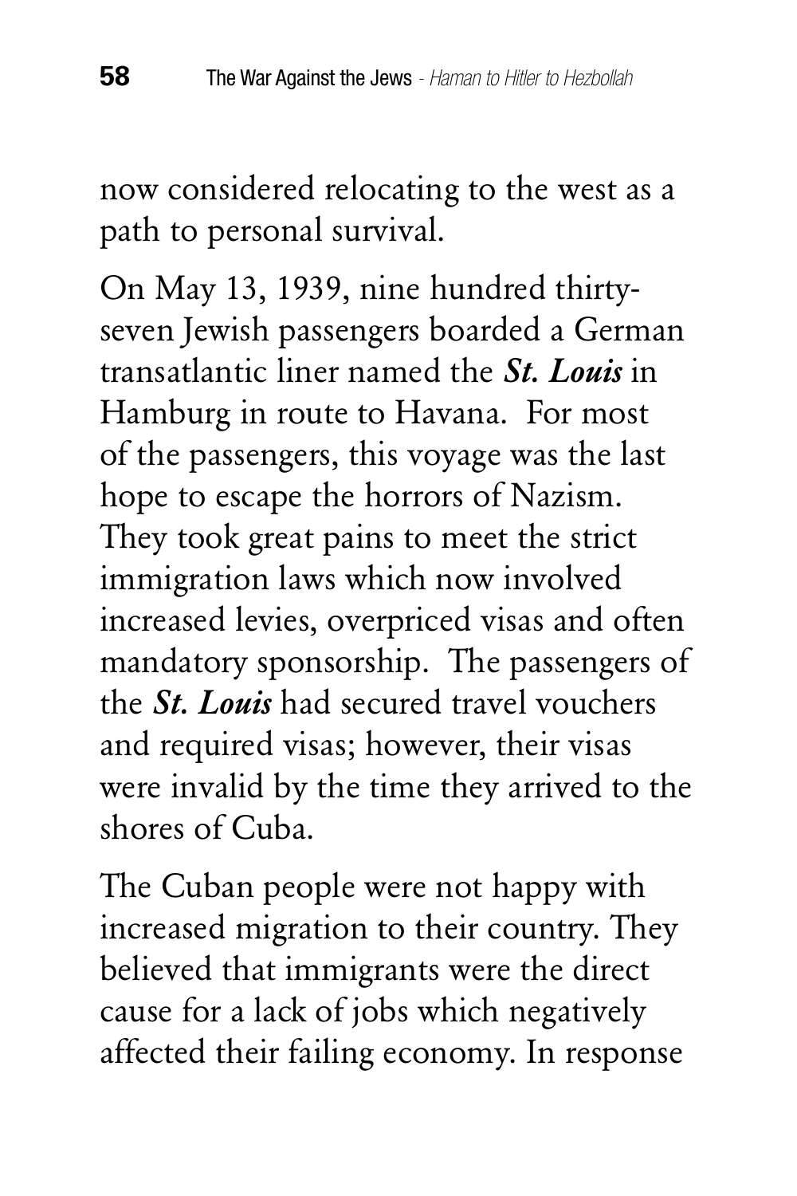now considered relocating to the west as a path to personal survival.

On May 13, 1939, nine hundred thirty-seven Jewish passengers boarded a German transatlantic liner named the ***St. Louis*** in Hamburg in route to Havana. For most of the passengers, this voyage was the last hope to escape the horrors of Nazism. They took great pains to meet the strict immigration laws which now involved increased levies, overpriced visas and often mandatory sponsorship. The passengers of the ***St. Louis*** had secured travel vouchers and required visas; however, their visas were invalid by the time they arrived to the shores of Cuba.

The Cuban people were not happy with increased migration to their country. They believed that immigrants were the direct cause for a lack of jobs which negatively affected their failing economy. In response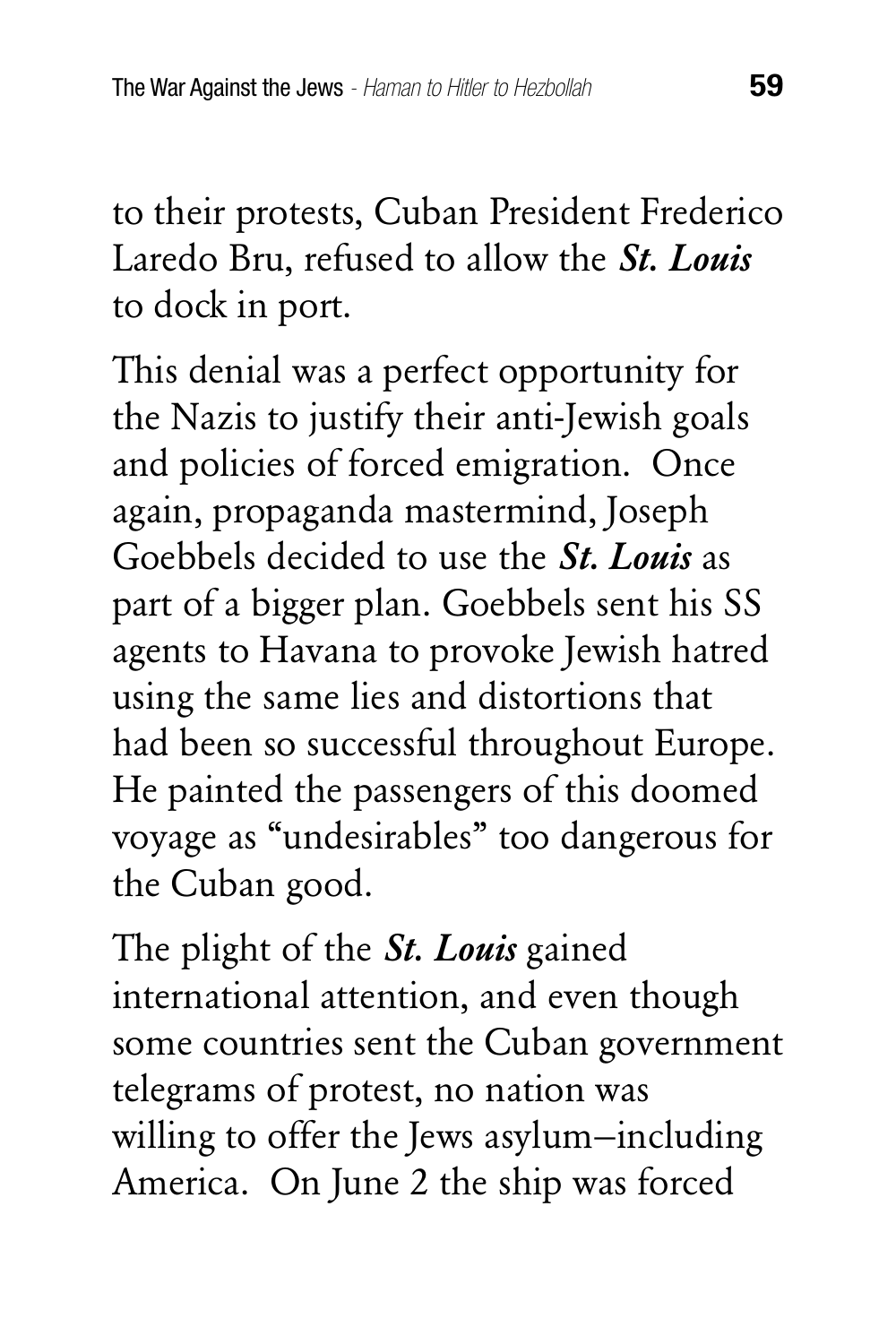to their protests, Cuban President Frederico Laredo Bru, refused to allow the ***St. Louis*** to dock in port.

This denial was a perfect opportunity for the Nazis to justify their anti-Jewish goals and policies of forced emigration. Once again, propaganda mastermind, Joseph Goebbels decided to use the ***St. Louis*** as part of a bigger plan. Goebbels sent his SS agents to Havana to provoke Jewish hatred using the same lies and distortions that had been so successful throughout Europe. He painted the passengers of this doomed voyage as "undesirables" too dangerous for the Cuban good.

The plight of the ***St. Louis*** gained international attention, and even though some countries sent the Cuban government telegrams of protest, no nation was willing to offer the Jews asylum–including America. On June 2 the ship was forced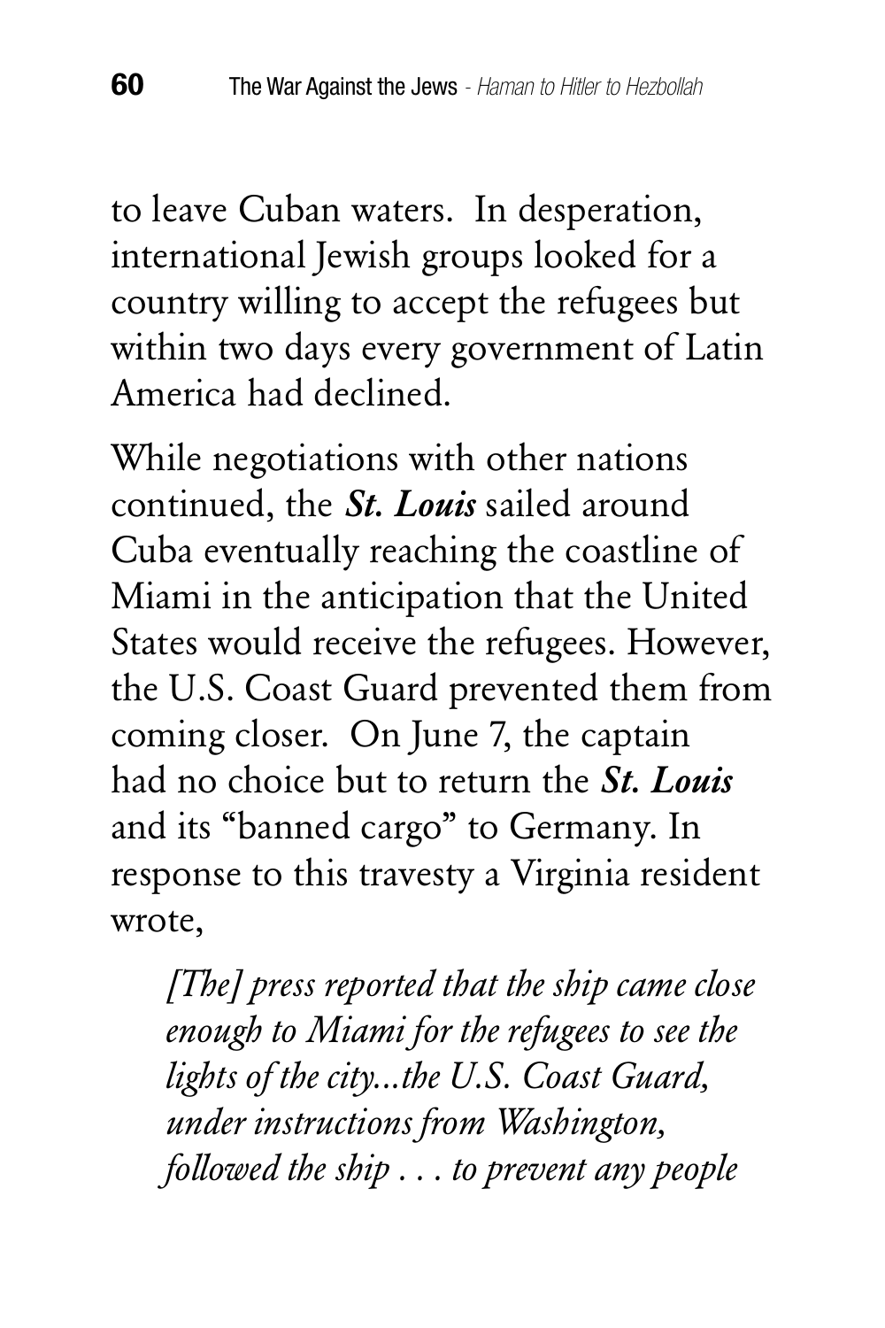to leave Cuban waters. In desperation, international Jewish groups looked for a country willing to accept the refugees but within two days every government of Latin America had declined.

While negotiations with other nations continued, the ***St. Louis*** sailed around Cuba eventually reaching the coastline of Miami in the anticipation that the United States would receive the refugees. However, the U.S. Coast Guard prevented them from coming closer. On June 7, the captain had no choice but to return the ***St. Louis*** and its "banned cargo" to Germany. In response to this travesty a Virginia resident wrote,

> *[The] press reported that the ship came close enough to Miami for the refugees to see the lights of the city...the U.S. Coast Guard, under instructions from Washington, followed the ship . . . to prevent any people*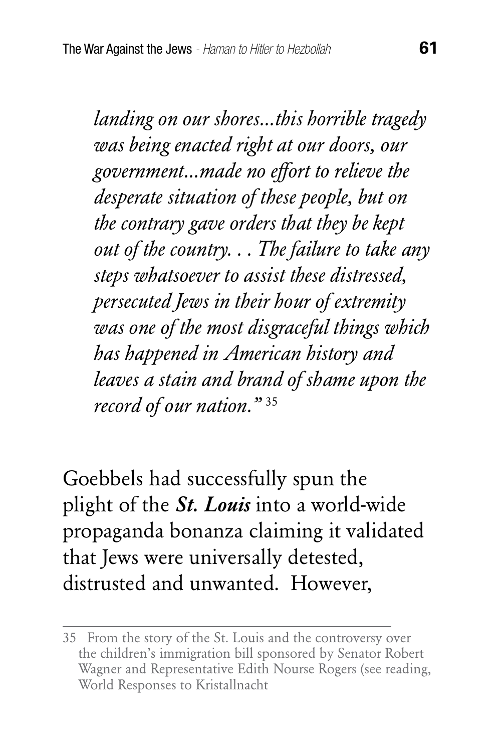*landing on our shores...this horrible tragedy was being enacted right at our doors, our government...made no effort to relieve the desperate situation of these people, but on the contrary gave orders that they be kept out of the country. . . The failure to take any steps whatsoever to assist these distressed, persecuted Jews in their hour of extremity was one of the most disgraceful things which has happened in American history and leaves a stain and brand of shame upon the record of our nation."* [35]

Goebbels had successfully spun the plight of the ***St. Louis*** into a world-wide propaganda bonanza claiming it validated that Jews were universally detested, distrusted and unwanted. However,

---

35 From the story of the St. Louis and the controversy over the children's immigration bill sponsored by Senator Robert Wagner and Representative Edith Nourse Rogers (see reading, World Responses to Kristallnacht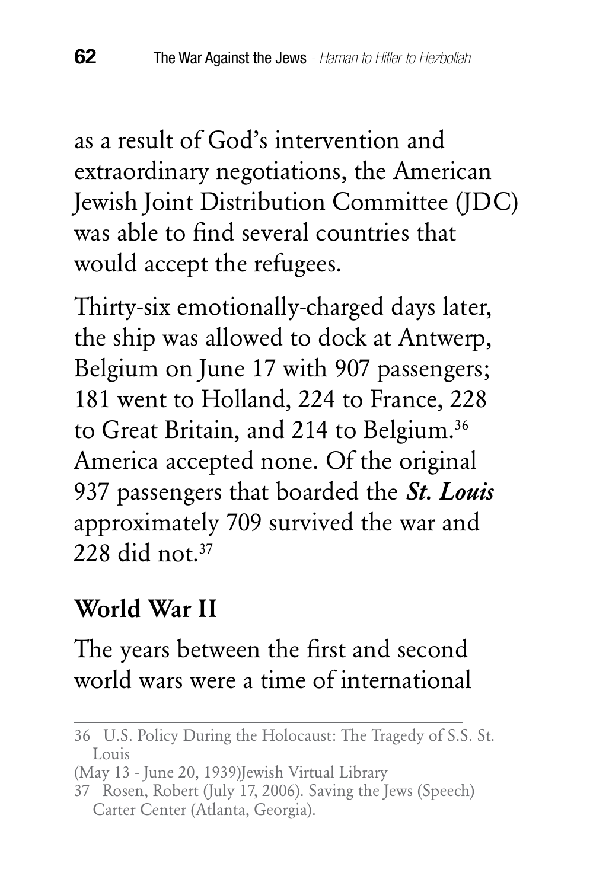as a result of God's intervention and extraordinary negotiations, the American Jewish Joint Distribution Committee (JDC) was able to find several countries that would accept the refugees.

Thirty-six emotionally-charged days later, the ship was allowed to dock at Antwerp, Belgium on June 17 with 907 passengers; 181 went to Holland, 224 to France, 228 to Great Britain, and 214 to Belgium.[36] America accepted none. Of the original 937 passengers that boarded the ***St. Louis*** approximately 709 survived the war and 228 did not.[37]

## World War II

The years between the first and second world wars were a time of international

---

36 U.S. Policy During the Holocaust: The Tragedy of S.S. St. Louis
(May 13 - June 20, 1939)Jewish Virtual Library

37 Rosen, Robert (July 17, 2006). Saving the Jews (Speech) Carter Center (Atlanta, Georgia).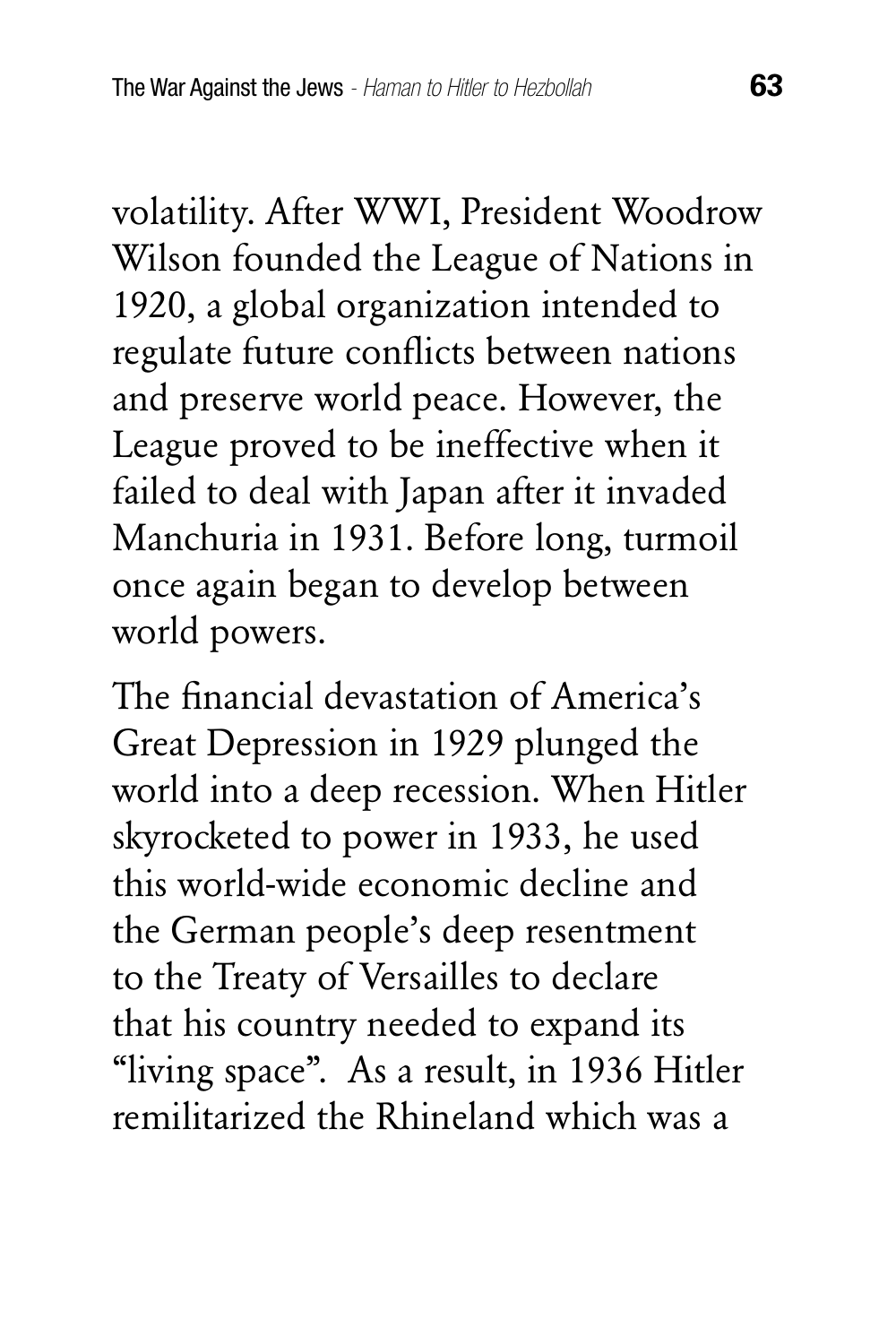volatility. After WWI, President Woodrow Wilson founded the League of Nations in 1920, a global organization intended to regulate future conflicts between nations and preserve world peace. However, the League proved to be ineffective when it failed to deal with Japan after it invaded Manchuria in 1931. Before long, turmoil once again began to develop between world powers.

The financial devastation of America's Great Depression in 1929 plunged the world into a deep recession. When Hitler skyrocketed to power in 1933, he used this world-wide economic decline and the German people's deep resentment to the Treaty of Versailles to declare that his country needed to expand its "living space". As a result, in 1936 Hitler remilitarized the Rhineland which was a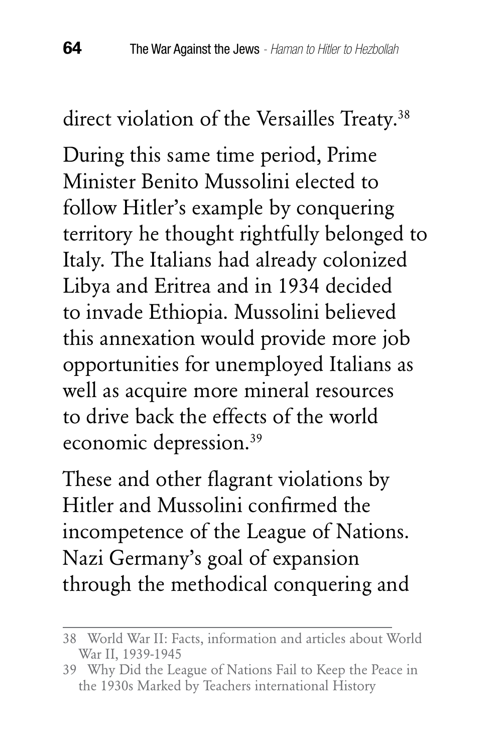direct violation of the Versailles Treaty.[38]

During this same time period, Prime Minister Benito Mussolini elected to follow Hitler's example by conquering territory he thought rightfully belonged to Italy. The Italians had already colonized Libya and Eritrea and in 1934 decided to invade Ethiopia. Mussolini believed this annexation would provide more job opportunities for unemployed Italians as well as acquire more mineral resources to drive back the effects of the world economic depression.[39]

These and other flagrant violations by Hitler and Mussolini confirmed the incompetence of the League of Nations. Nazi Germany's goal of expansion through the methodical conquering and

---

38 World War II: Facts, information and articles about World War II, 1939-1945

39 Why Did the League of Nations Fail to Keep the Peace in the 1930s Marked by Teachers international History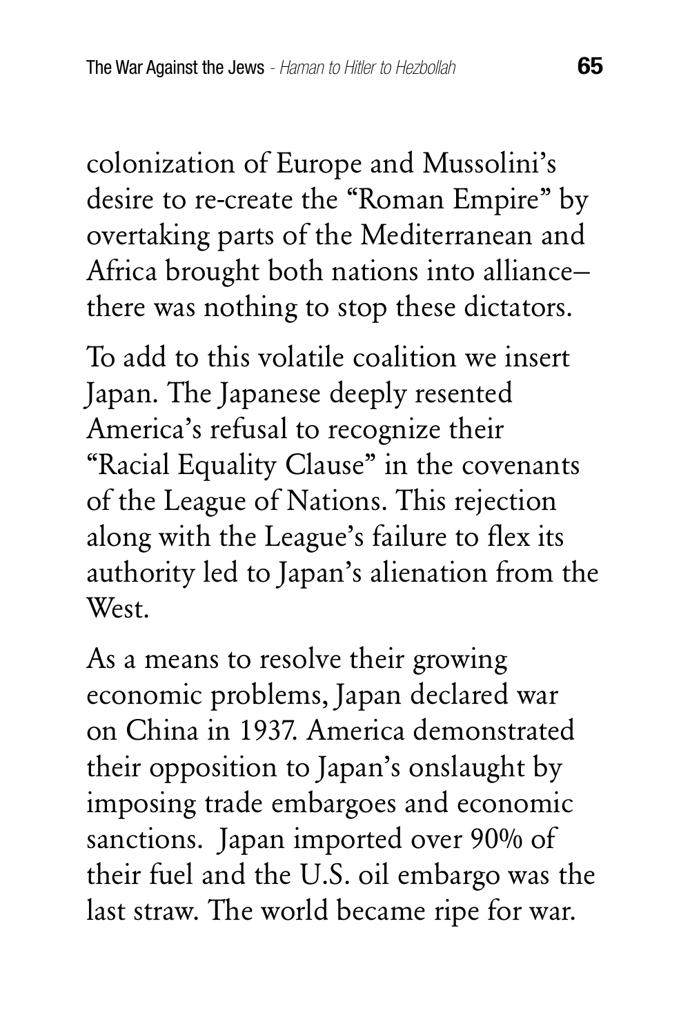colonization of Europe and Mussolini's desire to re-create the "Roman Empire" by overtaking parts of the Mediterranean and Africa brought both nations into alliance– there was nothing to stop these dictators.

To add to this volatile coalition we insert Japan. The Japanese deeply resented America's refusal to recognize their "Racial Equality Clause" in the covenants of the League of Nations. This rejection along with the League's failure to flex its authority led to Japan's alienation from the West.

As a means to resolve their growing economic problems, Japan declared war on China in 1937. America demonstrated their opposition to Japan's onslaught by imposing trade embargoes and economic sanctions. Japan imported over 90% of their fuel and the U.S. oil embargo was the last straw. The world became ripe for war.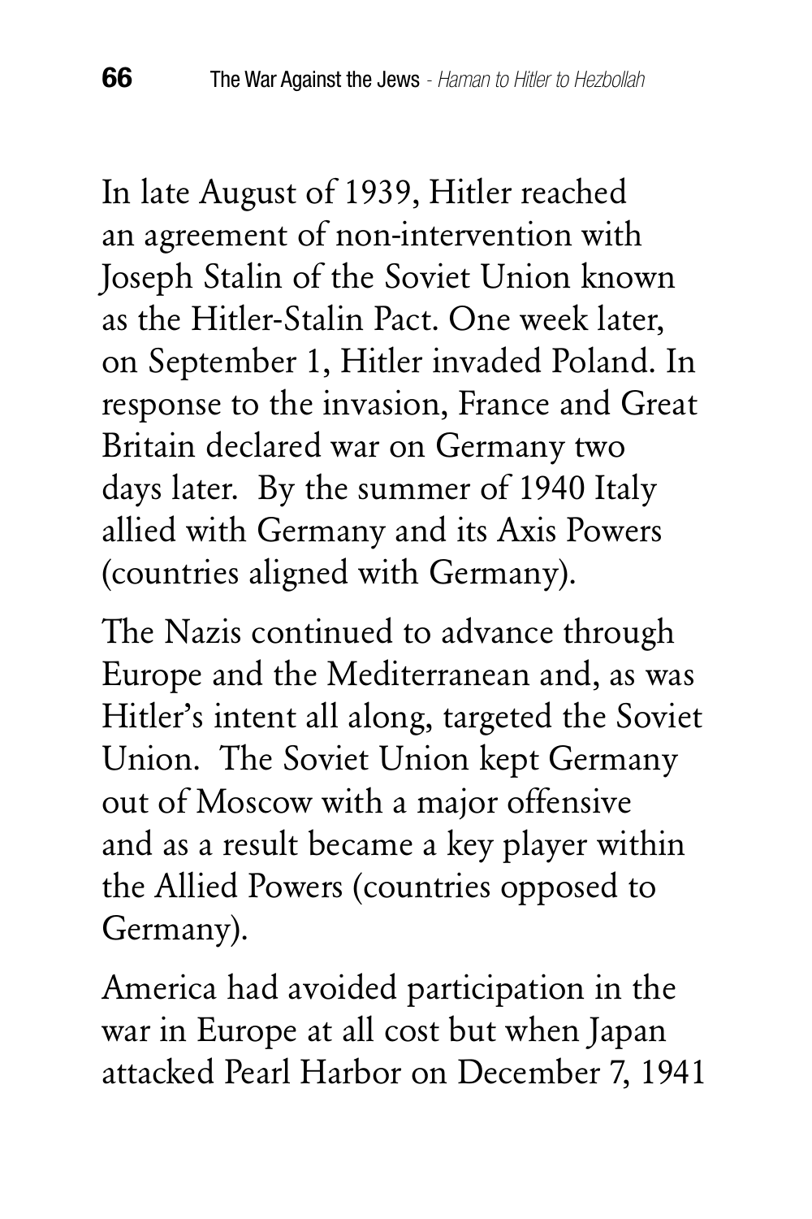In late August of 1939, Hitler reached an agreement of non-intervention with Joseph Stalin of the Soviet Union known as the Hitler-Stalin Pact. One week later, on September 1, Hitler invaded Poland. In response to the invasion, France and Great Britain declared war on Germany two days later.  By the summer of 1940 Italy allied with Germany and its Axis Powers (countries aligned with Germany).

The Nazis continued to advance through Europe and the Mediterranean and, as was Hitler's intent all along, targeted the Soviet Union.  The Soviet Union kept Germany out of Moscow with a major offensive and as a result became a key player within the Allied Powers (countries opposed to Germany).

America had avoided participation in the war in Europe at all cost but when Japan attacked Pearl Harbor on December 7, 1941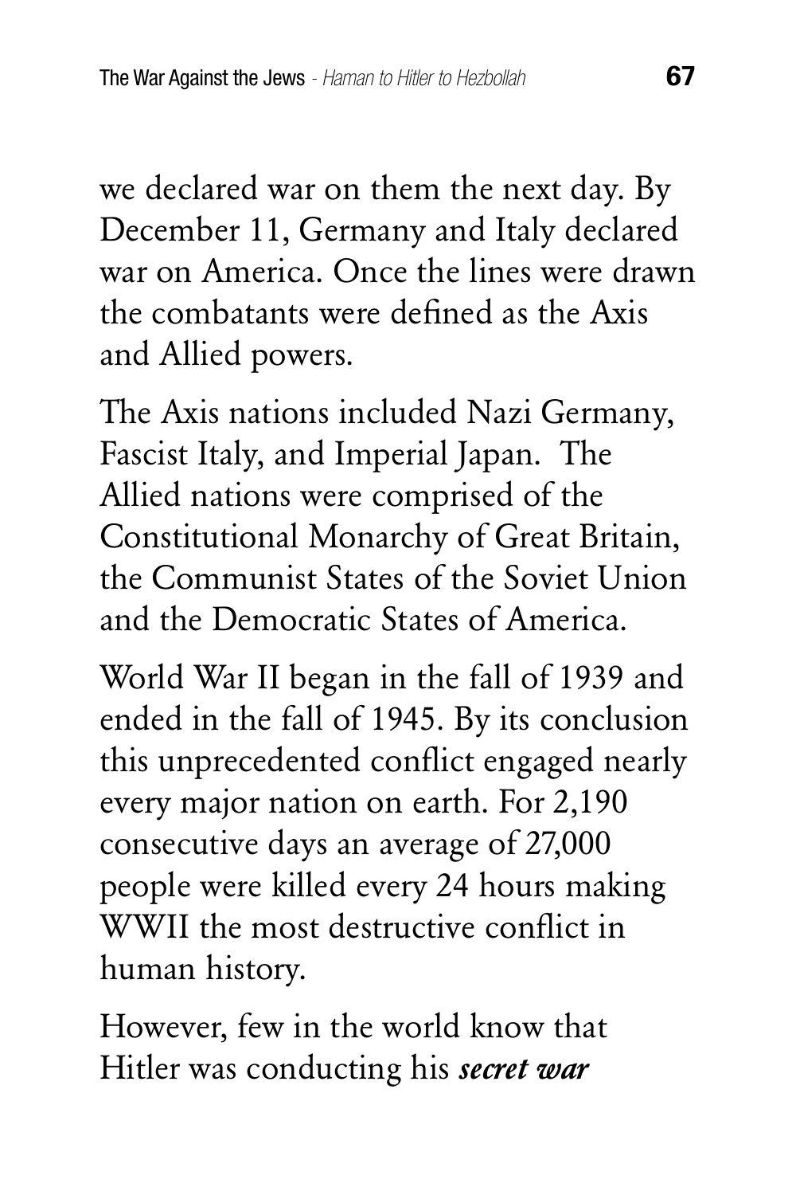we declared war on them the next day. By December 11, Germany and Italy declared war on America. Once the lines were drawn the combatants were defined as the Axis and Allied powers.

The Axis nations included Nazi Germany, Fascist Italy, and Imperial Japan.  The Allied nations were comprised of the Constitutional Monarchy of Great Britain, the Communist States of the Soviet Union and the Democratic States of America.

World War II began in the fall of 1939 and ended in the fall of 1945. By its conclusion this unprecedented conflict engaged nearly every major nation on earth. For 2,190 consecutive days an average of 27,000 people were killed every 24 hours making WWII the most destructive conflict in human history.

However, few in the world know that Hitler was conducting his ***secret war***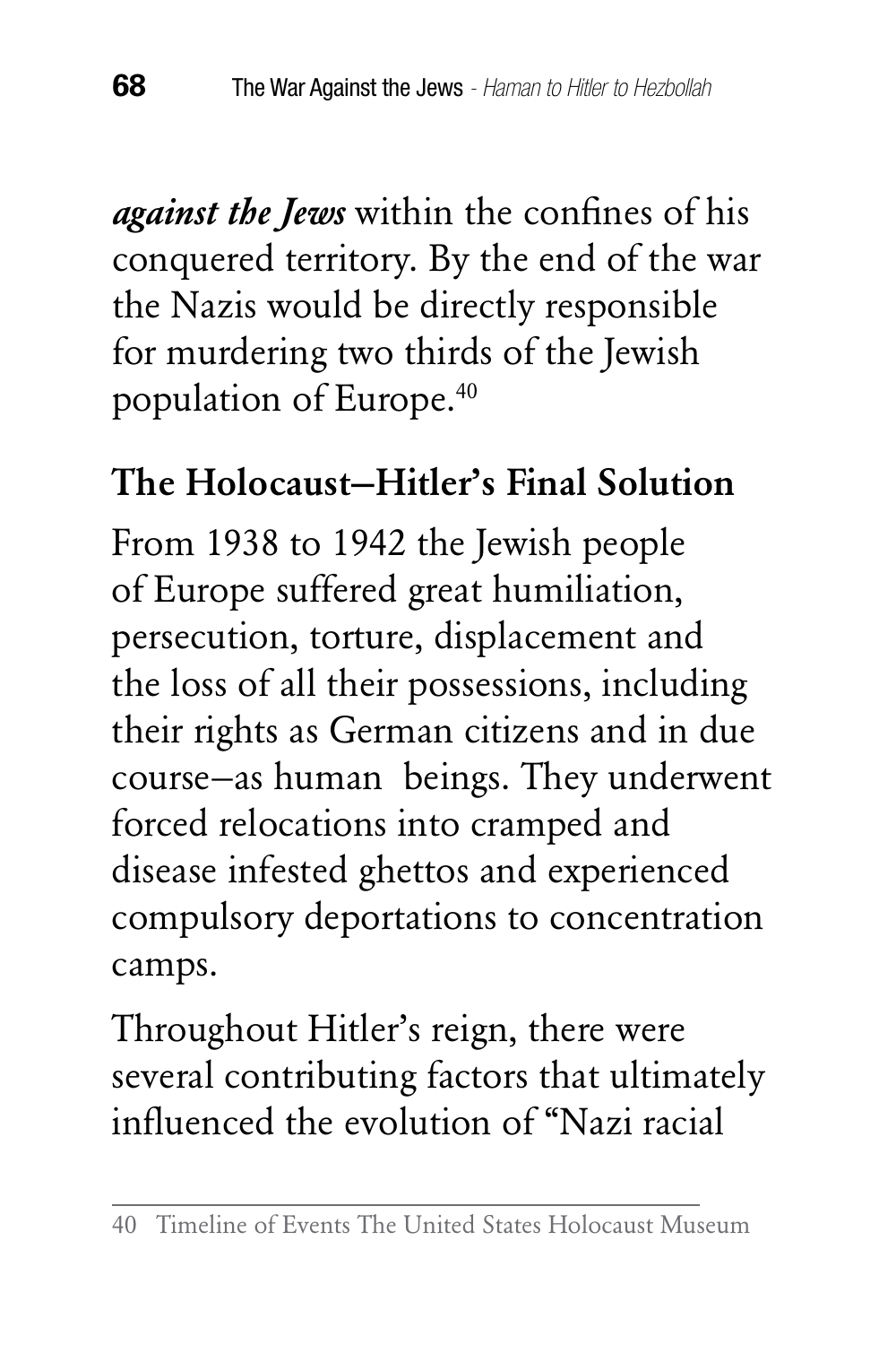***against the Jews*** within the confines of his conquered territory. By the end of the war the Nazis would be directly responsible for murdering two thirds of the Jewish population of Europe.[40]

## The Holocaust–Hitler's Final Solution

From 1938 to 1942 the Jewish people of Europe suffered great humiliation, persecution, torture, displacement and the loss of all their possessions, including their rights as German citizens and in due course–as human beings. They underwent forced relocations into cramped and disease infested ghettos and experienced compulsory deportations to concentration camps.

Throughout Hitler's reign, there were several contributing factors that ultimately influenced the evolution of "Nazi racial

---

40 Timeline of Events The United States Holocaust Museum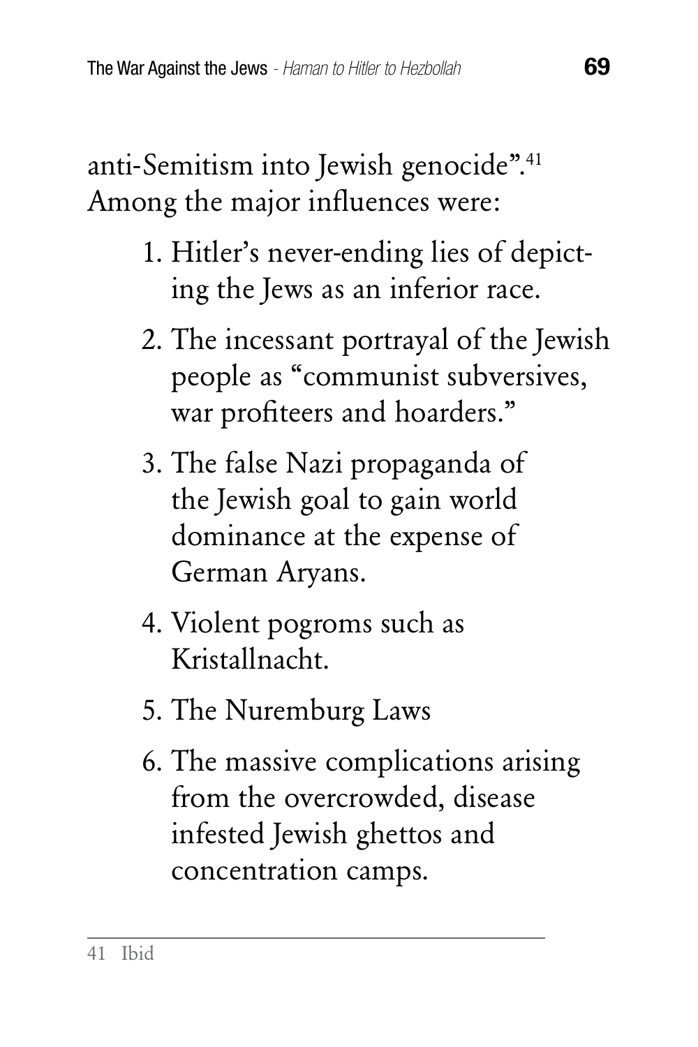anti-Semitism into Jewish genocide".[41] Among the major influences were:

1. Hitler's never-ending lies of depicting the Jews as an inferior race.
2. The incessant portrayal of the Jewish people as "communist subversives, war profiteers and hoarders."
3. The false Nazi propaganda of the Jewish goal to gain world dominance at the expense of German Aryans.
4. Violent pogroms such as Kristallnacht.
5. The Nuremburg Laws
6. The massive complications arising from the overcrowded, disease infested Jewish ghettos and concentration camps.

---

41 Ibid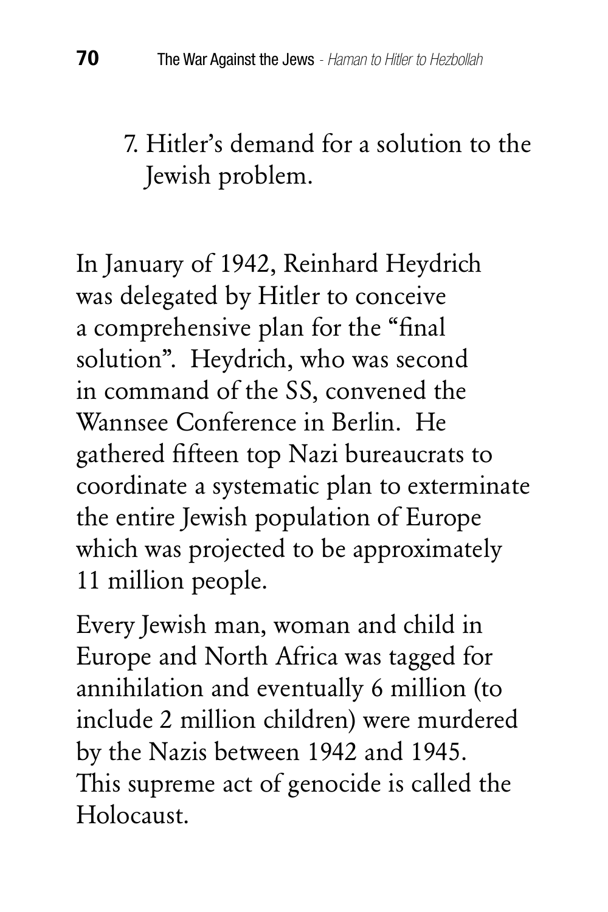7. Hitler's demand for a solution to the Jewish problem.

In January of 1942, Reinhard Heydrich was delegated by Hitler to conceive a comprehensive plan for the "final solution". Heydrich, who was second in command of the SS, convened the Wannsee Conference in Berlin. He gathered fifteen top Nazi bureaucrats to coordinate a systematic plan to exterminate the entire Jewish population of Europe which was projected to be approximately 11 million people.

Every Jewish man, woman and child in Europe and North Africa was tagged for annihilation and eventually 6 million (to include 2 million children) were murdered by the Nazis between 1942 and 1945. This supreme act of genocide is called the Holocaust.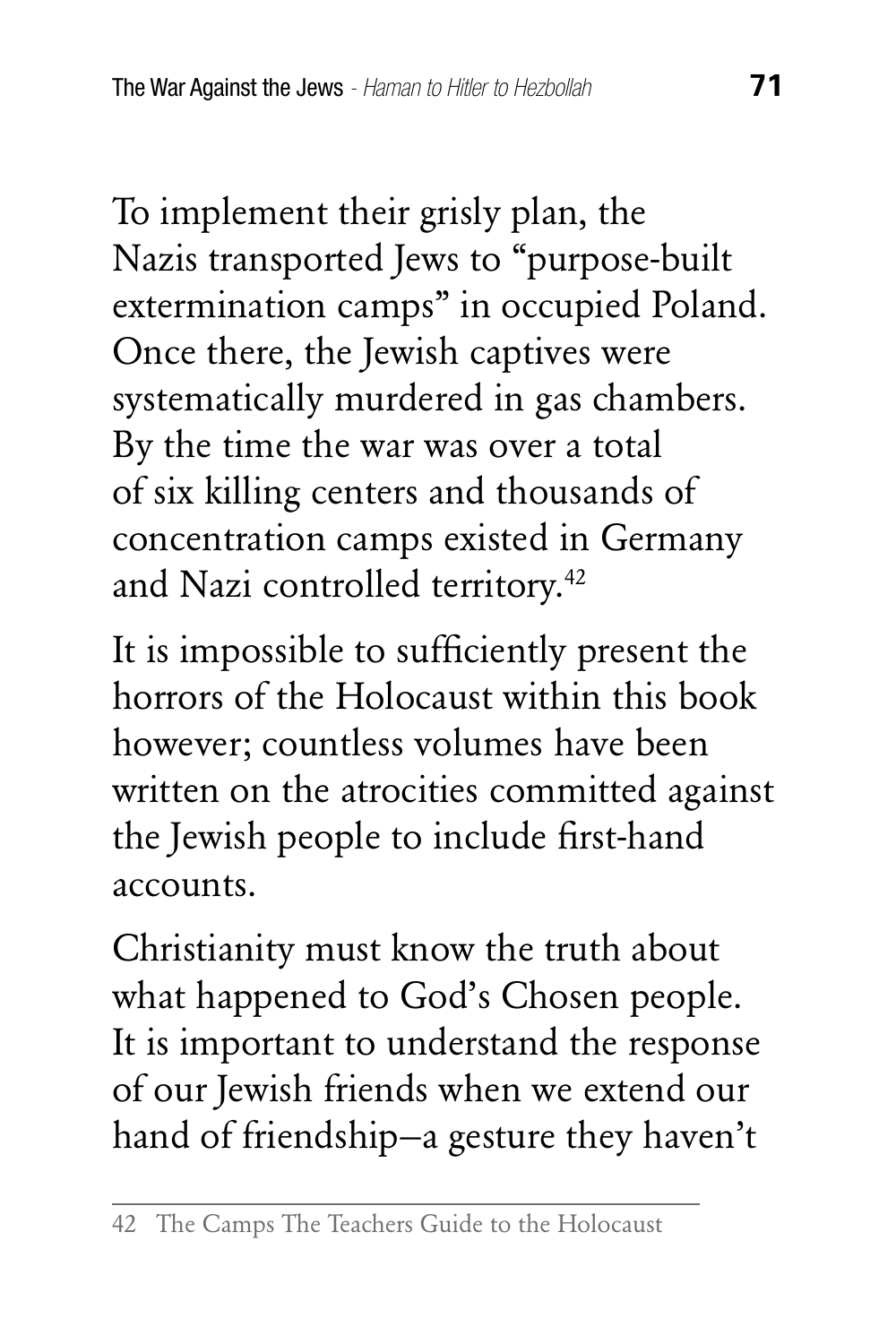To implement their grisly plan, the Nazis transported Jews to "purpose-built extermination camps" in occupied Poland. Once there, the Jewish captives were systematically murdered in gas chambers. By the time the war was over a total of six killing centers and thousands of concentration camps existed in Germany and Nazi controlled territory.[42]

It is impossible to sufficiently present the horrors of the Holocaust within this book however; countless volumes have been written on the atrocities committed against the Jewish people to include first-hand accounts.

Christianity must know the truth about what happened to God's Chosen people. It is important to understand the response of our Jewish friends when we extend our hand of friendship–a gesture they haven't

---

42 The Camps The Teachers Guide to the Holocaust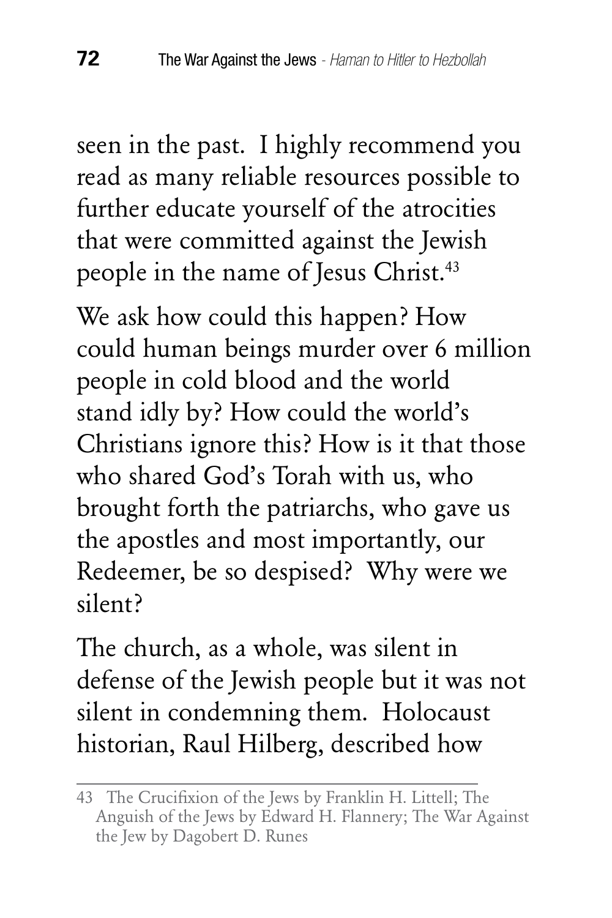seen in the past. I highly recommend you read as many reliable resources possible to further educate yourself of the atrocities that were committed against the Jewish people in the name of Jesus Christ.[43]

We ask how could this happen? How could human beings murder over 6 million people in cold blood and the world stand idly by? How could the world's Christians ignore this? How is it that those who shared God's Torah with us, who brought forth the patriarchs, who gave us the apostles and most importantly, our Redeemer, be so despised? Why were we silent?

The church, as a whole, was silent in defense of the Jewish people but it was not silent in condemning them. Holocaust historian, Raul Hilberg, described how

---

43 The Crucifixion of the Jews by Franklin H. Littell; The Anguish of the Jews by Edward H. Flannery; The War Against the Jew by Dagobert D. Runes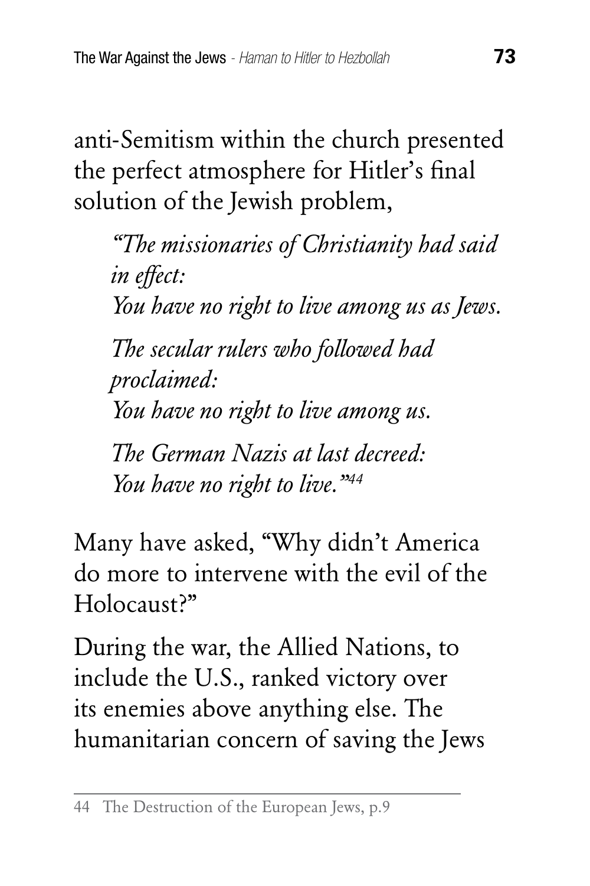anti-Semitism within the church presented the perfect atmosphere for Hitler's final solution of the Jewish problem,

> *"The missionaries of Christianity had said in effect:*
> *You have no right to live among us as Jews.*
>
> *The secular rulers who followed had proclaimed:*
> *You have no right to live among us.*
>
> *The German Nazis at last decreed:*
> *You have no right to live."*[44]

Many have asked, "Why didn't America do more to intervene with the evil of the Holocaust?"

During the war, the Allied Nations, to include the U.S., ranked victory over its enemies above anything else. The humanitarian concern of saving the Jews

---

44 The Destruction of the European Jews, p.9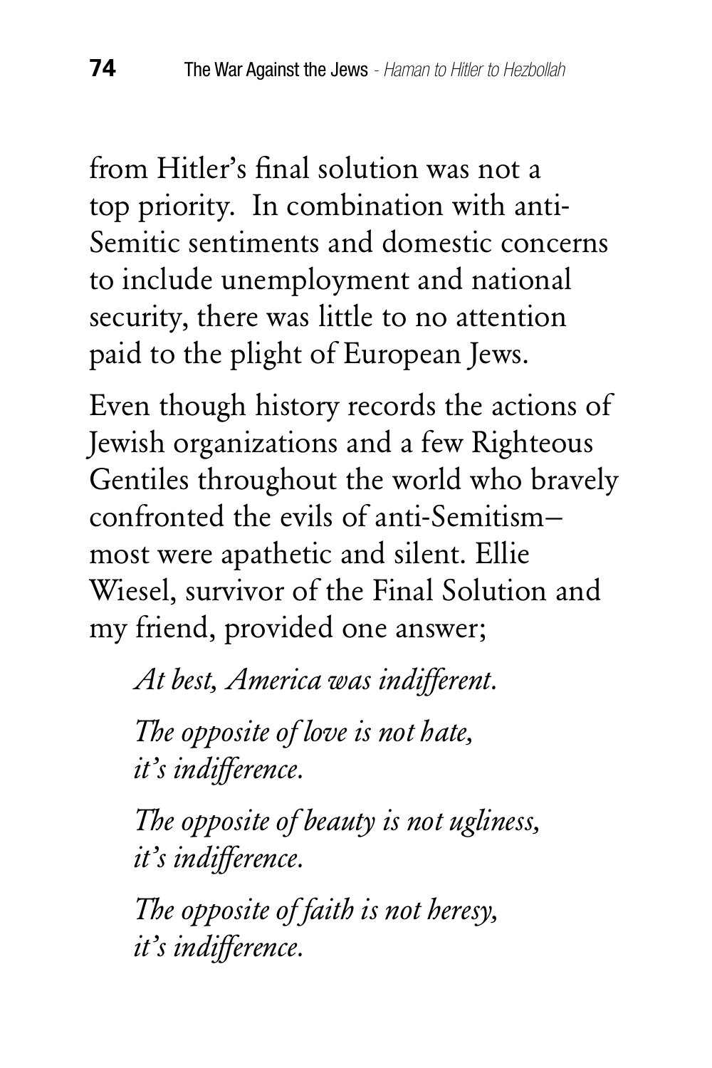from Hitler's final solution was not a top priority. In combination with anti-Semitic sentiments and domestic concerns to include unemployment and national security, there was little to no attention paid to the plight of European Jews.

Even though history records the actions of Jewish organizations and a few Righteous Gentiles throughout the world who bravely confronted the evils of anti-Semitism– most were apathetic and silent. Ellie Wiesel, survivor of the Final Solution and my friend, provided one answer;

> *At best, America was indifferent.*
>
> *The opposite of love is not hate,*
> *it's indifference.*
>
> *The opposite of beauty is not ugliness,*
> *it's indifference.*
>
> *The opposite of faith is not heresy,*
> *it's indifference.*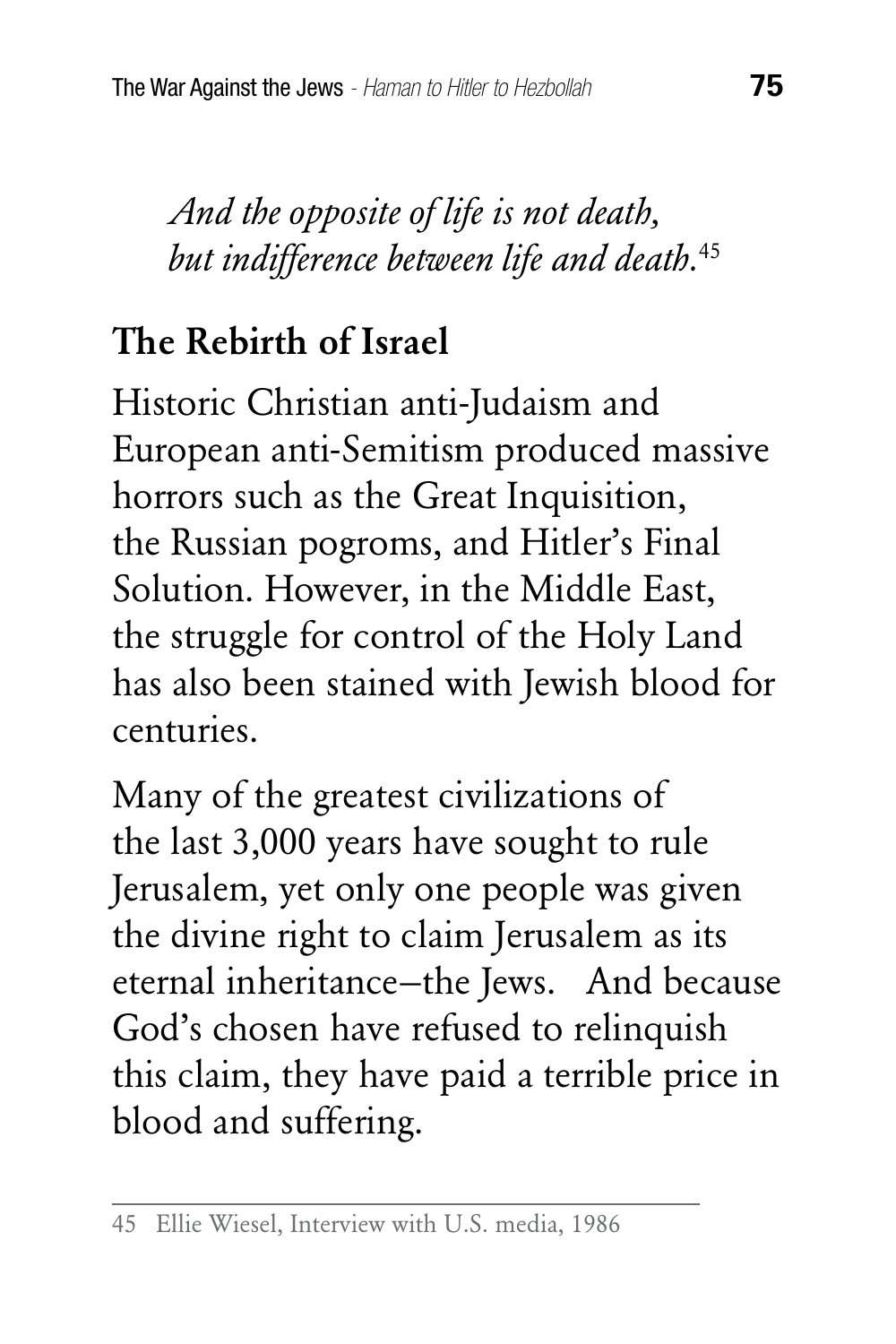*And the opposite of life is not death,*
*but indifference between life and death.*[45]

## The Rebirth of Israel

Historic Christian anti-Judaism and European anti-Semitism produced massive horrors such as the Great Inquisition, the Russian pogroms, and Hitler's Final Solution. However, in the Middle East, the struggle for control of the Holy Land has also been stained with Jewish blood for centuries.

Many of the greatest civilizations of the last 3,000 years have sought to rule Jerusalem, yet only one people was given the divine right to claim Jerusalem as its eternal inheritance–the Jews. And because God's chosen have refused to relinquish this claim, they have paid a terrible price in blood and suffering.

---

45 Ellie Wiesel, Interview with U.S. media, 1986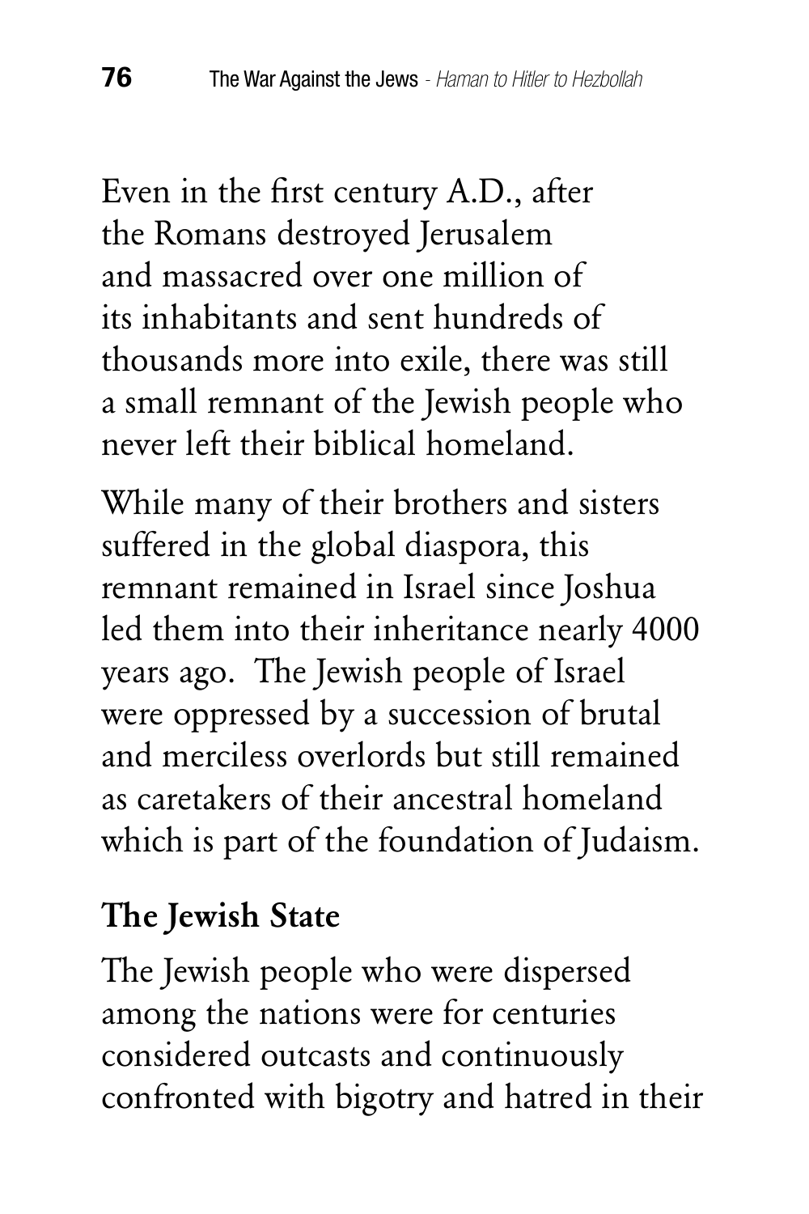Even in the first century A.D., after the Romans destroyed Jerusalem and massacred over one million of its inhabitants and sent hundreds of thousands more into exile, there was still a small remnant of the Jewish people who never left their biblical homeland.

While many of their brothers and sisters suffered in the global diaspora, this remnant remained in Israel since Joshua led them into their inheritance nearly 4000 years ago. The Jewish people of Israel were oppressed by a succession of brutal and merciless overlords but still remained as caretakers of their ancestral homeland which is part of the foundation of Judaism.

## The Jewish State

The Jewish people who were dispersed among the nations were for centuries considered outcasts and continuously confronted with bigotry and hatred in their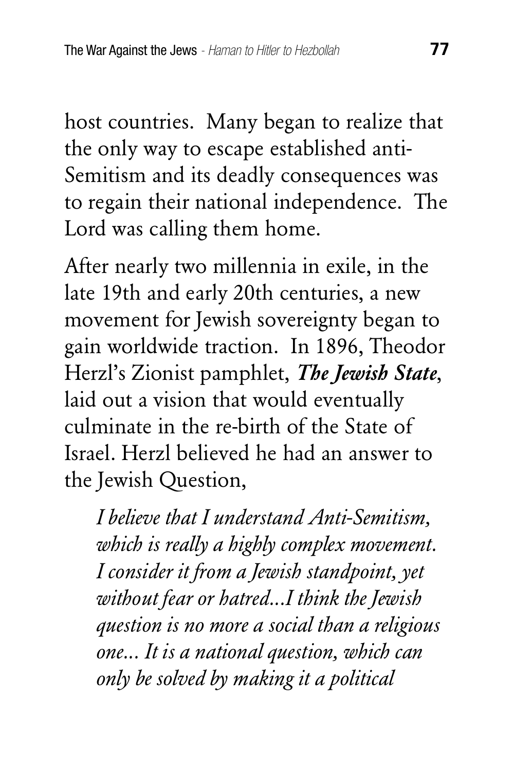host countries. Many began to realize that the only way to escape established anti-Semitism and its deadly consequences was to regain their national independence. The Lord was calling them home.

After nearly two millennia in exile, in the late 19th and early 20th centuries, a new movement for Jewish sovereignty began to gain worldwide traction. In 1896, Theodor Herzl's Zionist pamphlet, ***The Jewish State***, laid out a vision that would eventually culminate in the re-birth of the State of Israel. Herzl believed he had an answer to the Jewish Question,

> *I believe that I understand Anti-Semitism, which is really a highly complex movement. I consider it from a Jewish standpoint, yet without fear or hatred...I think the Jewish question is no more a social than a religious one... It is a national question, which can only be solved by making it a political*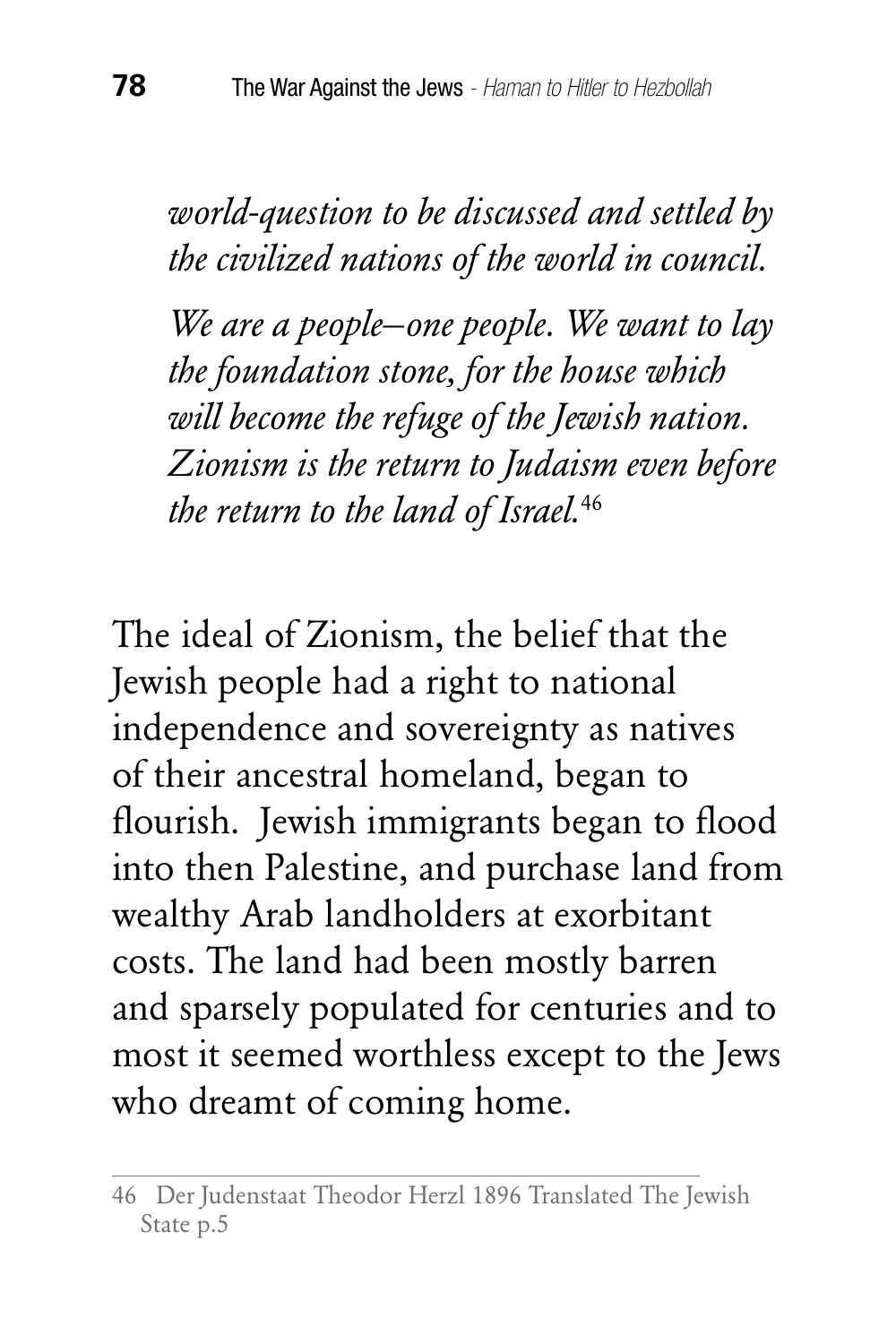*world-question to be discussed and settled by the civilized nations of the world in council.*

*We are a people–one people. We want to lay the foundation stone, for the house which will become the refuge of the Jewish nation. Zionism is the return to Judaism even before the return to the land of Israel.*[46]

The ideal of Zionism, the belief that the Jewish people had a right to national independence and sovereignty as natives of their ancestral homeland, began to flourish. Jewish immigrants began to flood into then Palestine, and purchase land from wealthy Arab landholders at exorbitant costs. The land had been mostly barren and sparsely populated for centuries and to most it seemed worthless except to the Jews who dreamt of coming home.

---

46 Der Judenstaat Theodor Herzl 1896 Translated The Jewish State p.5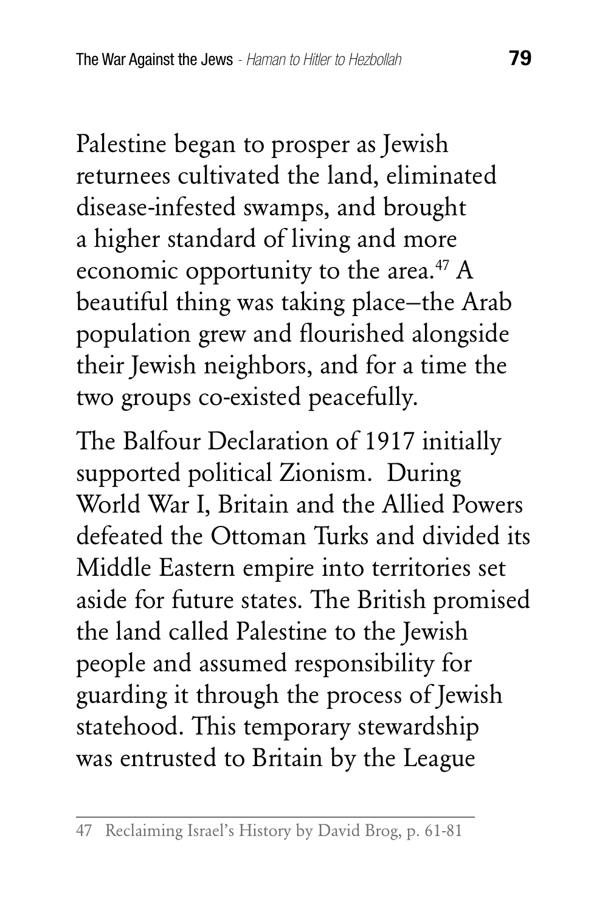Palestine began to prosper as Jewish returnees cultivated the land, eliminated disease-infested swamps, and brought a higher standard of living and more economic opportunity to the area.[47] A beautiful thing was taking place–the Arab population grew and flourished alongside their Jewish neighbors, and for a time the two groups co-existed peacefully.

The Balfour Declaration of 1917 initially supported political Zionism. During World War I, Britain and the Allied Powers defeated the Ottoman Turks and divided its Middle Eastern empire into territories set aside for future states. The British promised the land called Palestine to the Jewish people and assumed responsibility for guarding it through the process of Jewish statehood. This temporary stewardship was entrusted to Britain by the League

---

47 Reclaiming Israel's History by David Brog, p. 61-81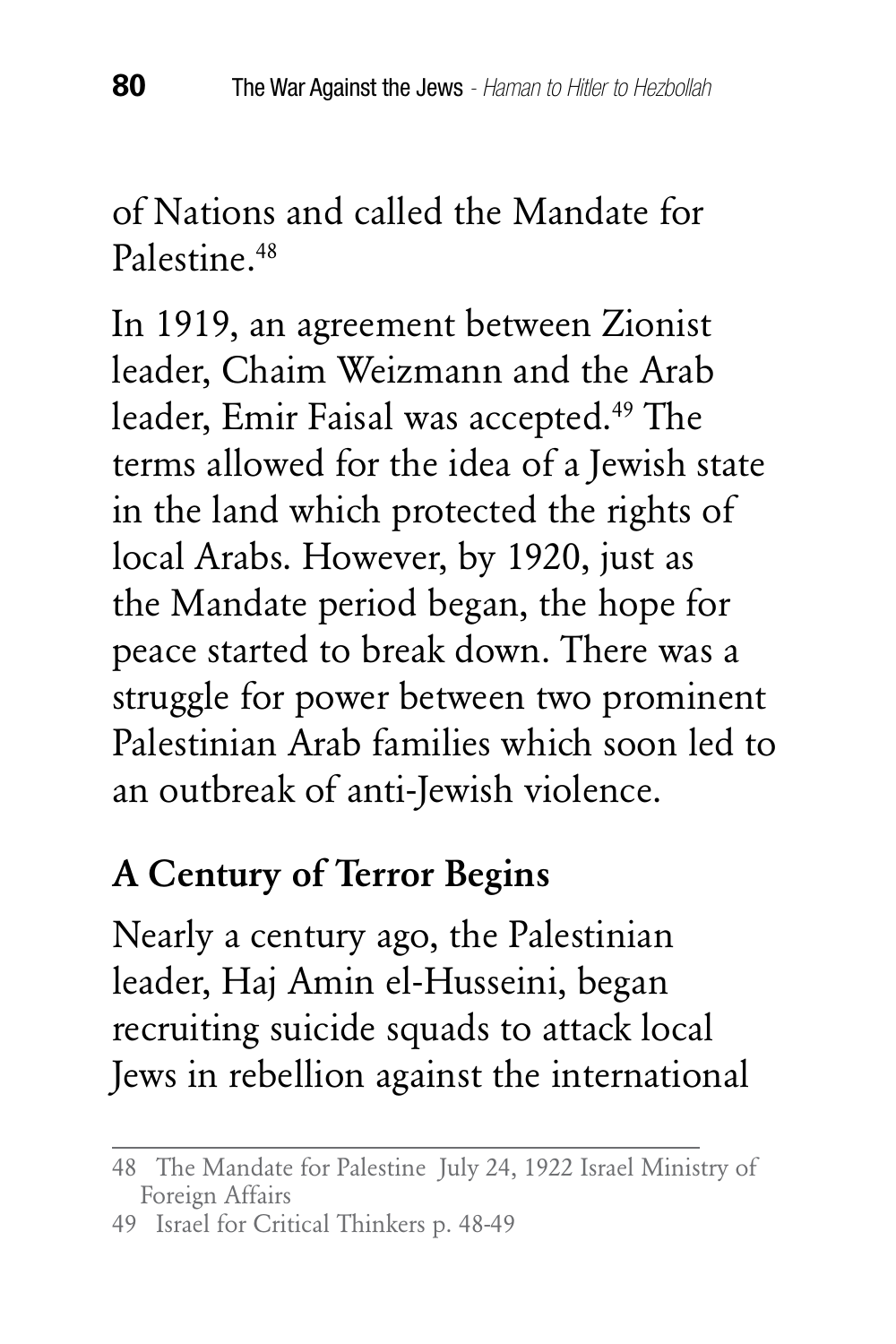of Nations and called the Mandate for Palestine.[48]

In 1919, an agreement between Zionist leader, Chaim Weizmann and the Arab leader, Emir Faisal was accepted.[49] The terms allowed for the idea of a Jewish state in the land which protected the rights of local Arabs. However, by 1920, just as the Mandate period began, the hope for peace started to break down. There was a struggle for power between two prominent Palestinian Arab families which soon led to an outbreak of anti-Jewish violence.

## A Century of Terror Begins

Nearly a century ago, the Palestinian leader, Haj Amin el-Husseini, began recruiting suicide squads to attack local Jews in rebellion against the international

---

48 The Mandate for Palestine July 24, 1922 Israel Ministry of Foreign Affairs

49 Israel for Critical Thinkers p. 48-49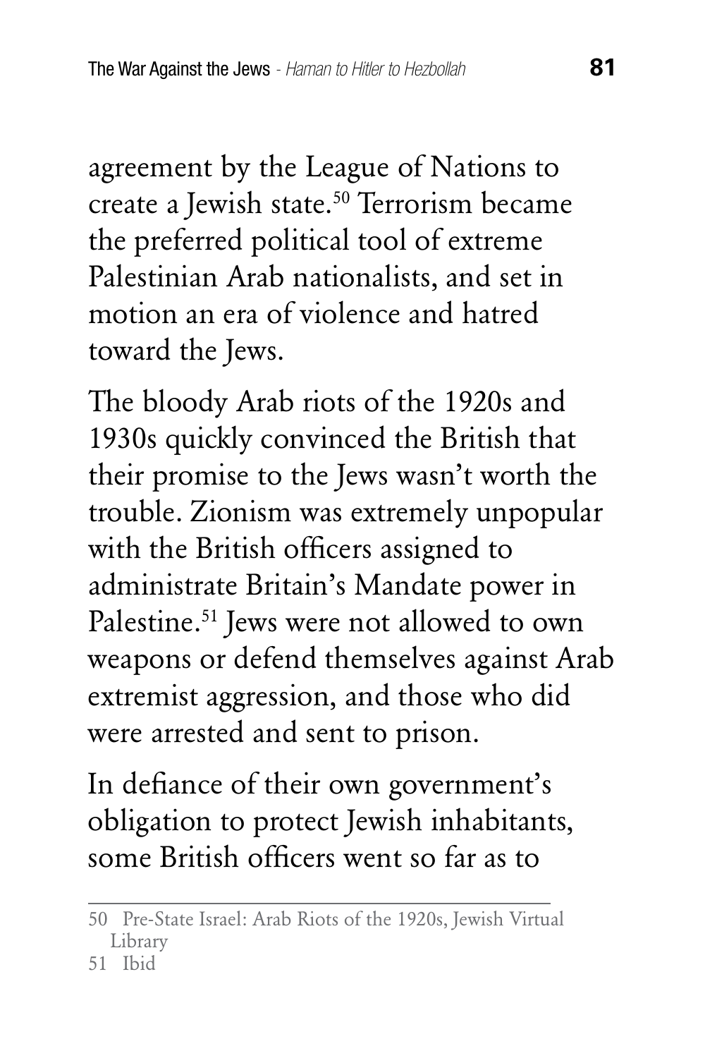agreement by the League of Nations to create a Jewish state.[50] Terrorism became the preferred political tool of extreme Palestinian Arab nationalists, and set in motion an era of violence and hatred toward the Jews.

The bloody Arab riots of the 1920s and 1930s quickly convinced the British that their promise to the Jews wasn't worth the trouble. Zionism was extremely unpopular with the British officers assigned to administrate Britain's Mandate power in Palestine.[51] Jews were not allowed to own weapons or defend themselves against Arab extremist aggression, and those who did were arrested and sent to prison.

In defiance of their own government's obligation to protect Jewish inhabitants, some British officers went so far as to

---

50 Pre-State Israel: Arab Riots of the 1920s, Jewish Virtual Library

51 Ibid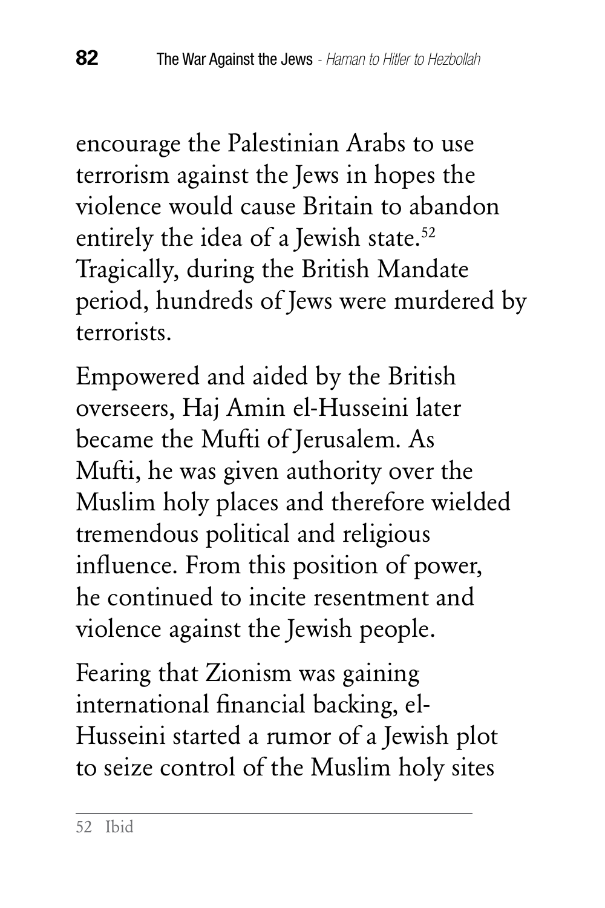encourage the Palestinian Arabs to use terrorism against the Jews in hopes the violence would cause Britain to abandon entirely the idea of a Jewish state.[52] Tragically, during the British Mandate period, hundreds of Jews were murdered by terrorists.

Empowered and aided by the British overseers, Haj Amin el-Husseini later became the Mufti of Jerusalem. As Mufti, he was given authority over the Muslim holy places and therefore wielded tremendous political and religious influence. From this position of power, he continued to incite resentment and violence against the Jewish people.

Fearing that Zionism was gaining international financial backing, el-Husseini started a rumor of a Jewish plot to seize control of the Muslim holy sites

---

52 Ibid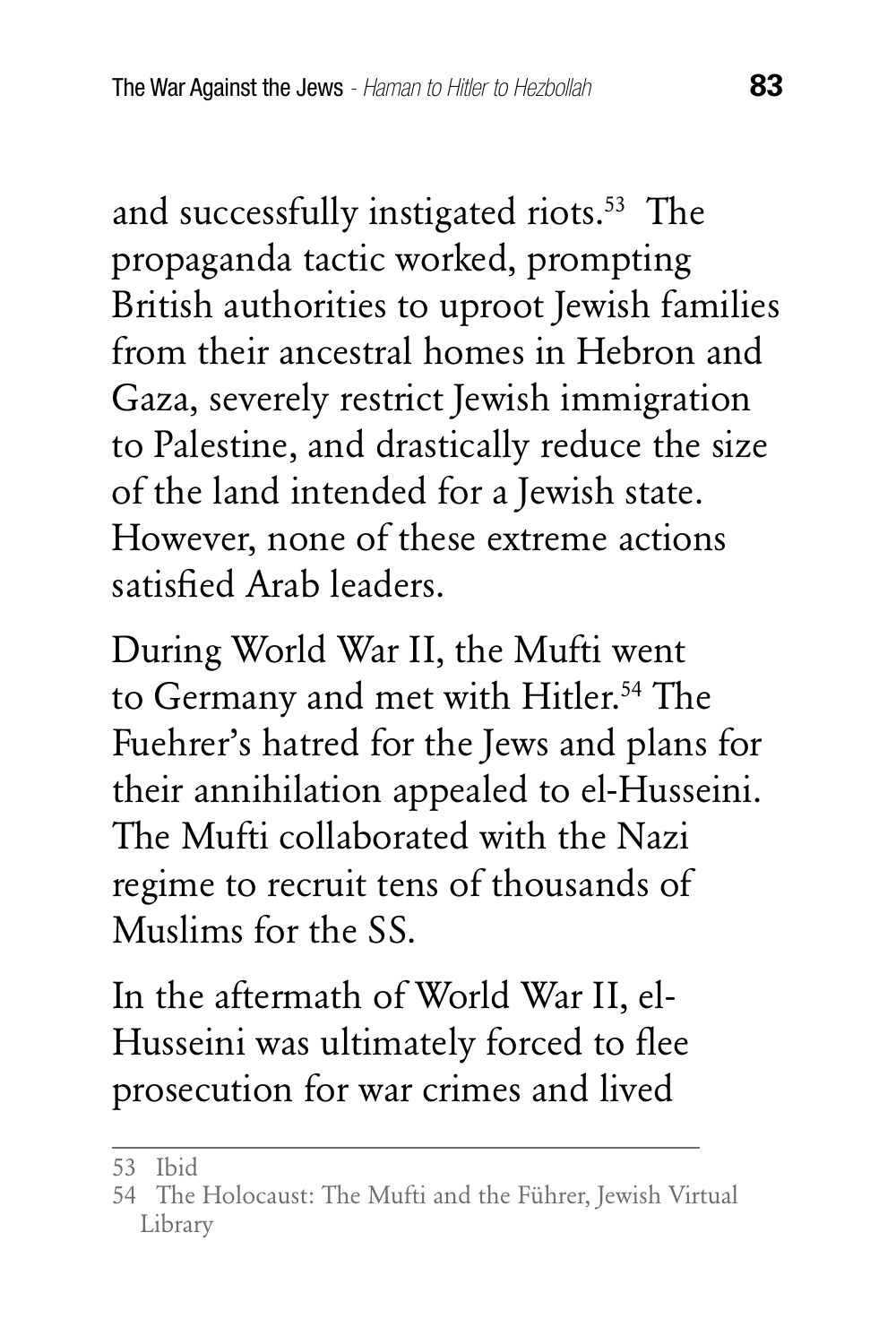and successfully instigated riots.[53] The propaganda tactic worked, prompting British authorities to uproot Jewish families from their ancestral homes in Hebron and Gaza, severely restrict Jewish immigration to Palestine, and drastically reduce the size of the land intended for a Jewish state. However, none of these extreme actions satisfied Arab leaders.

During World War II, the Mufti went to Germany and met with Hitler.[54] The Fuehrer's hatred for the Jews and plans for their annihilation appealed to el-Husseini. The Mufti collaborated with the Nazi regime to recruit tens of thousands of Muslims for the SS.

In the aftermath of World War II, el-Husseini was ultimately forced to flee prosecution for war crimes and lived

---

53 Ibid

54 The Holocaust: The Mufti and the Führer, Jewish Virtual Library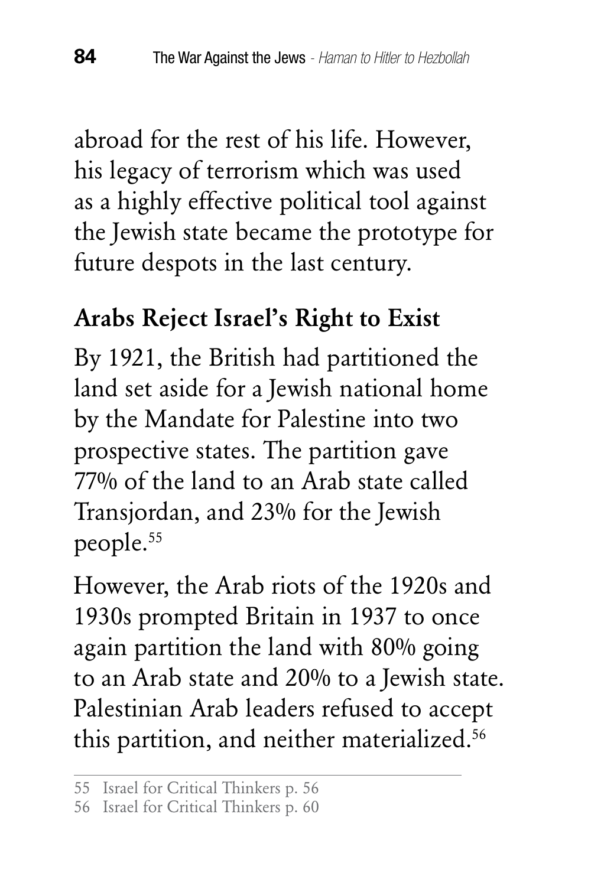abroad for the rest of his life. However, his legacy of terrorism which was used as a highly effective political tool against the Jewish state became the prototype for future despots in the last century.

## Arabs Reject Israel's Right to Exist

By 1921, the British had partitioned the land set aside for a Jewish national home by the Mandate for Palestine into two prospective states. The partition gave 77% of the land to an Arab state called Transjordan, and 23% for the Jewish people.[55]

However, the Arab riots of the 1920s and 1930s prompted Britain in 1937 to once again partition the land with 80% going to an Arab state and 20% to a Jewish state. Palestinian Arab leaders refused to accept this partition, and neither materialized.[56]

---

55 Israel for Critical Thinkers p. 56

56 Israel for Critical Thinkers p. 60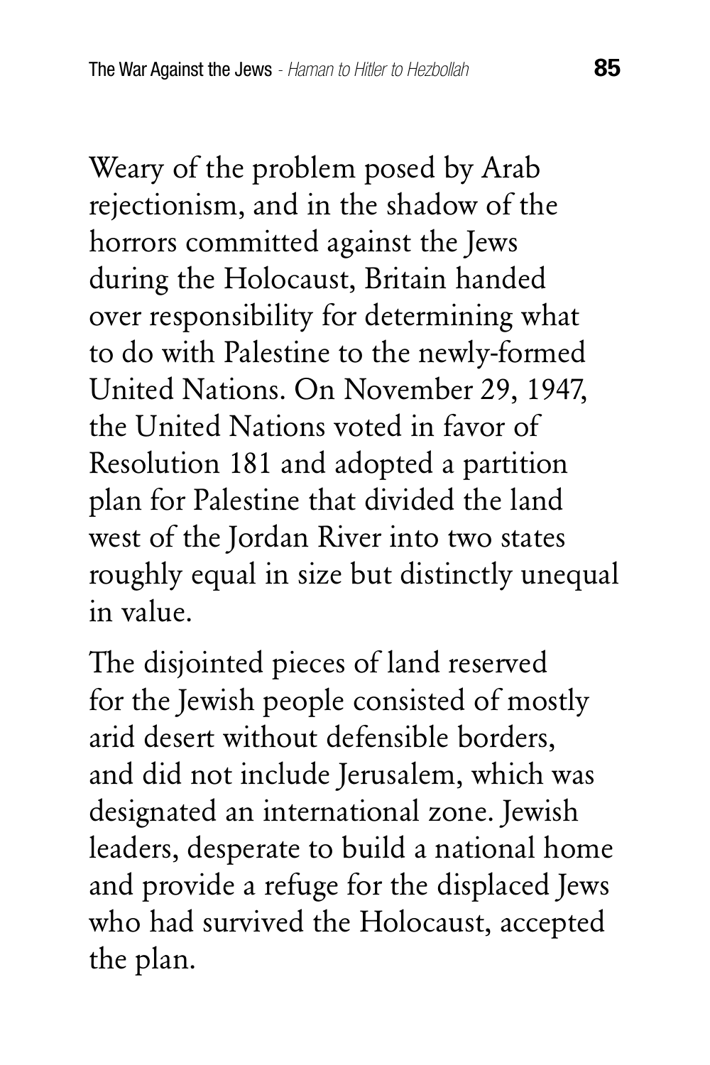Weary of the problem posed by Arab rejectionism, and in the shadow of the horrors committed against the Jews during the Holocaust, Britain handed over responsibility for determining what to do with Palestine to the newly-formed United Nations. On November 29, 1947, the United Nations voted in favor of Resolution 181 and adopted a partition plan for Palestine that divided the land west of the Jordan River into two states roughly equal in size but distinctly unequal in value.

The disjointed pieces of land reserved for the Jewish people consisted of mostly arid desert without defensible borders, and did not include Jerusalem, which was designated an international zone. Jewish leaders, desperate to build a national home and provide a refuge for the displaced Jews who had survived the Holocaust, accepted the plan.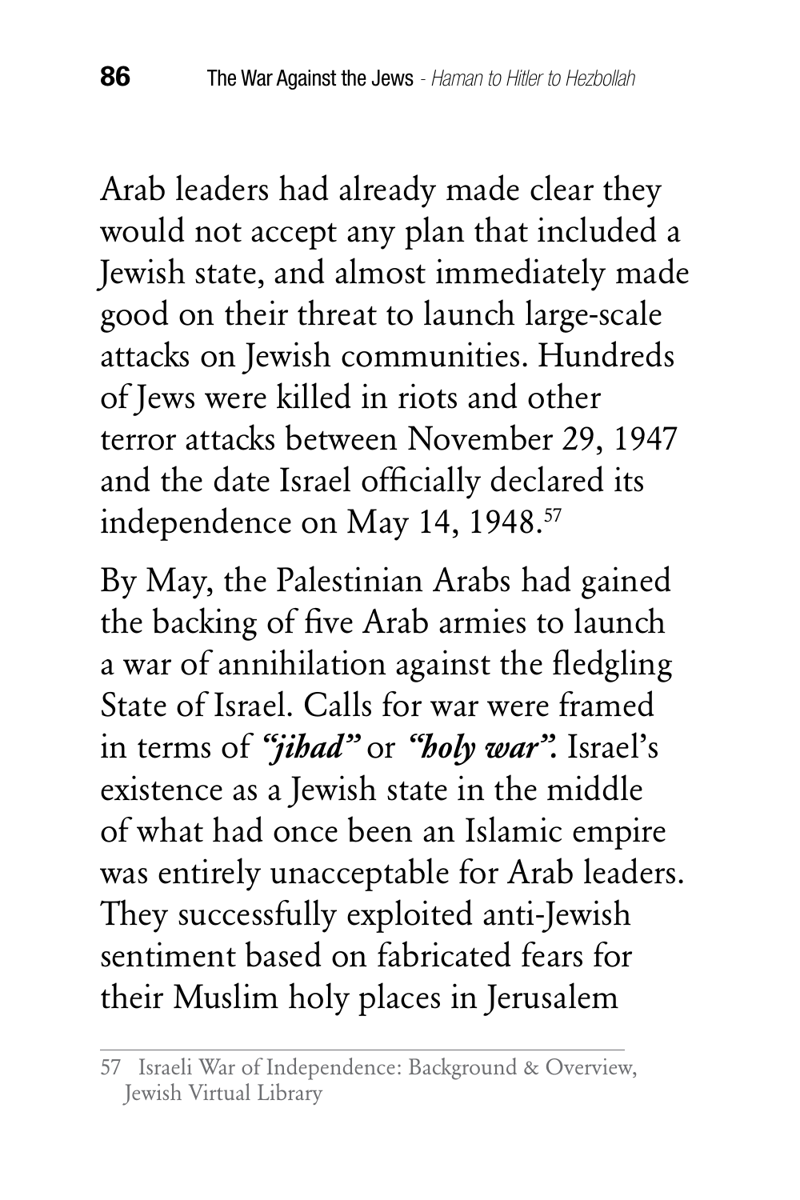Arab leaders had already made clear they would not accept any plan that included a Jewish state, and almost immediately made good on their threat to launch large-scale attacks on Jewish communities. Hundreds of Jews were killed in riots and other terror attacks between November 29, 1947 and the date Israel officially declared its independence on May 14, 1948.[57]

By May, the Palestinian Arabs had gained the backing of five Arab armies to launch a war of annihilation against the fledgling State of Israel. Calls for war were framed in terms of ***"jihad"*** or ***"holy war".*** Israel's existence as a Jewish state in the middle of what had once been an Islamic empire was entirely unacceptable for Arab leaders. They successfully exploited anti-Jewish sentiment based on fabricated fears for their Muslim holy places in Jerusalem

---

57 Israeli War of Independence: Background & Overview, Jewish Virtual Library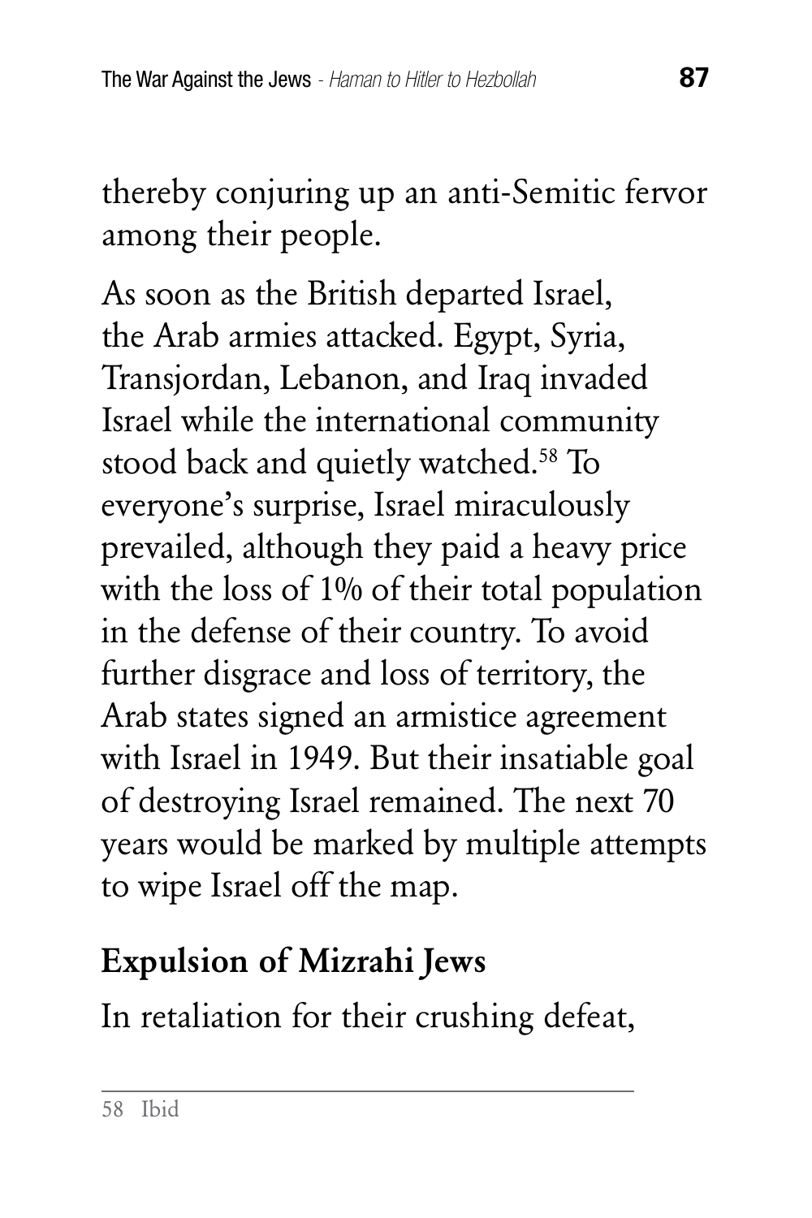thereby conjuring up an anti-Semitic fervor among their people.

As soon as the British departed Israel, the Arab armies attacked. Egypt, Syria, Transjordan, Lebanon, and Iraq invaded Israel while the international community stood back and quietly watched.[58] To everyone's surprise, Israel miraculously prevailed, although they paid a heavy price with the loss of 1% of their total population in the defense of their country. To avoid further disgrace and loss of territory, the Arab states signed an armistice agreement with Israel in 1949. But their insatiable goal of destroying Israel remained. The next 70 years would be marked by multiple attempts to wipe Israel off the map.

## Expulsion of Mizrahi Jews

In retaliation for their crushing defeat,

58 Ibid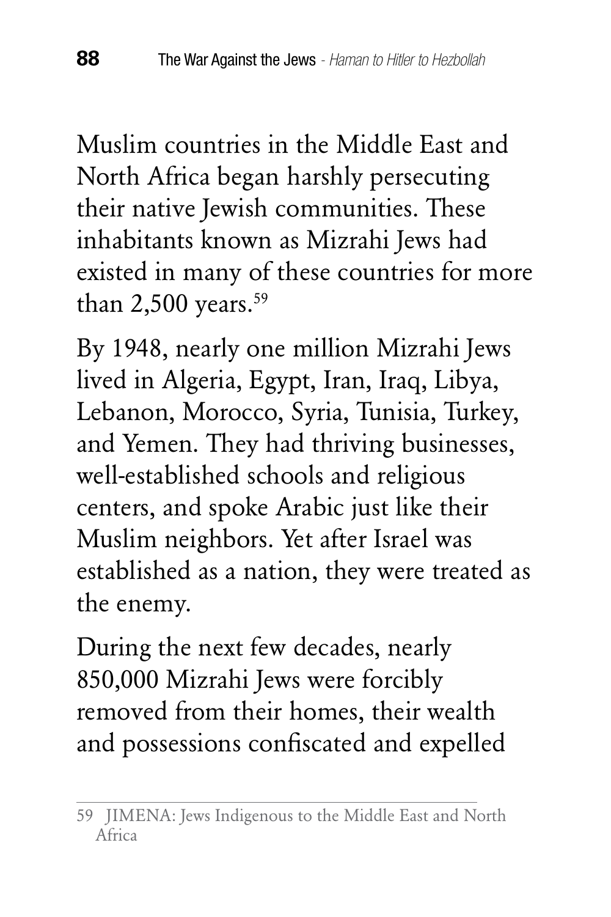Muslim countries in the Middle East and North Africa began harshly persecuting their native Jewish communities. These inhabitants known as Mizrahi Jews had existed in many of these countries for more than 2,500 years.[59]

By 1948, nearly one million Mizrahi Jews lived in Algeria, Egypt, Iran, Iraq, Libya, Lebanon, Morocco, Syria, Tunisia, Turkey, and Yemen. They had thriving businesses, well-established schools and religious centers, and spoke Arabic just like their Muslim neighbors. Yet after Israel was established as a nation, they were treated as the enemy.

During the next few decades, nearly 850,000 Mizrahi Jews were forcibly removed from their homes, their wealth and possessions confiscated and expelled

---

59 JIMENA: Jews Indigenous to the Middle East and North Africa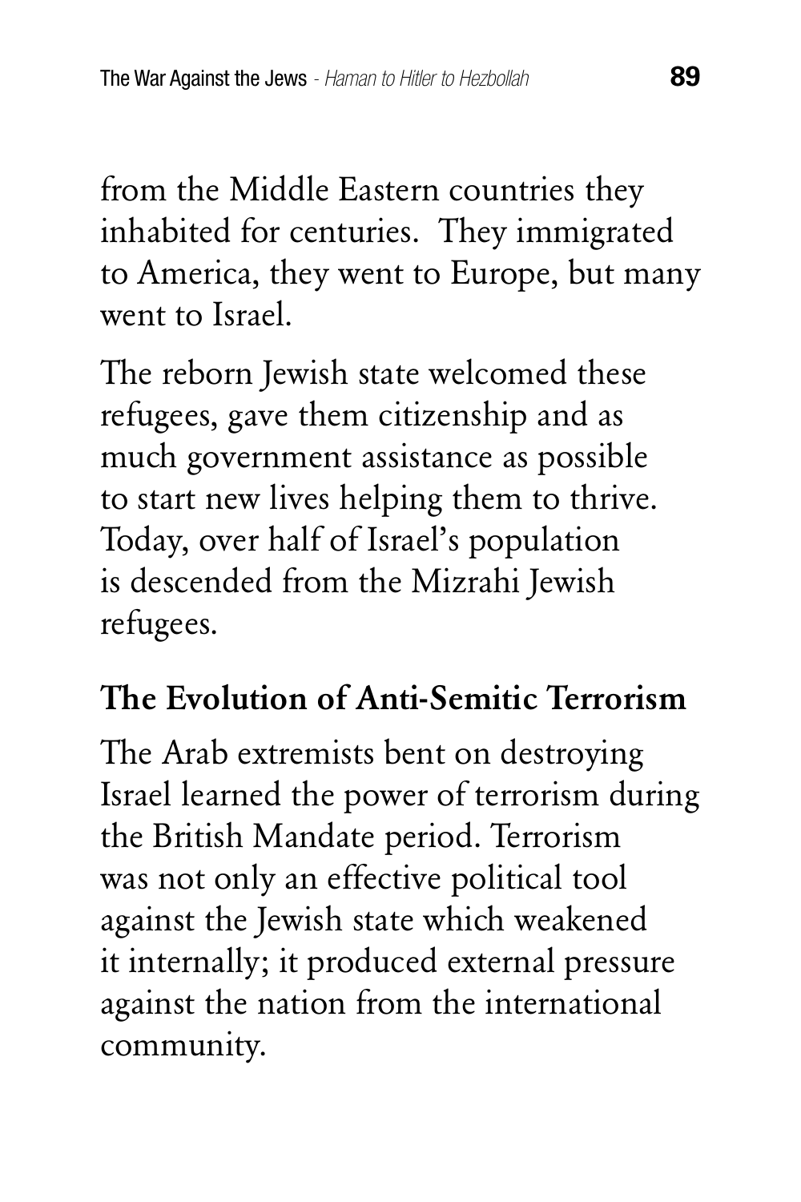from the Middle Eastern countries they inhabited for centuries. They immigrated to America, they went to Europe, but many went to Israel.

The reborn Jewish state welcomed these refugees, gave them citizenship and as much government assistance as possible to start new lives helping them to thrive. Today, over half of Israel's population is descended from the Mizrahi Jewish refugees.

## The Evolution of Anti-Semitic Terrorism

The Arab extremists bent on destroying Israel learned the power of terrorism during the British Mandate period. Terrorism was not only an effective political tool against the Jewish state which weakened it internally; it produced external pressure against the nation from the international community.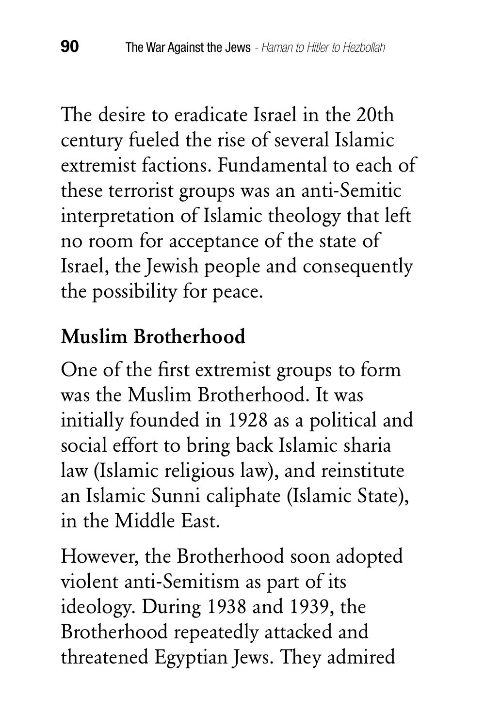The desire to eradicate Israel in the 20th century fueled the rise of several Islamic extremist factions. Fundamental to each of these terrorist groups was an anti-Semitic interpretation of Islamic theology that left no room for acceptance of the state of Israel, the Jewish people and consequently the possibility for peace.

## Muslim Brotherhood

One of the first extremist groups to form was the Muslim Brotherhood. It was initially founded in 1928 as a political and social effort to bring back Islamic sharia law (Islamic religious law), and reinstitute an Islamic Sunni caliphate (Islamic State), in the Middle East.

However, the Brotherhood soon adopted violent anti-Semitism as part of its ideology. During 1938 and 1939, the Brotherhood repeatedly attacked and threatened Egyptian Jews. They admired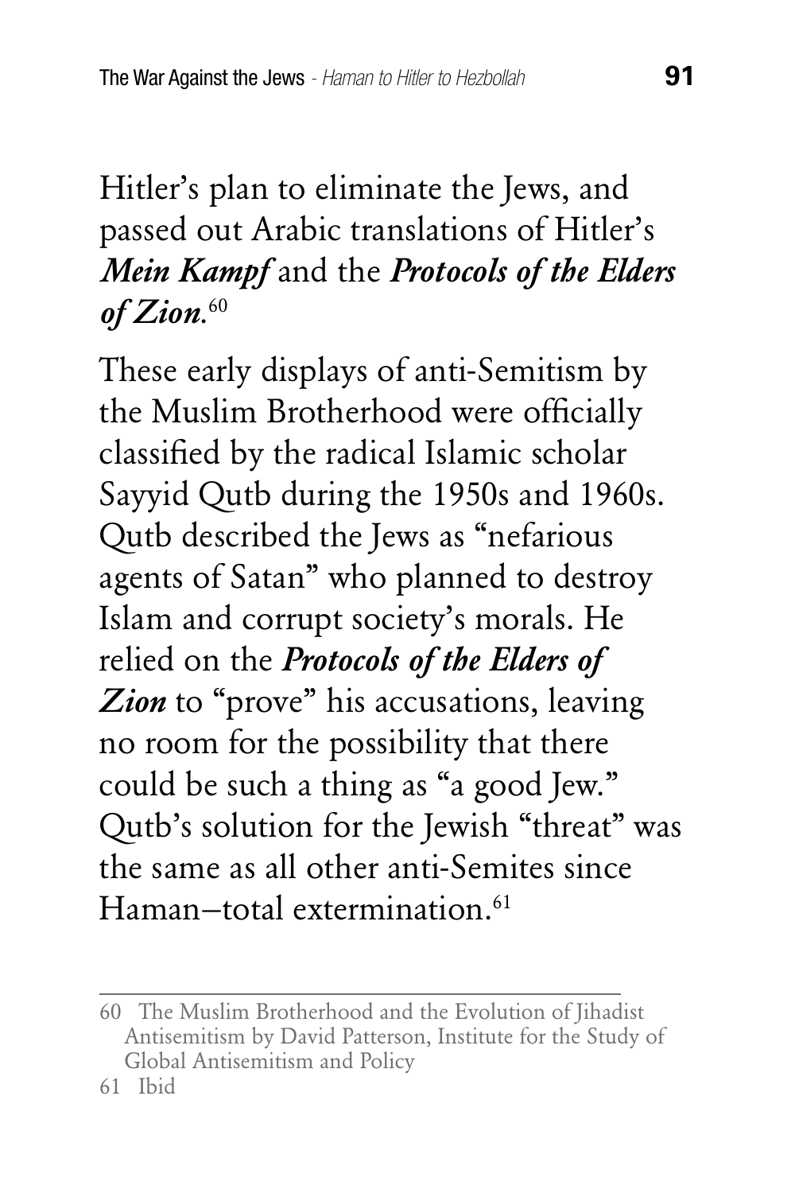Hitler's plan to eliminate the Jews, and passed out Arabic translations of Hitler's ***Mein Kampf*** and the ***Protocols of the Elders of Zion***.[60]

These early displays of anti-Semitism by the Muslim Brotherhood were officially classified by the radical Islamic scholar Sayyid Qutb during the 1950s and 1960s. Qutb described the Jews as "nefarious agents of Satan" who planned to destroy Islam and corrupt society's morals. He relied on the ***Protocols of the Elders of Zion*** to "prove" his accusations, leaving no room for the possibility that there could be such a thing as "a good Jew." Qutb's solution for the Jewish "threat" was the same as all other anti-Semites since Haman–total extermination.[61]

---

60 The Muslim Brotherhood and the Evolution of Jihadist Antisemitism by David Patterson, Institute for the Study of Global Antisemitism and Policy

61 Ibid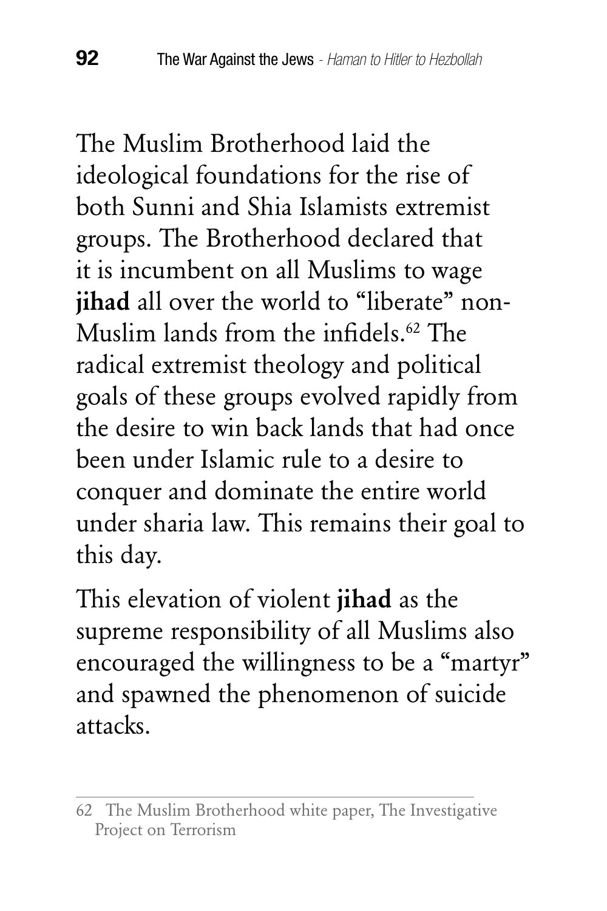The Muslim Brotherhood laid the ideological foundations for the rise of both Sunni and Shia Islamists extremist groups. The Brotherhood declared that it is incumbent on all Muslims to wage **jihad** all over the world to "liberate" non-Muslim lands from the infidels.[62] The radical extremist theology and political goals of these groups evolved rapidly from the desire to win back lands that had once been under Islamic rule to a desire to conquer and dominate the entire world under sharia law. This remains their goal to this day.

This elevation of violent **jihad** as the supreme responsibility of all Muslims also encouraged the willingness to be a "martyr" and spawned the phenomenon of suicide attacks.

---

62 The Muslim Brotherhood white paper, The Investigative Project on Terrorism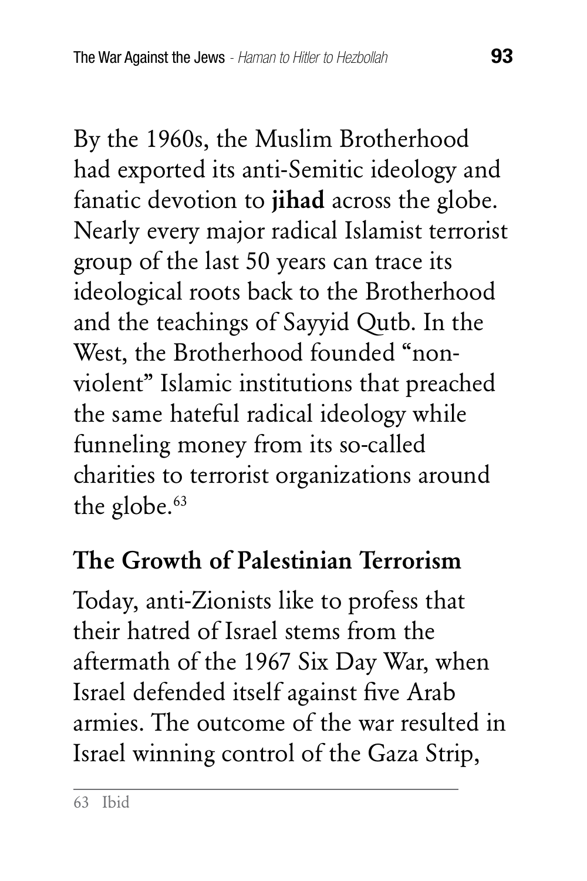By the 1960s, the Muslim Brotherhood had exported its anti-Semitic ideology and fanatic devotion to **jihad** across the globe. Nearly every major radical Islamist terrorist group of the last 50 years can trace its ideological roots back to the Brotherhood and the teachings of Sayyid Qutb. In the West, the Brotherhood founded "non-violent" Islamic institutions that preached the same hateful radical ideology while funneling money from its so-called charities to terrorist organizations around the globe.[63]

## The Growth of Palestinian Terrorism

Today, anti-Zionists like to profess that their hatred of Israel stems from the aftermath of the 1967 Six Day War, when Israel defended itself against five Arab armies. The outcome of the war resulted in Israel winning control of the Gaza Strip,

---

63 Ibid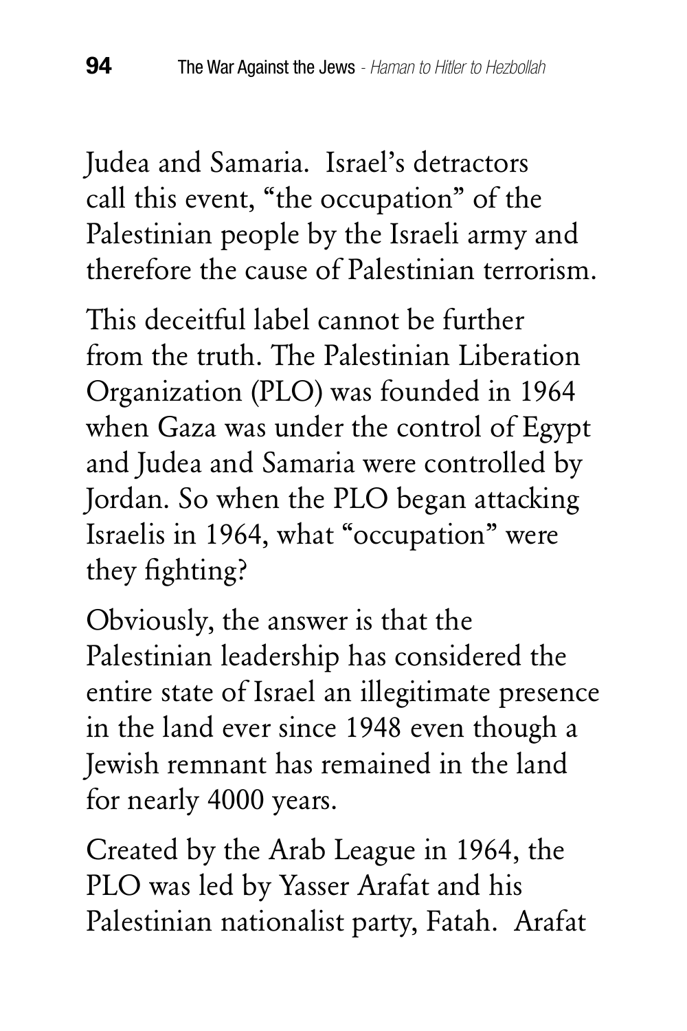Judea and Samaria. Israel's detractors call this event, "the occupation" of the Palestinian people by the Israeli army and therefore the cause of Palestinian terrorism.

This deceitful label cannot be further from the truth. The Palestinian Liberation Organization (PLO) was founded in 1964 when Gaza was under the control of Egypt and Judea and Samaria were controlled by Jordan. So when the PLO began attacking Israelis in 1964, what "occupation" were they fighting?

Obviously, the answer is that the Palestinian leadership has considered the entire state of Israel an illegitimate presence in the land ever since 1948 even though a Jewish remnant has remained in the land for nearly 4000 years.

Created by the Arab League in 1964, the PLO was led by Yasser Arafat and his Palestinian nationalist party, Fatah. Arafat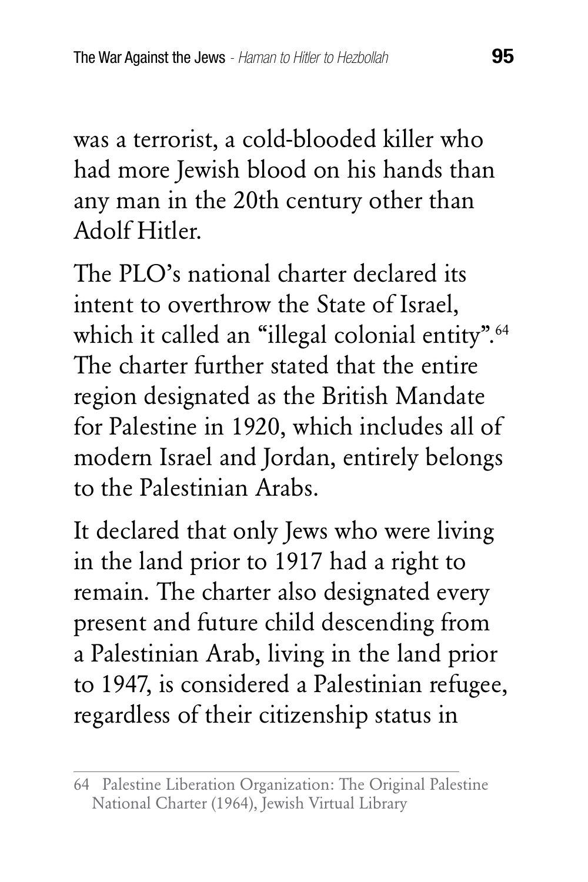was a terrorist, a cold-blooded killer who had more Jewish blood on his hands than any man in the 20th century other than Adolf Hitler.

The PLO's national charter declared its intent to overthrow the State of Israel, which it called an "illegal colonial entity".[64] The charter further stated that the entire region designated as the British Mandate for Palestine in 1920, which includes all of modern Israel and Jordan, entirely belongs to the Palestinian Arabs.

It declared that only Jews who were living in the land prior to 1917 had a right to remain. The charter also designated every present and future child descending from a Palestinian Arab, living in the land prior to 1947, is considered a Palestinian refugee, regardless of their citizenship status in

---

64 Palestine Liberation Organization: The Original Palestine National Charter (1964), Jewish Virtual Library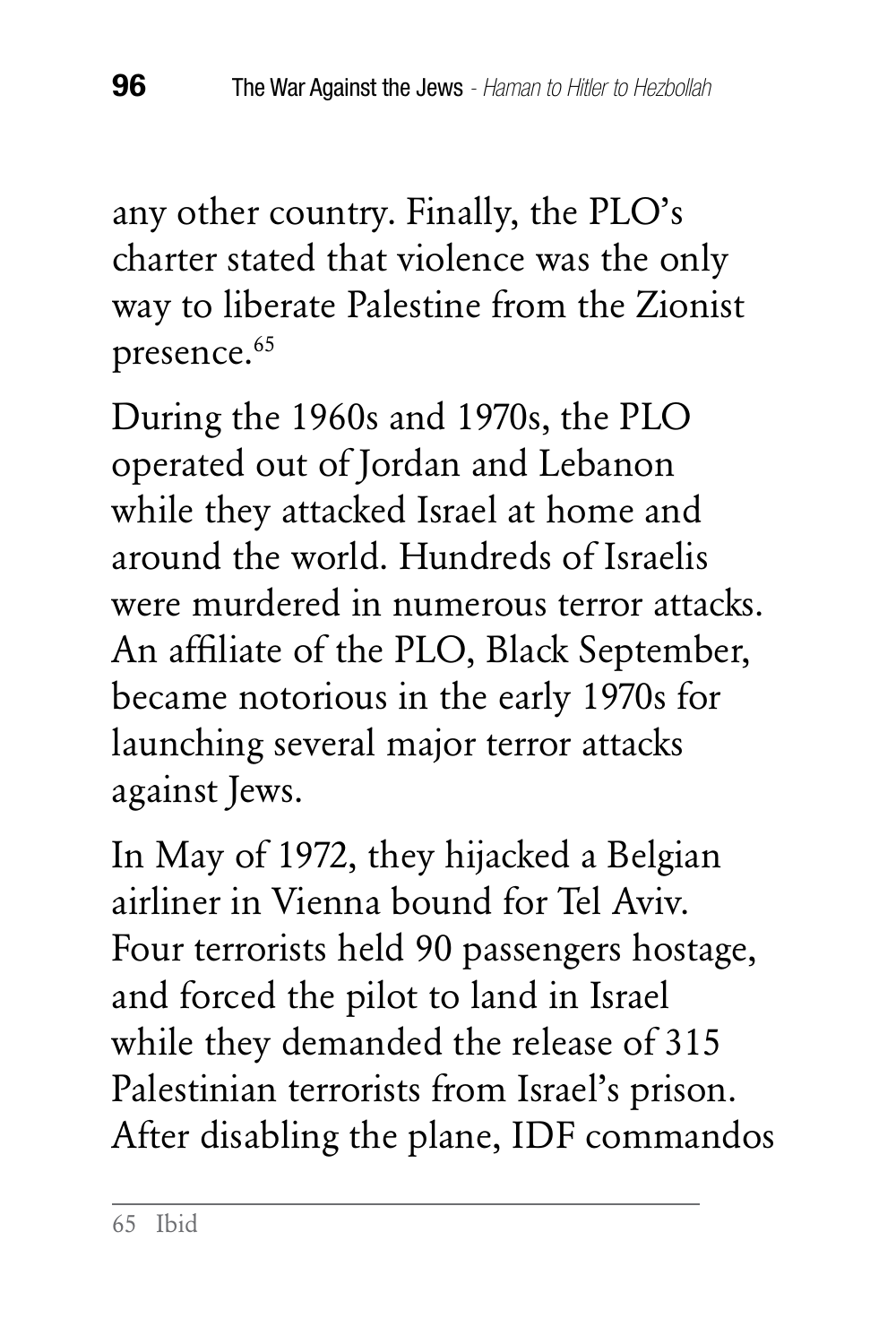any other country. Finally, the PLO's charter stated that violence was the only way to liberate Palestine from the Zionist presence.[65]

During the 1960s and 1970s, the PLO operated out of Jordan and Lebanon while they attacked Israel at home and around the world. Hundreds of Israelis were murdered in numerous terror attacks. An affiliate of the PLO, Black September, became notorious in the early 1970s for launching several major terror attacks against Jews.

In May of 1972, they hijacked a Belgian airliner in Vienna bound for Tel Aviv. Four terrorists held 90 passengers hostage, and forced the pilot to land in Israel while they demanded the release of 315 Palestinian terrorists from Israel's prison. After disabling the plane, IDF commandos

---

65 Ibid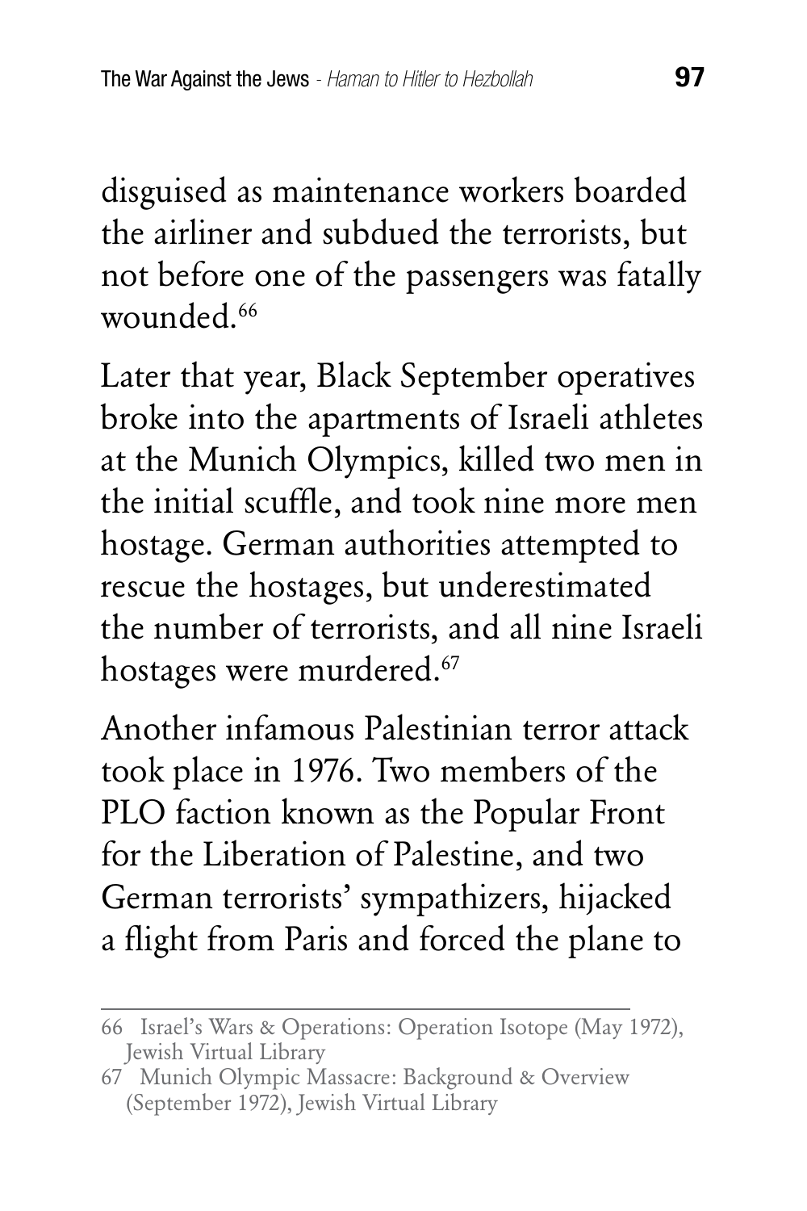disguised as maintenance workers boarded the airliner and subdued the terrorists, but not before one of the passengers was fatally wounded.[66]

Later that year, Black September operatives broke into the apartments of Israeli athletes at the Munich Olympics, killed two men in the initial scuffle, and took nine more men hostage. German authorities attempted to rescue the hostages, but underestimated the number of terrorists, and all nine Israeli hostages were murdered.[67]

Another infamous Palestinian terror attack took place in 1976. Two members of the PLO faction known as the Popular Front for the Liberation of Palestine, and two German terrorists' sympathizers, hijacked a flight from Paris and forced the plane to

---

66 Israel's Wars & Operations: Operation Isotope (May 1972), Jewish Virtual Library

67 Munich Olympic Massacre: Background & Overview (September 1972), Jewish Virtual Library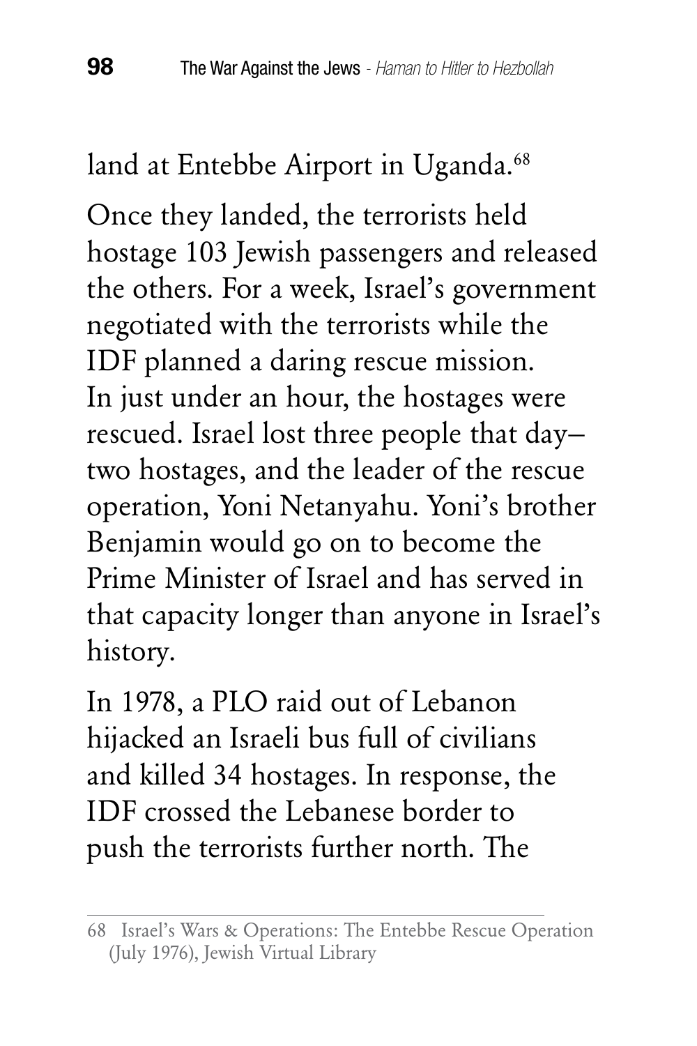land at Entebbe Airport in Uganda.[68]

Once they landed, the terrorists held hostage 103 Jewish passengers and released the others. For a week, Israel's government negotiated with the terrorists while the IDF planned a daring rescue mission. In just under an hour, the hostages were rescued. Israel lost three people that day–two hostages, and the leader of the rescue operation, Yoni Netanyahu. Yoni's brother Benjamin would go on to become the Prime Minister of Israel and has served in that capacity longer than anyone in Israel's history.

In 1978, a PLO raid out of Lebanon hijacked an Israeli bus full of civilians and killed 34 hostages. In response, the IDF crossed the Lebanese border to push the terrorists further north. The

---

68 Israel's Wars & Operations: The Entebbe Rescue Operation (July 1976), Jewish Virtual Library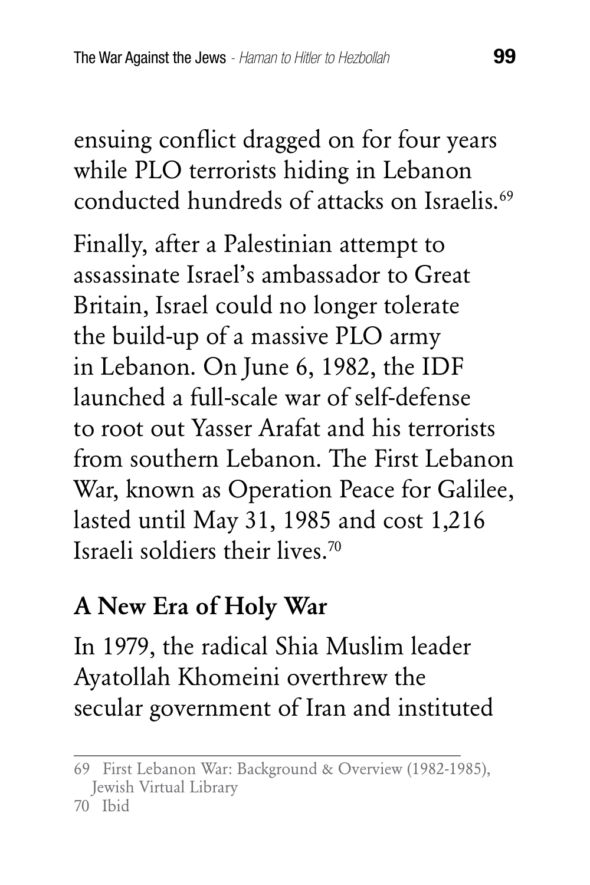ensuing conflict dragged on for four years while PLO terrorists hiding in Lebanon conducted hundreds of attacks on Israelis.[69]

Finally, after a Palestinian attempt to assassinate Israel's ambassador to Great Britain, Israel could no longer tolerate the build-up of a massive PLO army in Lebanon. On June 6, 1982, the IDF launched a full-scale war of self-defense to root out Yasser Arafat and his terrorists from southern Lebanon. The First Lebanon War, known as Operation Peace for Galilee, lasted until May 31, 1985 and cost 1,216 Israeli soldiers their lives.[70]

## A New Era of Holy War

In 1979, the radical Shia Muslim leader Ayatollah Khomeini overthrew the secular government of Iran and instituted

---

69 First Lebanon War: Background & Overview (1982-1985), Jewish Virtual Library

70 Ibid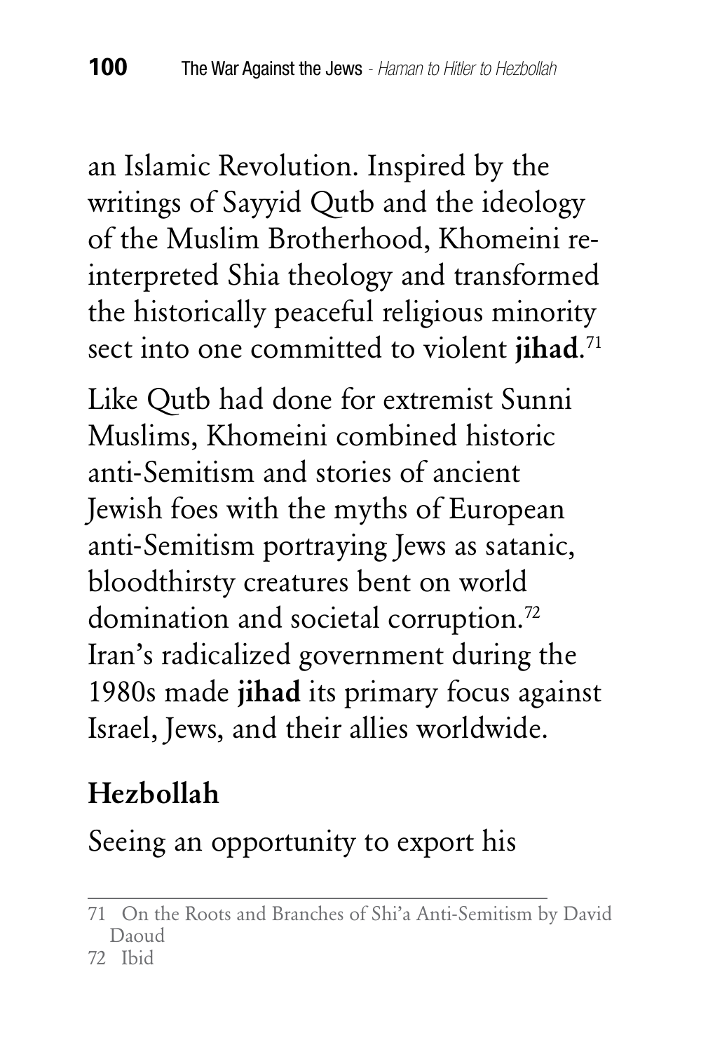an Islamic Revolution. Inspired by the writings of Sayyid Qutb and the ideology of the Muslim Brotherhood, Khomeini re-interpreted Shia theology and transformed the historically peaceful religious minority sect into one committed to violent **jihad**.[71]

Like Qutb had done for extremist Sunni Muslims, Khomeini combined historic anti-Semitism and stories of ancient Jewish foes with the myths of European anti-Semitism portraying Jews as satanic, bloodthirsty creatures bent on world domination and societal corruption.[72] Iran's radicalized government during the 1980s made **jihad** its primary focus against Israel, Jews, and their allies worldwide.

## Hezbollah

Seeing an opportunity to export his

---

71 On the Roots and Branches of Shi'a Anti-Semitism by David Daoud

72 Ibid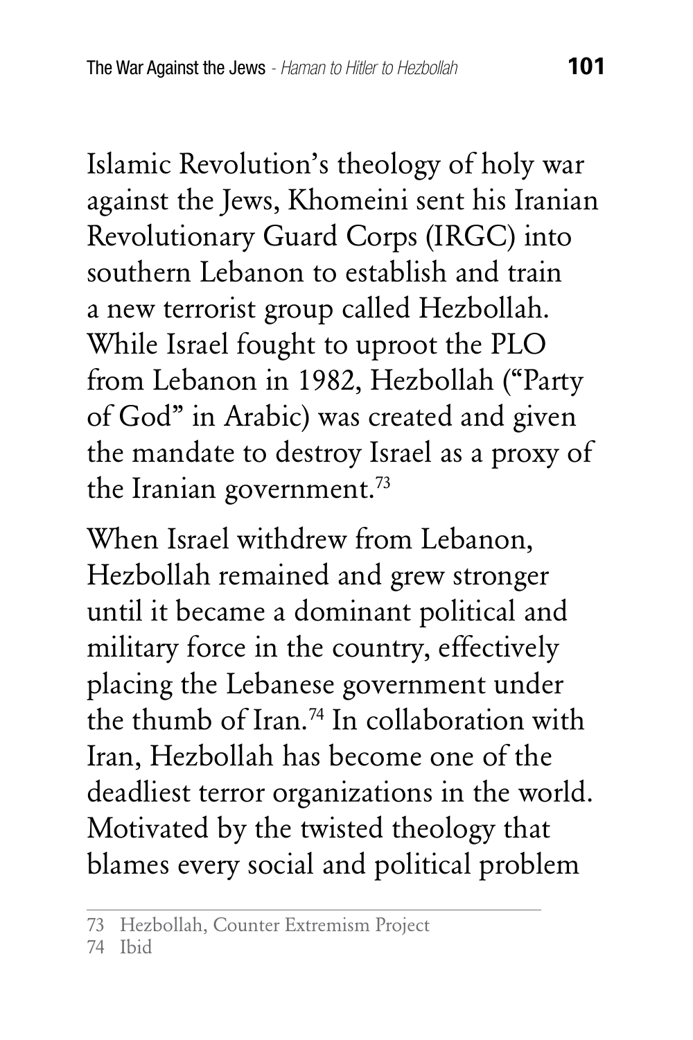Islamic Revolution's theology of holy war against the Jews, Khomeini sent his Iranian Revolutionary Guard Corps (IRGC) into southern Lebanon to establish and train a new terrorist group called Hezbollah. While Israel fought to uproot the PLO from Lebanon in 1982, Hezbollah ("Party of God" in Arabic) was created and given the mandate to destroy Israel as a proxy of the Iranian government.[73]

When Israel withdrew from Lebanon, Hezbollah remained and grew stronger until it became a dominant political and military force in the country, effectively placing the Lebanese government under the thumb of Iran.[74] In collaboration with Iran, Hezbollah has become one of the deadliest terror organizations in the world. Motivated by the twisted theology that blames every social and political problem

---

73 Hezbollah, Counter Extremism Project

74 Ibid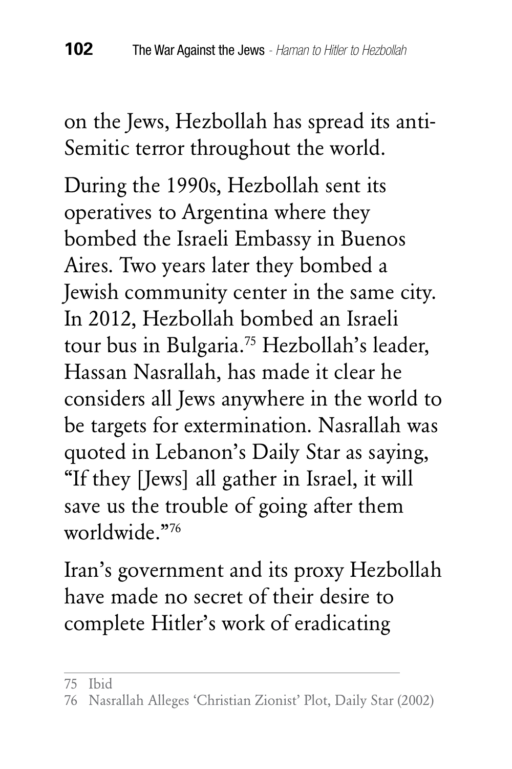on the Jews, Hezbollah has spread its anti-Semitic terror throughout the world.

During the 1990s, Hezbollah sent its operatives to Argentina where they bombed the Israeli Embassy in Buenos Aires. Two years later they bombed a Jewish community center in the same city. In 2012, Hezbollah bombed an Israeli tour bus in Bulgaria.[75] Hezbollah's leader, Hassan Nasrallah, has made it clear he considers all Jews anywhere in the world to be targets for extermination. Nasrallah was quoted in Lebanon's Daily Star as saying, "If they [Jews] all gather in Israel, it will save us the trouble of going after them worldwide."[76]

Iran's government and its proxy Hezbollah have made no secret of their desire to complete Hitler's work of eradicating

---

75 Ibid

76 Nasrallah Alleges 'Christian Zionist' Plot, Daily Star (2002)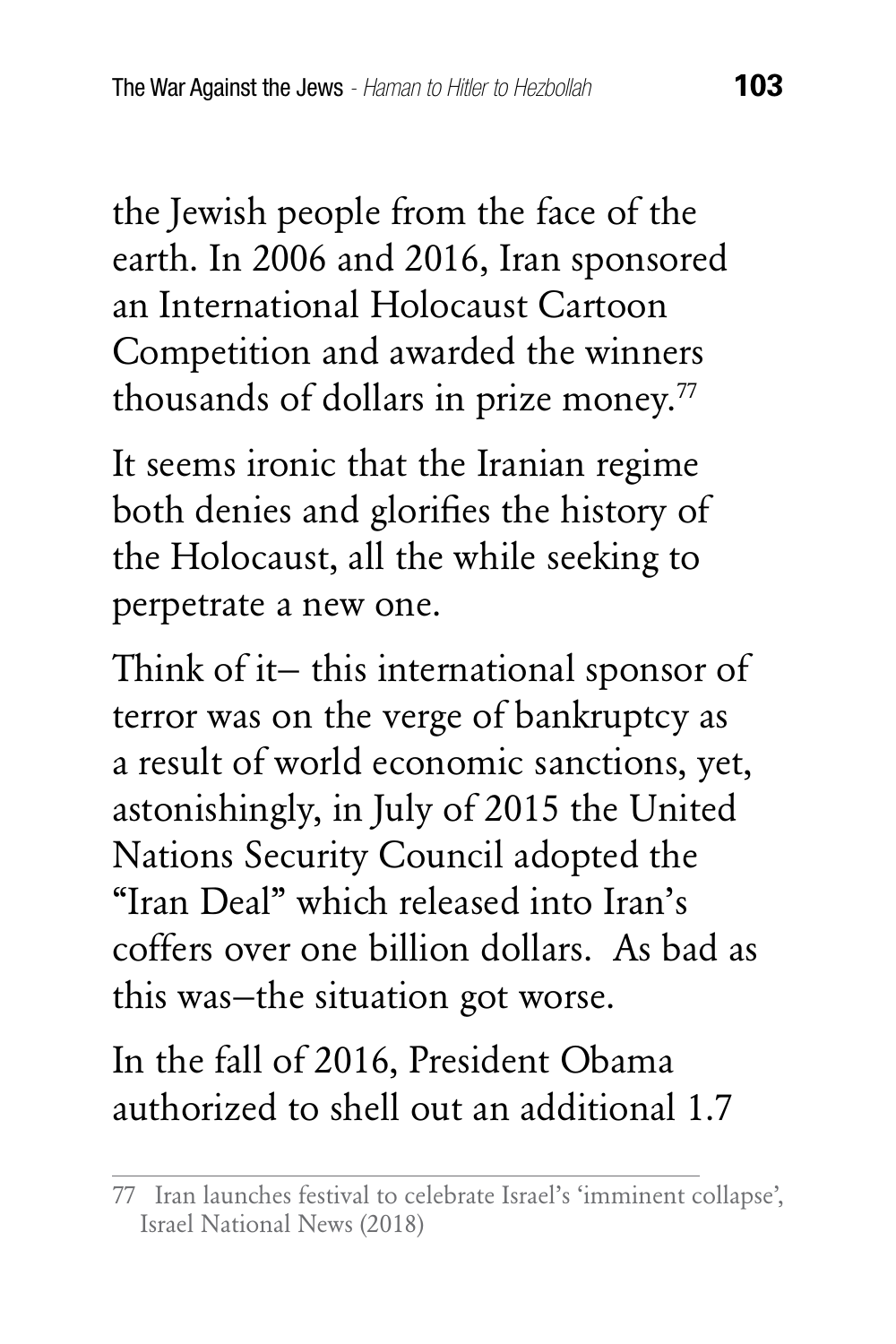the Jewish people from the face of the earth. In 2006 and 2016, Iran sponsored an International Holocaust Cartoon Competition and awarded the winners thousands of dollars in prize money.[77]

It seems ironic that the Iranian regime both denies and glorifies the history of the Holocaust, all the while seeking to perpetrate a new one.

Think of it– this international sponsor of terror was on the verge of bankruptcy as a result of world economic sanctions, yet, astonishingly, in July of 2015 the United Nations Security Council adopted the "Iran Deal" which released into Iran's coffers over one billion dollars. As bad as this was–the situation got worse.

In the fall of 2016, President Obama authorized to shell out an additional 1.7

---

77 Iran launches festival to celebrate Israel's 'imminent collapse', Israel National News (2018)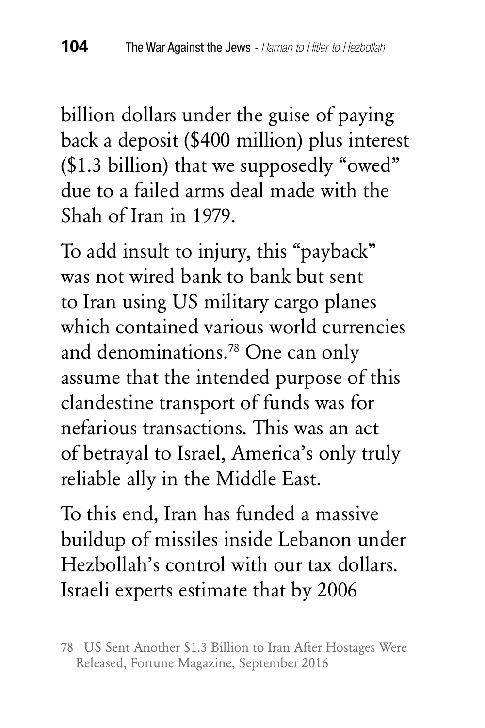billion dollars under the guise of paying back a deposit ($400 million) plus interest ($1.3 billion) that we supposedly "owed" due to a failed arms deal made with the Shah of Iran in 1979.

To add insult to injury, this "payback" was not wired bank to bank but sent to Iran using US military cargo planes which contained various world currencies and denominations.[78] One can only assume that the intended purpose of this clandestine transport of funds was for nefarious transactions. This was an act of betrayal to Israel, America's only truly reliable ally in the Middle East.

To this end, Iran has funded a massive buildup of missiles inside Lebanon under Hezbollah's control with our tax dollars. Israeli experts estimate that by 2006

---

78 US Sent Another $1.3 Billion to Iran After Hostages Were Released, Fortune Magazine, September 2016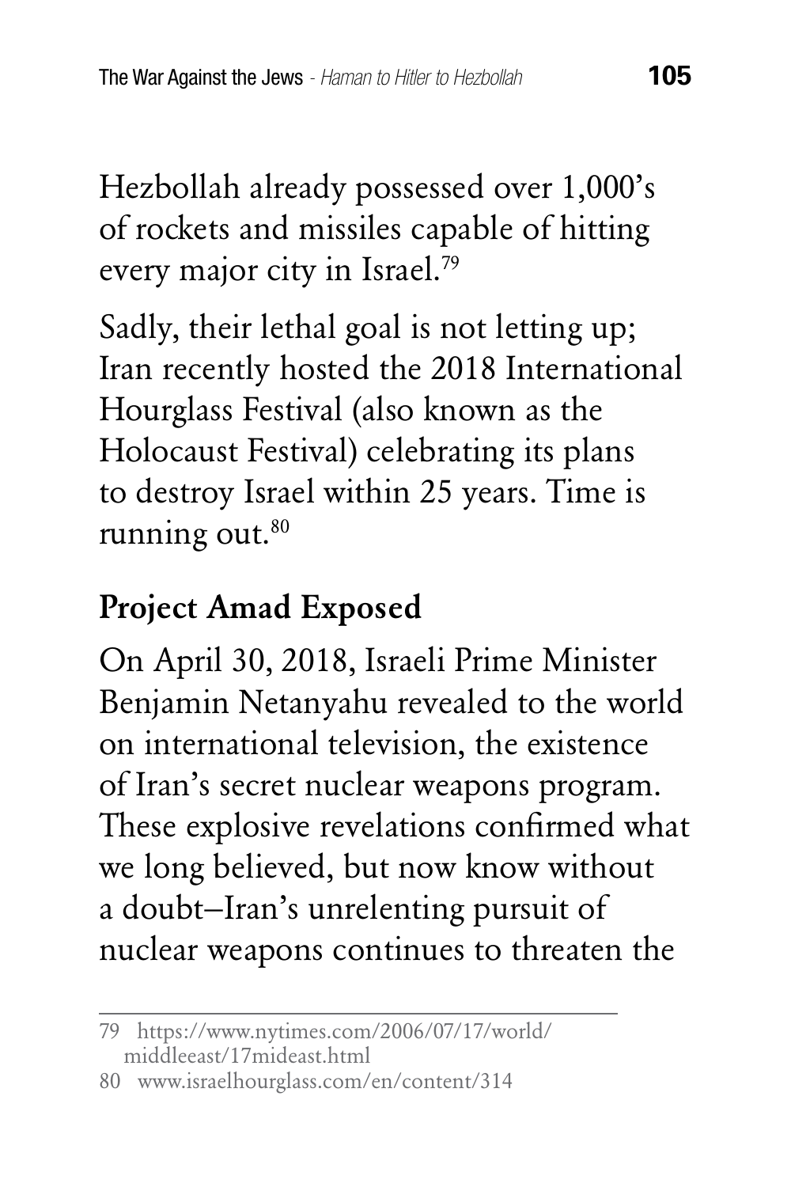Hezbollah already possessed over 1,000's of rockets and missiles capable of hitting every major city in Israel.[79]

Sadly, their lethal goal is not letting up; Iran recently hosted the 2018 International Hourglass Festival (also known as the Holocaust Festival) celebrating its plans to destroy Israel within 25 years. Time is running out.[80]

## Project Amad Exposed

On April 30, 2018, Israeli Prime Minister Benjamin Netanyahu revealed to the world on international television, the existence of Iran's secret nuclear weapons program. These explosive revelations confirmed what we long believed, but now know without a doubt–Iran's unrelenting pursuit of nuclear weapons continues to threaten the

---

79 https://www.nytimes.com/2006/07/17/world/middleeast/17mideast.html

80 www.israelhourglass.com/en/content/314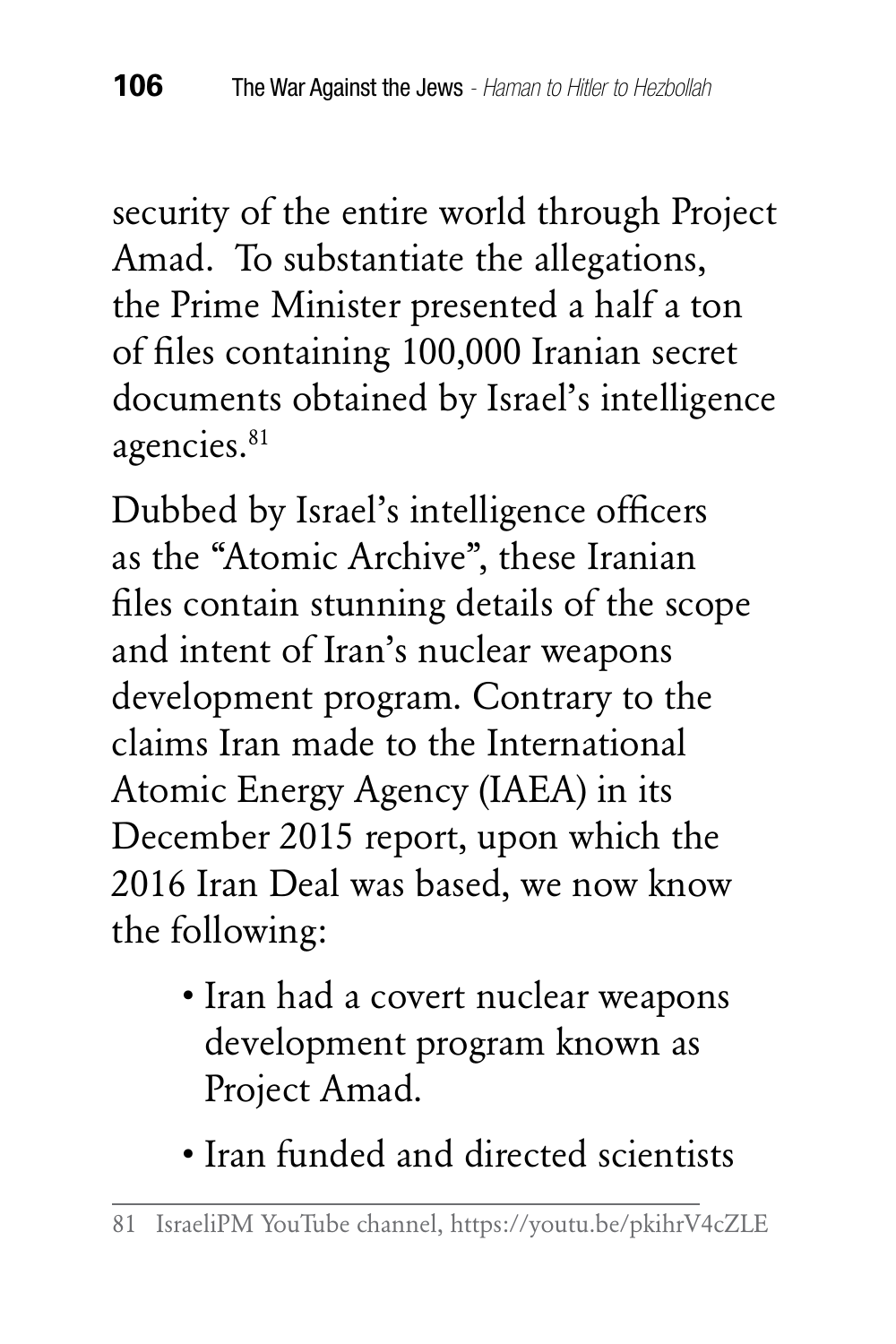security of the entire world through Project Amad. To substantiate the allegations, the Prime Minister presented a half a ton of files containing 100,000 Iranian secret documents obtained by Israel's intelligence agencies.[81]

Dubbed by Israel's intelligence officers as the "Atomic Archive", these Iranian files contain stunning details of the scope and intent of Iran's nuclear weapons development program. Contrary to the claims Iran made to the International Atomic Energy Agency (IAEA) in its December 2015 report, upon which the 2016 Iran Deal was based, we now know the following:

- Iran had a covert nuclear weapons development program known as Project Amad.
- Iran funded and directed scientists

81 IsraeliPM YouTube channel, https://youtu.be/pkihrV4cZLE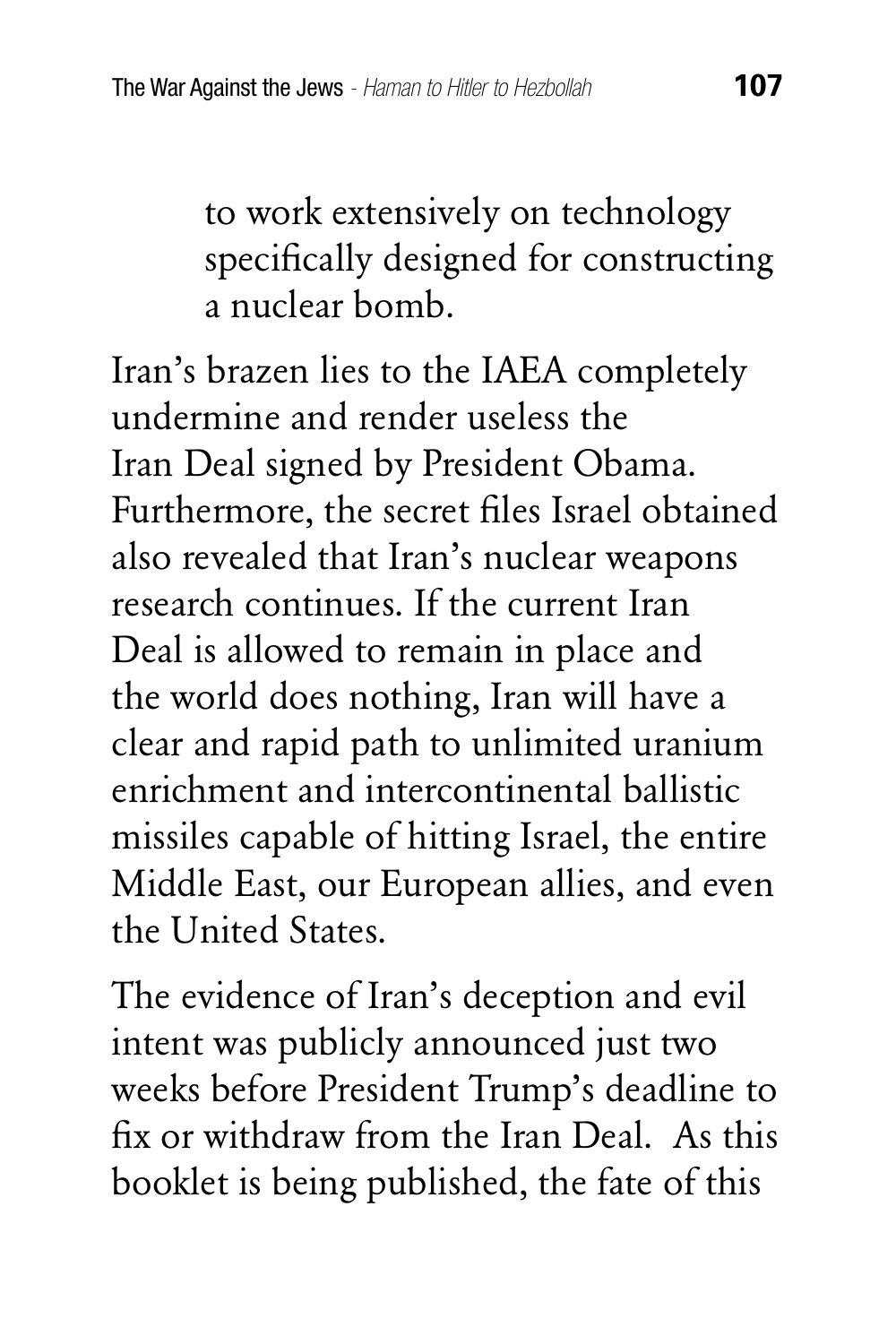to work extensively on technology specifically designed for constructing a nuclear bomb.

Iran's brazen lies to the IAEA completely undermine and render useless the Iran Deal signed by President Obama. Furthermore, the secret files Israel obtained also revealed that Iran's nuclear weapons research continues. If the current Iran Deal is allowed to remain in place and the world does nothing, Iran will have a clear and rapid path to unlimited uranium enrichment and intercontinental ballistic missiles capable of hitting Israel, the entire Middle East, our European allies, and even the United States.

The evidence of Iran's deception and evil intent was publicly announced just two weeks before President Trump's deadline to fix or withdraw from the Iran Deal. As this booklet is being published, the fate of this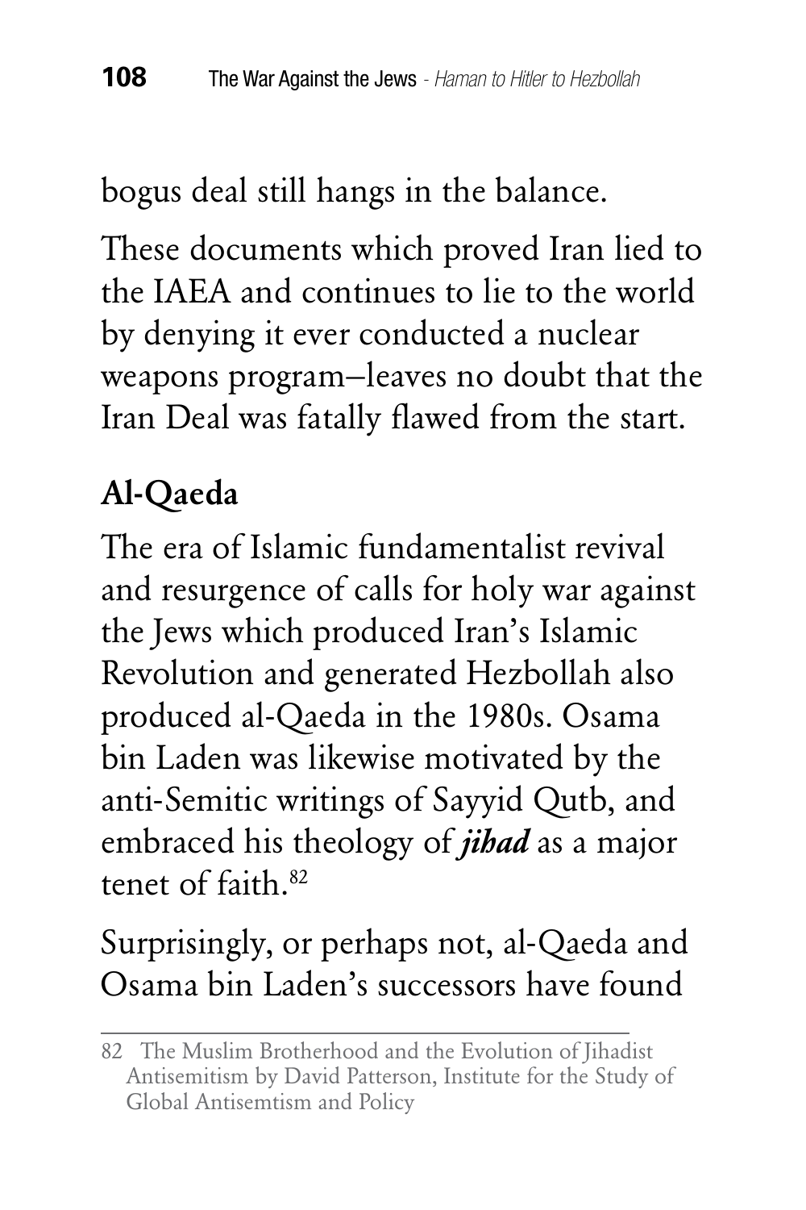bogus deal still hangs in the balance.

These documents which proved Iran lied to the IAEA and continues to lie to the world by denying it ever conducted a nuclear weapons program–leaves no doubt that the Iran Deal was fatally flawed from the start.

## Al-Qaeda

The era of Islamic fundamentalist revival and resurgence of calls for holy war against the Jews which produced Iran's Islamic Revolution and generated Hezbollah also produced al-Qaeda in the 1980s. Osama bin Laden was likewise motivated by the anti-Semitic writings of Sayyid Qutb, and embraced his theology of ***jihad*** as a major tenet of faith.[82]

Surprisingly, or perhaps not, al-Qaeda and Osama bin Laden's successors have found

---

82 The Muslim Brotherhood and the Evolution of Jihadist Antisemitism by David Patterson, Institute for the Study of Global Antisemtism and Policy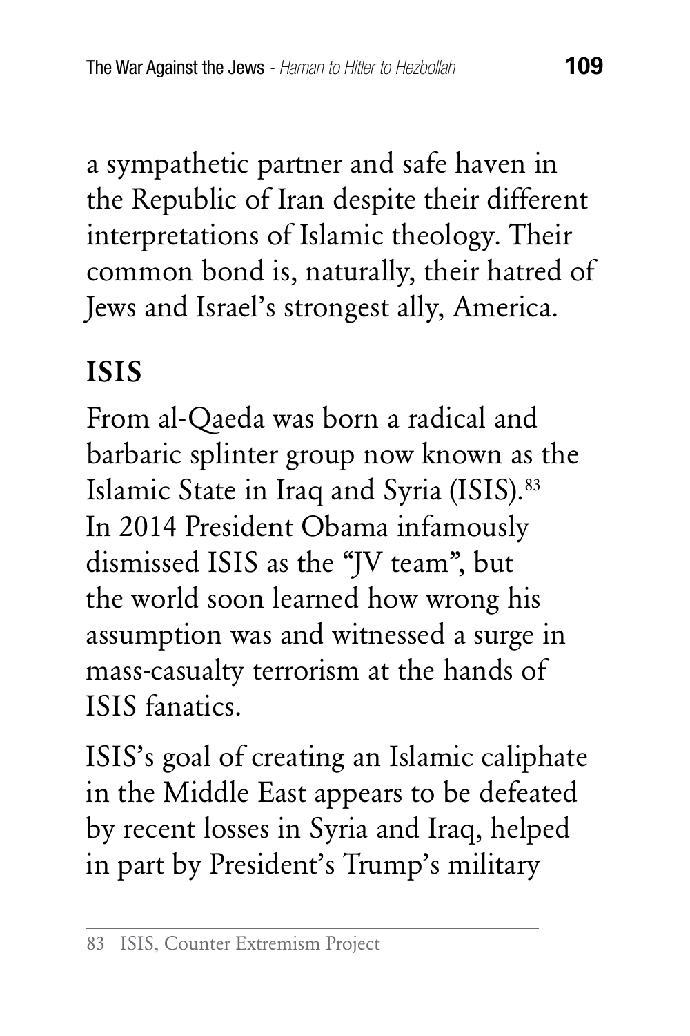a sympathetic partner and safe haven in the Republic of Iran despite their different interpretations of Islamic theology. Their common bond is, naturally, their hatred of Jews and Israel's strongest ally, America.

## ISIS

From al-Qaeda was born a radical and barbaric splinter group now known as the Islamic State in Iraq and Syria (ISIS).[83] In 2014 President Obama infamously dismissed ISIS as the "JV team", but the world soon learned how wrong his assumption was and witnessed a surge in mass-casualty terrorism at the hands of ISIS fanatics.

ISIS's goal of creating an Islamic caliphate in the Middle East appears to be defeated by recent losses in Syria and Iraq, helped in part by President's Trump's military

---

83 ISIS, Counter Extremism Project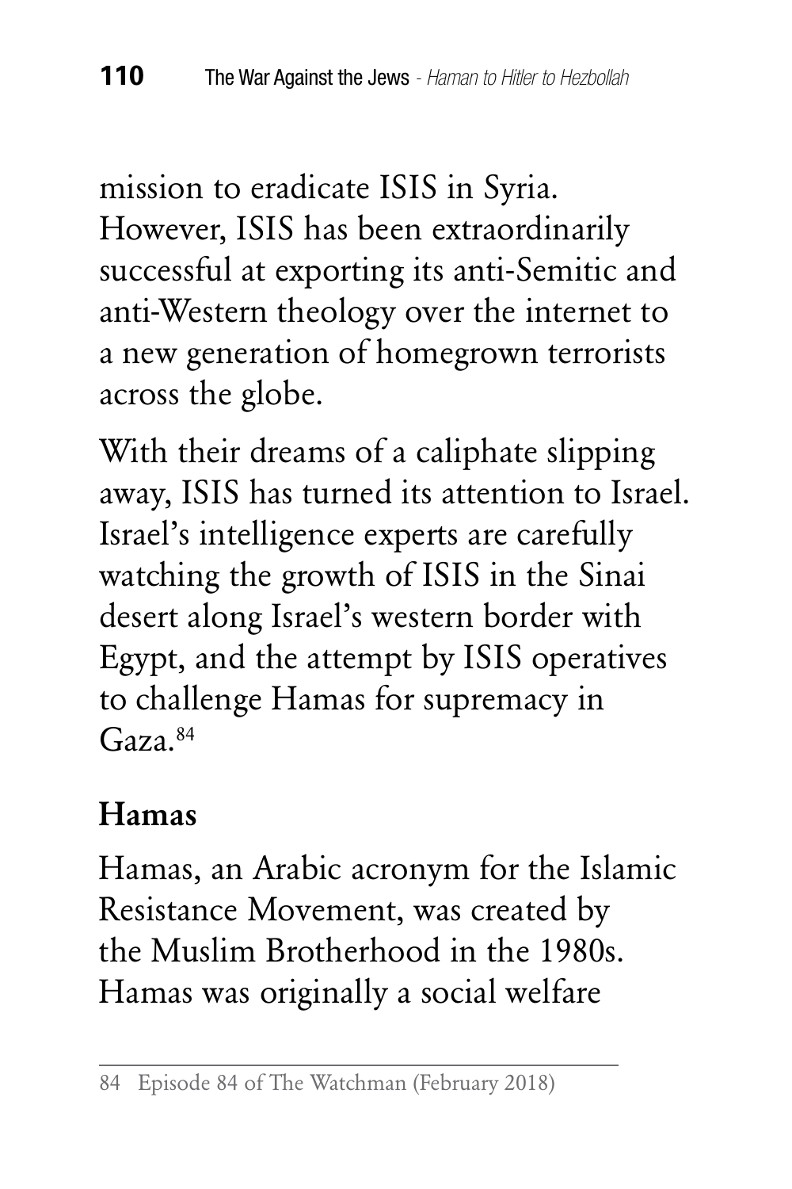mission to eradicate ISIS in Syria. However, ISIS has been extraordinarily successful at exporting its anti-Semitic and anti-Western theology over the internet to a new generation of homegrown terrorists across the globe.

With their dreams of a caliphate slipping away, ISIS has turned its attention to Israel. Israel's intelligence experts are carefully watching the growth of ISIS in the Sinai desert along Israel's western border with Egypt, and the attempt by ISIS operatives to challenge Hamas for supremacy in Gaza.[84]

## Hamas

Hamas, an Arabic acronym for the Islamic Resistance Movement, was created by the Muslim Brotherhood in the 1980s. Hamas was originally a social welfare

---

84 Episode 84 of The Watchman (February 2018)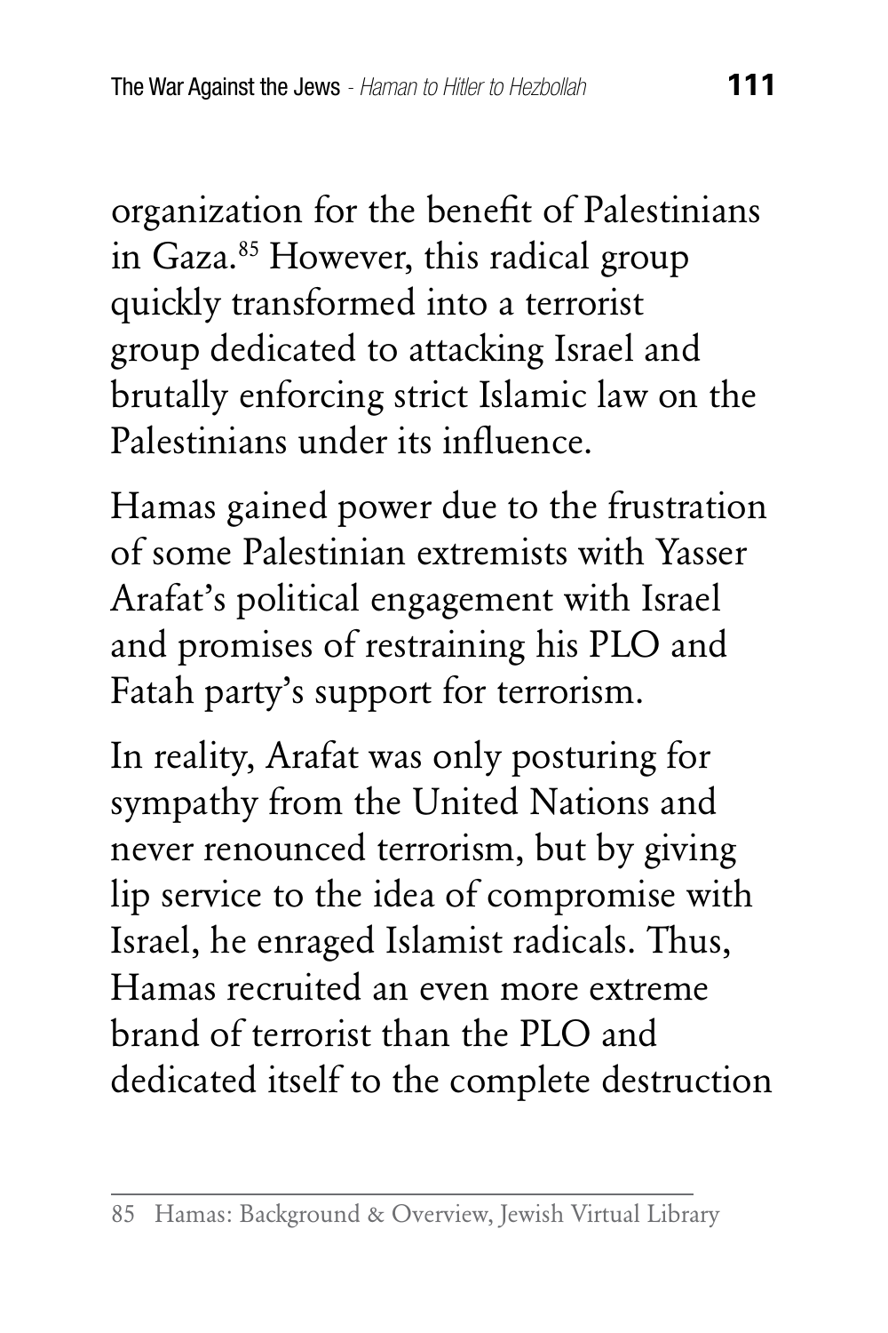organization for the benefit of Palestinians in Gaza.[85] However, this radical group quickly transformed into a terrorist group dedicated to attacking Israel and brutally enforcing strict Islamic law on the Palestinians under its influence.

Hamas gained power due to the frustration of some Palestinian extremists with Yasser Arafat's political engagement with Israel and promises of restraining his PLO and Fatah party's support for terrorism.

In reality, Arafat was only posturing for sympathy from the United Nations and never renounced terrorism, but by giving lip service to the idea of compromise with Israel, he enraged Islamist radicals. Thus, Hamas recruited an even more extreme brand of terrorist than the PLO and dedicated itself to the complete destruction

---

85 Hamas: Background & Overview, Jewish Virtual Library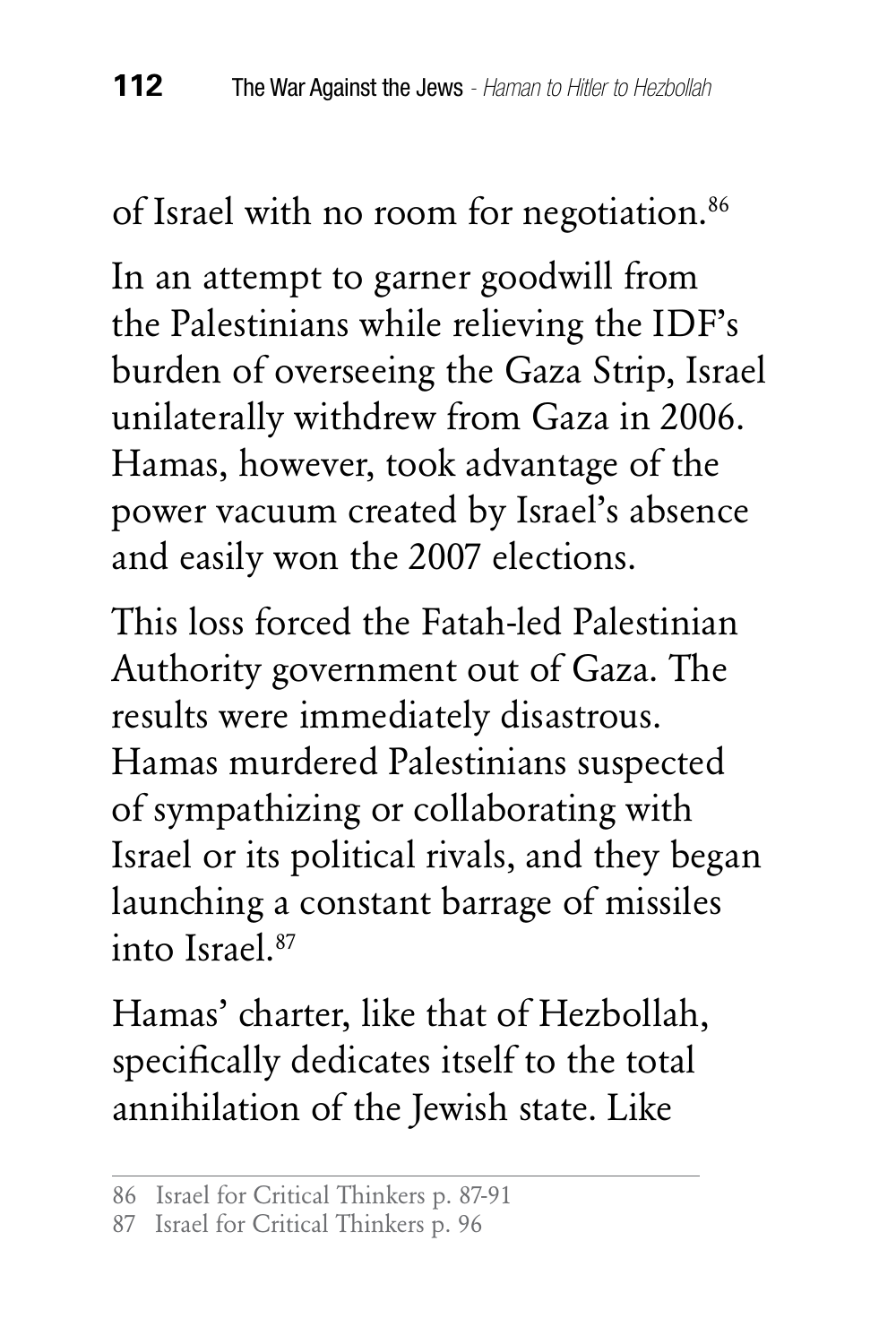of Israel with no room for negotiation.[86]

In an attempt to garner goodwill from the Palestinians while relieving the IDF's burden of overseeing the Gaza Strip, Israel unilaterally withdrew from Gaza in 2006. Hamas, however, took advantage of the power vacuum created by Israel's absence and easily won the 2007 elections.

This loss forced the Fatah-led Palestinian Authority government out of Gaza. The results were immediately disastrous. Hamas murdered Palestinians suspected of sympathizing or collaborating with Israel or its political rivals, and they began launching a constant barrage of missiles into Israel.[87]

Hamas' charter, like that of Hezbollah, specifically dedicates itself to the total annihilation of the Jewish state. Like

---

86 Israel for Critical Thinkers p. 87-91

87 Israel for Critical Thinkers p. 96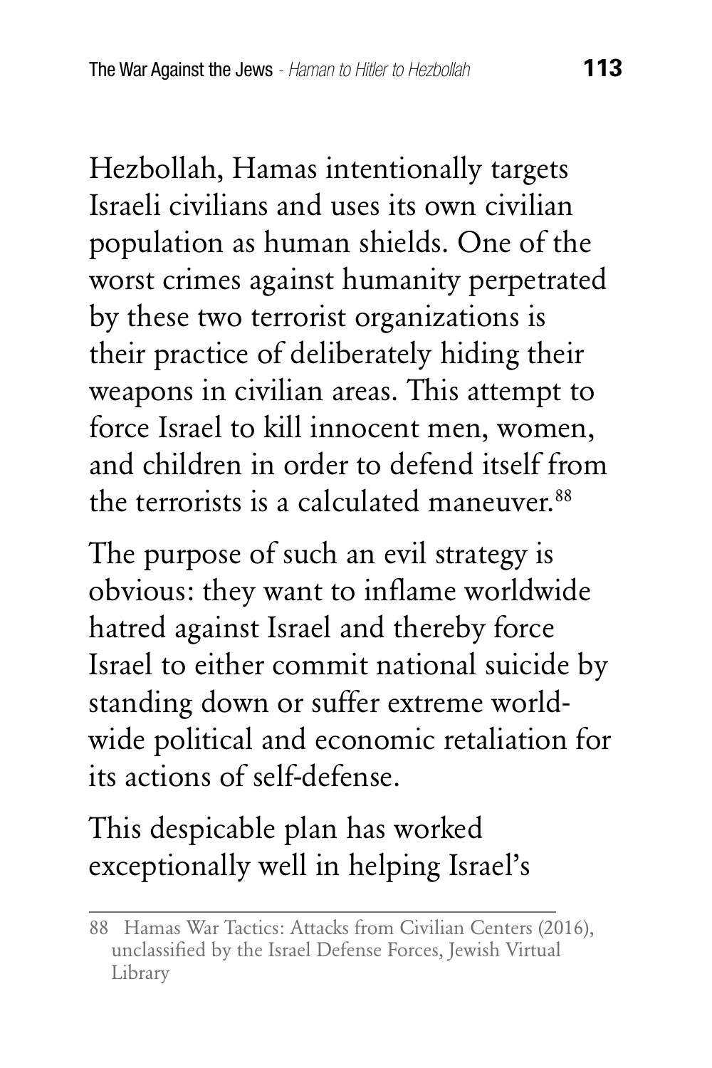Hezbollah, Hamas intentionally targets Israeli civilians and uses its own civilian population as human shields. One of the worst crimes against humanity perpetrated by these two terrorist organizations is their practice of deliberately hiding their weapons in civilian areas. This attempt to force Israel to kill innocent men, women, and children in order to defend itself from the terrorists is a calculated maneuver.[88]

The purpose of such an evil strategy is obvious: they want to inflame worldwide hatred against Israel and thereby force Israel to either commit national suicide by standing down or suffer extreme worldwide political and economic retaliation for its actions of self-defense.

This despicable plan has worked exceptionally well in helping Israel's

---

88 Hamas War Tactics: Attacks from Civilian Centers (2016), unclassified by the Israel Defense Forces, Jewish Virtual Library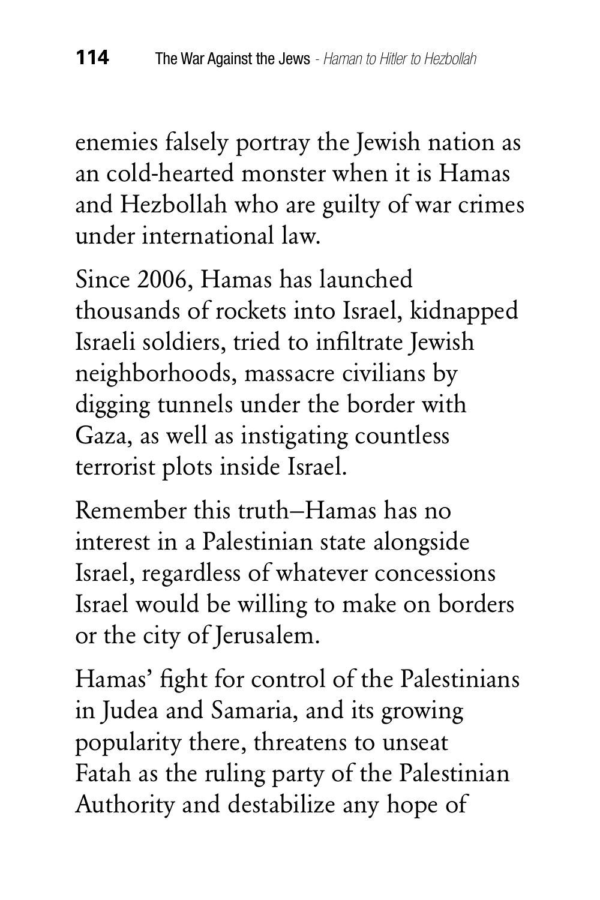enemies falsely portray the Jewish nation as an cold-hearted monster when it is Hamas and Hezbollah who are guilty of war crimes under international law.

Since 2006, Hamas has launched thousands of rockets into Israel, kidnapped Israeli soldiers, tried to infiltrate Jewish neighborhoods, massacre civilians by digging tunnels under the border with Gaza, as well as instigating countless terrorist plots inside Israel.

Remember this truth–Hamas has no interest in a Palestinian state alongside Israel, regardless of whatever concessions Israel would be willing to make on borders or the city of Jerusalem.

Hamas' fight for control of the Palestinians in Judea and Samaria, and its growing popularity there, threatens to unseat Fatah as the ruling party of the Palestinian Authority and destabilize any hope of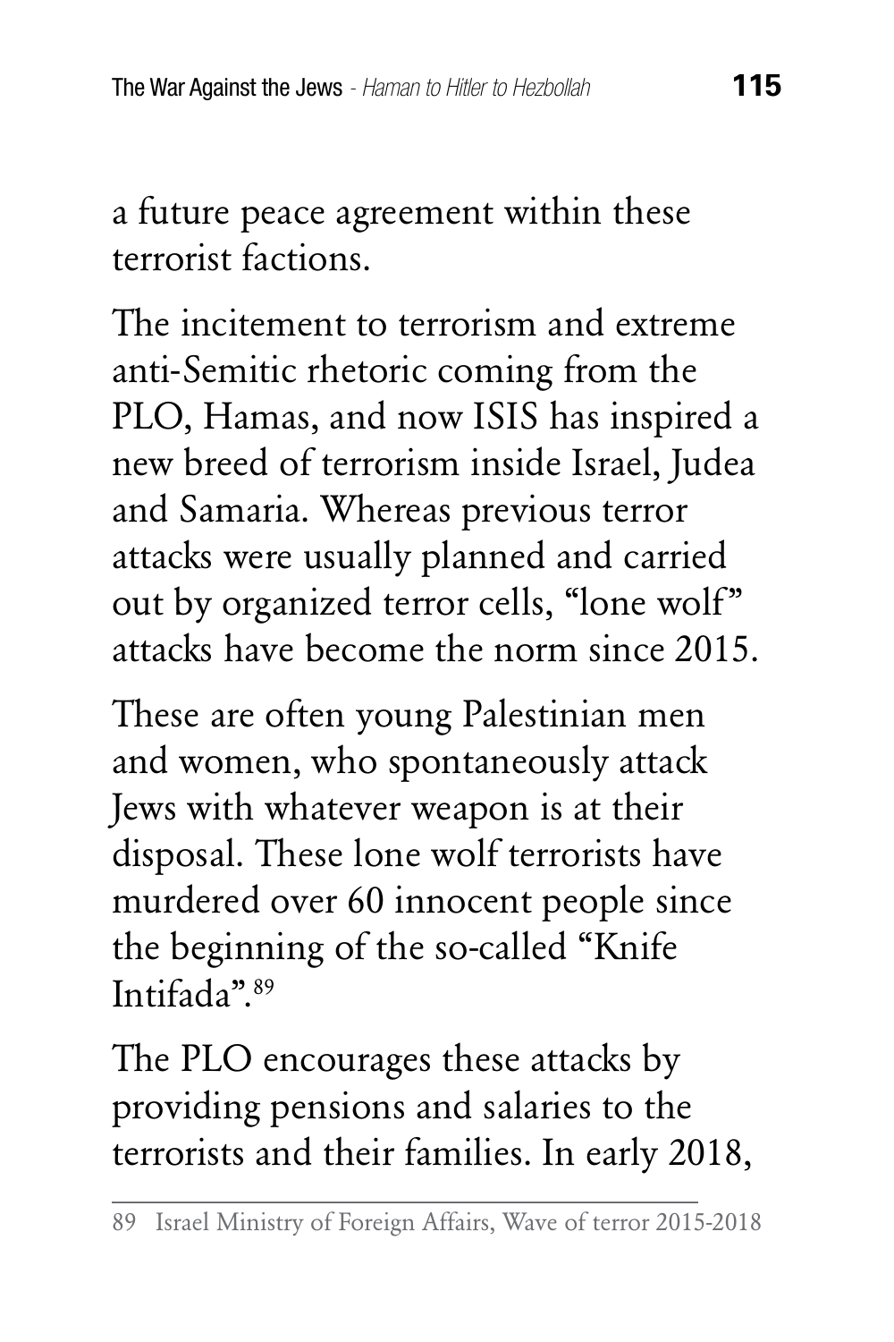a future peace agreement within these terrorist factions.

The incitement to terrorism and extreme anti-Semitic rhetoric coming from the PLO, Hamas, and now ISIS has inspired a new breed of terrorism inside Israel, Judea and Samaria. Whereas previous terror attacks were usually planned and carried out by organized terror cells, "lone wolf" attacks have become the norm since 2015.

These are often young Palestinian men and women, who spontaneously attack Jews with whatever weapon is at their disposal. These lone wolf terrorists have murdered over 60 innocent people since the beginning of the so-called "Knife Intifada".[89]

The PLO encourages these attacks by providing pensions and salaries to the terrorists and their families. In early 2018,

---

89 Israel Ministry of Foreign Affairs, Wave of terror 2015-2018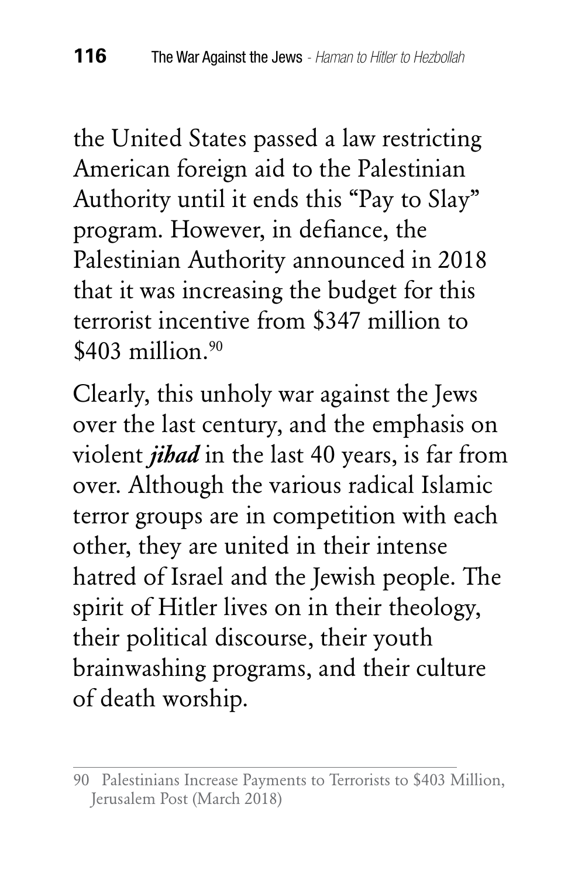the United States passed a law restricting American foreign aid to the Palestinian Authority until it ends this "Pay to Slay" program. However, in defiance, the Palestinian Authority announced in 2018 that it was increasing the budget for this terrorist incentive from $347 million to $403 million.[90]

Clearly, this unholy war against the Jews over the last century, and the emphasis on violent ***jihad*** in the last 40 years, is far from over. Although the various radical Islamic terror groups are in competition with each other, they are united in their intense hatred of Israel and the Jewish people. The spirit of Hitler lives on in their theology, their political discourse, their youth brainwashing programs, and their culture of death worship.

---

90 Palestinians Increase Payments to Terrorists to $403 Million, Jerusalem Post (March 2018)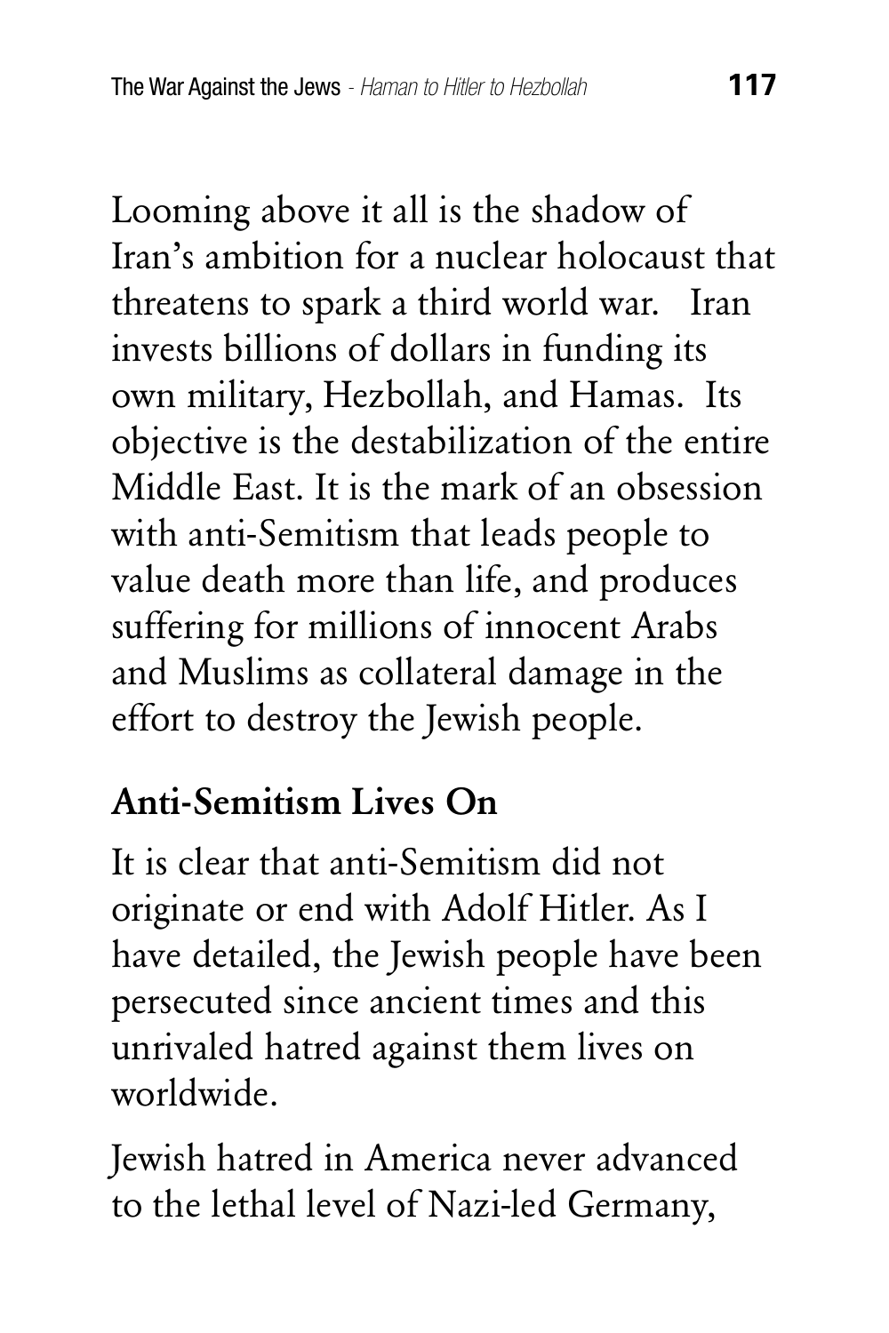Looming above it all is the shadow of Iran's ambition for a nuclear holocaust that threatens to spark a third world war. Iran invests billions of dollars in funding its own military, Hezbollah, and Hamas. Its objective is the destabilization of the entire Middle East. It is the mark of an obsession with anti-Semitism that leads people to value death more than life, and produces suffering for millions of innocent Arabs and Muslims as collateral damage in the effort to destroy the Jewish people.

## Anti-Semitism Lives On

It is clear that anti-Semitism did not originate or end with Adolf Hitler. As I have detailed, the Jewish people have been persecuted since ancient times and this unrivaled hatred against them lives on worldwide.

Jewish hatred in America never advanced to the lethal level of Nazi-led Germany,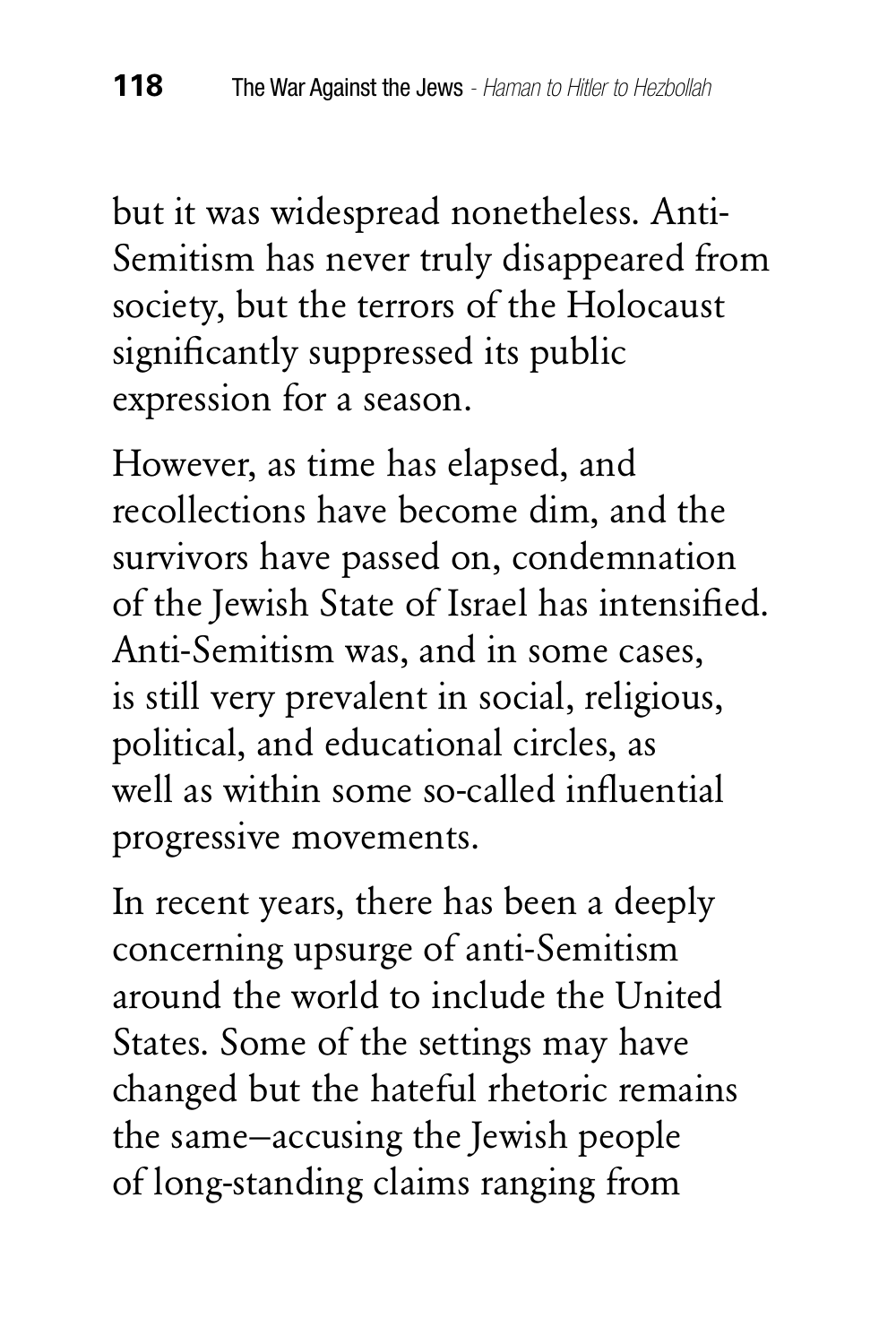but it was widespread nonetheless. Anti-Semitism has never truly disappeared from society, but the terrors of the Holocaust significantly suppressed its public expression for a season.

However, as time has elapsed, and recollections have become dim, and the survivors have passed on, condemnation of the Jewish State of Israel has intensified. Anti-Semitism was, and in some cases, is still very prevalent in social, religious, political, and educational circles, as well as within some so-called influential progressive movements.

In recent years, there has been a deeply concerning upsurge of anti-Semitism around the world to include the United States. Some of the settings may have changed but the hateful rhetoric remains the same–accusing the Jewish people of long-standing claims ranging from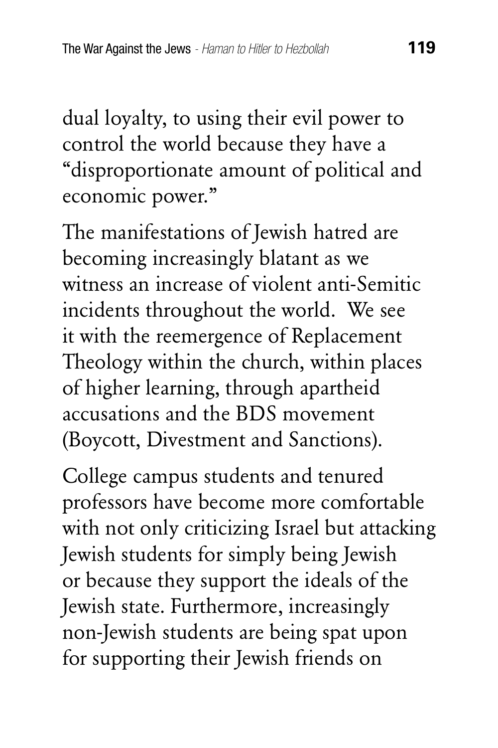dual loyalty, to using their evil power to control the world because they have a "disproportionate amount of political and economic power."

The manifestations of Jewish hatred are becoming increasingly blatant as we witness an increase of violent anti-Semitic incidents throughout the world. We see it with the reemergence of Replacement Theology within the church, within places of higher learning, through apartheid accusations and the BDS movement (Boycott, Divestment and Sanctions).

College campus students and tenured professors have become more comfortable with not only criticizing Israel but attacking Jewish students for simply being Jewish or because they support the ideals of the Jewish state. Furthermore, increasingly non-Jewish students are being spat upon for supporting their Jewish friends on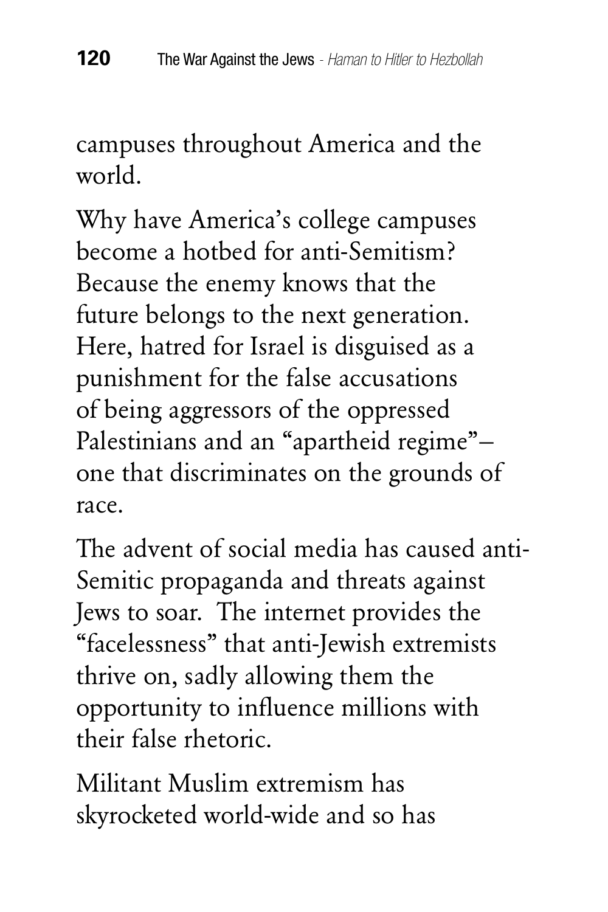campuses throughout America and the world.

Why have America's college campuses become a hotbed for anti-Semitism? Because the enemy knows that the future belongs to the next generation. Here, hatred for Israel is disguised as a punishment for the false accusations of being aggressors of the oppressed Palestinians and an "apartheid regime"—one that discriminates on the grounds of race.

The advent of social media has caused anti-Semitic propaganda and threats against Jews to soar. The internet provides the "facelessness" that anti-Jewish extremists thrive on, sadly allowing them the opportunity to influence millions with their false rhetoric.

Militant Muslim extremism has skyrocketed world-wide and so has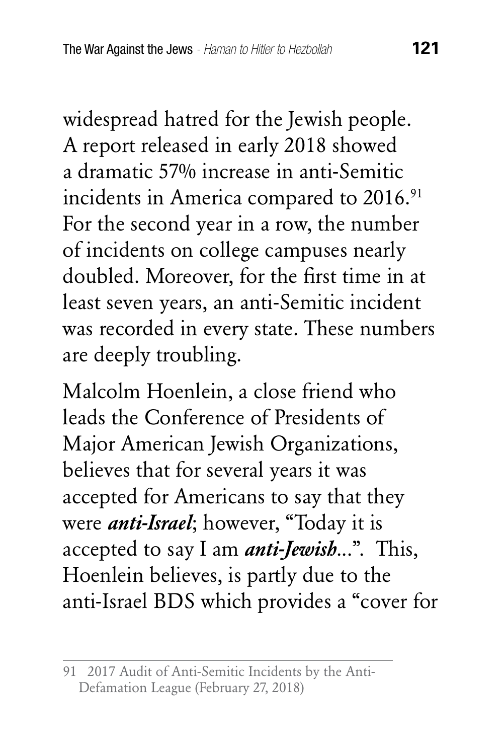widespread hatred for the Jewish people. A report released in early 2018 showed a dramatic 57% increase in anti-Semitic incidents in America compared to 2016.[91] For the second year in a row, the number of incidents on college campuses nearly doubled. Moreover, for the first time in at least seven years, an anti-Semitic incident was recorded in every state. These numbers are deeply troubling.

Malcolm Hoenlein, a close friend who leads the Conference of Presidents of Major American Jewish Organizations, believes that for several years it was accepted for Americans to say that they were ***anti-Israel***; however, "Today it is accepted to say I am ***anti-Jewish***...". This, Hoenlein believes, is partly due to the anti-Israel BDS which provides a "cover for

---

91 2017 Audit of Anti-Semitic Incidents by the Anti-Defamation League (February 27, 2018)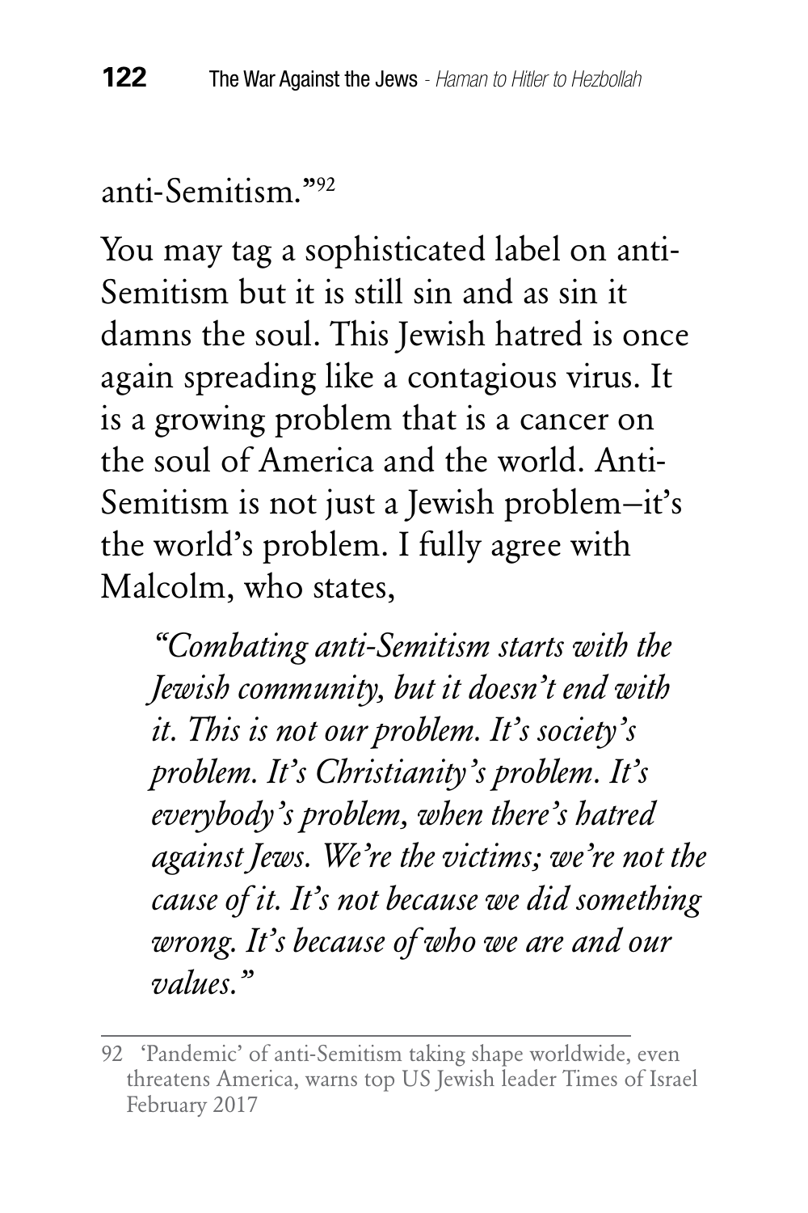anti-Semitism."[92]

You may tag a sophisticated label on anti-Semitism but it is still sin and as sin it damns the soul. This Jewish hatred is once again spreading like a contagious virus. It is a growing problem that is a cancer on the soul of America and the world. Anti-Semitism is not just a Jewish problem–it's the world's problem. I fully agree with Malcolm, who states,

> *"Combating anti-Semitism starts with the Jewish community, but it doesn't end with it. This is not our problem. It's society's problem. It's Christianity's problem. It's everybody's problem, when there's hatred against Jews. We're the victims; we're not the cause of it. It's not because we did something wrong. It's because of who we are and our values."*

---

92 'Pandemic' of anti-Semitism taking shape worldwide, even threatens America, warns top US Jewish leader Times of Israel February 2017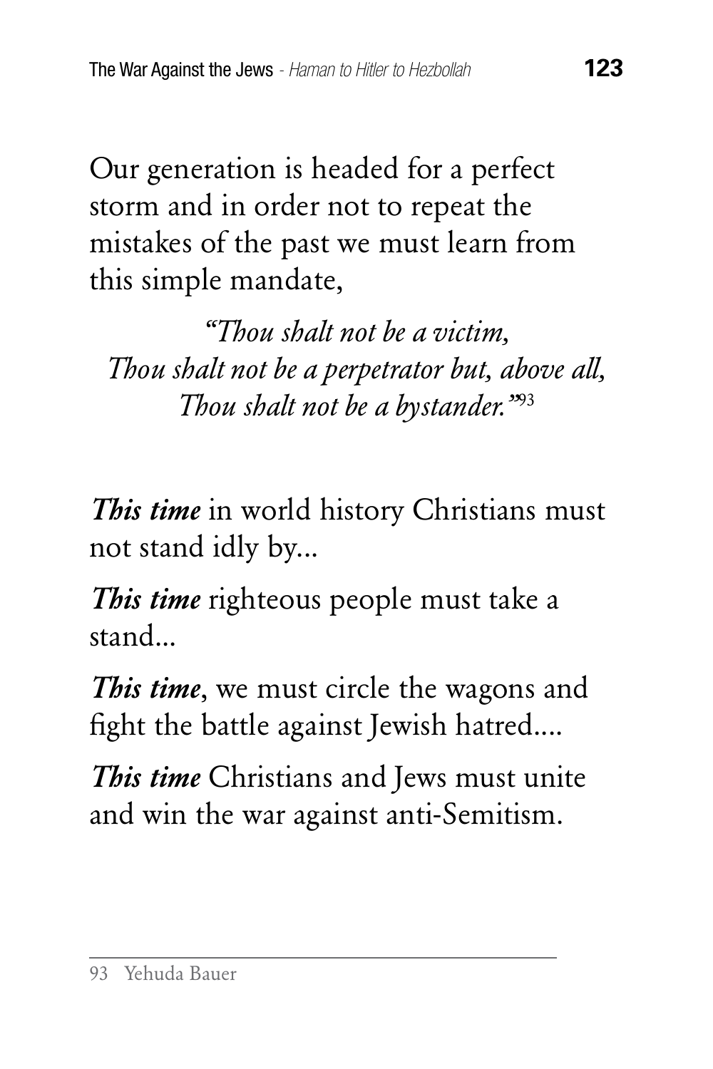Our generation is headed for a perfect storm and in order not to repeat the mistakes of the past we must learn from this simple mandate,

*"Thou shalt not be a victim,*
*Thou shalt not be a perpetrator but, above all,*
*Thou shalt not be a bystander."*[93]

***This time*** in world history Christians must not stand idly by...

***This time*** righteous people must take a stand...

***This time***, we must circle the wagons and fight the battle against Jewish hatred....

***This time*** Christians and Jews must unite and win the war against anti-Semitism.

---

93 Yehuda Bauer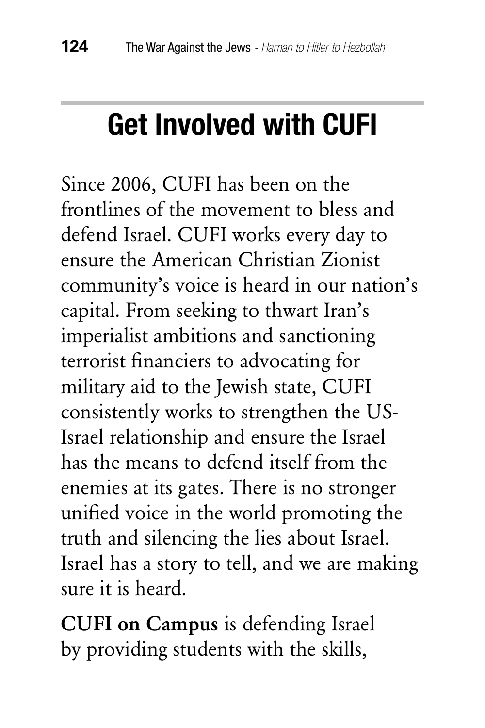# Get Involved with CUFI

Since 2006, CUFI has been on the frontlines of the movement to bless and defend Israel. CUFI works every day to ensure the American Christian Zionist community's voice is heard in our nation's capital. From seeking to thwart Iran's imperialist ambitions and sanctioning terrorist financiers to advocating for military aid to the Jewish state, CUFI consistently works to strengthen the US-Israel relationship and ensure the Israel has the means to defend itself from the enemies at its gates. There is no stronger unified voice in the world promoting the truth and silencing the lies about Israel. Israel has a story to tell, and we are making sure it is heard.

**CUFI on Campus** is defending Israel by providing students with the skills,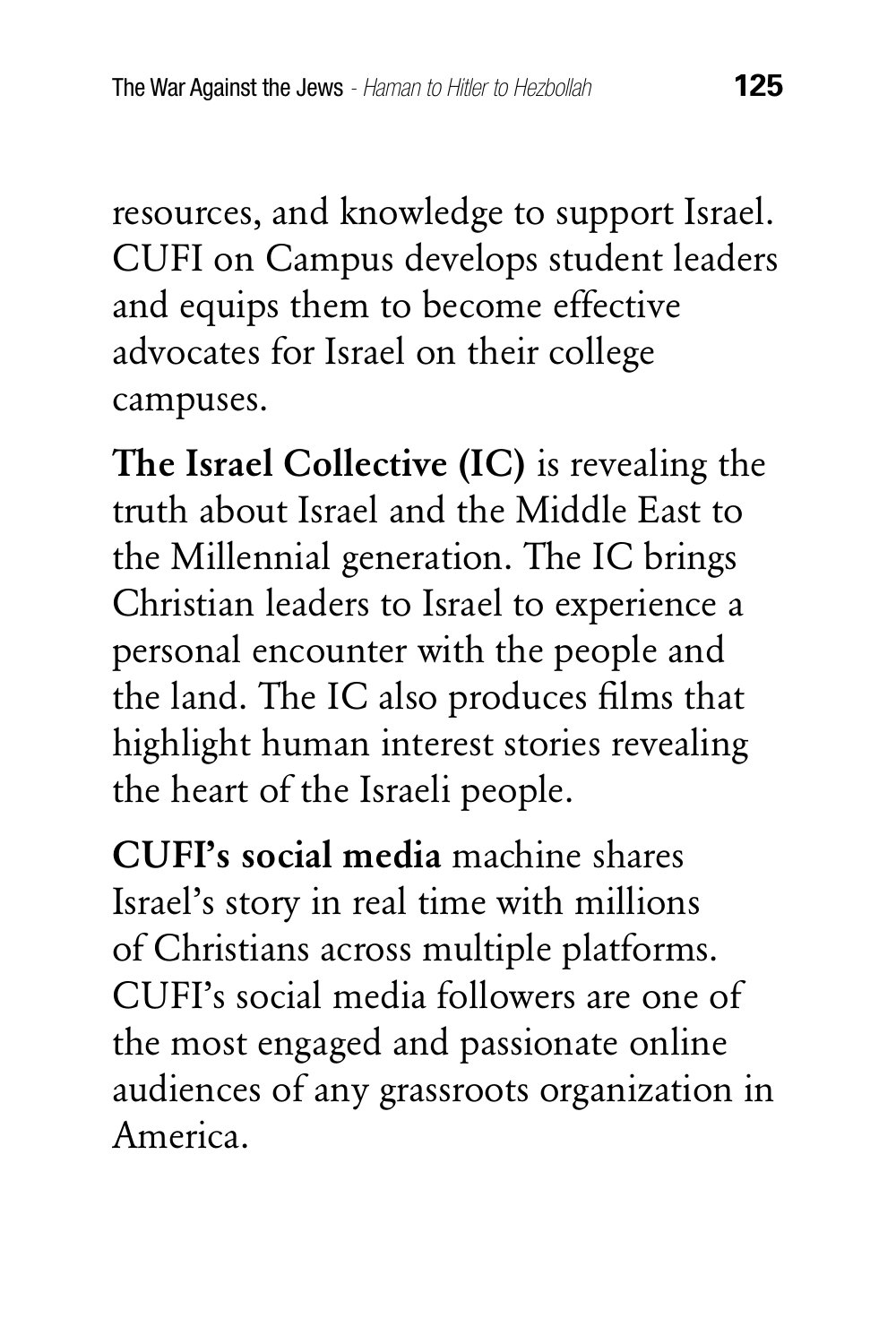resources, and knowledge to support Israel. CUFI on Campus develops student leaders and equips them to become effective advocates for Israel on their college campuses.

**The Israel Collective (IC)** is revealing the truth about Israel and the Middle East to the Millennial generation. The IC brings Christian leaders to Israel to experience a personal encounter with the people and the land. The IC also produces films that highlight human interest stories revealing the heart of the Israeli people.

**CUFI's social media** machine shares Israel's story in real time with millions of Christians across multiple platforms. CUFI's social media followers are one of the most engaged and passionate online audiences of any grassroots organization in America.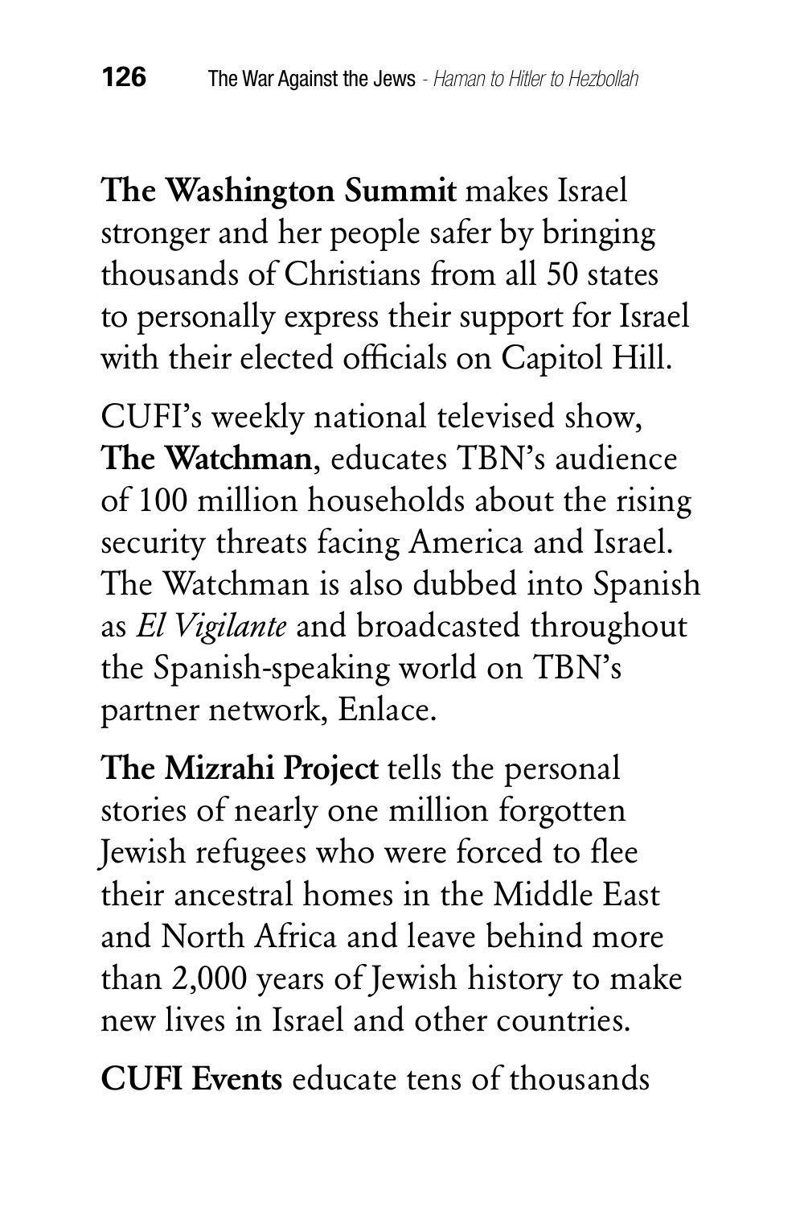**The Washington Summit** makes Israel stronger and her people safer by bringing thousands of Christians from all 50 states to personally express their support for Israel with their elected officials on Capitol Hill.

CUFI's weekly national televised show, **The Watchman**, educates TBN's audience of 100 million households about the rising security threats facing America and Israel. The Watchman is also dubbed into Spanish as *El Vigilante* and broadcasted throughout the Spanish-speaking world on TBN's partner network, Enlace.

**The Mizrahi Project** tells the personal stories of nearly one million forgotten Jewish refugees who were forced to flee their ancestral homes in the Middle East and North Africa and leave behind more than 2,000 years of Jewish history to make new lives in Israel and other countries.

**CUFI Events** educate tens of thousands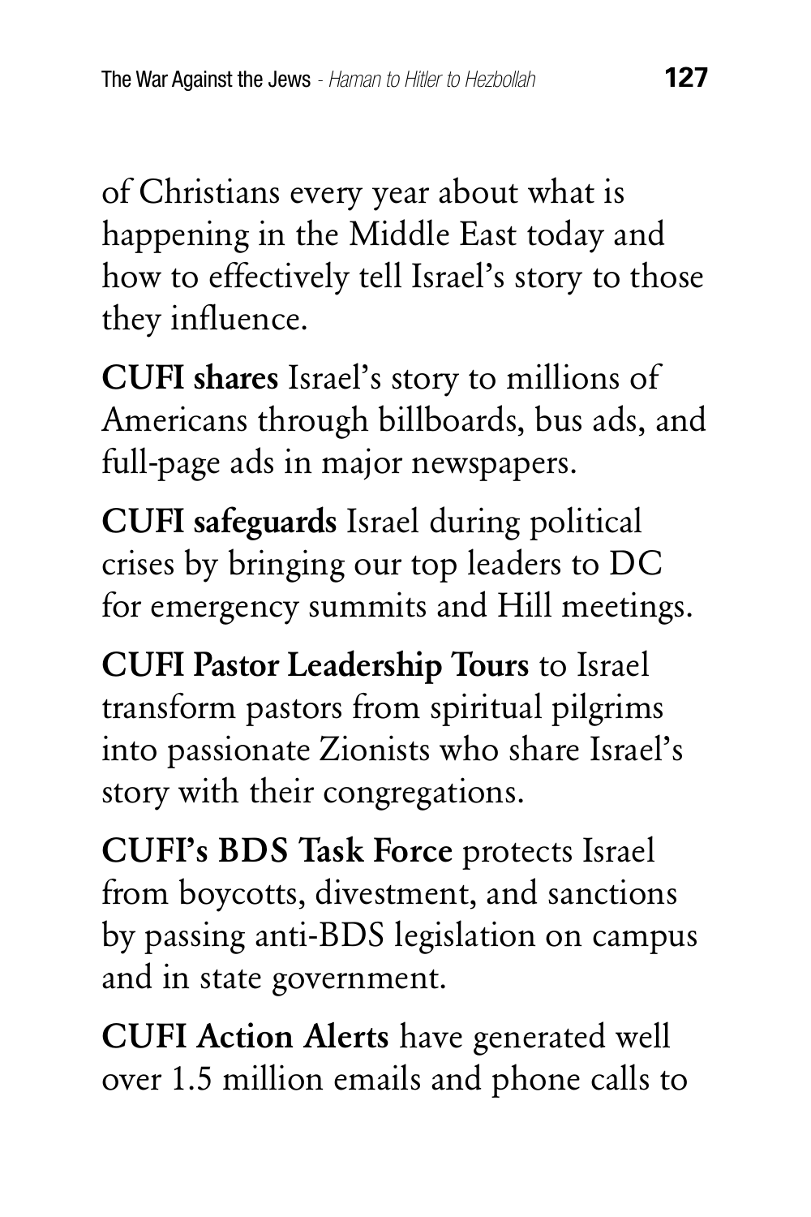of Christians every year about what is happening in the Middle East today and how to effectively tell Israel's story to those they influence.

**CUFI shares** Israel's story to millions of Americans through billboards, bus ads, and full-page ads in major newspapers.

**CUFI safeguards** Israel during political crises by bringing our top leaders to DC for emergency summits and Hill meetings.

**CUFI Pastor Leadership Tours** to Israel transform pastors from spiritual pilgrims into passionate Zionists who share Israel's story with their congregations.

**CUFI's BDS Task Force** protects Israel from boycotts, divestment, and sanctions by passing anti-BDS legislation on campus and in state government.

**CUFI Action Alerts** have generated well over 1.5 million emails and phone calls to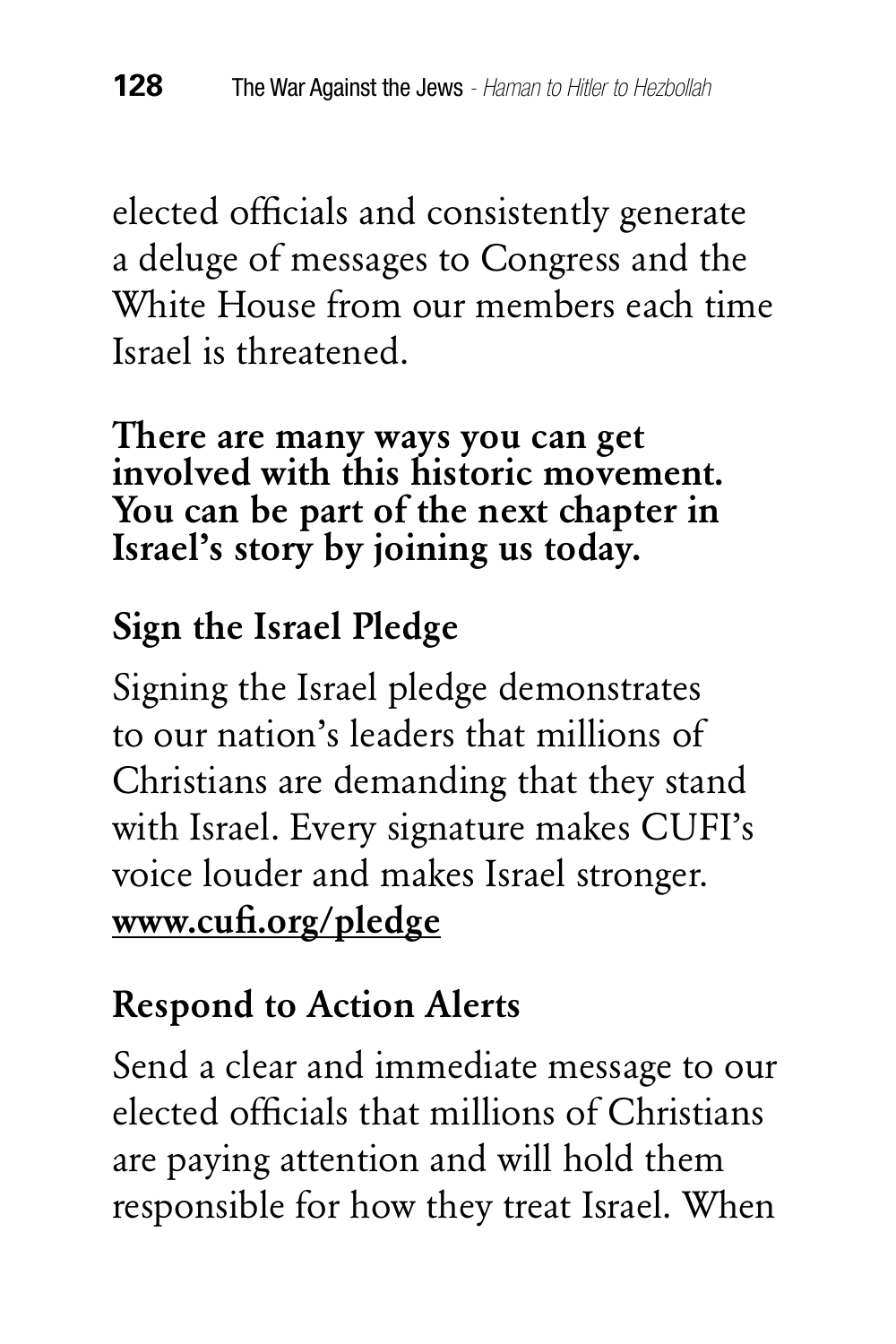elected officials and consistently generate a deluge of messages to Congress and the White House from our members each time Israel is threatened.

**There are many ways you can get involved with this historic movement. You can be part of the next chapter in Israel's story by joining us today.**

## Sign the Israel Pledge

Signing the Israel pledge demonstrates to our nation's leaders that millions of Christians are demanding that they stand with Israel. Every signature makes CUFI's voice louder and makes Israel stronger. **www.cufi.org/pledge**

## Respond to Action Alerts

Send a clear and immediate message to our elected officials that millions of Christians are paying attention and will hold them responsible for how they treat Israel. When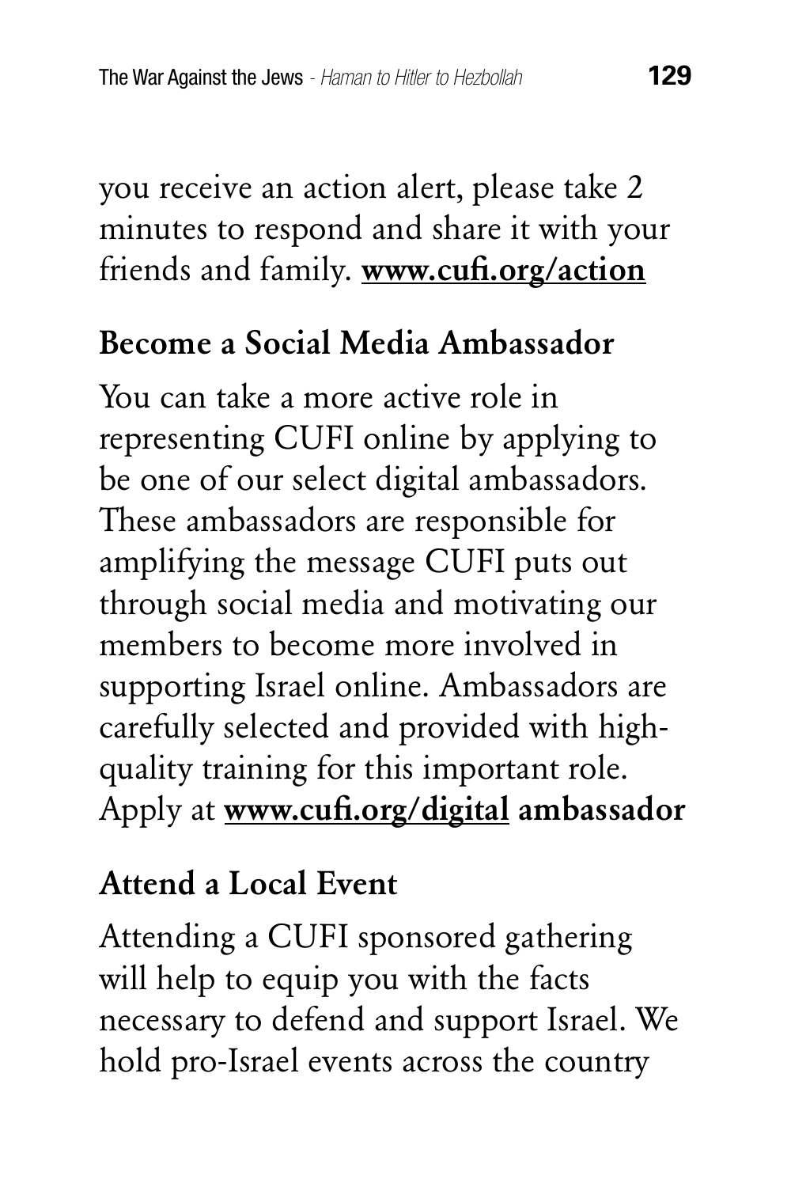you receive an action alert, please take 2 minutes to respond and share it with your friends and family. **www.cufi.org/action**

## Become a Social Media Ambassador

You can take a more active role in representing CUFI online by applying to be one of our select digital ambassadors. These ambassadors are responsible for amplifying the message CUFI puts out through social media and motivating our members to become more involved in supporting Israel online. Ambassadors are carefully selected and provided with high-quality training for this important role. Apply at **www.cufi.org/digital ambassador**

## Attend a Local Event

Attending a CUFI sponsored gathering will help to equip you with the facts necessary to defend and support Israel. We hold pro-Israel events across the country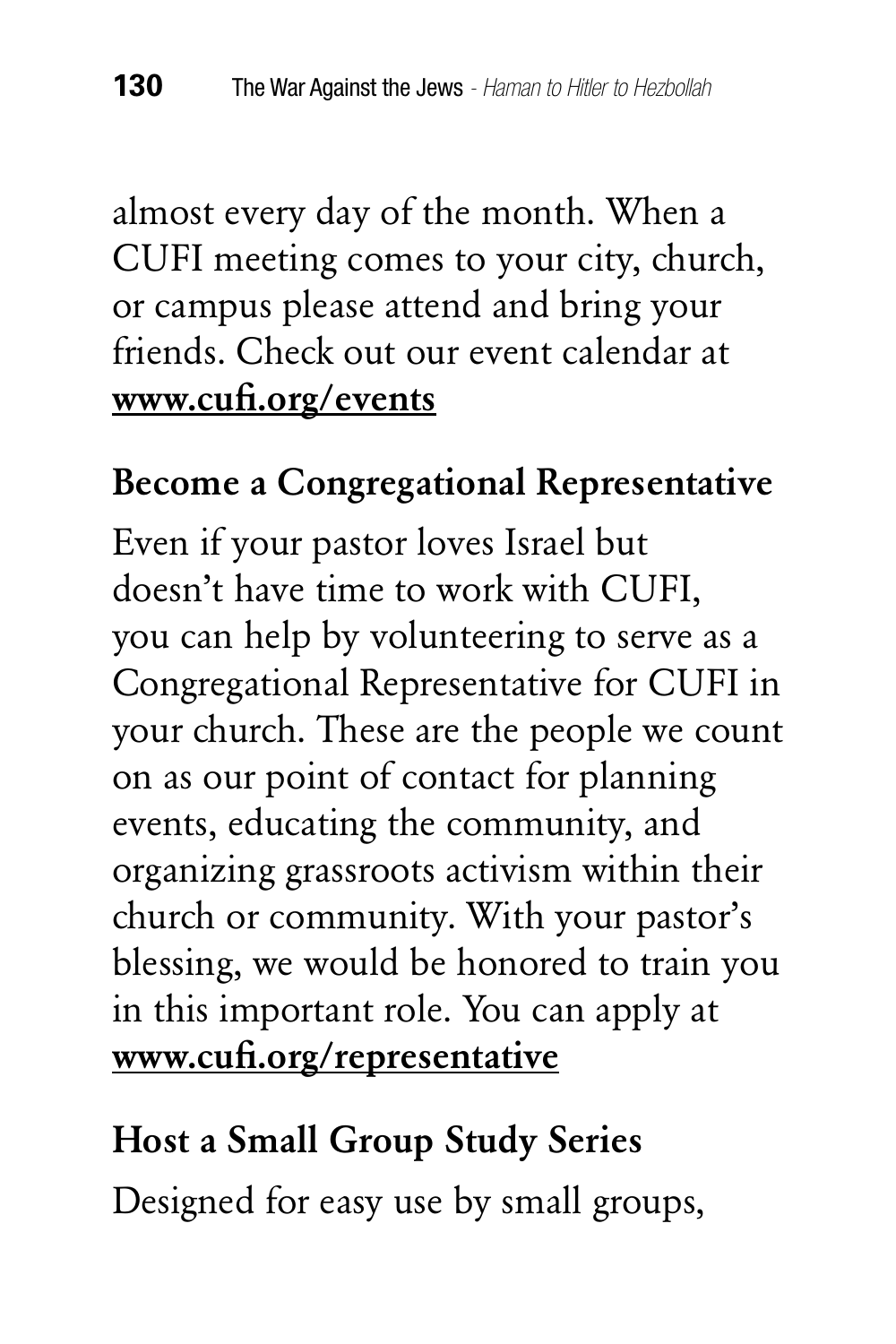almost every day of the month. When a CUFI meeting comes to your city, church, or campus please attend and bring your friends. Check out our event calendar at **www.cufi.org/events**

### Become a Congregational Representative

Even if your pastor loves Israel but doesn't have time to work with CUFI, you can help by volunteering to serve as a Congregational Representative for CUFI in your church. These are the people we count on as our point of contact for planning events, educating the community, and organizing grassroots activism within their church or community. With your pastor's blessing, we would be honored to train you in this important role. You can apply at **www.cufi.org/representative**

### Host a Small Group Study Series

Designed for easy use by small groups,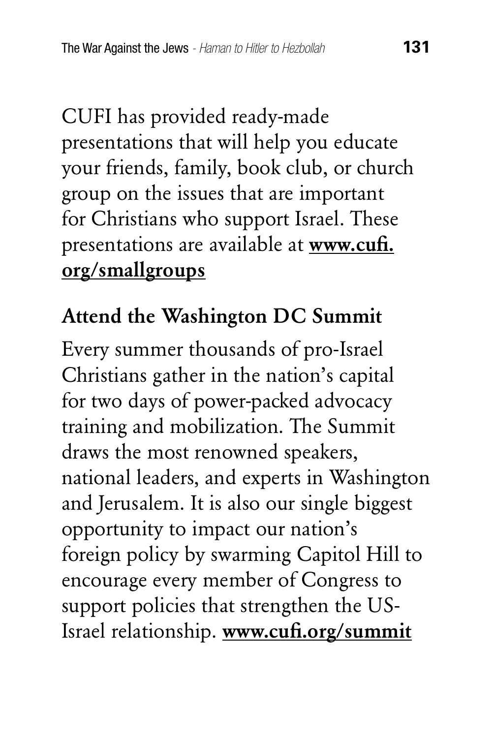CUFI has provided ready-made presentations that will help you educate your friends, family, book club, or church group on the issues that are important for Christians who support Israel. These presentations are available at **www.cufi.org/smallgroups**

## Attend the Washington DC Summit

Every summer thousands of pro-Israel Christians gather in the nation's capital for two days of power-packed advocacy training and mobilization. The Summit draws the most renowned speakers, national leaders, and experts in Washington and Jerusalem. It is also our single biggest opportunity to impact our nation's foreign policy by swarming Capitol Hill to encourage every member of Congress to support policies that strengthen the US-Israel relationship. **www.cufi.org/summit**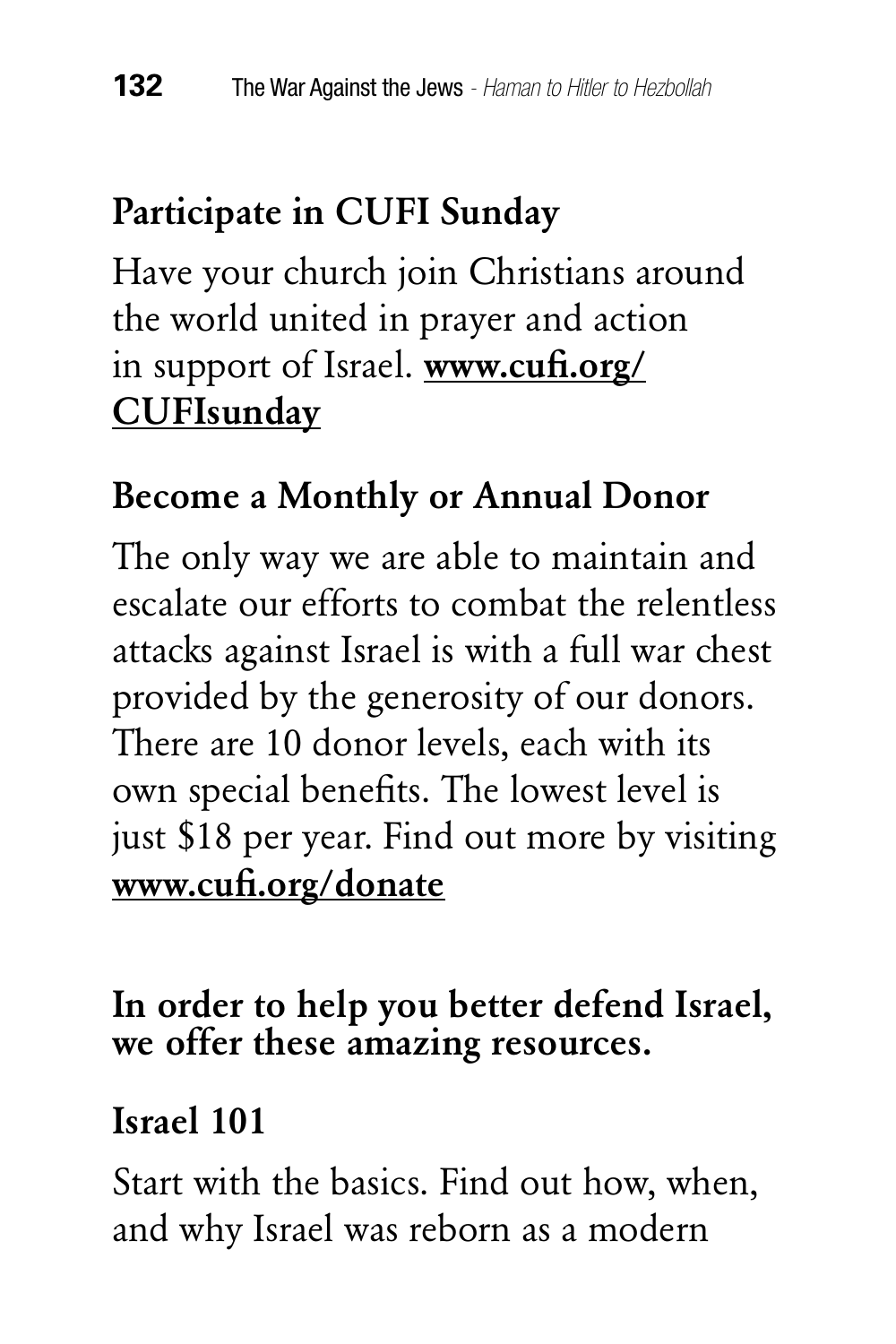## Participate in CUFI Sunday

Have your church join Christians around the world united in prayer and action in support of Israel. **www.cufi.org/CUFIsunday**

## Become a Monthly or Annual Donor

The only way we are able to maintain and escalate our efforts to combat the relentless attacks against Israel is with a full war chest provided by the generosity of our donors. There are 10 donor levels, each with its own special benefits. The lowest level is just $18 per year. Find out more by visiting **www.cufi.org/donate**

**In order to help you better defend Israel, we offer these amazing resources.**

## Israel 101

Start with the basics. Find out how, when, and why Israel was reborn as a modern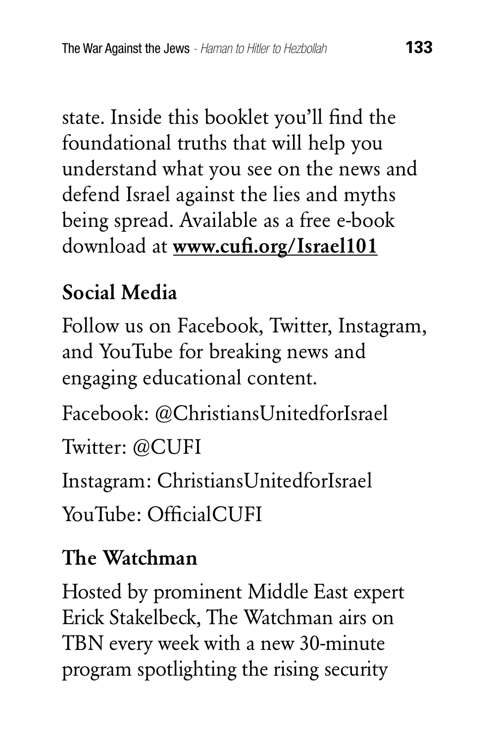state. Inside this booklet you'll find the foundational truths that will help you understand what you see on the news and defend Israel against the lies and myths being spread. Available as a free e-book download at **www.cufi.org/Israel101**

## Social Media

Follow us on Facebook, Twitter, Instagram, and YouTube for breaking news and engaging educational content.

Facebook: @ChristiansUnitedforIsrael

Twitter: @CUFI

Instagram: ChristiansUnitedforIsrael

YouTube: OfficialCUFI

## The Watchman

Hosted by prominent Middle East expert Erick Stakelbeck, The Watchman airs on TBN every week with a new 30-minute program spotlighting the rising security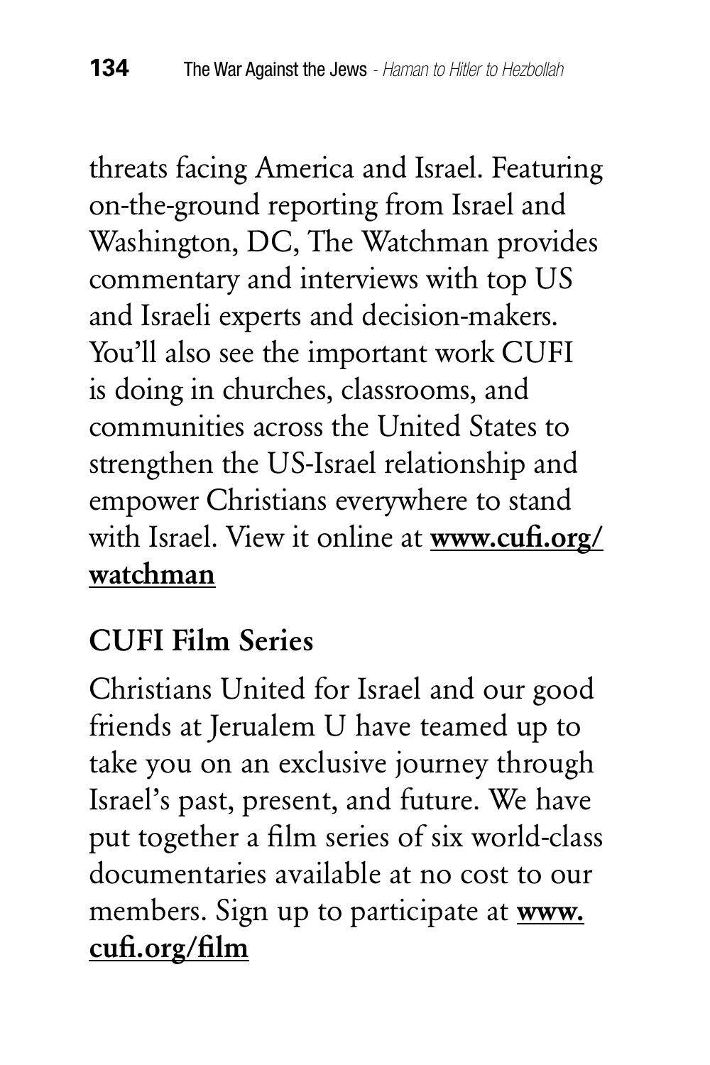threats facing America and Israel. Featuring on-the-ground reporting from Israel and Washington, DC, The Watchman provides commentary and interviews with top US and Israeli experts and decision-makers. You'll also see the important work CUFI is doing in churches, classrooms, and communities across the United States to strengthen the US-Israel relationship and empower Christians everywhere to stand with Israel. View it online at **www.cufi.org/watchman**

**CUFI Film Series**

Christians United for Israel and our good friends at Jerualem U have teamed up to take you on an exclusive journey through Israel's past, present, and future. We have put together a film series of six world-class documentaries available at no cost to our members. Sign up to participate at **www.cufi.org/film**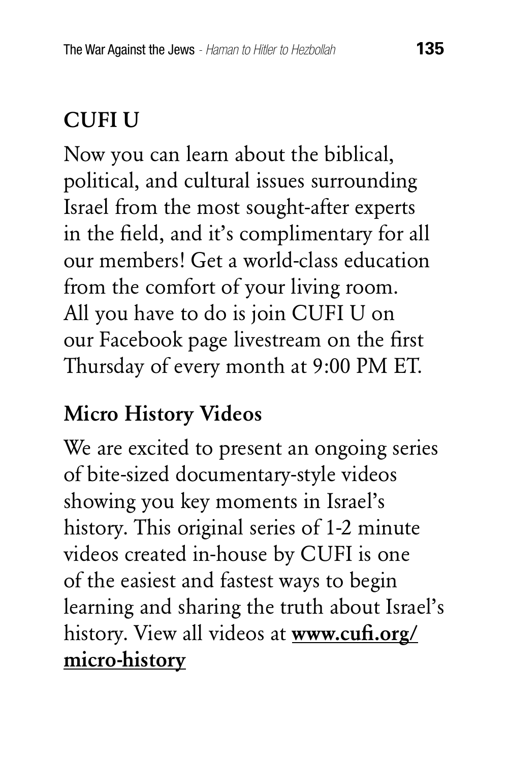## CUFI U

Now you can learn about the biblical, political, and cultural issues surrounding Israel from the most sought-after experts in the field, and it's complimentary for all our members! Get a world-class education from the comfort of your living room. All you have to do is join CUFI U on our Facebook page livestream on the first Thursday of every month at 9:00 PM ET.

## Micro History Videos

We are excited to present an ongoing series of bite-sized documentary-style videos showing you key moments in Israel's history. This original series of 1-2 minute videos created in-house by CUFI is one of the easiest and fastest ways to begin learning and sharing the truth about Israel's history. View all videos at **www.cufi.org/micro-history**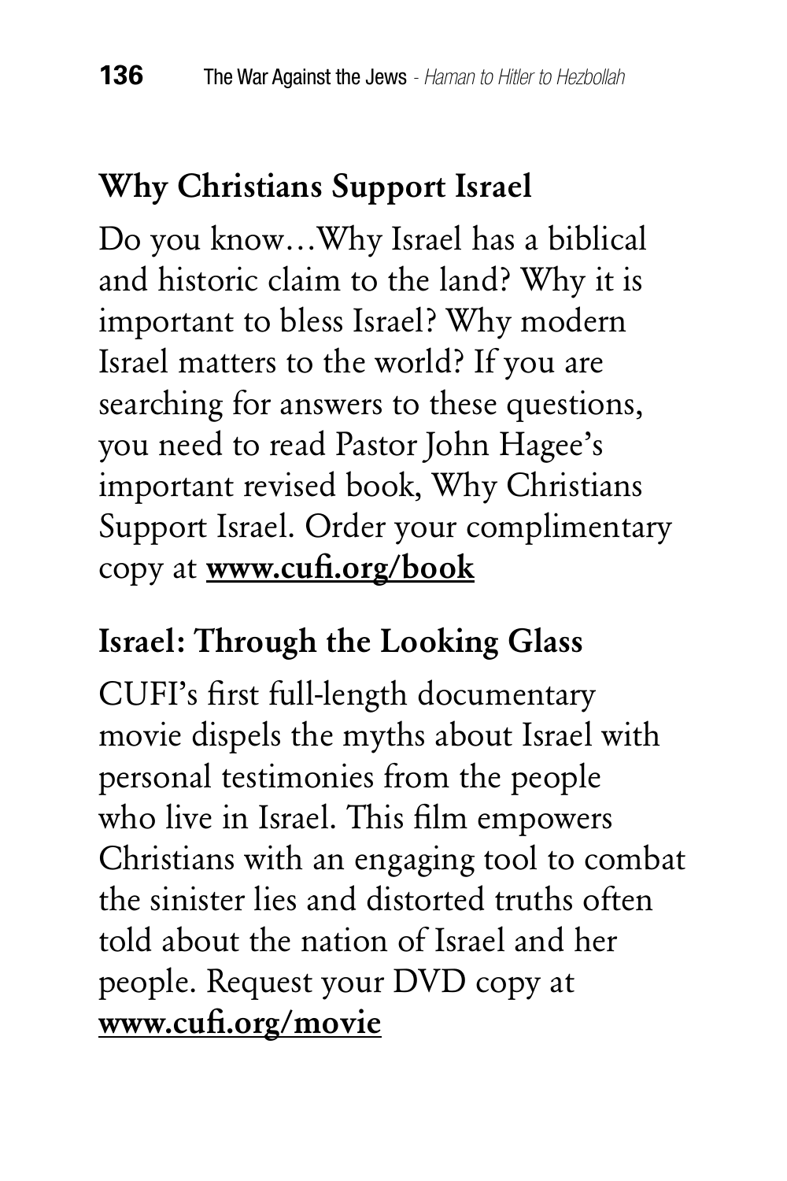## Why Christians Support Israel

Do you know…Why Israel has a biblical and historic claim to the land? Why it is important to bless Israel? Why modern Israel matters to the world? If you are searching for answers to these questions, you need to read Pastor John Hagee's important revised book, Why Christians Support Israel. Order your complimentary copy at **www.cufi.org/book**

## Israel: Through the Looking Glass

CUFI's first full-length documentary movie dispels the myths about Israel with personal testimonies from the people who live in Israel. This film empowers Christians with an engaging tool to combat the sinister lies and distorted truths often told about the nation of Israel and her people. Request your DVD copy at **www.cufi.org/movie**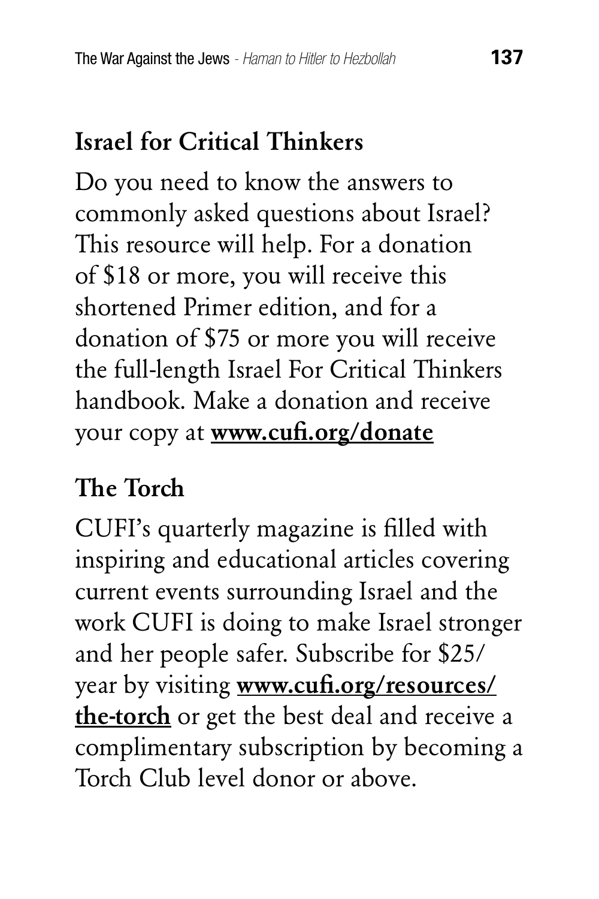## Israel for Critical Thinkers

Do you need to know the answers to commonly asked questions about Israel? This resource will help. For a donation of $18 or more, you will receive this shortened Primer edition, and for a donation of $75 or more you will receive the full-length Israel For Critical Thinkers handbook. Make a donation and receive your copy at **www.cufi.org/donate**

## The Torch

CUFI's quarterly magazine is filled with inspiring and educational articles covering current events surrounding Israel and the work CUFI is doing to make Israel stronger and her people safer. Subscribe for $25/year by visiting **www.cufi.org/resources/the-torch** or get the best deal and receive a complimentary subscription by becoming a Torch Club level donor or above.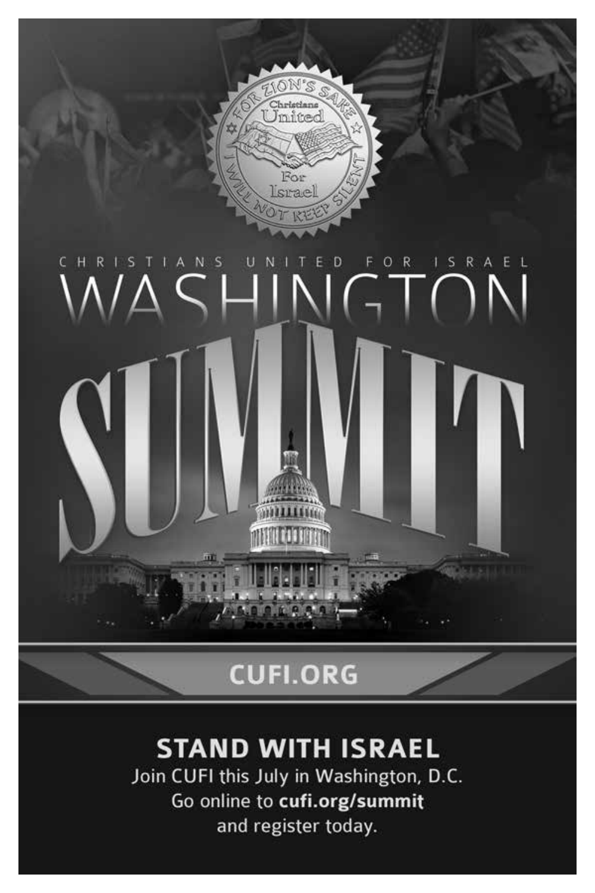For Zion's Sake
Christians United For Israel
I Will Not Keep Silent

CHRISTIANS UNITED FOR ISRAEL

# WASHINGTON SUMMIT

CUFI.ORG

**STAND WITH ISRAEL**

Join CUFI this July in Washington, D.C.
Go online to **cufi.org/summit**
and register today.